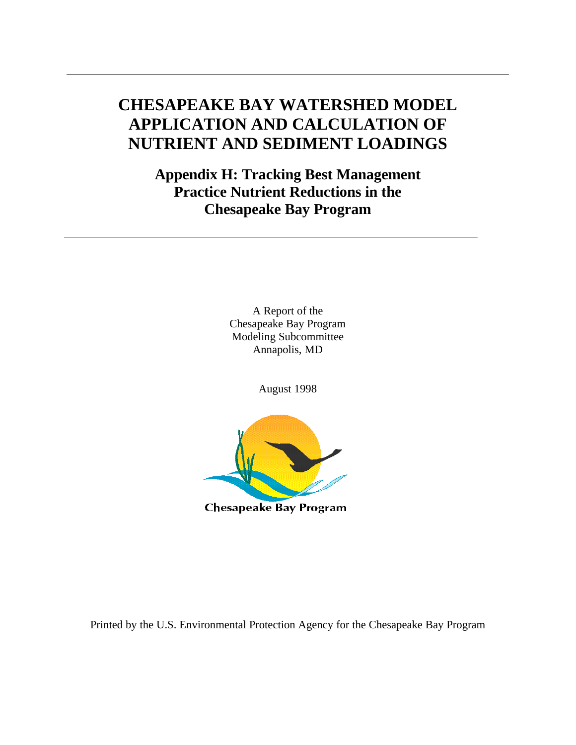# CHESAPEAKE BAY WATERSHED MODEL APPLICATION AND CALCULATION OF NUTRIENT AND SEDIMENT LOADINGS

## Appendix H: Tracking Best Management Practice Nutrient Reductions in the Chesapeake Bay Program

A Report of the
Chesapeake Bay Program
Modeling Subcommittee
Annapolis, MD

August 1998

Chesapeake Bay Program

Printed by the U.S. Environmental Protection Agency for the Chesapeake Bay Program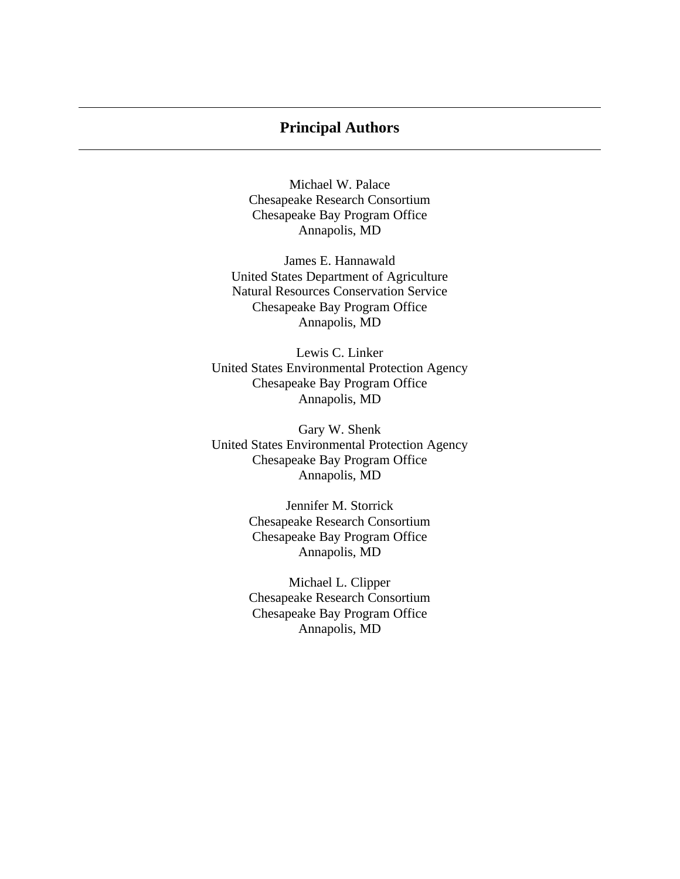## Principal Authors

Michael W. Palace
Chesapeake Research Consortium
Chesapeake Bay Program Office
Annapolis, MD

James E. Hannawald
United States Department of Agriculture
Natural Resources Conservation Service
Chesapeake Bay Program Office
Annapolis, MD

Lewis C. Linker
United States Environmental Protection Agency
Chesapeake Bay Program Office
Annapolis, MD

Gary W. Shenk
United States Environmental Protection Agency
Chesapeake Bay Program Office
Annapolis, MD

Jennifer M. Storrick
Chesapeake Research Consortium
Chesapeake Bay Program Office
Annapolis, MD

Michael L. Clipper
Chesapeake Research Consortium
Chesapeake Bay Program Office
Annapolis, MD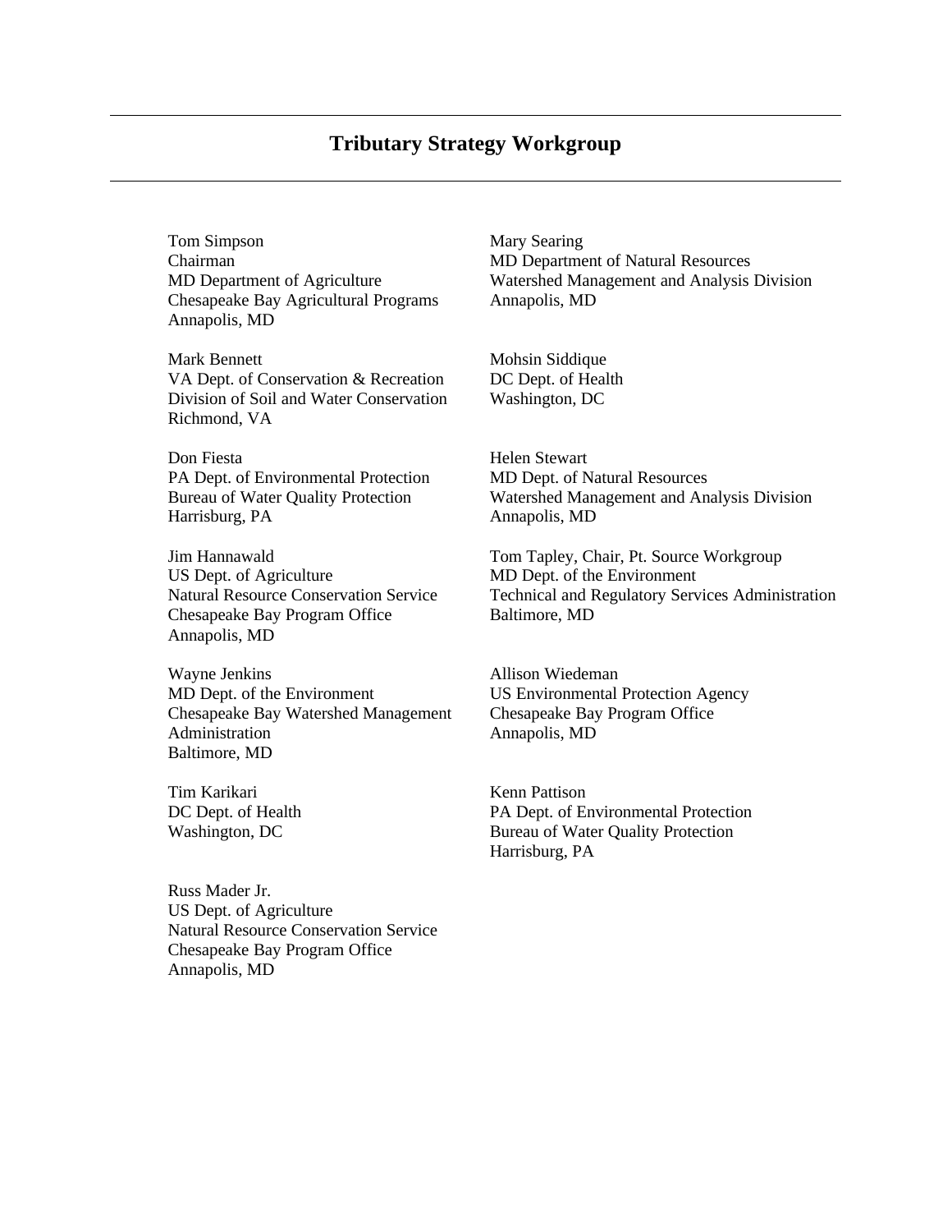# Tributary Strategy Workgroup

Tom Simpson
Chairman
MD Department of Agriculture
Chesapeake Bay Agricultural Programs
Annapolis, MD

Mark Bennett
VA Dept. of Conservation & Recreation
Division of Soil and Water Conservation
Richmond, VA

Don Fiesta
PA Dept. of Environmental Protection
Bureau of Water Quality Protection
Harrisburg, PA

Jim Hannawald
US Dept. of Agriculture
Natural Resource Conservation Service
Chesapeake Bay Program Office
Annapolis, MD

Wayne Jenkins
MD Dept. of the Environment
Chesapeake Bay Watershed Management Administration
Baltimore, MD

Tim Karikari
DC Dept. of Health
Washington, DC

Russ Mader Jr.
US Dept. of Agriculture
Natural Resource Conservation Service
Chesapeake Bay Program Office
Annapolis, MD

Mary Searing
MD Department of Natural Resources
Watershed Management and Analysis Division
Annapolis, MD

Mohsin Siddique
DC Dept. of Health
Washington, DC

Helen Stewart
MD Dept. of Natural Resources
Watershed Management and Analysis Division
Annapolis, MD

Tom Tapley, Chair, Pt. Source Workgroup
MD Dept. of the Environment
Technical and Regulatory Services Administration
Baltimore, MD

Allison Wiedeman
US Environmental Protection Agency
Chesapeake Bay Program Office
Annapolis, MD

Kenn Pattison
PA Dept. of Environmental Protection
Bureau of Water Quality Protection
Harrisburg, PA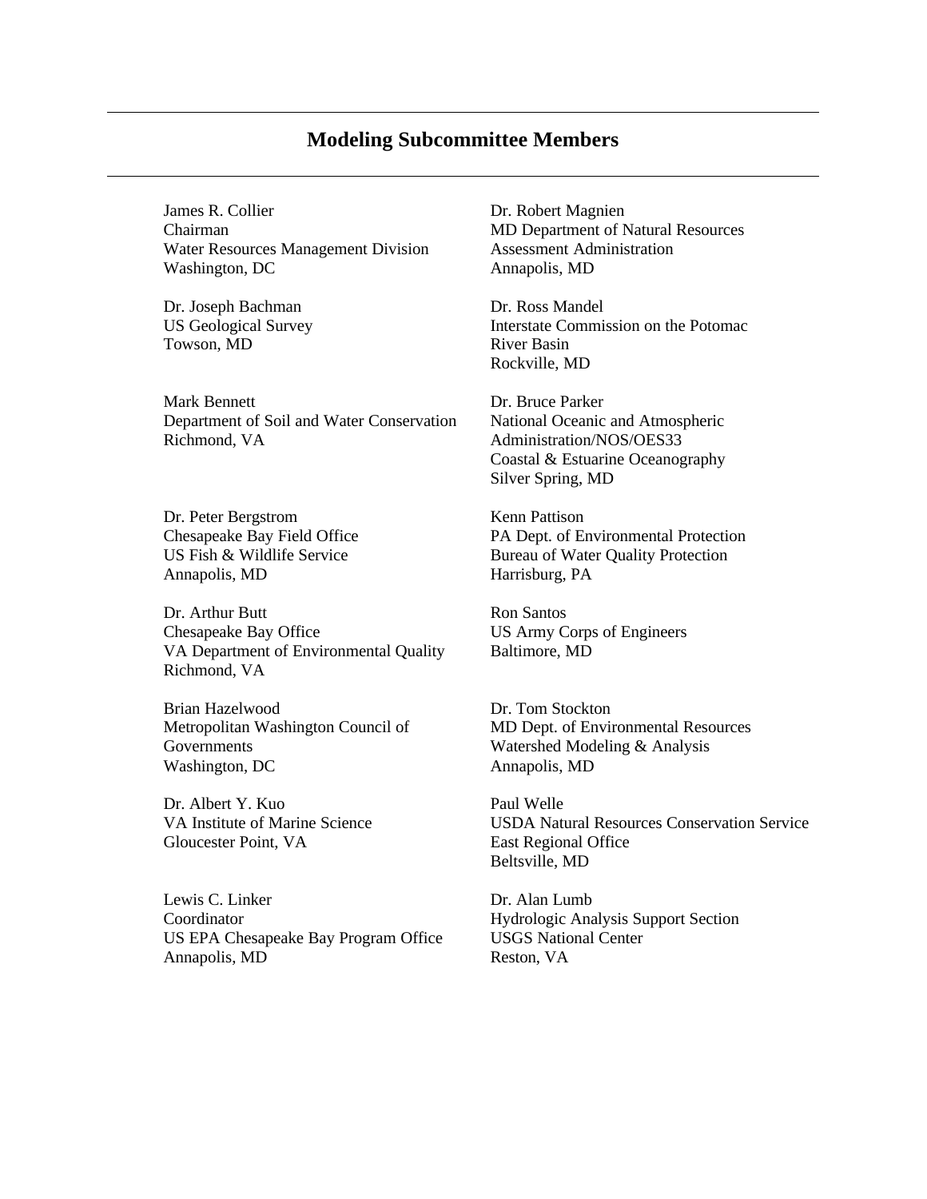## Modeling Subcommittee Members

James R. Collier
Chairman
Water Resources Management Division
Washington, DC

Dr. Joseph Bachman
US Geological Survey
Towson, MD

Mark Bennett
Department of Soil and Water Conservation
Richmond, VA

Dr. Peter Bergstrom
Chesapeake Bay Field Office
US Fish & Wildlife Service
Annapolis, MD

Dr. Arthur Butt
Chesapeake Bay Office
VA Department of Environmental Quality
Richmond, VA

Brian Hazelwood
Metropolitan Washington Council of Governments
Washington, DC

Dr. Albert Y. Kuo
VA Institute of Marine Science
Gloucester Point, VA

Lewis C. Linker
Coordinator
US EPA Chesapeake Bay Program Office
Annapolis, MD

Dr. Robert Magnien
MD Department of Natural Resources
Assessment Administration
Annapolis, MD

Dr. Ross Mandel
Interstate Commission on the Potomac River Basin
Rockville, MD

Dr. Bruce Parker
National Oceanic and Atmospheric Administration/NOS/OES33
Coastal & Estuarine Oceanography
Silver Spring, MD

Kenn Pattison
PA Dept. of Environmental Protection
Bureau of Water Quality Protection
Harrisburg, PA

Ron Santos
US Army Corps of Engineers
Baltimore, MD

Dr. Tom Stockton
MD Dept. of Environmental Resources
Watershed Modeling & Analysis
Annapolis, MD

Paul Welle
USDA Natural Resources Conservation Service
East Regional Office
Beltsville, MD

Dr. Alan Lumb
Hydrologic Analysis Support Section
USGS National Center
Reston, VA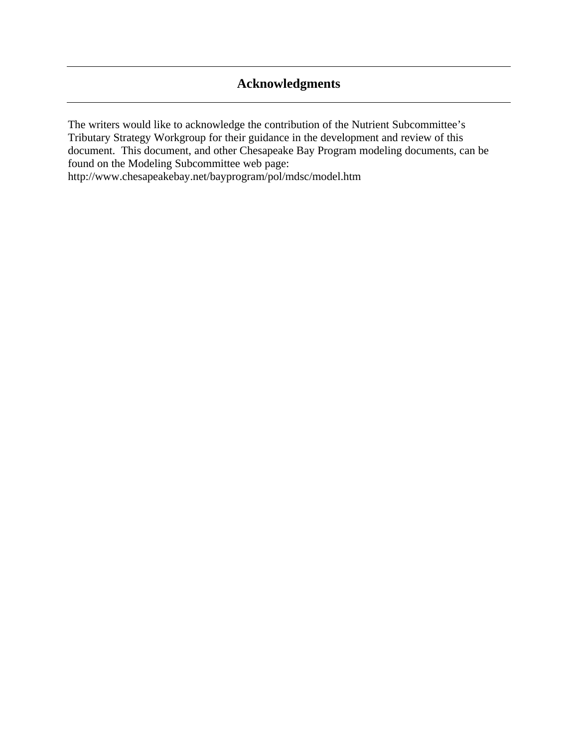# Acknowledgments

The writers would like to acknowledge the contribution of the Nutrient Subcommittee's Tributary Strategy Workgroup for their guidance in the development and review of this document. This document, and other Chesapeake Bay Program modeling documents, can be found on the Modeling Subcommittee web page:
http://www.chesapeakebay.net/bayprogram/pol/mdsc/model.htm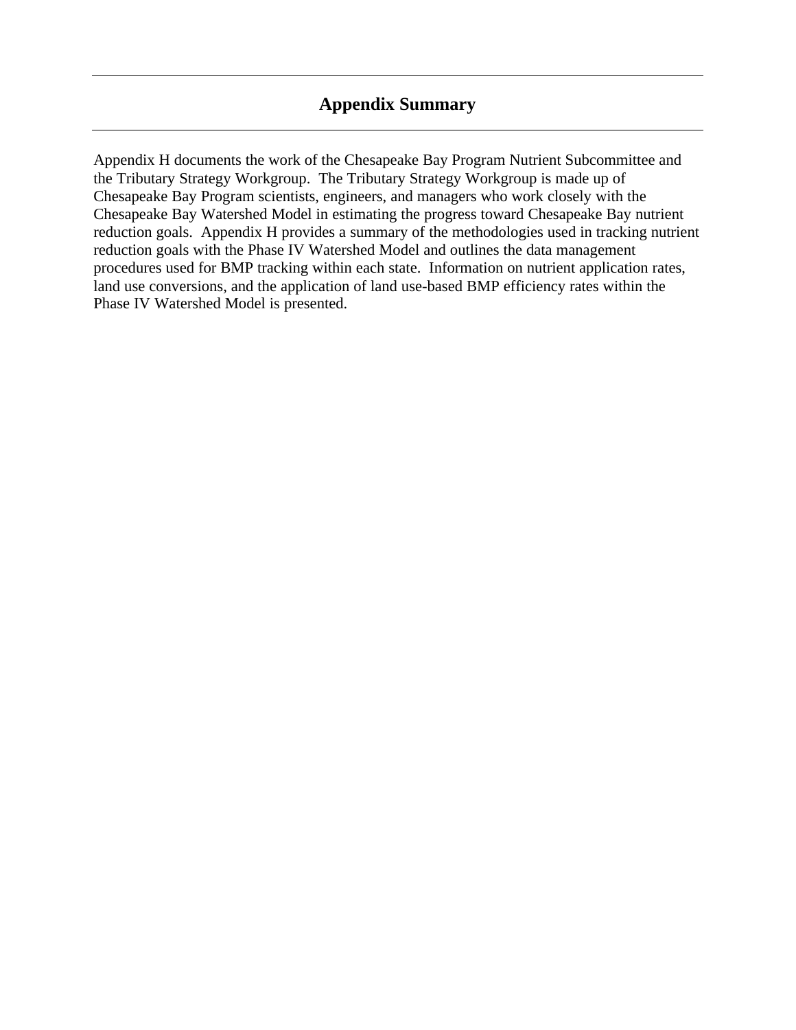## Appendix Summary

Appendix H documents the work of the Chesapeake Bay Program Nutrient Subcommittee and the Tributary Strategy Workgroup. The Tributary Strategy Workgroup is made up of Chesapeake Bay Program scientists, engineers, and managers who work closely with the Chesapeake Bay Watershed Model in estimating the progress toward Chesapeake Bay nutrient reduction goals. Appendix H provides a summary of the methodologies used in tracking nutrient reduction goals with the Phase IV Watershed Model and outlines the data management procedures used for BMP tracking within each state. Information on nutrient application rates, land use conversions, and the application of land use-based BMP efficiency rates within the Phase IV Watershed Model is presented.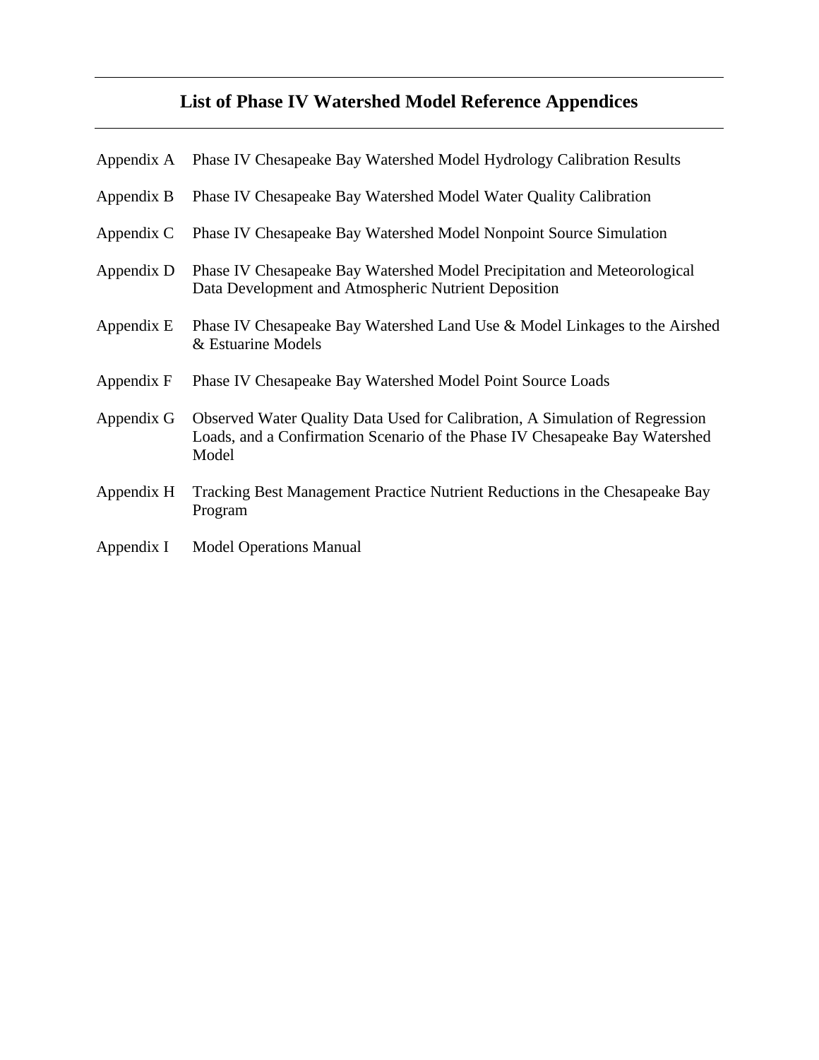## List of Phase IV Watershed Model Reference Appendices

| | |
|---|---|
| Appendix A | Phase IV Chesapeake Bay Watershed Model Hydrology Calibration Results |
| Appendix B | Phase IV Chesapeake Bay Watershed Model Water Quality Calibration |
| Appendix C | Phase IV Chesapeake Bay Watershed Model Nonpoint Source Simulation |
| Appendix D | Phase IV Chesapeake Bay Watershed Model Precipitation and Meteorological Data Development and Atmospheric Nutrient Deposition |
| Appendix E | Phase IV Chesapeake Bay Watershed Land Use & Model Linkages to the Airshed & Estuarine Models |
| Appendix F | Phase IV Chesapeake Bay Watershed Model Point Source Loads |
| Appendix G | Observed Water Quality Data Used for Calibration, A Simulation of Regression Loads, and a Confirmation Scenario of the Phase IV Chesapeake Bay Watershed Model |
| Appendix H | Tracking Best Management Practice Nutrient Reductions in the Chesapeake Bay Program |
| Appendix I | Model Operations Manual |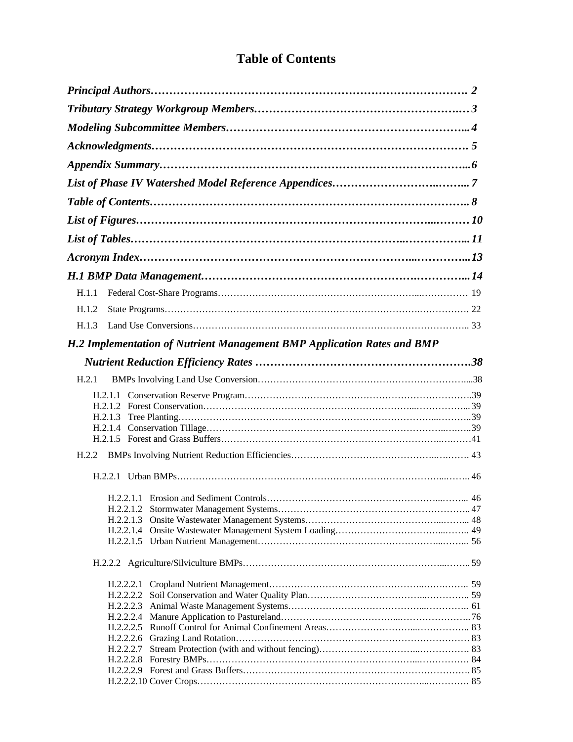# Table of Contents

***Principal Authors……………………………………………………………………… 2***

***Tributary Strategy Workgroup Members……………………………………………… 3***

***Modeling Subcommittee Members……………………………………………………... 4***

***Acknowledgments………………………………………………………………………. 5***

***Appendix Summary……………………………………………………………………...6***

***List of Phase IV Watershed Model Reference Appendices……………………………... 7***

***Table of Contents………………………………………………………………………... 8***

***List of Figures……………………………………………………………………………10***

***List of Tables……………………………………………………………………………... 11***

***Acronym Index…………………………………………………………………………...13***

***H.1 BMP Data Management……………………………………………………………...14***

H.1.1 Federal Cost-Share Programs………………………………………………………… 19

H.1.2 State Programs……………………………………………………………………… 22

H.1.3 Land Use Conversions………………………………………………………………… 33

***H.2 Implementation of Nutrient Management BMP Application Rates and BMP Nutrient Reduction Efficiency Rates ……………………………………………….38***

H.2.1 BMPs Involving Land Use Conversion…………………………………………………....38

H.2.1.1 Conservation Reserve Program…………………………………………………………….39
H.2.1.2 Forest Conservation………………………………………………………………………... 39
H.2.1.3 Tree Planting…………………………………………………………………………..39
H.2.1.4 Conservation Tillage………………………………………………………………………..39
H.2.1.5 Forest and Grass Buffers……………………………………………………………………41

H.2.2 BMPs Involving Nutrient Reduction Efficiencies……………………………………………. 43

H.2.2.1 Urban BMPs…………………………………………………………………………….. 46

H.2.2.1.1 Erosion and Sediment Controls………………………………………………... 46
H.2.2.1.2 Stormwater Management Systems……………………………………………….. 47
H.2.2.1.3 Onsite Wastewater Management Systems…………………………………………... 48
H.2.2.1.4 Onsite Wastewater Management System Loading…………………………………. 49
H.2.2.1.5 Urban Nutrient Management…………………………………………………... 56

H.2.2.2 Agriculture/Silviculture BMPs……………………………………………………….. 59

H.2.2.2.1 Cropland Nutrient Management……………………………………………….. 59
H.2.2.2.2 Soil Conservation and Water Quality Plan……………………………………….. 59
H.2.2.2.3 Animal Waste Management Systems…………………………………………….. 61
H.2.2.2.4 Manure Application to Pastureland………………………………………………..76
H.2.2.2.5 Runoff Control for Animal Confinement Areas………………………………….. 83
H.2.2.2.6 Grazing Land Rotation………………………………………………………………. 83
H.2.2.2.7 Stream Protection (with and without fencing)……………………………………. 83
H.2.2.2.8 Forestry BMPs………………………………………………………………………. 84
H.2.2.2.9 Forest and Grass Buffers……………………………………………………………. 85
H.2.2.2.10 Cover Crops………………………………………………………………………. 85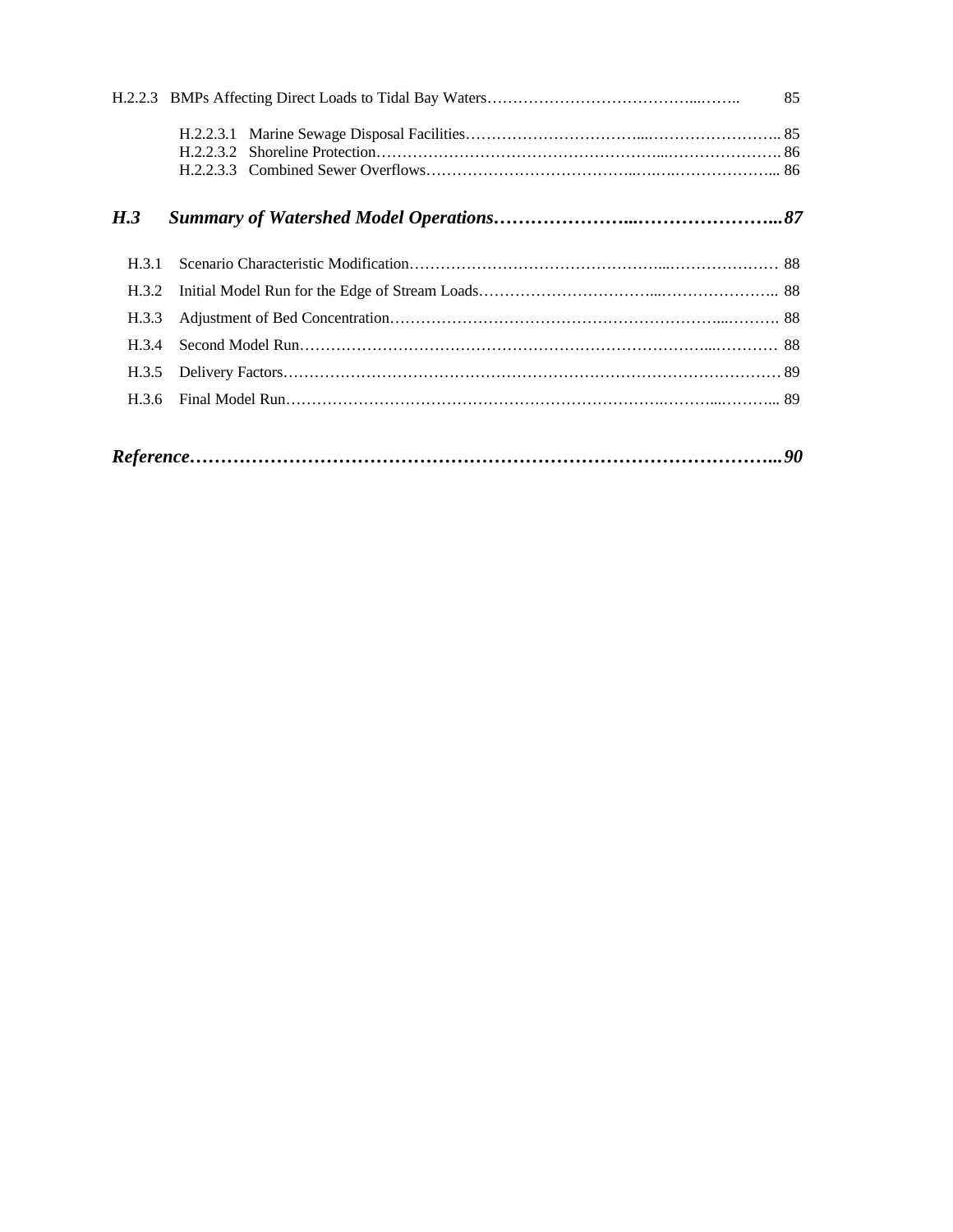H.2.2.3 BMPs Affecting Direct Loads to Tidal Bay Waters…………………………………...…….. 85

H.2.2.3.1 Marine Sewage Disposal Facilities……………………………...…………………….. 85
H.2.2.3.2 Shoreline Protection……………………………………………...…………………. 86
H.2.2.3.3 Combined Sewer Overflows…………………………………..…….………………... 86

***H.3 Summary of Watershed Model Operations…………………...…………………...87***

H.3.1 Scenario Characteristic Modification…………………………………………...………………… 88

H.3.2 Initial Model Run for the Edge of Stream Loads……………………………...………………….. 88

H.3.3 Adjustment of Bed Concentration………………………………………………………...………. 88

H.3.4 Second Model Run……………………………………………………………………...………… 88

H.3.5 Delivery Factors……………………………………………………………………………………89

H.3.6 Final Model Run…………………………………………………………….……...………... 89

***Reference…………………………………………………………………………………...90***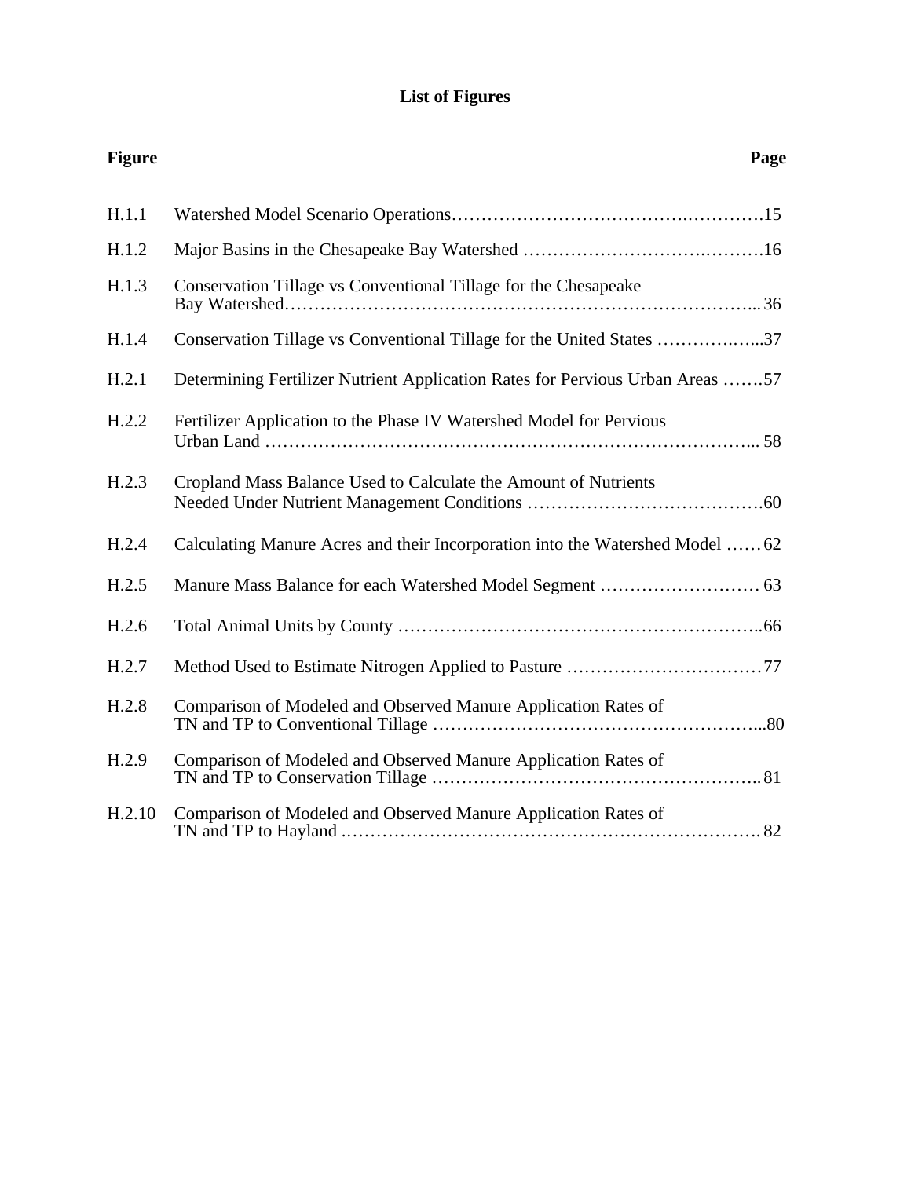# List of Figures

| Figure | | Page |
|---|---|---|
| H.1.1 | Watershed Model Scenario Operations | 15 |
| H.1.2 | Major Basins in the Chesapeake Bay Watershed | 16 |
| H.1.3 | Conservation Tillage vs Conventional Tillage for the Chesapeake Bay Watershed | 36 |
| H.1.4 | Conservation Tillage vs Conventional Tillage for the United States | 37 |
| H.2.1 | Determining Fertilizer Nutrient Application Rates for Pervious Urban Areas | 57 |
| H.2.2 | Fertilizer Application to the Phase IV Watershed Model for Pervious Urban Land | 58 |
| H.2.3 | Cropland Mass Balance Used to Calculate the Amount of Nutrients Needed Under Nutrient Management Conditions | 60 |
| H.2.4 | Calculating Manure Acres and their Incorporation into the Watershed Model | 62 |
| H.2.5 | Manure Mass Balance for each Watershed Model Segment | 63 |
| H.2.6 | Total Animal Units by County | 66 |
| H.2.7 | Method Used to Estimate Nitrogen Applied to Pasture | 77 |
| H.2.8 | Comparison of Modeled and Observed Manure Application Rates of TN and TP to Conventional Tillage | 80 |
| H.2.9 | Comparison of Modeled and Observed Manure Application Rates of TN and TP to Conservation Tillage | 81 |
| H.2.10 | Comparison of Modeled and Observed Manure Application Rates of TN and TP to Hayland | 82 |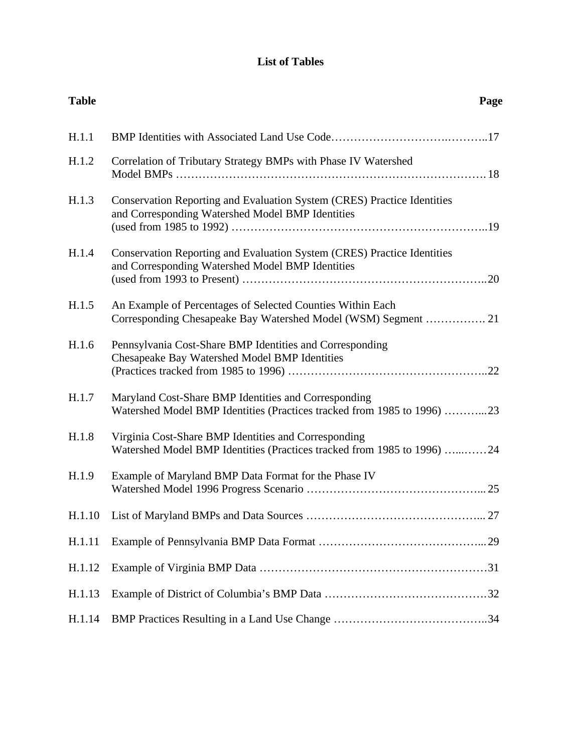# List of Tables

| Table | | Page |
|---|---|---|
| H.1.1 | BMP Identities with Associated Land Use Code | 17 |
| H.1.2 | Correlation of Tributary Strategy BMPs with Phase IV Watershed Model BMPs | 18 |
| H.1.3 | Conservation Reporting and Evaluation System (CRES) Practice Identities and Corresponding Watershed Model BMP Identities (used from 1985 to 1992) | 19 |
| H.1.4 | Conservation Reporting and Evaluation System (CRES) Practice Identities and Corresponding Watershed Model BMP Identities (used from 1993 to Present) | 20 |
| H.1.5 | An Example of Percentages of Selected Counties Within Each Corresponding Chesapeake Bay Watershed Model (WSM) Segment | 21 |
| H.1.6 | Pennsylvania Cost-Share BMP Identities and Corresponding Chesapeake Bay Watershed Model BMP Identities (Practices tracked from 1985 to 1996) | 22 |
| H.1.7 | Maryland Cost-Share BMP Identities and Corresponding Watershed Model BMP Identities (Practices tracked from 1985 to 1996) | 23 |
| H.1.8 | Virginia Cost-Share BMP Identities and Corresponding Watershed Model BMP Identities (Practices tracked from 1985 to 1996) | 24 |
| H.1.9 | Example of Maryland BMP Data Format for the Phase IV Watershed Model 1996 Progress Scenario | 25 |
| H.1.10 | List of Maryland BMPs and Data Sources | 27 |
| H.1.11 | Example of Pennsylvania BMP Data Format | 29 |
| H.1.12 | Example of Virginia BMP Data | 31 |
| H.1.13 | Example of District of Columbia's BMP Data | 32 |
| H.1.14 | BMP Practices Resulting in a Land Use Change | 34 |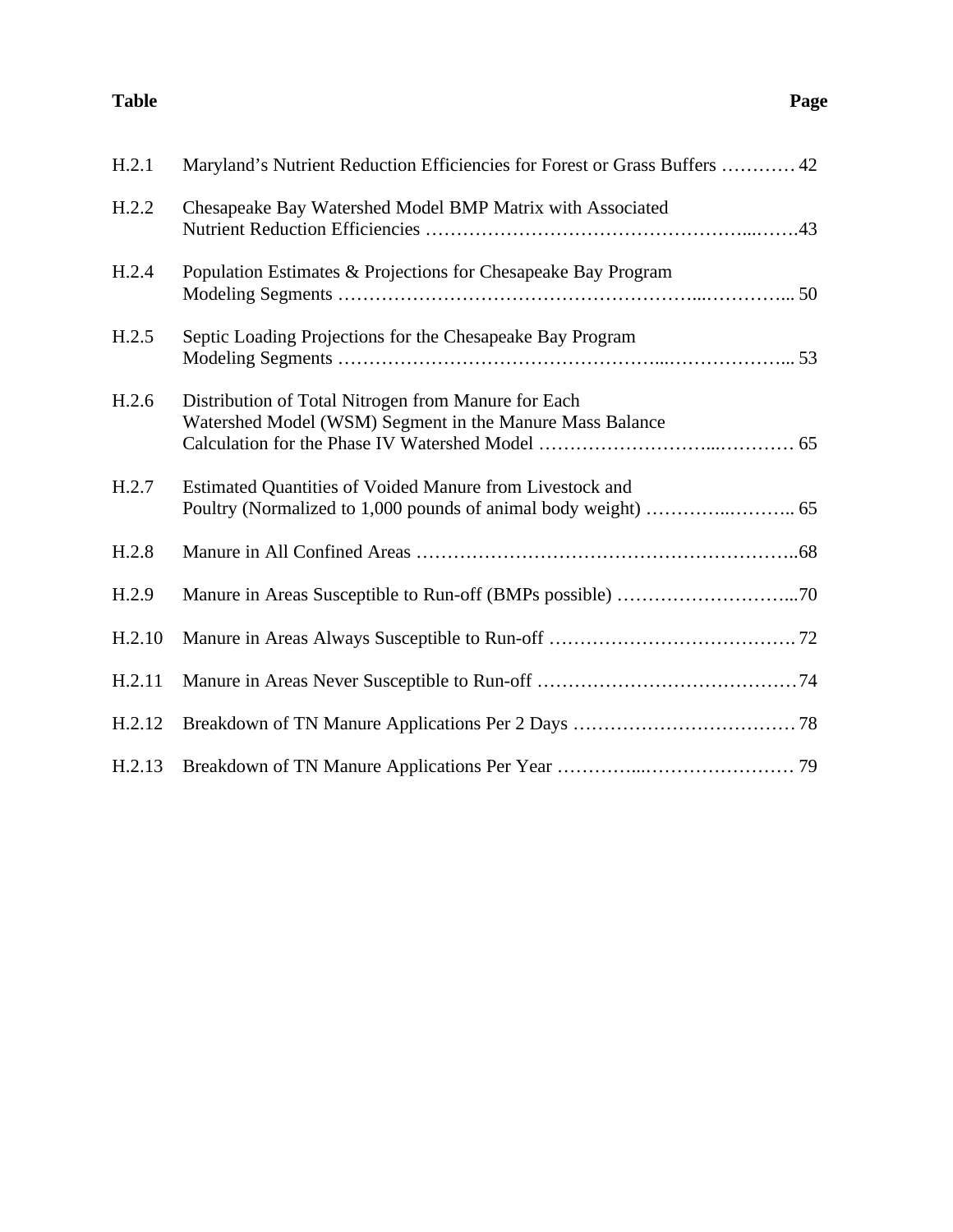| Table | | Page |
|---|---|---|
| H.2.1 | Maryland's Nutrient Reduction Efficiencies for Forest or Grass Buffers | 42 |
| H.2.2 | Chesapeake Bay Watershed Model BMP Matrix with Associated Nutrient Reduction Efficiencies | 43 |
| H.2.4 | Population Estimates & Projections for Chesapeake Bay Program Modeling Segments | 50 |
| H.2.5 | Septic Loading Projections for the Chesapeake Bay Program Modeling Segments | 53 |
| H.2.6 | Distribution of Total Nitrogen from Manure for Each Watershed Model (WSM) Segment in the Manure Mass Balance Calculation for the Phase IV Watershed Model | 65 |
| H.2.7 | Estimated Quantities of Voided Manure from Livestock and Poultry (Normalized to 1,000 pounds of animal body weight) | 65 |
| H.2.8 | Manure in All Confined Areas | 68 |
| H.2.9 | Manure in Areas Susceptible to Run-off (BMPs possible) | 70 |
| H.2.10 | Manure in Areas Always Susceptible to Run-off | 72 |
| H.2.11 | Manure in Areas Never Susceptible to Run-off | 74 |
| H.2.12 | Breakdown of TN Manure Applications Per 2 Days | 78 |
| H.2.13 | Breakdown of TN Manure Applications Per Year | 79 |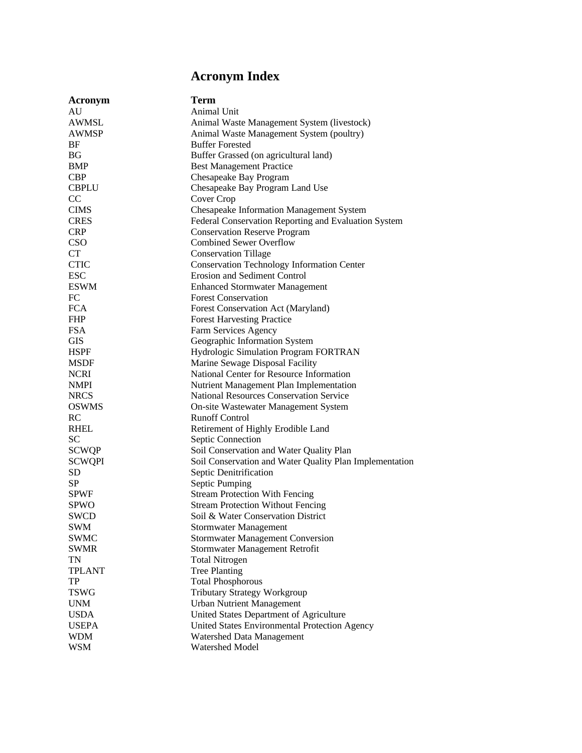# Acronym Index

| Acronym | Term |
|---|---|
| AU | Animal Unit |
| AWMSL | Animal Waste Management System (livestock) |
| AWMSP | Animal Waste Management System (poultry) |
| BF | Buffer Forested |
| BG | Buffer Grassed (on agricultural land) |
| BMP | Best Management Practice |
| CBP | Chesapeake Bay Program |
| CBPLU | Chesapeake Bay Program Land Use |
| CC | Cover Crop |
| CIMS | Chesapeake Information Management System |
| CRES | Federal Conservation Reporting and Evaluation System |
| CRP | Conservation Reserve Program |
| CSO | Combined Sewer Overflow |
| CT | Conservation Tillage |
| CTIC | Conservation Technology Information Center |
| ESC | Erosion and Sediment Control |
| ESWM | Enhanced Stormwater Management |
| FC | Forest Conservation |
| FCA | Forest Conservation Act (Maryland) |
| FHP | Forest Harvesting Practice |
| FSA | Farm Services Agency |
| GIS | Geographic Information System |
| HSPF | Hydrologic Simulation Program FORTRAN |
| MSDF | Marine Sewage Disposal Facility |
| NCRI | National Center for Resource Information |
| NMPI | Nutrient Management Plan Implementation |
| NRCS | National Resources Conservation Service |
| OSWMS | On-site Wastewater Management System |
| RC | Runoff Control |
| RHEL | Retirement of Highly Erodible Land |
| SC | Septic Connection |
| SCWQP | Soil Conservation and Water Quality Plan |
| SCWQPI | Soil Conservation and Water Quality Plan Implementation |
| SD | Septic Denitrification |
| SP | Septic Pumping |
| SPWF | Stream Protection With Fencing |
| SPWO | Stream Protection Without Fencing |
| SWCD | Soil & Water Conservation District |
| SWM | Stormwater Management |
| SWMC | Stormwater Management Conversion |
| SWMR | Stormwater Management Retrofit |
| TN | Total Nitrogen |
| TPLANT | Tree Planting |
| TP | Total Phosphorous |
| TSWG | Tributary Strategy Workgroup |
| UNM | Urban Nutrient Management |
| USDA | United States Department of Agriculture |
| USEPA | United States Environmental Protection Agency |
| WDM | Watershed Data Management |
| WSM | Watershed Model |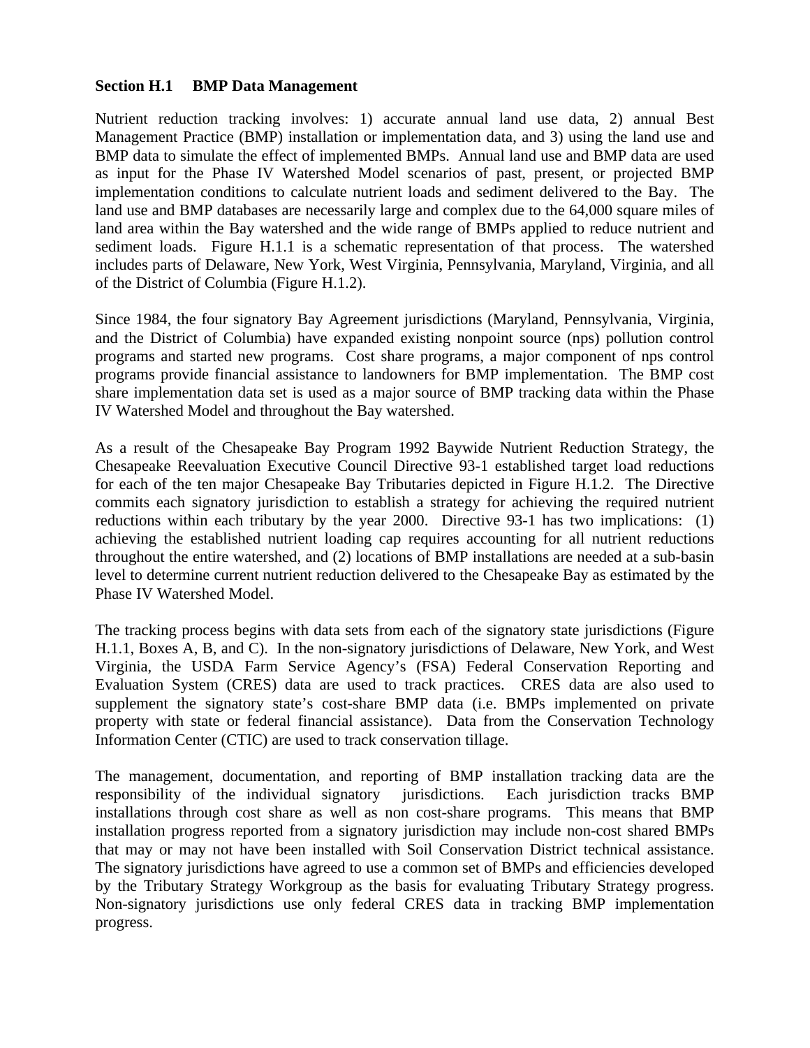## Section H.1 BMP Data Management

Nutrient reduction tracking involves: 1) accurate annual land use data, 2) annual Best Management Practice (BMP) installation or implementation data, and 3) using the land use and BMP data to simulate the effect of implemented BMPs. Annual land use and BMP data are used as input for the Phase IV Watershed Model scenarios of past, present, or projected BMP implementation conditions to calculate nutrient loads and sediment delivered to the Bay. The land use and BMP databases are necessarily large and complex due to the 64,000 square miles of land area within the Bay watershed and the wide range of BMPs applied to reduce nutrient and sediment loads. Figure H.1.1 is a schematic representation of that process. The watershed includes parts of Delaware, New York, West Virginia, Pennsylvania, Maryland, Virginia, and all of the District of Columbia (Figure H.1.2).

Since 1984, the four signatory Bay Agreement jurisdictions (Maryland, Pennsylvania, Virginia, and the District of Columbia) have expanded existing nonpoint source (nps) pollution control programs and started new programs. Cost share programs, a major component of nps control programs provide financial assistance to landowners for BMP implementation. The BMP cost share implementation data set is used as a major source of BMP tracking data within the Phase IV Watershed Model and throughout the Bay watershed.

As a result of the Chesapeake Bay Program 1992 Baywide Nutrient Reduction Strategy, the Chesapeake Reevaluation Executive Council Directive 93-1 established target load reductions for each of the ten major Chesapeake Bay Tributaries depicted in Figure H.1.2. The Directive commits each signatory jurisdiction to establish a strategy for achieving the required nutrient reductions within each tributary by the year 2000. Directive 93-1 has two implications: (1) achieving the established nutrient loading cap requires accounting for all nutrient reductions throughout the entire watershed, and (2) locations of BMP installations are needed at a sub-basin level to determine current nutrient reduction delivered to the Chesapeake Bay as estimated by the Phase IV Watershed Model.

The tracking process begins with data sets from each of the signatory state jurisdictions (Figure H.1.1, Boxes A, B, and C). In the non-signatory jurisdictions of Delaware, New York, and West Virginia, the USDA Farm Service Agency's (FSA) Federal Conservation Reporting and Evaluation System (CRES) data are used to track practices. CRES data are also used to supplement the signatory state's cost-share BMP data (i.e. BMPs implemented on private property with state or federal financial assistance). Data from the Conservation Technology Information Center (CTIC) are used to track conservation tillage.

The management, documentation, and reporting of BMP installation tracking data are the responsibility of the individual signatory jurisdictions. Each jurisdiction tracks BMP installations through cost share as well as non cost-share programs. This means that BMP installation progress reported from a signatory jurisdiction may include non-cost shared BMPs that may or may not have been installed with Soil Conservation District technical assistance. The signatory jurisdictions have agreed to use a common set of BMPs and efficiencies developed by the Tributary Strategy Workgroup as the basis for evaluating Tributary Strategy progress. Non-signatory jurisdictions use only federal CRES data in tracking BMP implementation progress.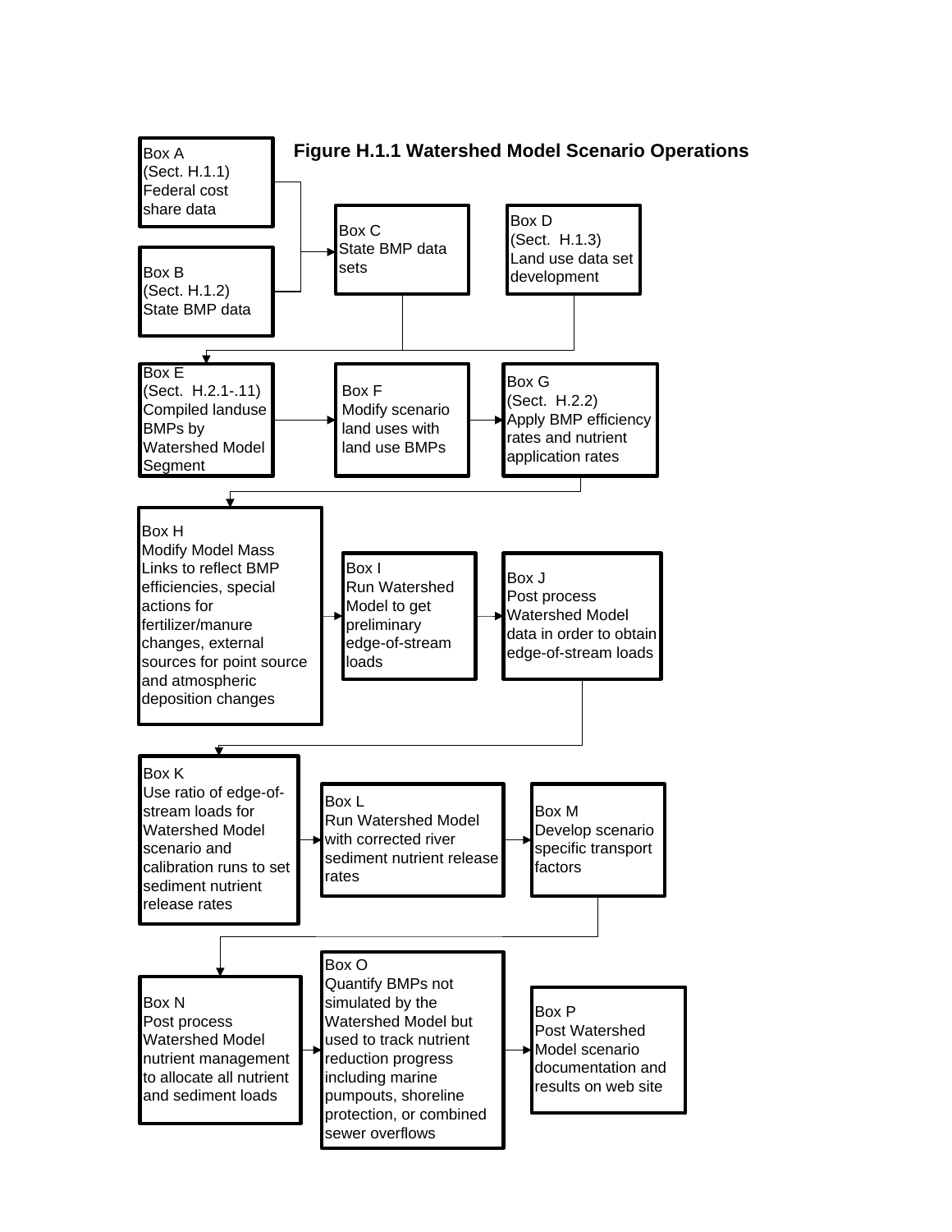# Figure H.1.1 Watershed Model Scenario Operations

**Box A**
(Sect. H.1.1)
Federal cost share data

**Box B**
(Sect. H.1.2)
State BMP data

**Box C**
State BMP data sets

**Box D**
(Sect. H.1.3)
Land use data set development

**Box E**
(Sect. H.2.1-.11)
Compiled landuse BMPs by Watershed Model Segment

**Box F**
Modify scenario land uses with land use BMPs

**Box G**
(Sect. H.2.2)
Apply BMP efficiency rates and nutrient application rates

**Box H**
Modify Model Mass Links to reflect BMP efficiencies, special actions for fertilizer/manure changes, external sources for point source and atmospheric deposition changes

**Box I**
Run Watershed Model to get preliminary edge-of-stream loads

**Box J**
Post process Watershed Model data in order to obtain edge-of-stream loads

**Box K**
Use ratio of edge-of-stream loads for Watershed Model scenario and calibration runs to set sediment nutrient release rates

**Box L**
Run Watershed Model with corrected river sediment nutrient release rates

**Box M**
Develop scenario specific transport factors

**Box N**
Post process Watershed Model nutrient management to allocate all nutrient and sediment loads

**Box O**
Quantify BMPs not simulated by the Watershed Model but used to track nutrient reduction progress including marine pumpouts, shoreline protection, or combined sewer overflows

**Box P**
Post Watershed Model scenario documentation and results on web site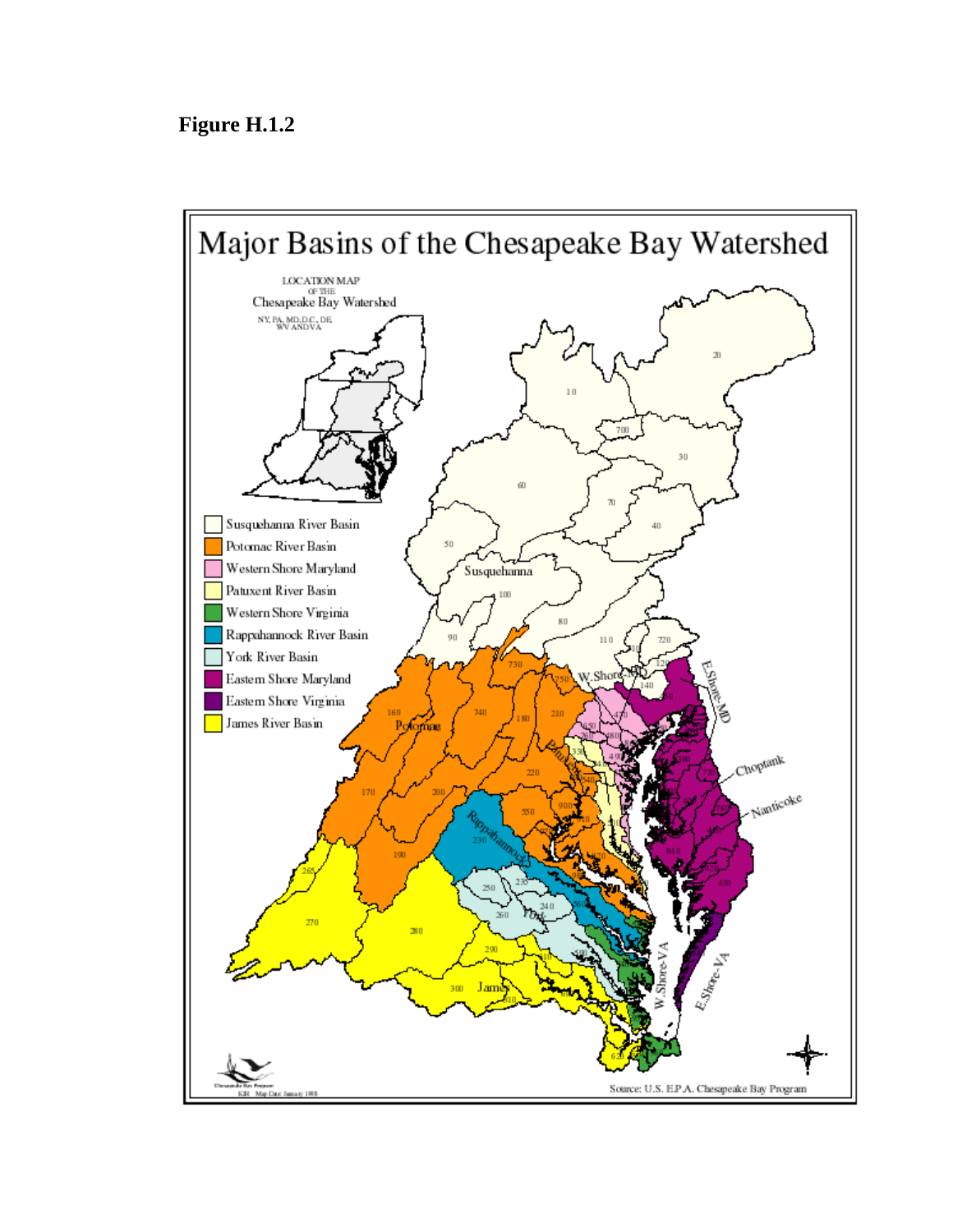**Figure H.1.2**

# Major Basins of the Chesapeake Bay Watershed

LOCATION MAP OF THE Chesapeake Bay Watershed
NY, PA, MD, D.C., DE, WV AND VA

- Susquehanna River Basin
- Potomac River Basin
- Western Shore Maryland
- Patuxent River Basin
- Western Shore Virginia
- Rappahannock River Basin
- York River Basin
- Eastern Shore Maryland
- Eastern Shore Virginia
- James River Basin

Source: U.S. E.P.A. Chesapeake Bay Program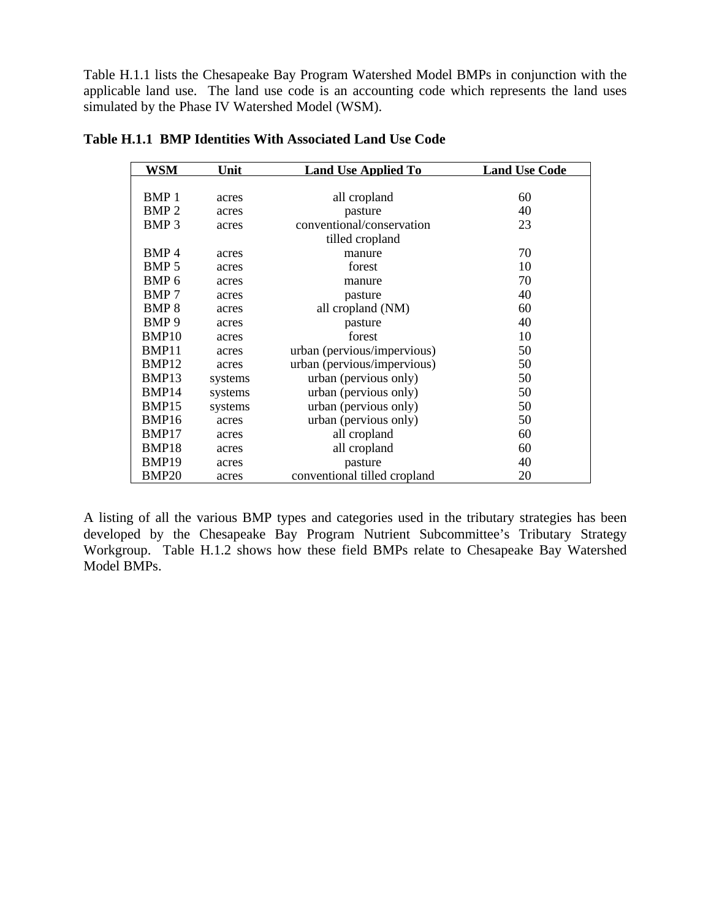Table H.1.1 lists the Chesapeake Bay Program Watershed Model BMPs in conjunction with the applicable land use. The land use code is an accounting code which represents the land uses simulated by the Phase IV Watershed Model (WSM).

**Table H.1.1 BMP Identities With Associated Land Use Code**

| WSM | Unit | Land Use Applied To | Land Use Code |
|---|---|---|---|
| BMP 1 | acres | all cropland | 60 |
| BMP 2 | acres | pasture | 40 |
| BMP 3 | acres | conventional/conservation tilled cropland | 23 |
| BMP 4 | acres | manure | 70 |
| BMP 5 | acres | forest | 10 |
| BMP 6 | acres | manure | 70 |
| BMP 7 | acres | pasture | 40 |
| BMP 8 | acres | all cropland (NM) | 60 |
| BMP 9 | acres | pasture | 40 |
| BMP10 | acres | forest | 10 |
| BMP11 | acres | urban (pervious/impervious) | 50 |
| BMP12 | acres | urban (pervious/impervious) | 50 |
| BMP13 | systems | urban (pervious only) | 50 |
| BMP14 | systems | urban (pervious only) | 50 |
| BMP15 | systems | urban (pervious only) | 50 |
| BMP16 | acres | urban (pervious only) | 50 |
| BMP17 | acres | all cropland | 60 |
| BMP18 | acres | all cropland | 60 |
| BMP19 | acres | pasture | 40 |
| BMP20 | acres | conventional tilled cropland | 20 |

A listing of all the various BMP types and categories used in the tributary strategies has been developed by the Chesapeake Bay Program Nutrient Subcommittee's Tributary Strategy Workgroup. Table H.1.2 shows how these field BMPs relate to Chesapeake Bay Watershed Model BMPs.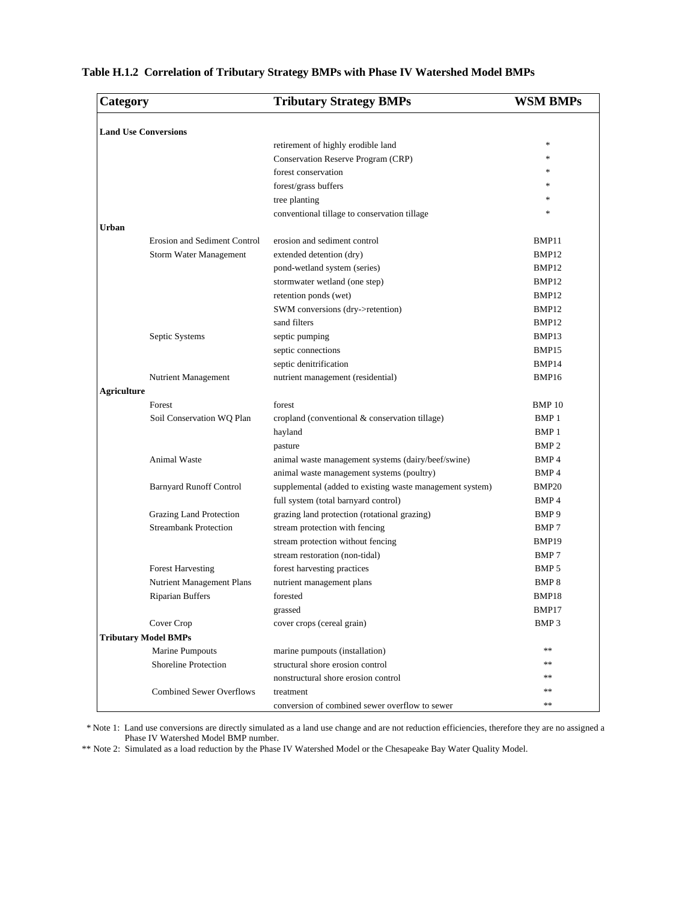**Table H.1.2 Correlation of Tributary Strategy BMPs with Phase IV Watershed Model BMPs**

| Category | | Tributary Strategy BMPs | WSM BMPs |
|---|---|---|---|
| **Land Use Conversions** | | | |
| | | retirement of highly erodible land | * |
| | | Conservation Reserve Program (CRP) | * |
| | | forest conservation | * |
| | | forest/grass buffers | * |
| | | tree planting | * |
| | | conventional tillage to conservation tillage | * |
| **Urban** | | | |
| | Erosion and Sediment Control | erosion and sediment control | BMP11 |
| | Storm Water Management | extended detention (dry) | BMP12 |
| | | pond-wetland system (series) | BMP12 |
| | | stormwater wetland (one step) | BMP12 |
| | | retention ponds (wet) | BMP12 |
| | | SWM conversions (dry->retention) | BMP12 |
| | | sand filters | BMP12 |
| | Septic Systems | septic pumping | BMP13 |
| | | septic connections | BMP15 |
| | | septic denitrification | BMP14 |
| | Nutrient Management | nutrient management (residential) | BMP16 |
| **Agriculture** | | | |
| | Forest | forest | BMP 10 |
| | Soil Conservation WQ Plan | cropland (conventional & conservation tillage) | BMP 1 |
| | | hayland | BMP 1 |
| | | pasture | BMP 2 |
| | Animal Waste | animal waste management systems (dairy/beef/swine) | BMP 4 |
| | | animal waste management systems (poultry) | BMP 4 |
| | Barnyard Runoff Control | supplemental (added to existing waste management system) | BMP20 |
| | | full system (total barnyard control) | BMP 4 |
| | Grazing Land Protection | grazing land protection (rotational grazing) | BMP 9 |
| | Streambank Protection | stream protection with fencing | BMP 7 |
| | | stream protection without fencing | BMP19 |
| | | stream restoration (non-tidal) | BMP 7 |
| | Forest Harvesting | forest harvesting practices | BMP 5 |
| | Nutrient Management Plans | nutrient management plans | BMP 8 |
| | Riparian Buffers | forested | BMP18 |
| | | grassed | BMP17 |
| | Cover Crop | cover crops (cereal grain) | BMP 3 |
| **Tributary Model BMPs** | | | |
| | Marine Pumpouts | marine pumpouts (installation) | ** |
| | Shoreline Protection | structural shore erosion control | ** |
| | | nonstructural shore erosion control | ** |
| | Combined Sewer Overflows | treatment | ** |
| | | conversion of combined sewer overflow to sewer | ** |

\* Note 1: Land use conversions are directly simulated as a land use change and are not reduction efficiencies, therefore they are no assigned a Phase IV Watershed Model BMP number.

\*\* Note 2: Simulated as a load reduction by the Phase IV Watershed Model or the Chesapeake Bay Water Quality Model.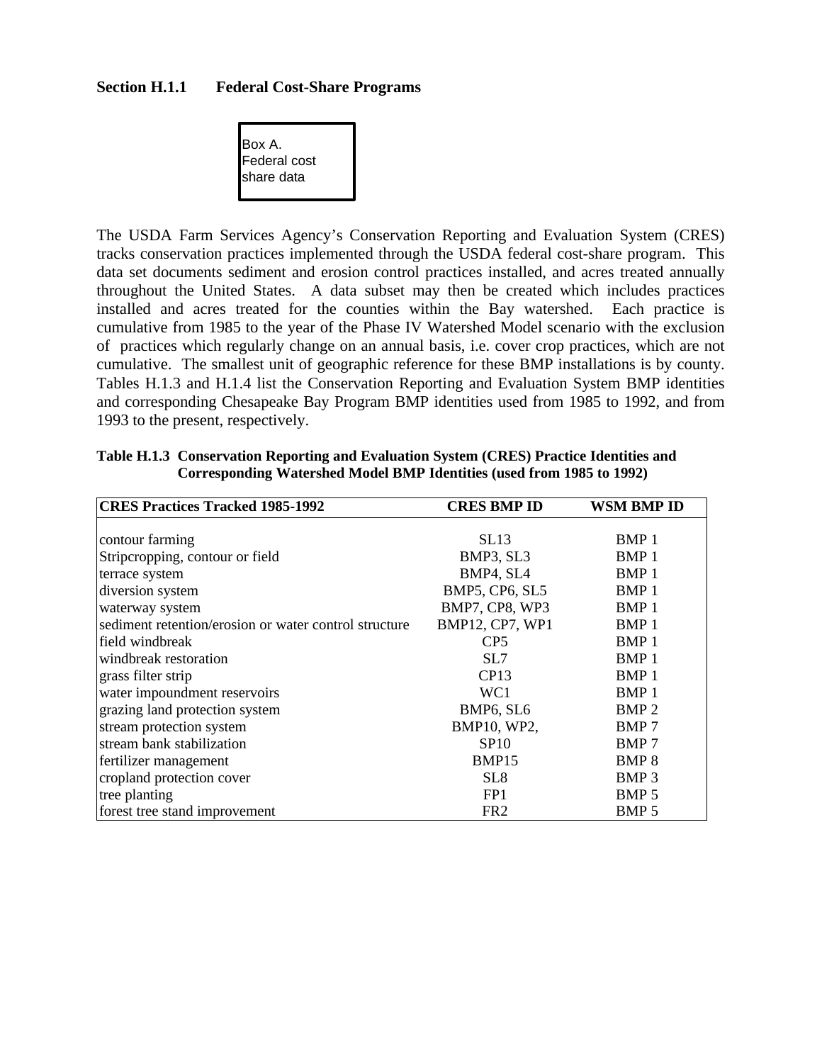### Section H.1.1 Federal Cost-Share Programs

Box A.
Federal cost share data

The USDA Farm Services Agency's Conservation Reporting and Evaluation System (CRES) tracks conservation practices implemented through the USDA federal cost-share program. This data set documents sediment and erosion control practices installed, and acres treated annually throughout the United States. A data subset may then be created which includes practices installed and acres treated for the counties within the Bay watershed. Each practice is cumulative from 1985 to the year of the Phase IV Watershed Model scenario with the exclusion of practices which regularly change on an annual basis, i.e. cover crop practices, which are not cumulative. The smallest unit of geographic reference for these BMP installations is by county. Tables H.1.3 and H.1.4 list the Conservation Reporting and Evaluation System BMP identities and corresponding Chesapeake Bay Program BMP identities used from 1985 to 1992, and from 1993 to the present, respectively.

**Table H.1.3 Conservation Reporting and Evaluation System (CRES) Practice Identities and Corresponding Watershed Model BMP Identities (used from 1985 to 1992)**

| CRES Practices Tracked 1985-1992 | CRES BMP ID | WSM BMP ID |
|---|---|---|
| contour farming | SL13 | BMP 1 |
| Stripcropping, contour or field | BMP3, SL3 | BMP 1 |
| terrace system | BMP4, SL4 | BMP 1 |
| diversion system | BMP5, CP6, SL5 | BMP 1 |
| waterway system | BMP7, CP8, WP3 | BMP 1 |
| sediment retention/erosion or water control structure | BMP12, CP7, WP1 | BMP 1 |
| field windbreak | CP5 | BMP 1 |
| windbreak restoration | SL7 | BMP 1 |
| grass filter strip | CP13 | BMP 1 |
| water impoundment reservoirs | WC1 | BMP 1 |
| grazing land protection system | BMP6, SL6 | BMP 2 |
| stream protection system | BMP10, WP2, | BMP 7 |
| stream bank stabilization | SP10 | BMP 7 |
| fertilizer management | BMP15 | BMP 8 |
| cropland protection cover | SL8 | BMP 3 |
| tree planting | FP1 | BMP 5 |
| forest tree stand improvement | FR2 | BMP 5 |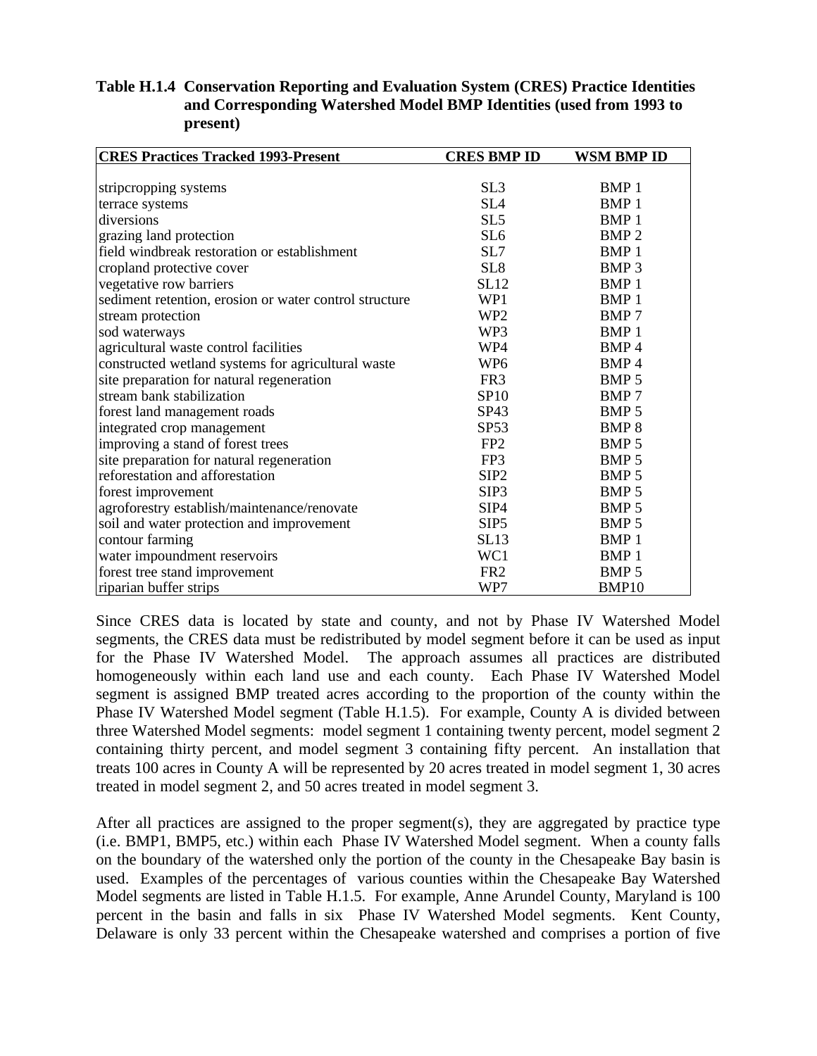**Table H.1.4 Conservation Reporting and Evaluation System (CRES) Practice Identities and Corresponding Watershed Model BMP Identities (used from 1993 to present)**

| CRES Practices Tracked 1993-Present | CRES BMP ID | WSM BMP ID |
|---|---|---|
| stripcropping systems | SL3 | BMP 1 |
| terrace systems | SL4 | BMP 1 |
| diversions | SL5 | BMP 1 |
| grazing land protection | SL6 | BMP 2 |
| field windbreak restoration or establishment | SL7 | BMP 1 |
| cropland protective cover | SL8 | BMP 3 |
| vegetative row barriers | SL12 | BMP 1 |
| sediment retention, erosion or water control structure | WP1 | BMP 1 |
| stream protection | WP2 | BMP 7 |
| sod waterways | WP3 | BMP 1 |
| agricultural waste control facilities | WP4 | BMP 4 |
| constructed wetland systems for agricultural waste | WP6 | BMP 4 |
| site preparation for natural regeneration | FR3 | BMP 5 |
| stream bank stabilization | SP10 | BMP 7 |
| forest land management roads | SP43 | BMP 5 |
| integrated crop management | SP53 | BMP 8 |
| improving a stand of forest trees | FP2 | BMP 5 |
| site preparation for natural regeneration | FP3 | BMP 5 |
| reforestation and afforestation | SIP2 | BMP 5 |
| forest improvement | SIP3 | BMP 5 |
| agroforestry establish/maintenance/renovate | SIP4 | BMP 5 |
| soil and water protection and improvement | SIP5 | BMP 5 |
| contour farming | SL13 | BMP 1 |
| water impoundment reservoirs | WC1 | BMP 1 |
| forest tree stand improvement | FR2 | BMP 5 |
| riparian buffer strips | WP7 | BMP10 |

Since CRES data is located by state and county, and not by Phase IV Watershed Model segments, the CRES data must be redistributed by model segment before it can be used as input for the Phase IV Watershed Model. The approach assumes all practices are distributed homogeneously within each land use and each county. Each Phase IV Watershed Model segment is assigned BMP treated acres according to the proportion of the county within the Phase IV Watershed Model segment (Table H.1.5). For example, County A is divided between three Watershed Model segments: model segment 1 containing twenty percent, model segment 2 containing thirty percent, and model segment 3 containing fifty percent. An installation that treats 100 acres in County A will be represented by 20 acres treated in model segment 1, 30 acres treated in model segment 2, and 50 acres treated in model segment 3.

After all practices are assigned to the proper segment(s), they are aggregated by practice type (i.e. BMP1, BMP5, etc.) within each Phase IV Watershed Model segment. When a county falls on the boundary of the watershed only the portion of the county in the Chesapeake Bay basin is used. Examples of the percentages of various counties within the Chesapeake Bay Watershed Model segments are listed in Table H.1.5. For example, Anne Arundel County, Maryland is 100 percent in the basin and falls in six Phase IV Watershed Model segments. Kent County, Delaware is only 33 percent within the Chesapeake watershed and comprises a portion of five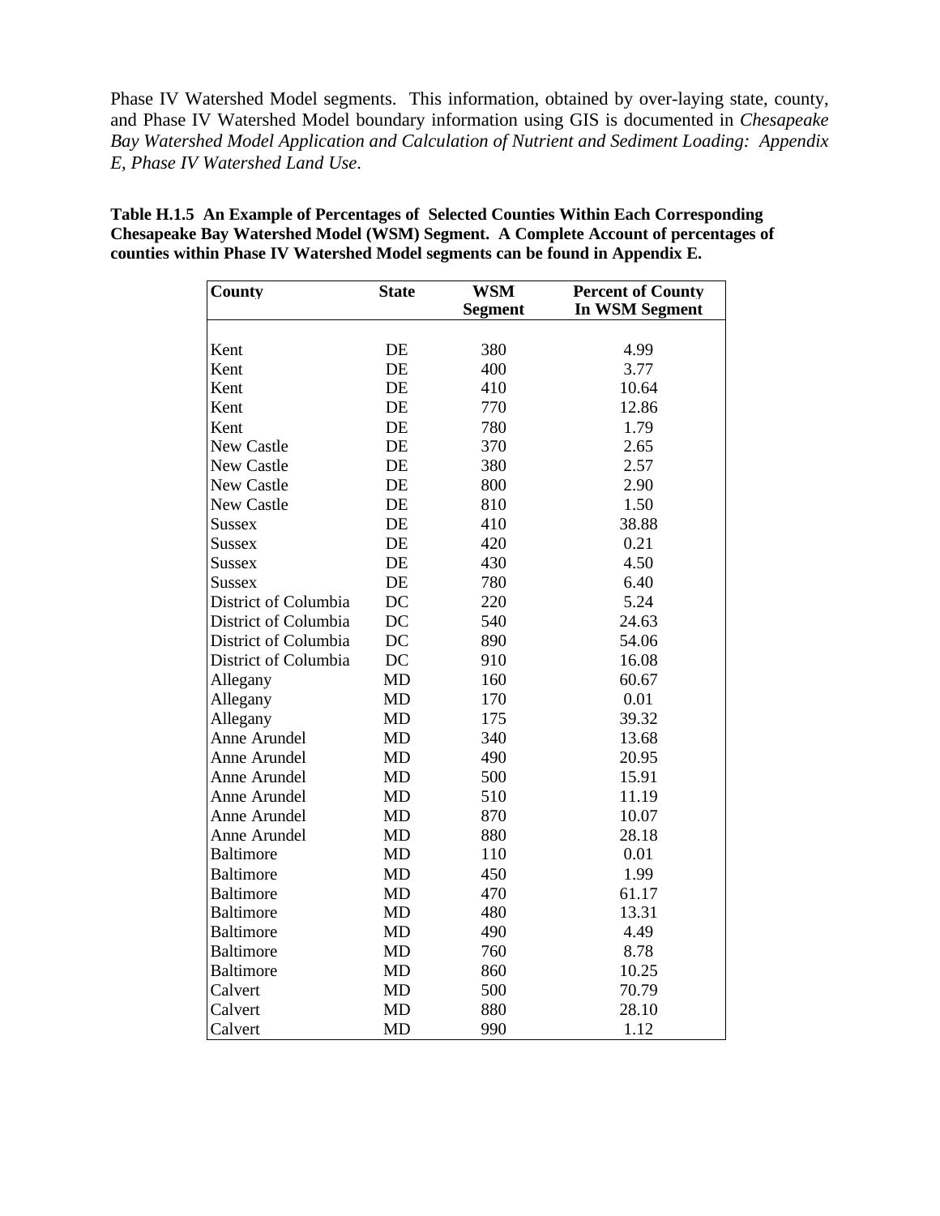Phase IV Watershed Model segments. This information, obtained by over-laying state, county, and Phase IV Watershed Model boundary information using GIS is documented in *Chesapeake Bay Watershed Model Application and Calculation of Nutrient and Sediment Loading: Appendix E, Phase IV Watershed Land Use*.

**Table H.1.5 An Example of Percentages of Selected Counties Within Each Corresponding Chesapeake Bay Watershed Model (WSM) Segment. A Complete Account of percentages of counties within Phase IV Watershed Model segments can be found in Appendix E.**

| County | State | WSM Segment | Percent of County In WSM Segment |
|---|---|---|---|
| Kent | DE | 380 | 4.99 |
| Kent | DE | 400 | 3.77 |
| Kent | DE | 410 | 10.64 |
| Kent | DE | 770 | 12.86 |
| Kent | DE | 780 | 1.79 |
| New Castle | DE | 370 | 2.65 |
| New Castle | DE | 380 | 2.57 |
| New Castle | DE | 800 | 2.90 |
| New Castle | DE | 810 | 1.50 |
| Sussex | DE | 410 | 38.88 |
| Sussex | DE | 420 | 0.21 |
| Sussex | DE | 430 | 4.50 |
| Sussex | DE | 780 | 6.40 |
| District of Columbia | DC | 220 | 5.24 |
| District of Columbia | DC | 540 | 24.63 |
| District of Columbia | DC | 890 | 54.06 |
| District of Columbia | DC | 910 | 16.08 |
| Allegany | MD | 160 | 60.67 |
| Allegany | MD | 170 | 0.01 |
| Allegany | MD | 175 | 39.32 |
| Anne Arundel | MD | 340 | 13.68 |
| Anne Arundel | MD | 490 | 20.95 |
| Anne Arundel | MD | 500 | 15.91 |
| Anne Arundel | MD | 510 | 11.19 |
| Anne Arundel | MD | 870 | 10.07 |
| Anne Arundel | MD | 880 | 28.18 |
| Baltimore | MD | 110 | 0.01 |
| Baltimore | MD | 450 | 1.99 |
| Baltimore | MD | 470 | 61.17 |
| Baltimore | MD | 480 | 13.31 |
| Baltimore | MD | 490 | 4.49 |
| Baltimore | MD | 760 | 8.78 |
| Baltimore | MD | 860 | 10.25 |
| Calvert | MD | 500 | 70.79 |
| Calvert | MD | 880 | 28.10 |
| Calvert | MD | 990 | 1.12 |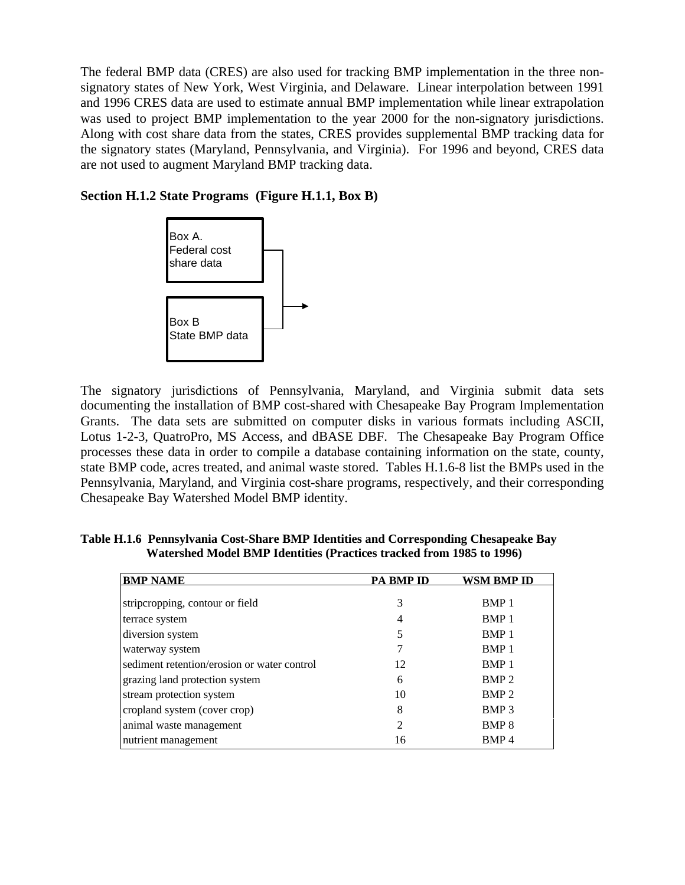The federal BMP data (CRES) are also used for tracking BMP implementation in the three non-signatory states of New York, West Virginia, and Delaware. Linear interpolation between 1991 and 1996 CRES data are used to estimate annual BMP implementation while linear extrapolation was used to project BMP implementation to the year 2000 for the non-signatory jurisdictions. Along with cost share data from the states, CRES provides supplemental BMP tracking data for the signatory states (Maryland, Pennsylvania, and Virginia). For 1996 and beyond, CRES data are not used to augment Maryland BMP tracking data.

**Section H.1.2 State Programs (Figure H.1.1, Box B)**

Box A.
Federal cost share data

Box B
State BMP data

The signatory jurisdictions of Pennsylvania, Maryland, and Virginia submit data sets documenting the installation of BMP cost-shared with Chesapeake Bay Program Implementation Grants. The data sets are submitted on computer disks in various formats including ASCII, Lotus 1-2-3, QuatroPro, MS Access, and dBASE DBF. The Chesapeake Bay Program Office processes these data in order to compile a database containing information on the state, county, state BMP code, acres treated, and animal waste stored. Tables H.1.6-8 list the BMPs used in the Pennsylvania, Maryland, and Virginia cost-share programs, respectively, and their corresponding Chesapeake Bay Watershed Model BMP identity.

**Table H.1.6 Pennsylvania Cost-Share BMP Identities and Corresponding Chesapeake Bay Watershed Model BMP Identities (Practices tracked from 1985 to 1996)**

| BMP NAME | PA BMP ID | WSM BMP ID |
|---|---|---|
| stripcropping, contour or field | 3 | BMP 1 |
| terrace system | 4 | BMP 1 |
| diversion system | 5 | BMP 1 |
| waterway system | 7 | BMP 1 |
| sediment retention/erosion or water control | 12 | BMP 1 |
| grazing land protection system | 6 | BMP 2 |
| stream protection system | 10 | BMP 2 |
| cropland system (cover crop) | 8 | BMP 3 |
| animal waste management | 2 | BMP 8 |
| nutrient management | 16 | BMP 4 |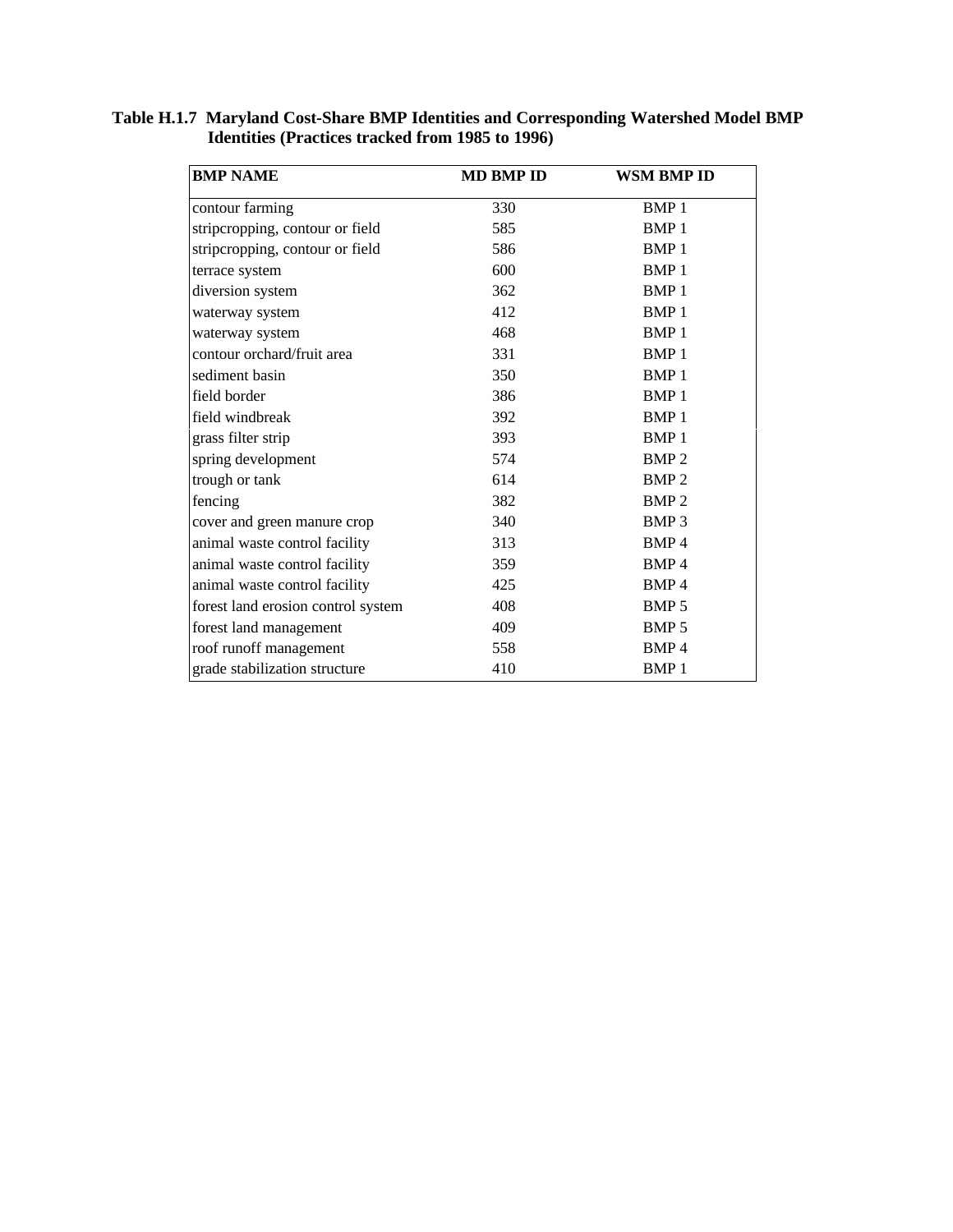**Table H.1.7 Maryland Cost-Share BMP Identities and Corresponding Watershed Model BMP Identities (Practices tracked from 1985 to 1996)**

| BMP NAME | MD BMP ID | WSM BMP ID |
|---|---|---|
| contour farming | 330 | BMP 1 |
| stripcropping, contour or field | 585 | BMP 1 |
| stripcropping, contour or field | 586 | BMP 1 |
| terrace system | 600 | BMP 1 |
| diversion system | 362 | BMP 1 |
| waterway system | 412 | BMP 1 |
| waterway system | 468 | BMP 1 |
| contour orchard/fruit area | 331 | BMP 1 |
| sediment basin | 350 | BMP 1 |
| field border | 386 | BMP 1 |
| field windbreak | 392 | BMP 1 |
| grass filter strip | 393 | BMP 1 |
| spring development | 574 | BMP 2 |
| trough or tank | 614 | BMP 2 |
| fencing | 382 | BMP 2 |
| cover and green manure crop | 340 | BMP 3 |
| animal waste control facility | 313 | BMP 4 |
| animal waste control facility | 359 | BMP 4 |
| animal waste control facility | 425 | BMP 4 |
| forest land erosion control system | 408 | BMP 5 |
| forest land management | 409 | BMP 5 |
| roof runoff management | 558 | BMP 4 |
| grade stabilization structure | 410 | BMP 1 |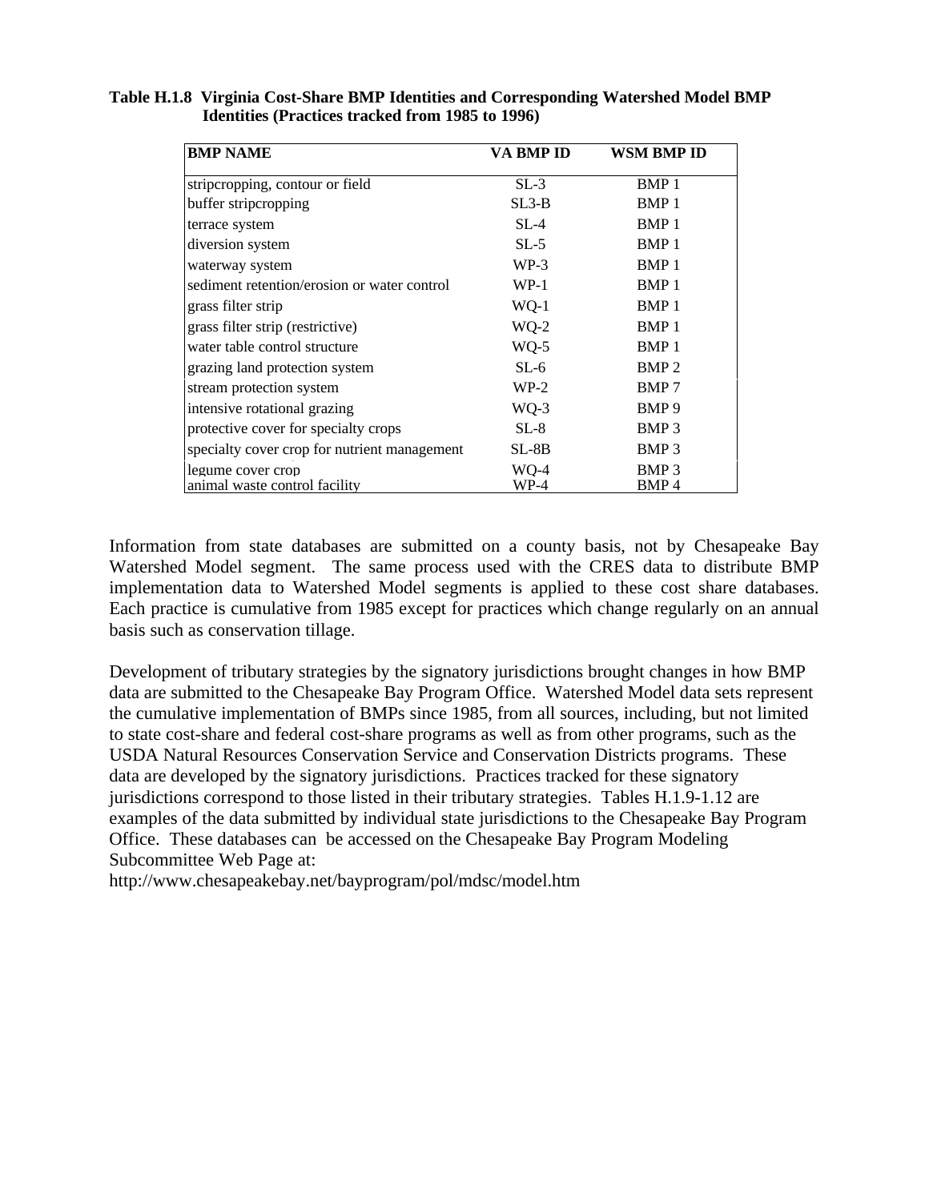**Table H.1.8 Virginia Cost-Share BMP Identities and Corresponding Watershed Model BMP Identities (Practices tracked from 1985 to 1996)**

| BMP NAME | VA BMP ID | WSM BMP ID |
|---|---|---|
| stripcropping, contour or field | SL-3 | BMP 1 |
| buffer stripcropping | SL3-B | BMP 1 |
| terrace system | SL-4 | BMP 1 |
| diversion system | SL-5 | BMP 1 |
| waterway system | WP-3 | BMP 1 |
| sediment retention/erosion or water control | WP-1 | BMP 1 |
| grass filter strip | WQ-1 | BMP 1 |
| grass filter strip (restrictive) | WQ-2 | BMP 1 |
| water table control structure | WQ-5 | BMP 1 |
| grazing land protection system | SL-6 | BMP 2 |
| stream protection system | WP-2 | BMP 7 |
| intensive rotational grazing | WQ-3 | BMP 9 |
| protective cover for specialty crops | SL-8 | BMP 3 |
| specialty cover crop for nutrient management | SL-8B | BMP 3 |
| legume cover crop | WQ-4 | BMP 3 |
| animal waste control facility | WP-4 | BMP 4 |

Information from state databases are submitted on a county basis, not by Chesapeake Bay Watershed Model segment. The same process used with the CRES data to distribute BMP implementation data to Watershed Model segments is applied to these cost share databases. Each practice is cumulative from 1985 except for practices which change regularly on an annual basis such as conservation tillage.

Development of tributary strategies by the signatory jurisdictions brought changes in how BMP data are submitted to the Chesapeake Bay Program Office. Watershed Model data sets represent the cumulative implementation of BMPs since 1985, from all sources, including, but not limited to state cost-share and federal cost-share programs as well as from other programs, such as the USDA Natural Resources Conservation Service and Conservation Districts programs. These data are developed by the signatory jurisdictions. Practices tracked for these signatory jurisdictions correspond to those listed in their tributary strategies. Tables H.1.9-1.12 are examples of the data submitted by individual state jurisdictions to the Chesapeake Bay Program Office. These databases can be accessed on the Chesapeake Bay Program Modeling Subcommittee Web Page at:
http://www.chesapeakebay.net/bayprogram/pol/mdsc/model.htm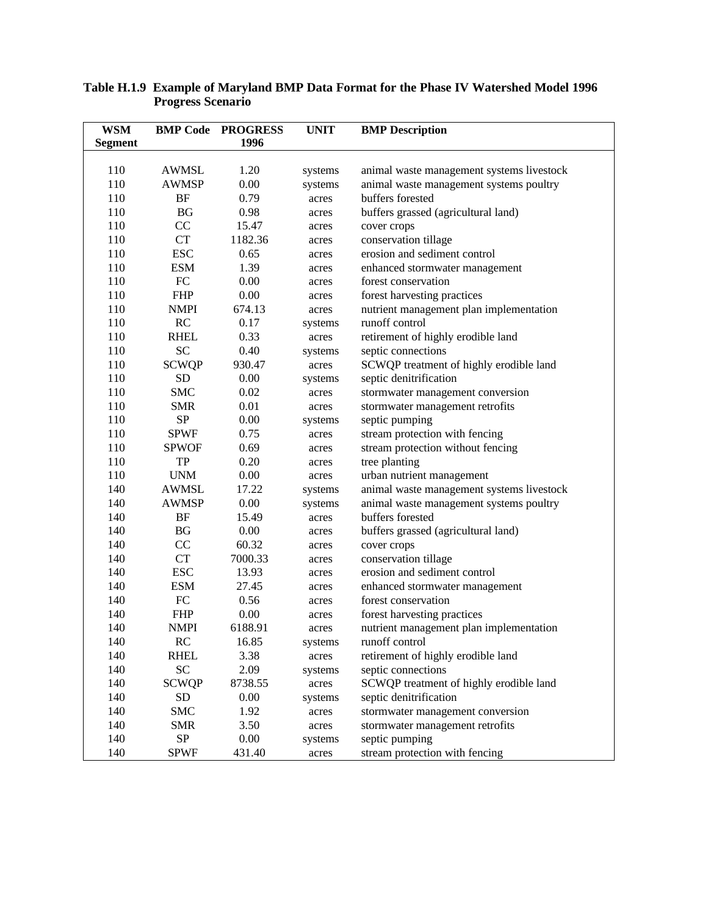**Table H.1.9 Example of Maryland BMP Data Format for the Phase IV Watershed Model 1996 Progress Scenario**

| WSM Segment | BMP Code | PROGRESS 1996 | UNIT | BMP Description |
|---|---|---|---|---|
| 110 | AWMSL | 1.20 | systems | animal waste management systems livestock |
| 110 | AWMSP | 0.00 | systems | animal waste management systems poultry |
| 110 | BF | 0.79 | acres | buffers forested |
| 110 | BG | 0.98 | acres | buffers grassed (agricultural land) |
| 110 | CC | 15.47 | acres | cover crops |
| 110 | CT | 1182.36 | acres | conservation tillage |
| 110 | ESC | 0.65 | acres | erosion and sediment control |
| 110 | ESM | 1.39 | acres | enhanced stormwater management |
| 110 | FC | 0.00 | acres | forest conservation |
| 110 | FHP | 0.00 | acres | forest harvesting practices |
| 110 | NMPI | 674.13 | acres | nutrient management plan implementation |
| 110 | RC | 0.17 | systems | runoff control |
| 110 | RHEL | 0.33 | acres | retirement of highly erodible land |
| 110 | SC | 0.40 | systems | septic connections |
| 110 | SCWQP | 930.47 | acres | SCWQP treatment of highly erodible land |
| 110 | SD | 0.00 | systems | septic denitrification |
| 110 | SMC | 0.02 | acres | stormwater management conversion |
| 110 | SMR | 0.01 | acres | stormwater management retrofits |
| 110 | SP | 0.00 | systems | septic pumping |
| 110 | SPWF | 0.75 | acres | stream protection with fencing |
| 110 | SPWOF | 0.69 | acres | stream protection without fencing |
| 110 | TP | 0.20 | acres | tree planting |
| 110 | UNM | 0.00 | acres | urban nutrient management |
| 140 | AWMSL | 17.22 | systems | animal waste management systems livestock |
| 140 | AWMSP | 0.00 | systems | animal waste management systems poultry |
| 140 | BF | 15.49 | acres | buffers forested |
| 140 | BG | 0.00 | acres | buffers grassed (agricultural land) |
| 140 | CC | 60.32 | acres | cover crops |
| 140 | CT | 7000.33 | acres | conservation tillage |
| 140 | ESC | 13.93 | acres | erosion and sediment control |
| 140 | ESM | 27.45 | acres | enhanced stormwater management |
| 140 | FC | 0.56 | acres | forest conservation |
| 140 | FHP | 0.00 | acres | forest harvesting practices |
| 140 | NMPI | 6188.91 | acres | nutrient management plan implementation |
| 140 | RC | 16.85 | systems | runoff control |
| 140 | RHEL | 3.38 | acres | retirement of highly erodible land |
| 140 | SC | 2.09 | systems | septic connections |
| 140 | SCWQP | 8738.55 | acres | SCWQP treatment of highly erodible land |
| 140 | SD | 0.00 | systems | septic denitrification |
| 140 | SMC | 1.92 | acres | stormwater management conversion |
| 140 | SMR | 3.50 | acres | stormwater management retrofits |
| 140 | SP | 0.00 | systems | septic pumping |
| 140 | SPWF | 431.40 | acres | stream protection with fencing |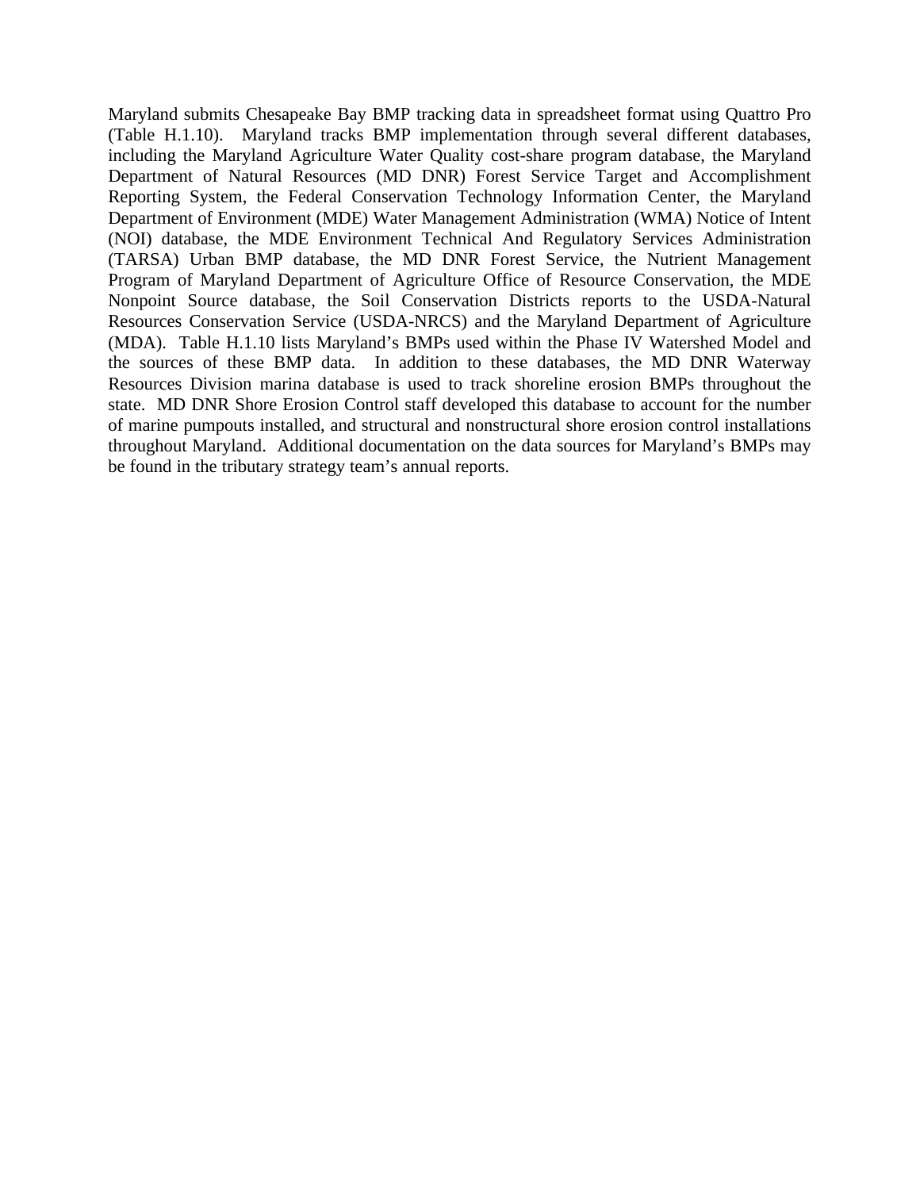Maryland submits Chesapeake Bay BMP tracking data in spreadsheet format using Quattro Pro (Table H.1.10). Maryland tracks BMP implementation through several different databases, including the Maryland Agriculture Water Quality cost-share program database, the Maryland Department of Natural Resources (MD DNR) Forest Service Target and Accomplishment Reporting System, the Federal Conservation Technology Information Center, the Maryland Department of Environment (MDE) Water Management Administration (WMA) Notice of Intent (NOI) database, the MDE Environment Technical And Regulatory Services Administration (TARSA) Urban BMP database, the MD DNR Forest Service, the Nutrient Management Program of Maryland Department of Agriculture Office of Resource Conservation, the MDE Nonpoint Source database, the Soil Conservation Districts reports to the USDA-Natural Resources Conservation Service (USDA-NRCS) and the Maryland Department of Agriculture (MDA). Table H.1.10 lists Maryland's BMPs used within the Phase IV Watershed Model and the sources of these BMP data. In addition to these databases, the MD DNR Waterway Resources Division marina database is used to track shoreline erosion BMPs throughout the state. MD DNR Shore Erosion Control staff developed this database to account for the number of marine pumpouts installed, and structural and nonstructural shore erosion control installations throughout Maryland. Additional documentation on the data sources for Maryland's BMPs may be found in the tributary strategy team's annual reports.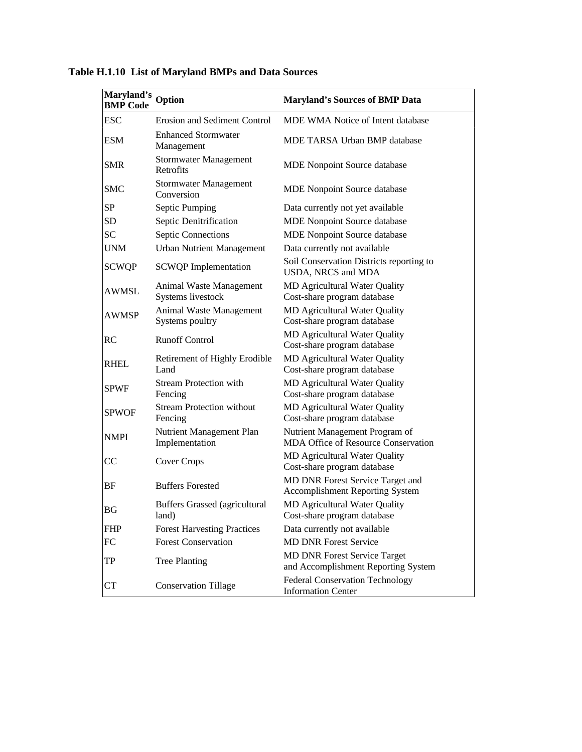**Table H.1.10 List of Maryland BMPs and Data Sources**

| Maryland's BMP Code | Option | Maryland's Sources of BMP Data |
|---|---|---|
| ESC | Erosion and Sediment Control | MDE WMA Notice of Intent database |
| ESM | Enhanced Stormwater Management | MDE TARSA Urban BMP database |
| SMR | Stormwater Management Retrofits | MDE Nonpoint Source database |
| SMC | Stormwater Management Conversion | MDE Nonpoint Source database |
| SP | Septic Pumping | Data currently not yet available |
| SD | Septic Denitrification | MDE Nonpoint Source database |
| SC | Septic Connections | MDE Nonpoint Source database |
| UNM | Urban Nutrient Management | Data currently not available |
| SCWQP | SCWQP Implementation | Soil Conservation Districts reporting to USDA, NRCS and MDA |
| AWMSL | Animal Waste Management Systems livestock | MD Agricultural Water Quality Cost-share program database |
| AWMSP | Animal Waste Management Systems poultry | MD Agricultural Water Quality Cost-share program database |
| RC | Runoff Control | MD Agricultural Water Quality Cost-share program database |
| RHEL | Retirement of Highly Erodible Land | MD Agricultural Water Quality Cost-share program database |
| SPWF | Stream Protection with Fencing | MD Agricultural Water Quality Cost-share program database |
| SPWOF | Stream Protection without Fencing | MD Agricultural Water Quality Cost-share program database |
| NMPI | Nutrient Management Plan Implementation | Nutrient Management Program of MDA Office of Resource Conservation |
| CC | Cover Crops | MD Agricultural Water Quality Cost-share program database |
| BF | Buffers Forested | MD DNR Forest Service Target and Accomplishment Reporting System |
| BG | Buffers Grassed (agricultural land) | MD Agricultural Water Quality Cost-share program database |
| FHP | Forest Harvesting Practices | Data currently not available |
| FC | Forest Conservation | MD DNR Forest Service |
| TP | Tree Planting | MD DNR Forest Service Target and Accomplishment Reporting System |
| CT | Conservation Tillage | Federal Conservation Technology Information Center |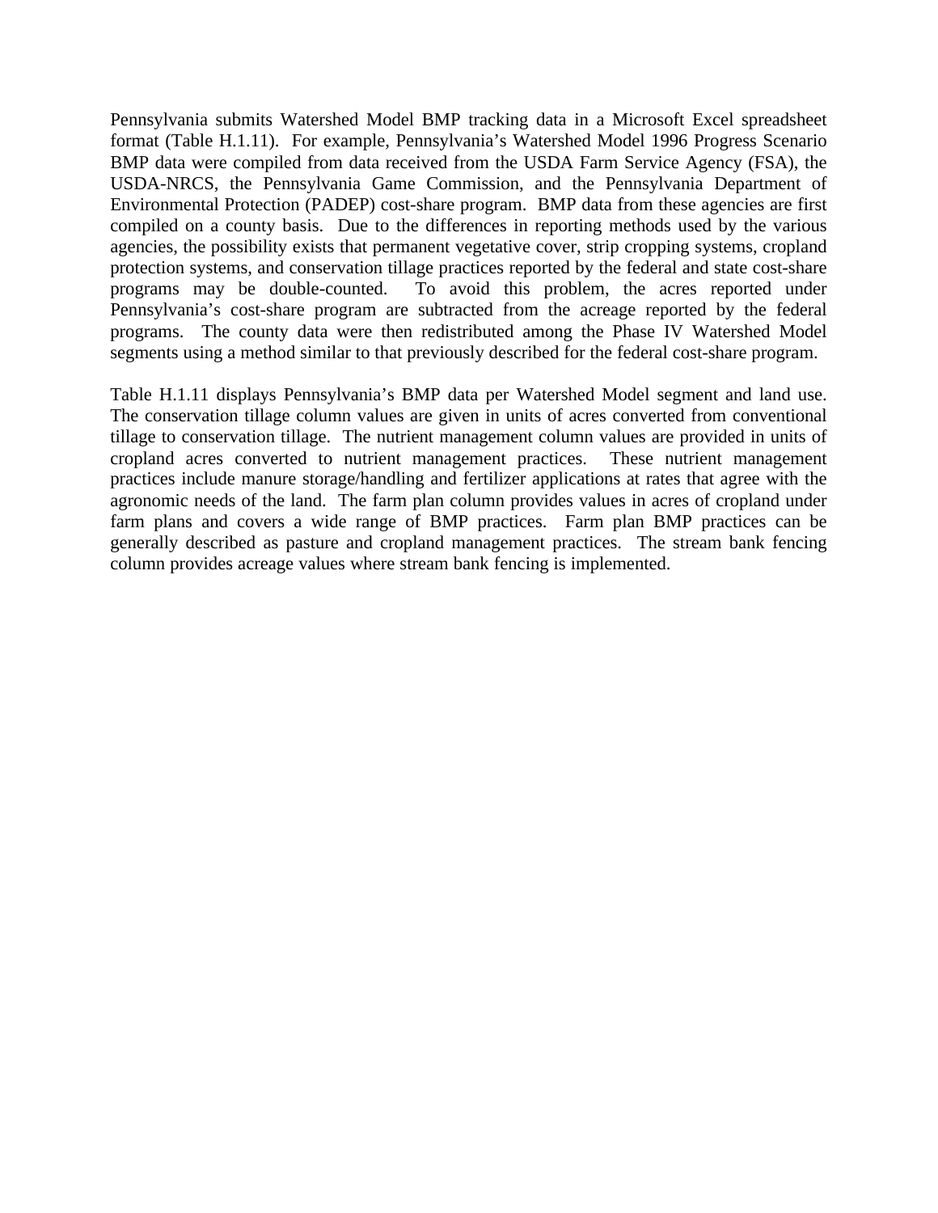Pennsylvania submits Watershed Model BMP tracking data in a Microsoft Excel spreadsheet format (Table H.1.11). For example, Pennsylvania's Watershed Model 1996 Progress Scenario BMP data were compiled from data received from the USDA Farm Service Agency (FSA), the USDA-NRCS, the Pennsylvania Game Commission, and the Pennsylvania Department of Environmental Protection (PADEP) cost-share program. BMP data from these agencies are first compiled on a county basis. Due to the differences in reporting methods used by the various agencies, the possibility exists that permanent vegetative cover, strip cropping systems, cropland protection systems, and conservation tillage practices reported by the federal and state cost-share programs may be double-counted. To avoid this problem, the acres reported under Pennsylvania's cost-share program are subtracted from the acreage reported by the federal programs. The county data were then redistributed among the Phase IV Watershed Model segments using a method similar to that previously described for the federal cost-share program.

Table H.1.11 displays Pennsylvania's BMP data per Watershed Model segment and land use. The conservation tillage column values are given in units of acres converted from conventional tillage to conservation tillage. The nutrient management column values are provided in units of cropland acres converted to nutrient management practices. These nutrient management practices include manure storage/handling and fertilizer applications at rates that agree with the agronomic needs of the land. The farm plan column provides values in acres of cropland under farm plans and covers a wide range of BMP practices. Farm plan BMP practices can be generally described as pasture and cropland management practices. The stream bank fencing column provides acreage values where stream bank fencing is implemented.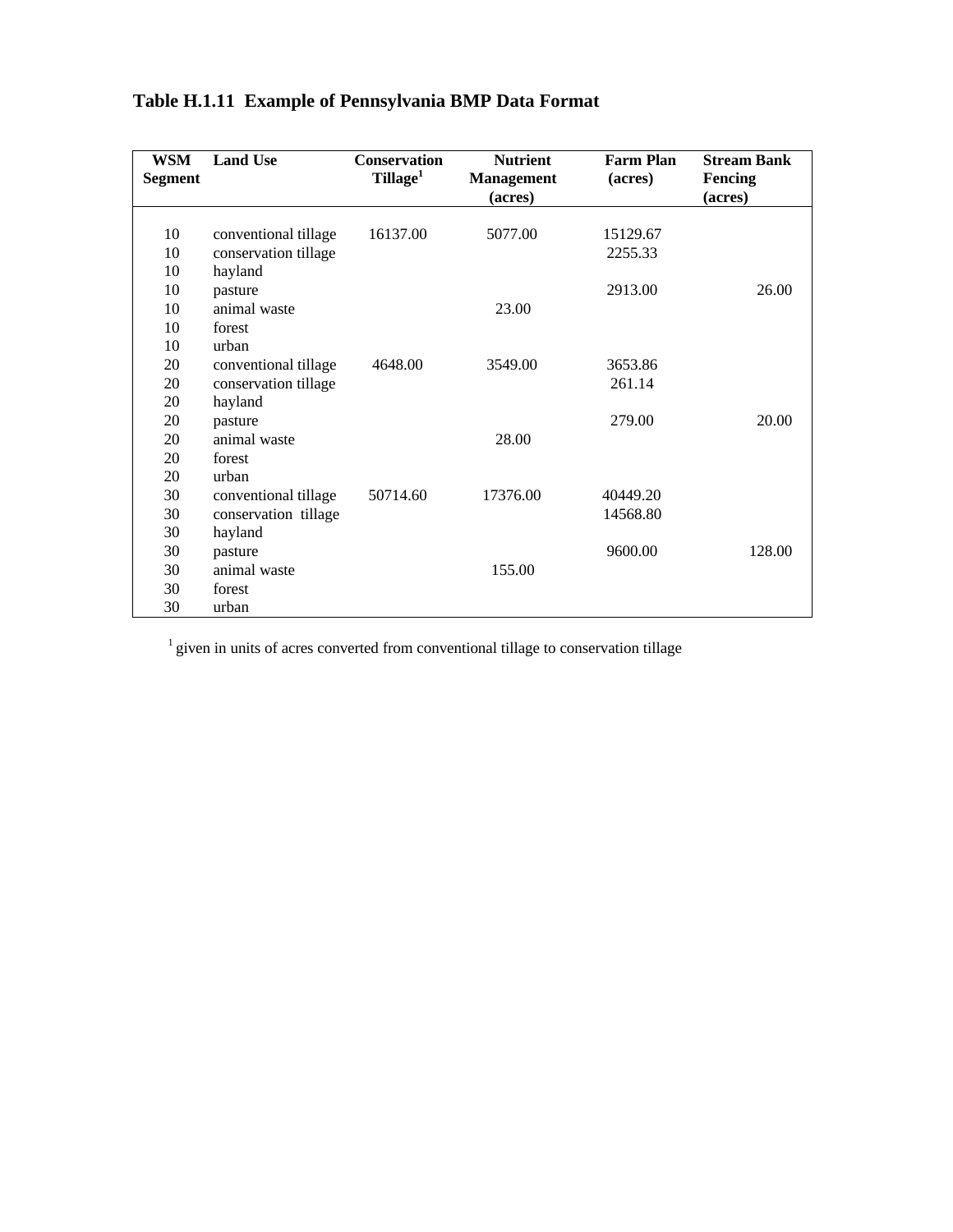**Table H.1.11 Example of Pennsylvania BMP Data Format**

| WSM Segment | Land Use | Conservation Tillage[1] | Nutrient Management (acres) | Farm Plan (acres) | Stream Bank Fencing (acres) |
|---|---|---|---|---|---|
| 10 | conventional tillage | 16137.00 | 5077.00 | 15129.67 | |
| 10 | conservation tillage | | | 2255.33 | |
| 10 | hayland | | | | |
| 10 | pasture | | | 2913.00 | 26.00 |
| 10 | animal waste | | 23.00 | | |
| 10 | forest | | | | |
| 10 | urban | | | | |
| 20 | conventional tillage | 4648.00 | 3549.00 | 3653.86 | |
| 20 | conservation tillage | | | 261.14 | |
| 20 | hayland | | | | |
| 20 | pasture | | | 279.00 | 20.00 |
| 20 | animal waste | | 28.00 | | |
| 20 | forest | | | | |
| 20 | urban | | | | |
| 30 | conventional tillage | 50714.60 | 17376.00 | 40449.20 | |
| 30 | conservation tillage | | | 14568.80 | |
| 30 | hayland | | | | |
| 30 | pasture | | | 9600.00 | 128.00 |
| 30 | animal waste | | 155.00 | | |
| 30 | forest | | | | |
| 30 | urban | | | | |

[1] given in units of acres converted from conventional tillage to conservation tillage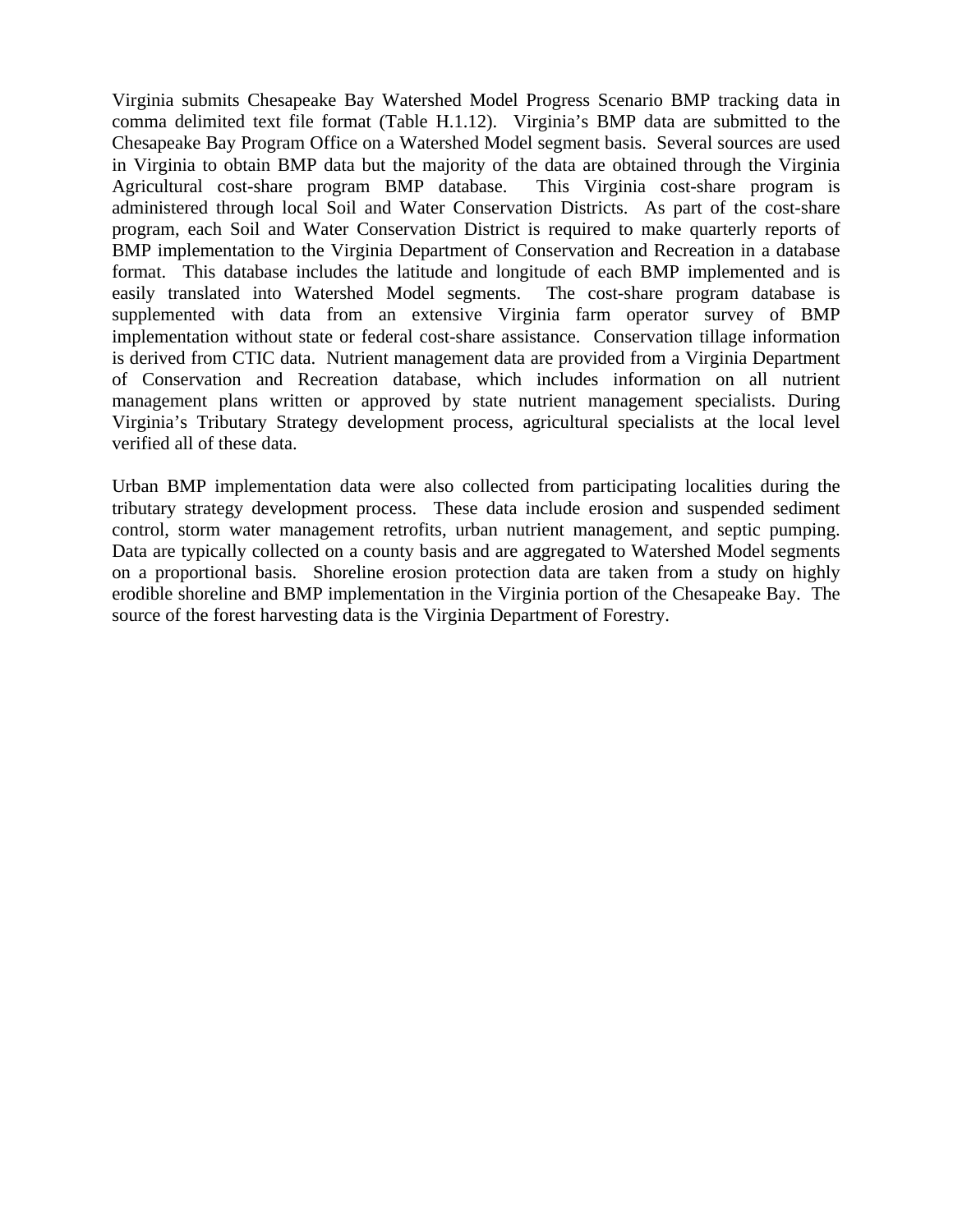Virginia submits Chesapeake Bay Watershed Model Progress Scenario BMP tracking data in comma delimited text file format (Table H.1.12). Virginia's BMP data are submitted to the Chesapeake Bay Program Office on a Watershed Model segment basis. Several sources are used in Virginia to obtain BMP data but the majority of the data are obtained through the Virginia Agricultural cost-share program BMP database. This Virginia cost-share program is administered through local Soil and Water Conservation Districts. As part of the cost-share program, each Soil and Water Conservation District is required to make quarterly reports of BMP implementation to the Virginia Department of Conservation and Recreation in a database format. This database includes the latitude and longitude of each BMP implemented and is easily translated into Watershed Model segments. The cost-share program database is supplemented with data from an extensive Virginia farm operator survey of BMP implementation without state or federal cost-share assistance. Conservation tillage information is derived from CTIC data. Nutrient management data are provided from a Virginia Department of Conservation and Recreation database, which includes information on all nutrient management plans written or approved by state nutrient management specialists. During Virginia's Tributary Strategy development process, agricultural specialists at the local level verified all of these data.

Urban BMP implementation data were also collected from participating localities during the tributary strategy development process. These data include erosion and suspended sediment control, storm water management retrofits, urban nutrient management, and septic pumping. Data are typically collected on a county basis and are aggregated to Watershed Model segments on a proportional basis. Shoreline erosion protection data are taken from a study on highly erodible shoreline and BMP implementation in the Virginia portion of the Chesapeake Bay. The source of the forest harvesting data is the Virginia Department of Forestry.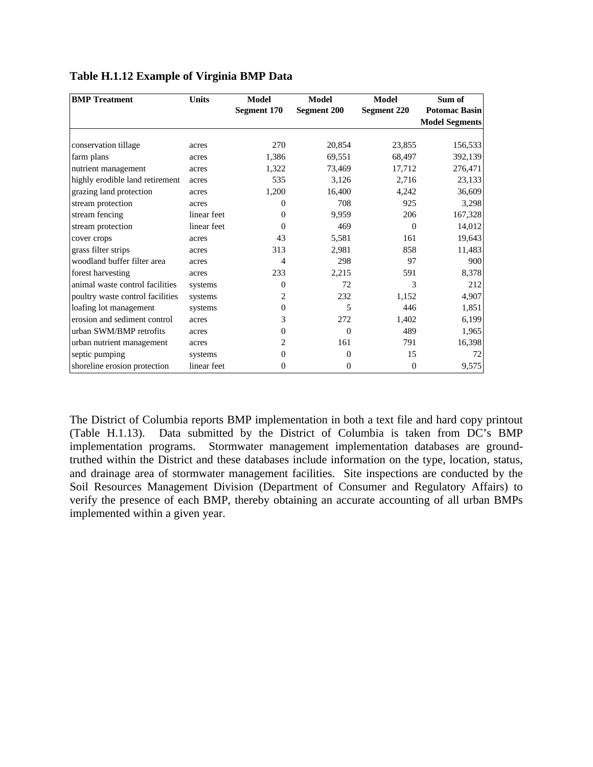**Table H.1.12 Example of Virginia BMP Data**

| BMP Treatment | Units | Model Segment 170 | Model Segment 200 | Model Segment 220 | Sum of Potomac Basin Model Segments |
|---|---|---|---|---|---|
| conservation tillage | acres | 270 | 20,854 | 23,855 | 156,533 |
| farm plans | acres | 1,386 | 69,551 | 68,497 | 392,139 |
| nutrient management | acres | 1,322 | 73,469 | 17,712 | 276,471 |
| highly erodible land retirement | acres | 535 | 3,126 | 2,716 | 23,133 |
| grazing land protection | acres | 1,200 | 16,400 | 4,242 | 36,609 |
| stream protection | acres | 0 | 708 | 925 | 3,298 |
| stream fencing | linear feet | 0 | 9,959 | 206 | 167,328 |
| stream protection | linear feet | 0 | 469 | 0 | 14,012 |
| cover crops | acres | 43 | 5,581 | 161 | 19,643 |
| grass filter strips | acres | 313 | 2,981 | 858 | 11,483 |
| woodland buffer filter area | acres | 4 | 298 | 97 | 900 |
| forest harvesting | acres | 233 | 2,215 | 591 | 8,378 |
| animal waste control facilities | systems | 0 | 72 | 3 | 212 |
| poultry waste control facilities | systems | 2 | 232 | 1,152 | 4,907 |
| loafing lot management | systems | 0 | 5 | 446 | 1,851 |
| erosion and sediment control | acres | 3 | 272 | 1,402 | 6,199 |
| urban SWM/BMP retrofits | acres | 0 | 0 | 489 | 1,965 |
| urban nutrient management | acres | 2 | 161 | 791 | 16,398 |
| septic pumping | systems | 0 | 0 | 15 | 72 |
| shoreline erosion protection | linear feet | 0 | 0 | 0 | 9,575 |

The District of Columbia reports BMP implementation in both a text file and hard copy printout (Table H.1.13). Data submitted by the District of Columbia is taken from DC's BMP implementation programs. Stormwater management implementation databases are ground-truthed within the District and these databases include information on the type, location, status, and drainage area of stormwater management facilities. Site inspections are conducted by the Soil Resources Management Division (Department of Consumer and Regulatory Affairs) to verify the presence of each BMP, thereby obtaining an accurate accounting of all urban BMPs implemented within a given year.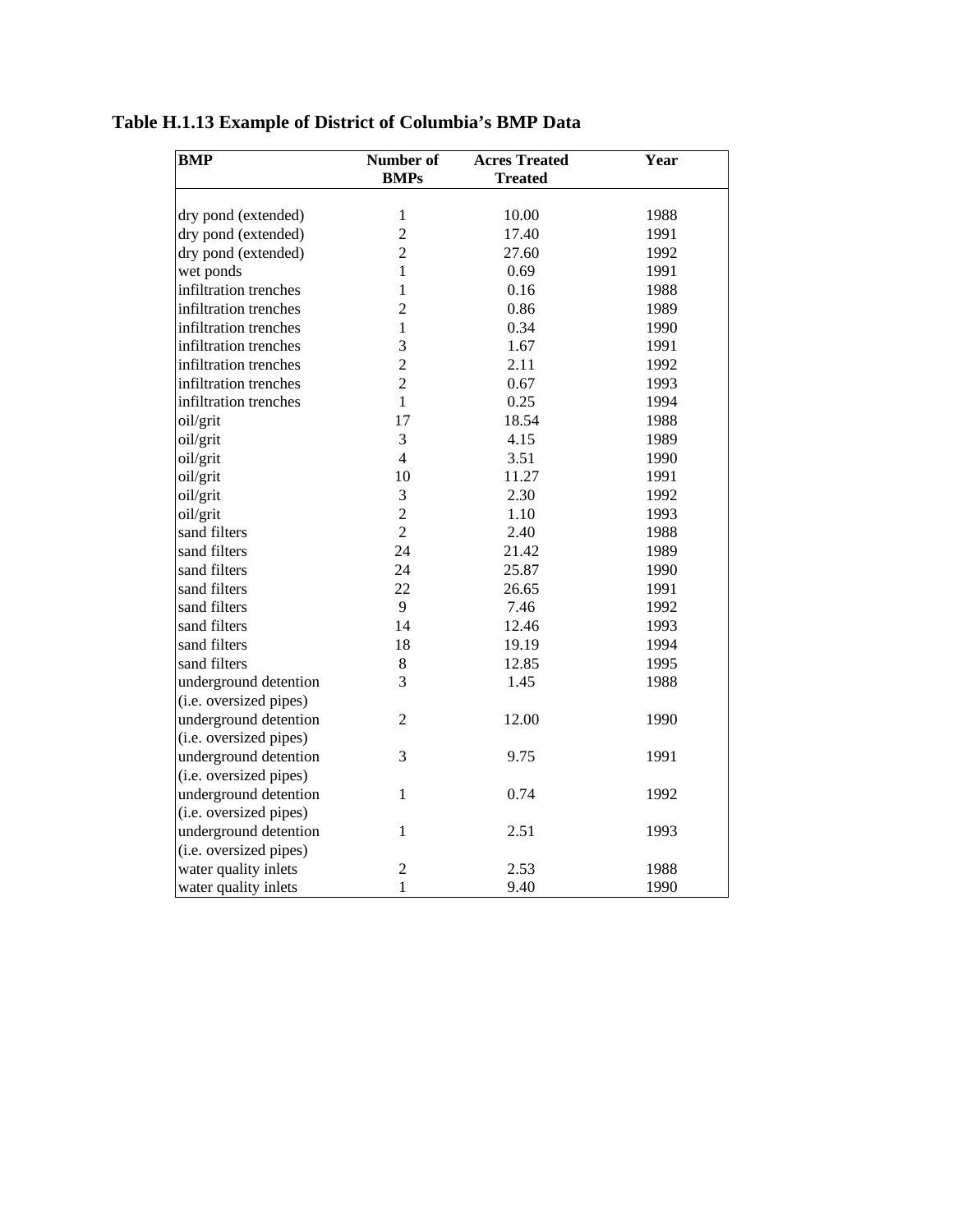**Table H.1.13 Example of District of Columbia's BMP Data**

| BMP | Number of BMPs | Acres Treated | Year |
|---|---|---|---|
| dry pond (extended) | 1 | 10.00 | 1988 |
| dry pond (extended) | 2 | 17.40 | 1991 |
| dry pond (extended) | 2 | 27.60 | 1992 |
| wet ponds | 1 | 0.69 | 1991 |
| infiltration trenches | 1 | 0.16 | 1988 |
| infiltration trenches | 2 | 0.86 | 1989 |
| infiltration trenches | 1 | 0.34 | 1990 |
| infiltration trenches | 3 | 1.67 | 1991 |
| infiltration trenches | 2 | 2.11 | 1992 |
| infiltration trenches | 2 | 0.67 | 1993 |
| infiltration trenches | 1 | 0.25 | 1994 |
| oil/grit | 17 | 18.54 | 1988 |
| oil/grit | 3 | 4.15 | 1989 |
| oil/grit | 4 | 3.51 | 1990 |
| oil/grit | 10 | 11.27 | 1991 |
| oil/grit | 3 | 2.30 | 1992 |
| oil/grit | 2 | 1.10 | 1993 |
| sand filters | 2 | 2.40 | 1988 |
| sand filters | 24 | 21.42 | 1989 |
| sand filters | 24 | 25.87 | 1990 |
| sand filters | 22 | 26.65 | 1991 |
| sand filters | 9 | 7.46 | 1992 |
| sand filters | 14 | 12.46 | 1993 |
| sand filters | 18 | 19.19 | 1994 |
| sand filters | 8 | 12.85 | 1995 |
| underground detention (i.e. oversized pipes) | 3 | 1.45 | 1988 |
| underground detention (i.e. oversized pipes) | 2 | 12.00 | 1990 |
| underground detention (i.e. oversized pipes) | 3 | 9.75 | 1991 |
| underground detention (i.e. oversized pipes) | 1 | 0.74 | 1992 |
| underground detention (i.e. oversized pipes) | 1 | 2.51 | 1993 |
| water quality inlets | 2 | 2.53 | 1988 |
| water quality inlets | 1 | 9.40 | 1990 |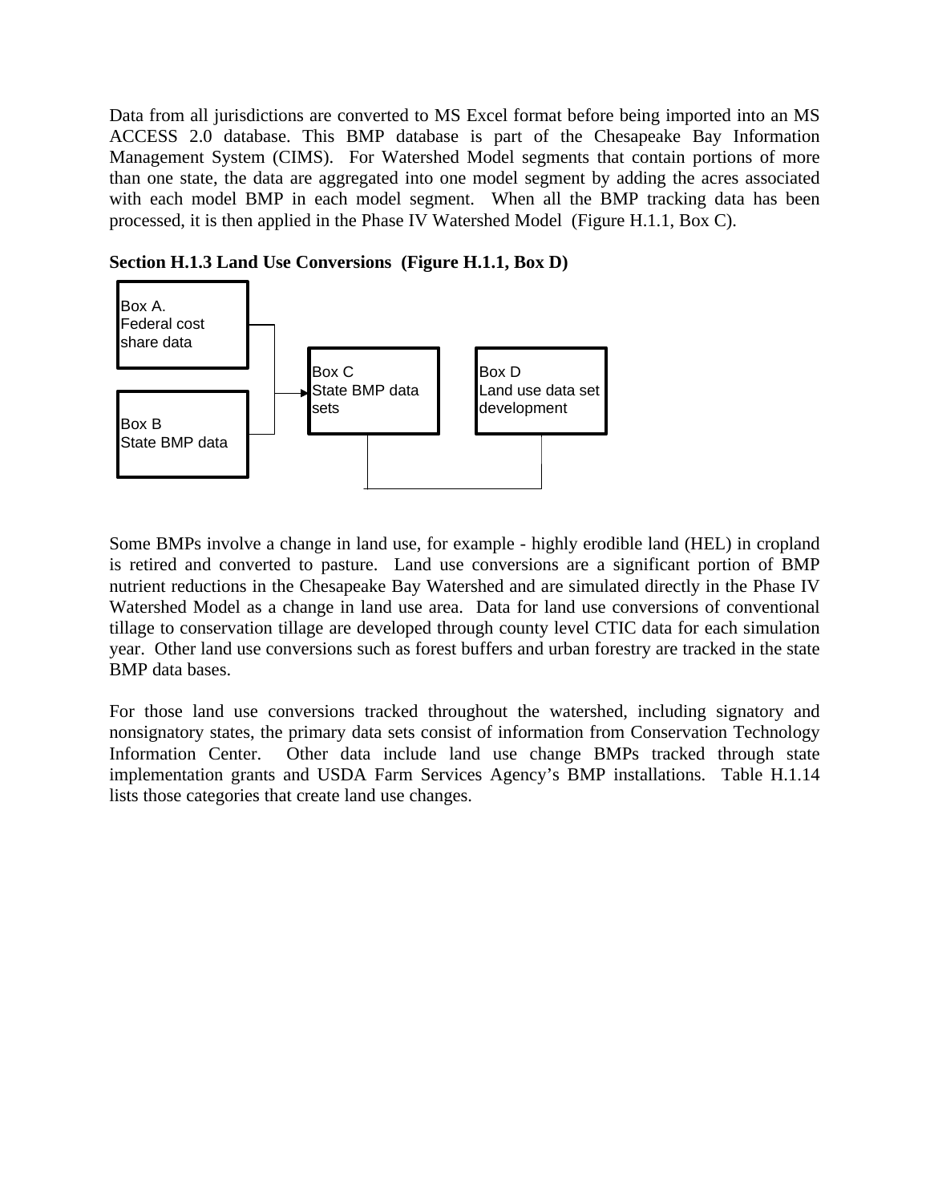Data from all jurisdictions are converted to MS Excel format before being imported into an MS ACCESS 2.0 database. This BMP database is part of the Chesapeake Bay Information Management System (CIMS). For Watershed Model segments that contain portions of more than one state, the data are aggregated into one model segment by adding the acres associated with each model BMP in each model segment. When all the BMP tracking data has been processed, it is then applied in the Phase IV Watershed Model (Figure H.1.1, Box C).

**Section H.1.3 Land Use Conversions (Figure H.1.1, Box D)**

Box A.
Federal cost share data

Box B
State BMP data

Box C
State BMP data sets

Box D
Land use data set development

Some BMPs involve a change in land use, for example - highly erodible land (HEL) in cropland is retired and converted to pasture. Land use conversions are a significant portion of BMP nutrient reductions in the Chesapeake Bay Watershed and are simulated directly in the Phase IV Watershed Model as a change in land use area. Data for land use conversions of conventional tillage to conservation tillage are developed through county level CTIC data for each simulation year. Other land use conversions such as forest buffers and urban forestry are tracked in the state BMP data bases.

For those land use conversions tracked throughout the watershed, including signatory and nonsignatory states, the primary data sets consist of information from Conservation Technology Information Center. Other data include land use change BMPs tracked through state implementation grants and USDA Farm Services Agency's BMP installations. Table H.1.14 lists those categories that create land use changes.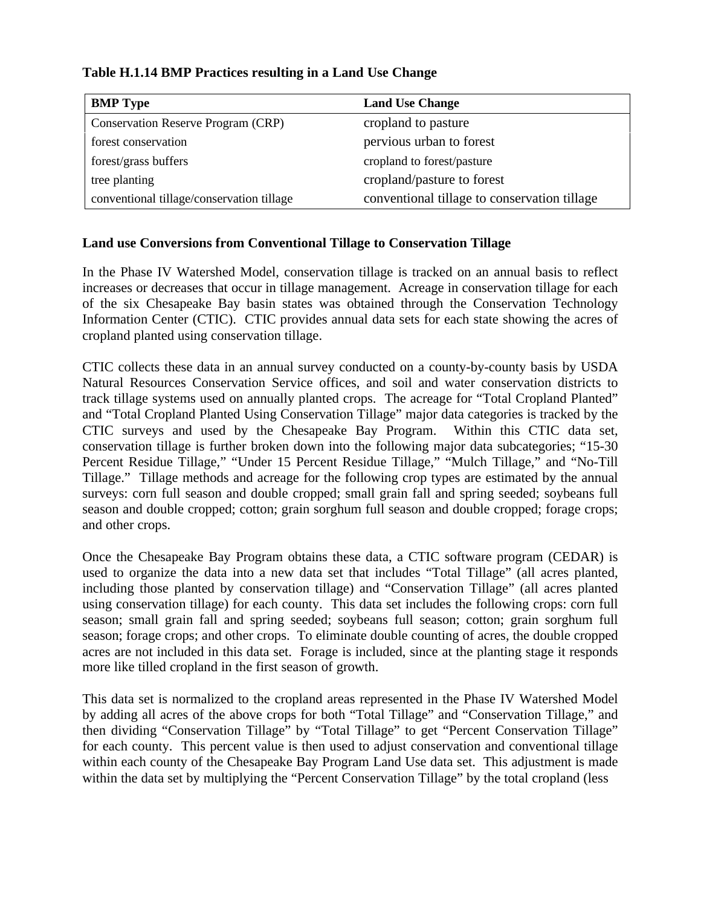**Table H.1.14 BMP Practices resulting in a Land Use Change**

| BMP Type | Land Use Change |
|---|---|
| Conservation Reserve Program (CRP) | cropland to pasture |
| forest conservation | pervious urban to forest |
| forest/grass buffers | cropland to forest/pasture |
| tree planting | cropland/pasture to forest |
| conventional tillage/conservation tillage | conventional tillage to conservation tillage |

**Land use Conversions from Conventional Tillage to Conservation Tillage**

In the Phase IV Watershed Model, conservation tillage is tracked on an annual basis to reflect increases or decreases that occur in tillage management. Acreage in conservation tillage for each of the six Chesapeake Bay basin states was obtained through the Conservation Technology Information Center (CTIC). CTIC provides annual data sets for each state showing the acres of cropland planted using conservation tillage.

CTIC collects these data in an annual survey conducted on a county-by-county basis by USDA Natural Resources Conservation Service offices, and soil and water conservation districts to track tillage systems used on annually planted crops. The acreage for “Total Cropland Planted” and “Total Cropland Planted Using Conservation Tillage” major data categories is tracked by the CTIC surveys and used by the Chesapeake Bay Program. Within this CTIC data set, conservation tillage is further broken down into the following major data subcategories; “15-30 Percent Residue Tillage,” “Under 15 Percent Residue Tillage,” “Mulch Tillage,” and “No-Till Tillage.” Tillage methods and acreage for the following crop types are estimated by the annual surveys: corn full season and double cropped; small grain fall and spring seeded; soybeans full season and double cropped; cotton; grain sorghum full season and double cropped; forage crops; and other crops.

Once the Chesapeake Bay Program obtains these data, a CTIC software program (CEDAR) is used to organize the data into a new data set that includes “Total Tillage” (all acres planted, including those planted by conservation tillage) and “Conservation Tillage” (all acres planted using conservation tillage) for each county. This data set includes the following crops: corn full season; small grain fall and spring seeded; soybeans full season; cotton; grain sorghum full season; forage crops; and other crops. To eliminate double counting of acres, the double cropped acres are not included in this data set. Forage is included, since at the planting stage it responds more like tilled cropland in the first season of growth.

This data set is normalized to the cropland areas represented in the Phase IV Watershed Model by adding all acres of the above crops for both “Total Tillage” and “Conservation Tillage,” and then dividing “Conservation Tillage” by “Total Tillage” to get “Percent Conservation Tillage” for each county. This percent value is then used to adjust conservation and conventional tillage within each county of the Chesapeake Bay Program Land Use data set. This adjustment is made within the data set by multiplying the “Percent Conservation Tillage” by the total cropland (less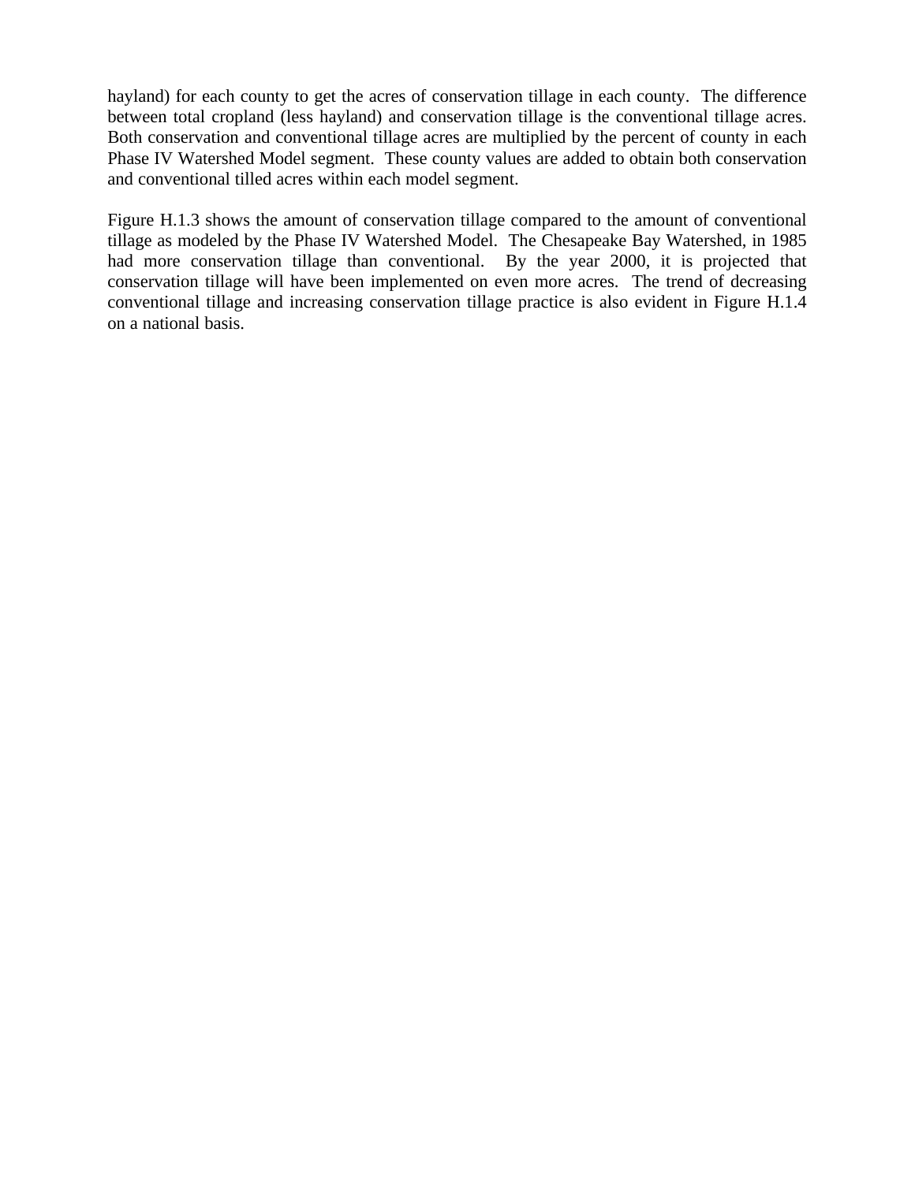hayland) for each county to get the acres of conservation tillage in each county. The difference between total cropland (less hayland) and conservation tillage is the conventional tillage acres. Both conservation and conventional tillage acres are multiplied by the percent of county in each Phase IV Watershed Model segment. These county values are added to obtain both conservation and conventional tilled acres within each model segment.

Figure H.1.3 shows the amount of conservation tillage compared to the amount of conventional tillage as modeled by the Phase IV Watershed Model. The Chesapeake Bay Watershed, in 1985 had more conservation tillage than conventional. By the year 2000, it is projected that conservation tillage will have been implemented on even more acres. The trend of decreasing conventional tillage and increasing conservation tillage practice is also evident in Figure H.1.4 on a national basis.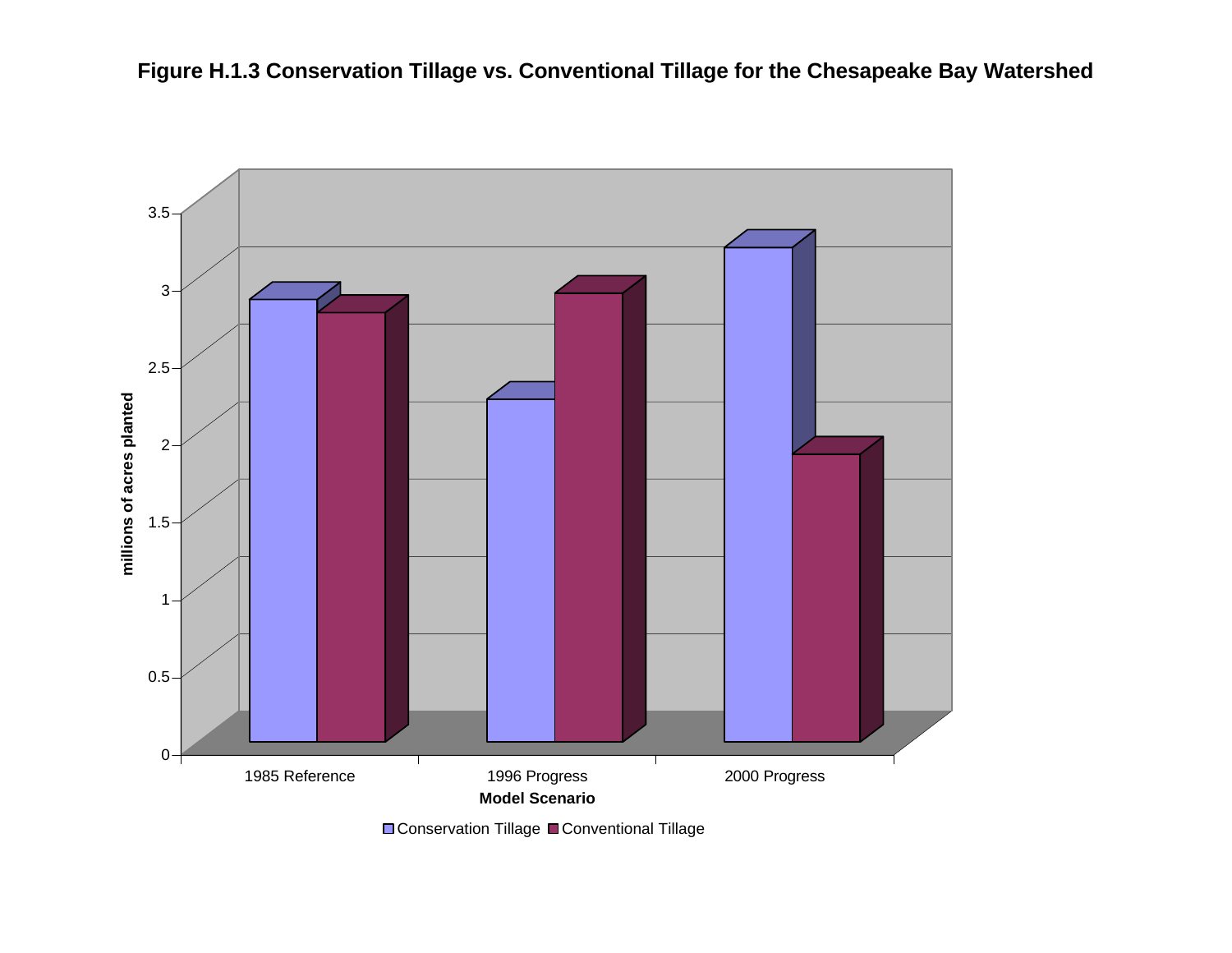**Figure H.1.3 Conservation Tillage vs. Conventional Tillage for the Chesapeake Bay Watershed**

millions of acres planted

3.5
3
2.5
2
1.5
1
0.5
0

1985 Reference | 1996 Progress | 2000 Progress

Model Scenario

Conservation Tillage | Conventional Tillage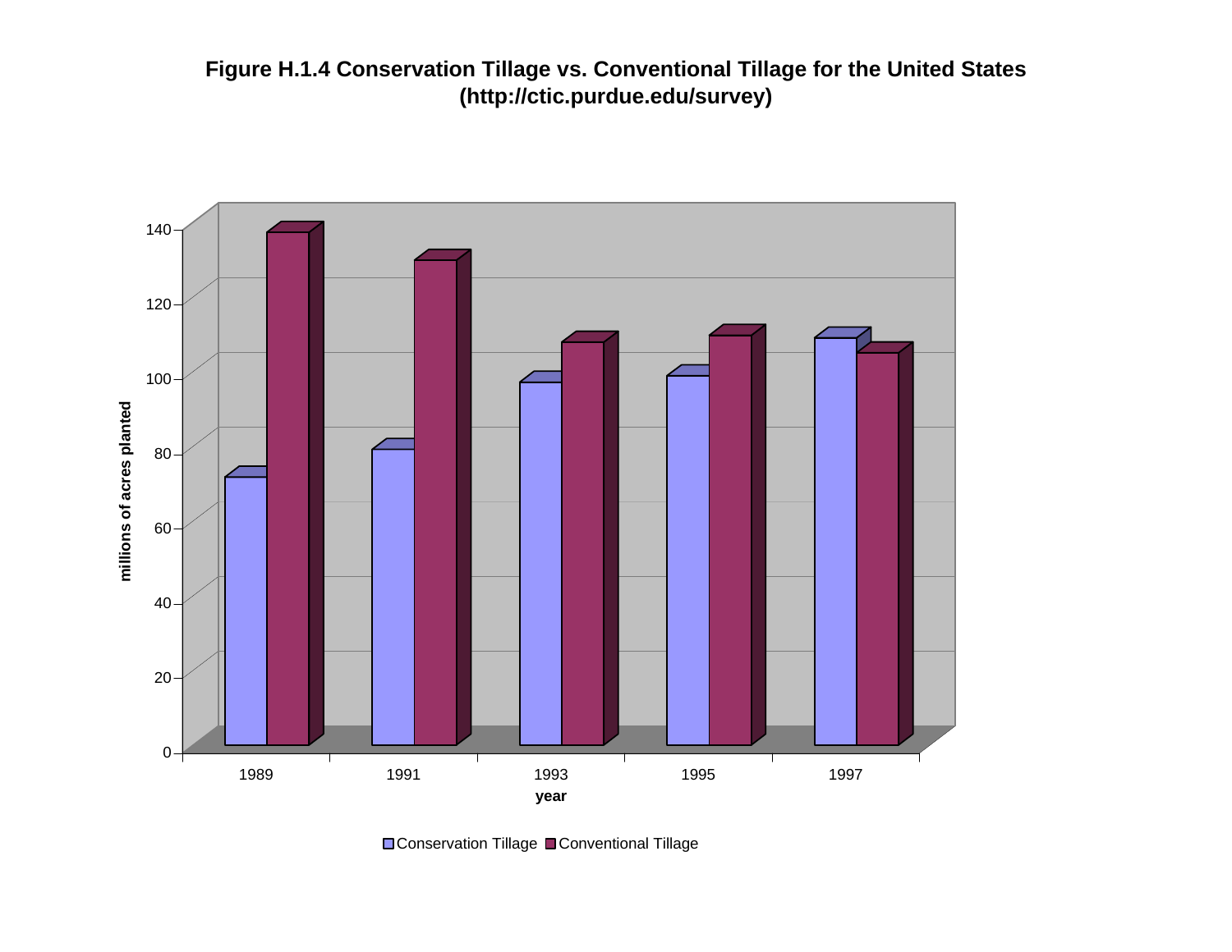**Figure H.1.4 Conservation Tillage vs. Conventional Tillage for the United States (http://ctic.purdue.edu/survey)**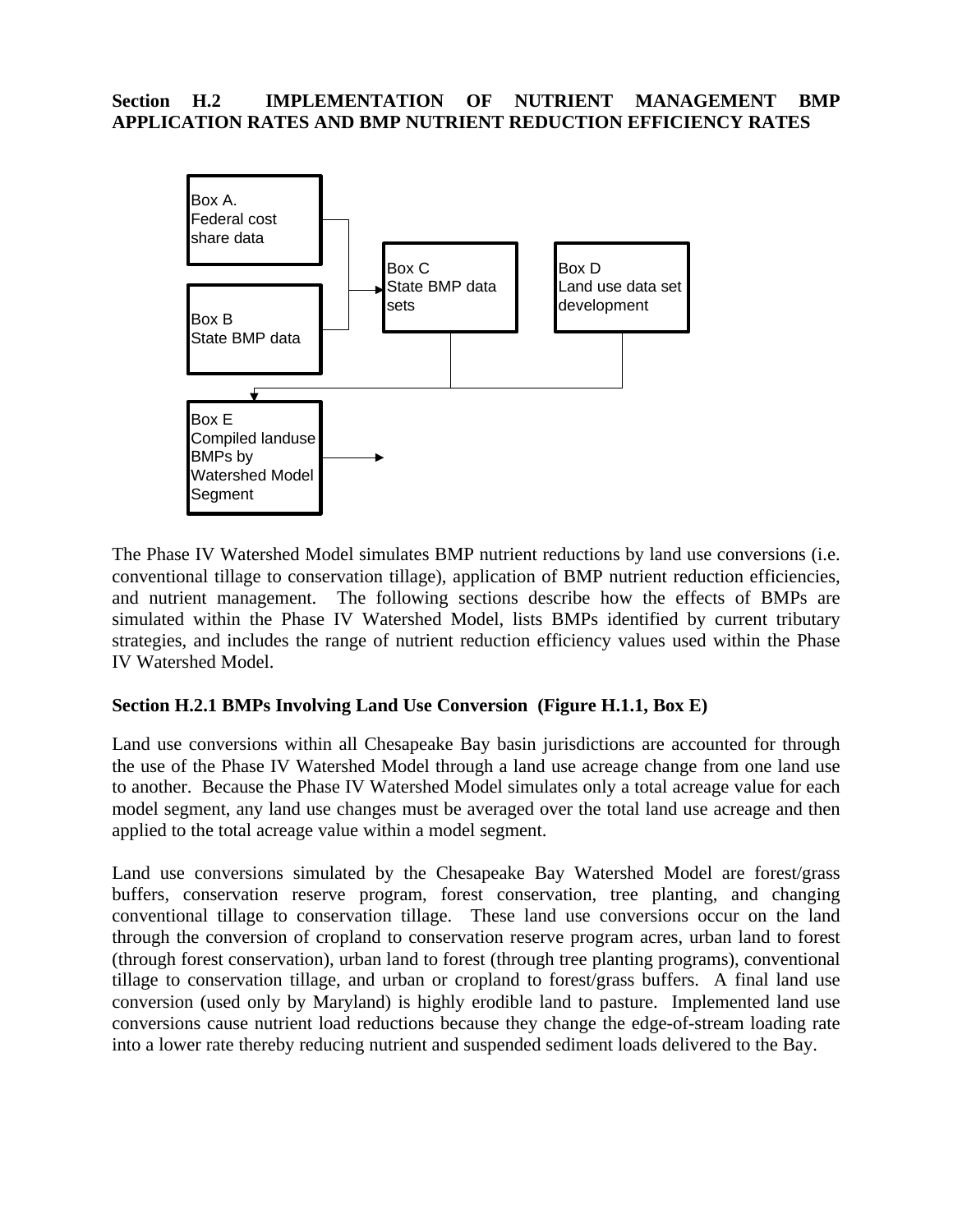## Section H.2 IMPLEMENTATION OF NUTRIENT MANAGEMENT BMP APPLICATION RATES AND BMP NUTRIENT REDUCTION EFFICIENCY RATES

Box A.
Federal cost share data

Box B
State BMP data

Box C
State BMP data sets

Box D
Land use data set development

Box E
Compiled landuse BMPs by Watershed Model Segment

The Phase IV Watershed Model simulates BMP nutrient reductions by land use conversions (i.e. conventional tillage to conservation tillage), application of BMP nutrient reduction efficiencies, and nutrient management. The following sections describe how the effects of BMPs are simulated within the Phase IV Watershed Model, lists BMPs identified by current tributary strategies, and includes the range of nutrient reduction efficiency values used within the Phase IV Watershed Model.

### Section H.2.1 BMPs Involving Land Use Conversion (Figure H.1.1, Box E)

Land use conversions within all Chesapeake Bay basin jurisdictions are accounted for through the use of the Phase IV Watershed Model through a land use acreage change from one land use to another. Because the Phase IV Watershed Model simulates only a total acreage value for each model segment, any land use changes must be averaged over the total land use acreage and then applied to the total acreage value within a model segment.

Land use conversions simulated by the Chesapeake Bay Watershed Model are forest/grass buffers, conservation reserve program, forest conservation, tree planting, and changing conventional tillage to conservation tillage. These land use conversions occur on the land through the conversion of cropland to conservation reserve program acres, urban land to forest (through forest conservation), urban land to forest (through tree planting programs), conventional tillage to conservation tillage, and urban or cropland to forest/grass buffers. A final land use conversion (used only by Maryland) is highly erodible land to pasture. Implemented land use conversions cause nutrient load reductions because they change the edge-of-stream loading rate into a lower rate thereby reducing nutrient and suspended sediment loads delivered to the Bay.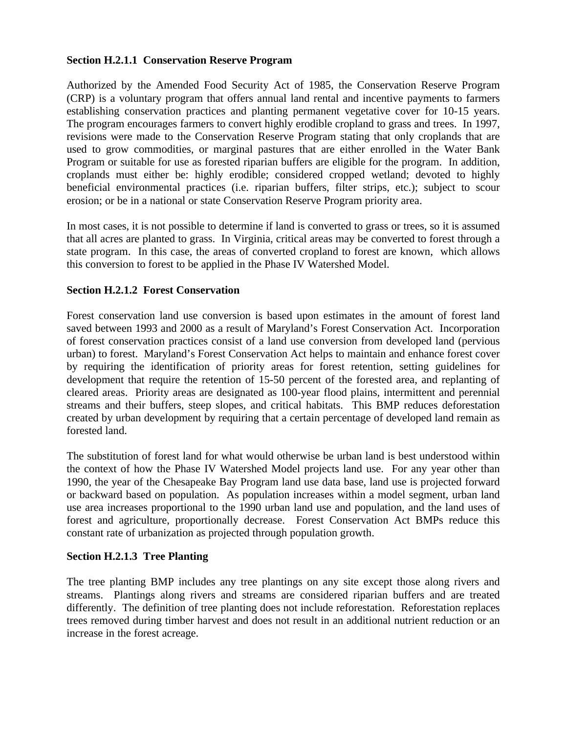**Section H.2.1.1 Conservation Reserve Program**

Authorized by the Amended Food Security Act of 1985, the Conservation Reserve Program (CRP) is a voluntary program that offers annual land rental and incentive payments to farmers establishing conservation practices and planting permanent vegetative cover for 10-15 years. The program encourages farmers to convert highly erodible cropland to grass and trees. In 1997, revisions were made to the Conservation Reserve Program stating that only croplands that are used to grow commodities, or marginal pastures that are either enrolled in the Water Bank Program or suitable for use as forested riparian buffers are eligible for the program. In addition, croplands must either be: highly erodible; considered cropped wetland; devoted to highly beneficial environmental practices (i.e. riparian buffers, filter strips, etc.); subject to scour erosion; or be in a national or state Conservation Reserve Program priority area.

In most cases, it is not possible to determine if land is converted to grass or trees, so it is assumed that all acres are planted to grass. In Virginia, critical areas may be converted to forest through a state program. In this case, the areas of converted cropland to forest are known, which allows this conversion to forest to be applied in the Phase IV Watershed Model.

**Section H.2.1.2 Forest Conservation**

Forest conservation land use conversion is based upon estimates in the amount of forest land saved between 1993 and 2000 as a result of Maryland's Forest Conservation Act. Incorporation of forest conservation practices consist of a land use conversion from developed land (pervious urban) to forest. Maryland's Forest Conservation Act helps to maintain and enhance forest cover by requiring the identification of priority areas for forest retention, setting guidelines for development that require the retention of 15-50 percent of the forested area, and replanting of cleared areas. Priority areas are designated as 100-year flood plains, intermittent and perennial streams and their buffers, steep slopes, and critical habitats. This BMP reduces deforestation created by urban development by requiring that a certain percentage of developed land remain as forested land.

The substitution of forest land for what would otherwise be urban land is best understood within the context of how the Phase IV Watershed Model projects land use. For any year other than 1990, the year of the Chesapeake Bay Program land use data base, land use is projected forward or backward based on population. As population increases within a model segment, urban land use area increases proportional to the 1990 urban land use and population, and the land uses of forest and agriculture, proportionally decrease. Forest Conservation Act BMPs reduce this constant rate of urbanization as projected through population growth.

**Section H.2.1.3 Tree Planting**

The tree planting BMP includes any tree plantings on any site except those along rivers and streams. Plantings along rivers and streams are considered riparian buffers and are treated differently. The definition of tree planting does not include reforestation. Reforestation replaces trees removed during timber harvest and does not result in an additional nutrient reduction or an increase in the forest acreage.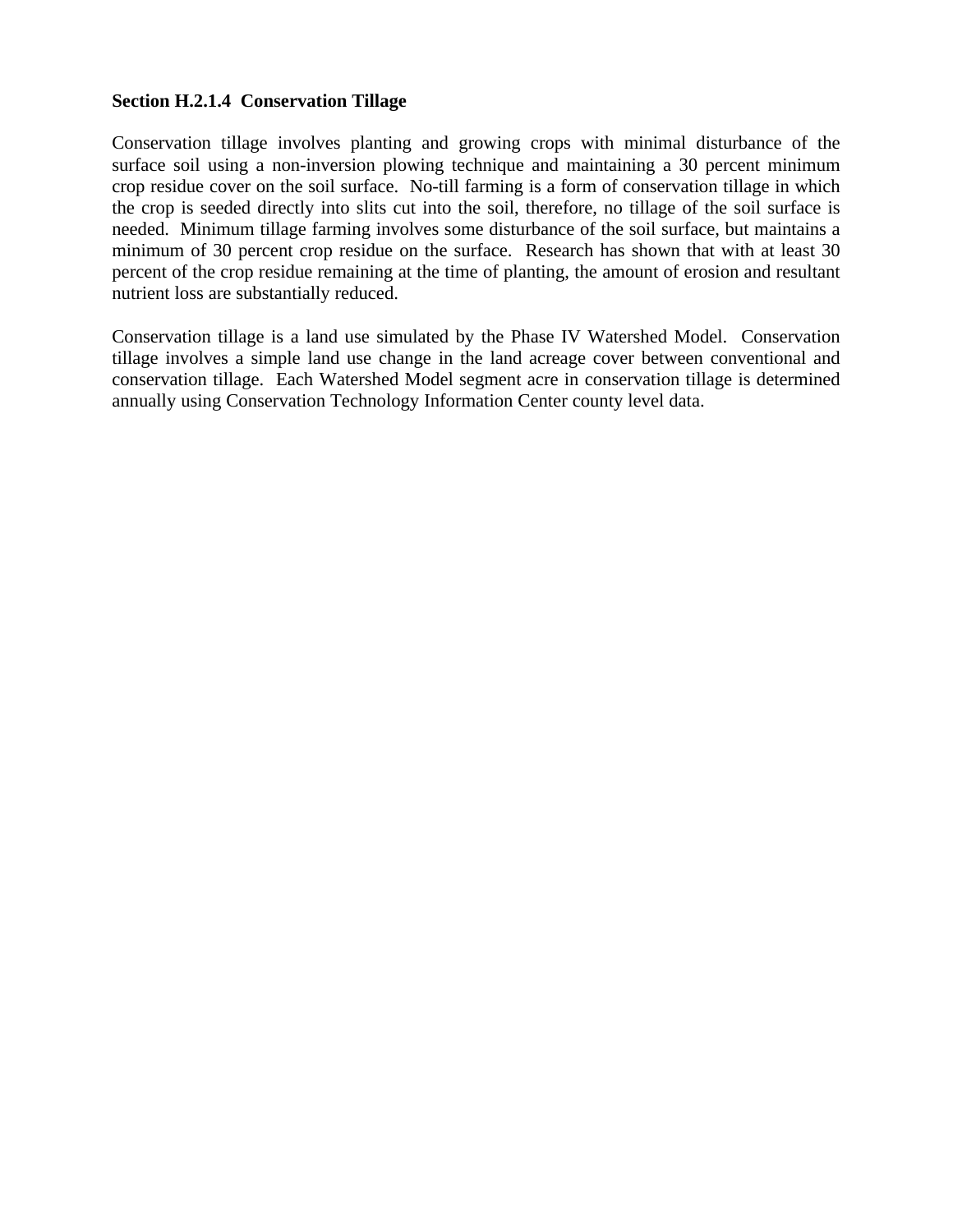**Section H.2.1.4 Conservation Tillage**

Conservation tillage involves planting and growing crops with minimal disturbance of the surface soil using a non-inversion plowing technique and maintaining a 30 percent minimum crop residue cover on the soil surface. No-till farming is a form of conservation tillage in which the crop is seeded directly into slits cut into the soil, therefore, no tillage of the soil surface is needed. Minimum tillage farming involves some disturbance of the soil surface, but maintains a minimum of 30 percent crop residue on the surface. Research has shown that with at least 30 percent of the crop residue remaining at the time of planting, the amount of erosion and resultant nutrient loss are substantially reduced.

Conservation tillage is a land use simulated by the Phase IV Watershed Model. Conservation tillage involves a simple land use change in the land acreage cover between conventional and conservation tillage. Each Watershed Model segment acre in conservation tillage is determined annually using Conservation Technology Information Center county level data.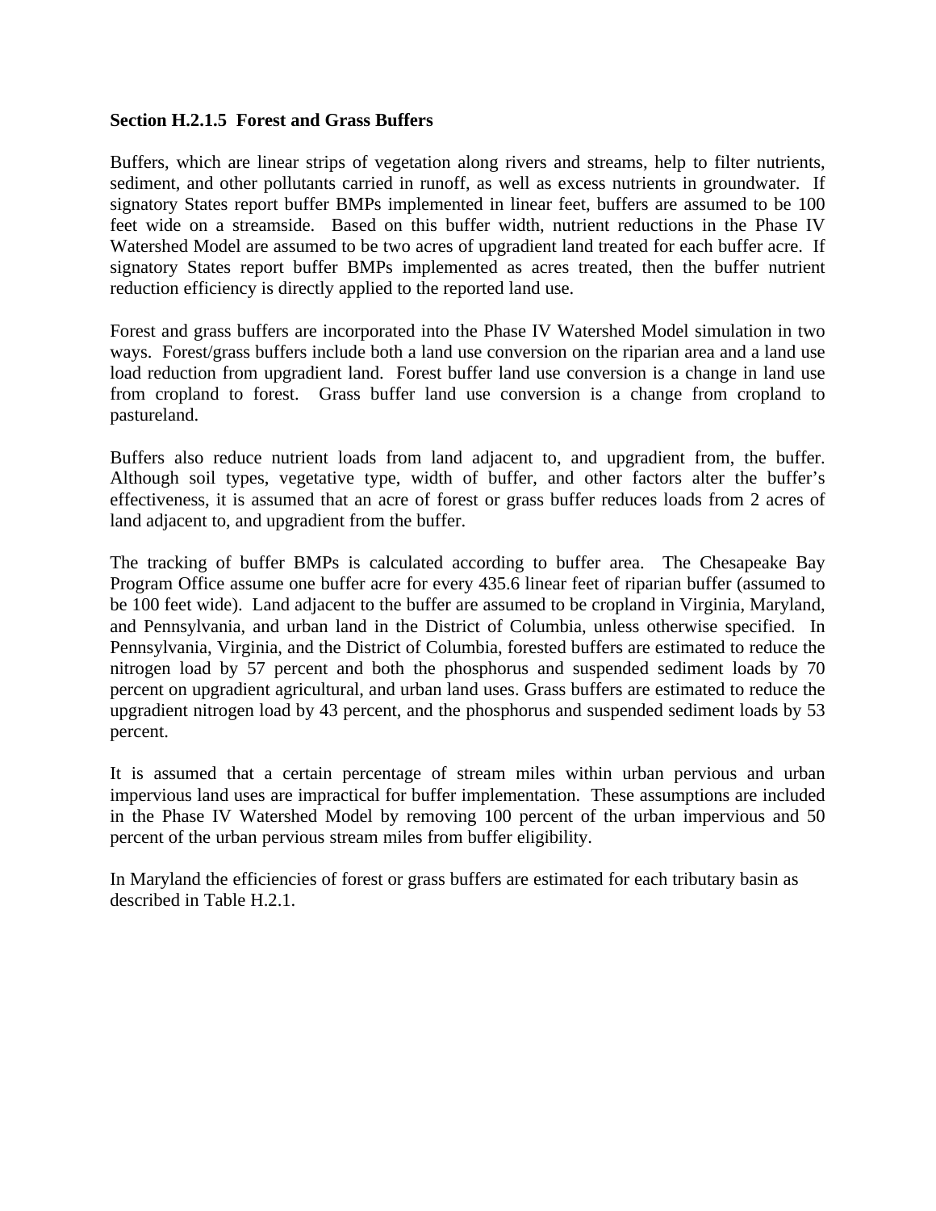**Section H.2.1.5 Forest and Grass Buffers**

Buffers, which are linear strips of vegetation along rivers and streams, help to filter nutrients, sediment, and other pollutants carried in runoff, as well as excess nutrients in groundwater. If signatory States report buffer BMPs implemented in linear feet, buffers are assumed to be 100 feet wide on a streamside. Based on this buffer width, nutrient reductions in the Phase IV Watershed Model are assumed to be two acres of upgradient land treated for each buffer acre. If signatory States report buffer BMPs implemented as acres treated, then the buffer nutrient reduction efficiency is directly applied to the reported land use.

Forest and grass buffers are incorporated into the Phase IV Watershed Model simulation in two ways. Forest/grass buffers include both a land use conversion on the riparian area and a land use load reduction from upgradient land. Forest buffer land use conversion is a change in land use from cropland to forest. Grass buffer land use conversion is a change from cropland to pastureland.

Buffers also reduce nutrient loads from land adjacent to, and upgradient from, the buffer. Although soil types, vegetative type, width of buffer, and other factors alter the buffer's effectiveness, it is assumed that an acre of forest or grass buffer reduces loads from 2 acres of land adjacent to, and upgradient from the buffer.

The tracking of buffer BMPs is calculated according to buffer area. The Chesapeake Bay Program Office assume one buffer acre for every 435.6 linear feet of riparian buffer (assumed to be 100 feet wide). Land adjacent to the buffer are assumed to be cropland in Virginia, Maryland, and Pennsylvania, and urban land in the District of Columbia, unless otherwise specified. In Pennsylvania, Virginia, and the District of Columbia, forested buffers are estimated to reduce the nitrogen load by 57 percent and both the phosphorus and suspended sediment loads by 70 percent on upgradient agricultural, and urban land uses. Grass buffers are estimated to reduce the upgradient nitrogen load by 43 percent, and the phosphorus and suspended sediment loads by 53 percent.

It is assumed that a certain percentage of stream miles within urban pervious and urban impervious land uses are impractical for buffer implementation. These assumptions are included in the Phase IV Watershed Model by removing 100 percent of the urban impervious and 50 percent of the urban pervious stream miles from buffer eligibility.

In Maryland the efficiencies of forest or grass buffers are estimated for each tributary basin as described in Table H.2.1.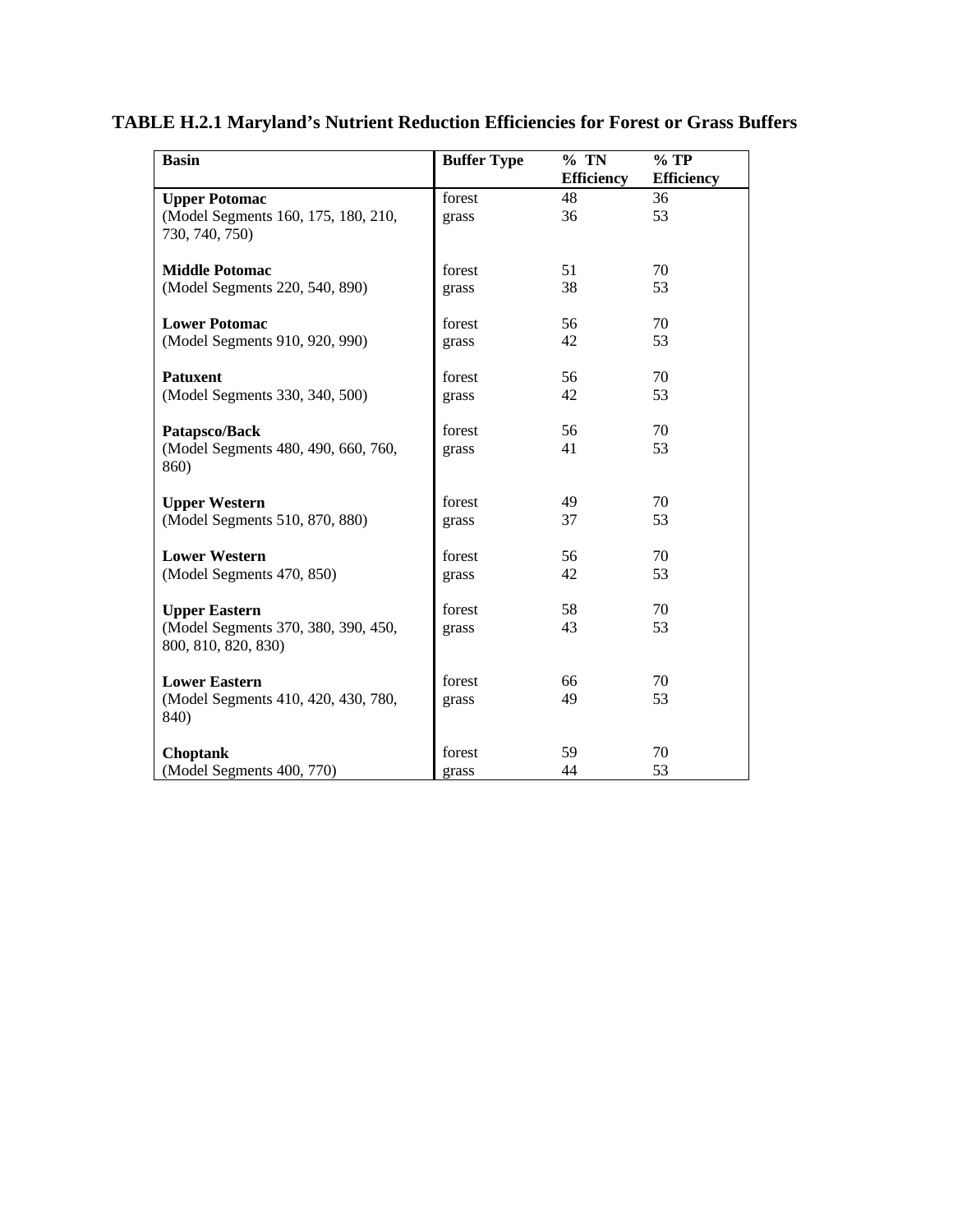# TABLE H.2.1 Maryland's Nutrient Reduction Efficiencies for Forest or Grass Buffers

| Basin | Buffer Type | % TN Efficiency | % TP Efficiency |
|---|---|---|---|
| **Upper Potomac** | forest | 48 | 36 |
| (Model Segments 160, 175, 180, 210, 730, 740, 750) | grass | 36 | 53 |
| **Middle Potomac** | forest | 51 | 70 |
| (Model Segments 220, 540, 890) | grass | 38 | 53 |
| **Lower Potomac** | forest | 56 | 70 |
| (Model Segments 910, 920, 990) | grass | 42 | 53 |
| **Patuxent** | forest | 56 | 70 |
| (Model Segments 330, 340, 500) | grass | 42 | 53 |
| **Patapsco/Back** | forest | 56 | 70 |
| (Model Segments 480, 490, 660, 760, 860) | grass | 41 | 53 |
| **Upper Western** | forest | 49 | 70 |
| (Model Segments 510, 870, 880) | grass | 37 | 53 |
| **Lower Western** | forest | 56 | 70 |
| (Model Segments 470, 850) | grass | 42 | 53 |
| **Upper Eastern** | forest | 58 | 70 |
| (Model Segments 370, 380, 390, 450, 800, 810, 820, 830) | grass | 43 | 53 |
| **Lower Eastern** | forest | 66 | 70 |
| (Model Segments 410, 420, 430, 780, 840) | grass | 49 | 53 |
| **Choptank** | forest | 59 | 70 |
| (Model Segments 400, 770) | grass | 44 | 53 |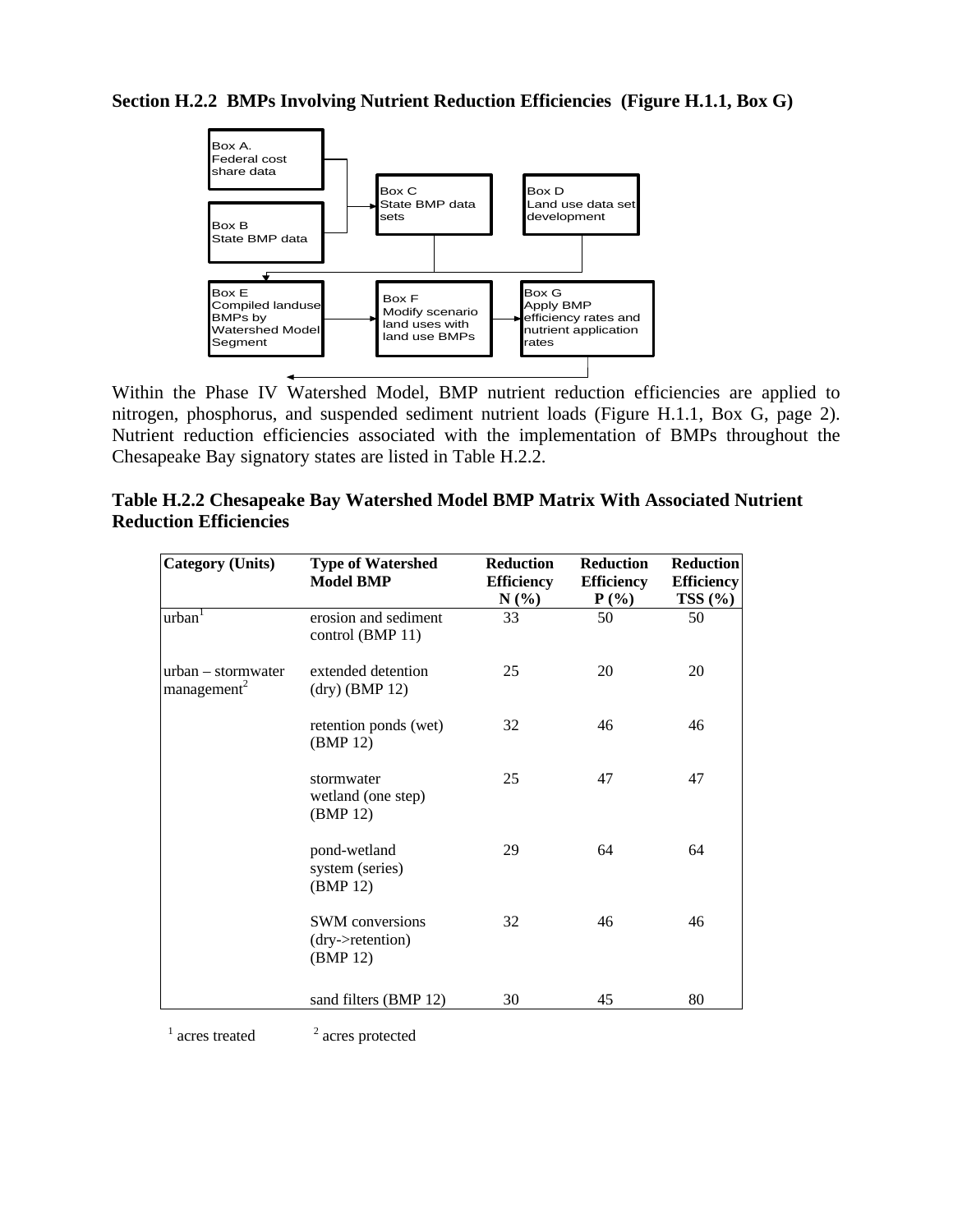**Section H.2.2 BMPs Involving Nutrient Reduction Efficiencies (Figure H.1.1, Box G)**

Box A.
Federal cost share data

Box B
State BMP data

Box C
State BMP data sets

Box D
Land use data set development

Box E
Compiled landuse BMPs by Watershed Model Segment

Box F
Modify scenario land uses with land use BMPs

Box G
Apply BMP efficiency rates and nutrient application rates

Within the Phase IV Watershed Model, BMP nutrient reduction efficiencies are applied to nitrogen, phosphorus, and suspended sediment nutrient loads (Figure H.1.1, Box G, page 2). Nutrient reduction efficiencies associated with the implementation of BMPs throughout the Chesapeake Bay signatory states are listed in Table H.2.2.

**Table H.2.2 Chesapeake Bay Watershed Model BMP Matrix With Associated Nutrient Reduction Efficiencies**

| Category (Units) | Type of Watershed Model BMP | Reduction Efficiency N (%) | Reduction Efficiency P (%) | Reduction Efficiency TSS (%) |
|---|---|---|---|---|
| urban[1] | erosion and sediment control (BMP 11) | 33 | 50 | 50 |
| urban – stormwater management[2] | extended detention (dry) (BMP 12) | 25 | 20 | 20 |
| | retention ponds (wet) (BMP 12) | 32 | 46 | 46 |
| | stormwater wetland (one step) (BMP 12) | 25 | 47 | 47 |
| | pond-wetland system (series) (BMP 12) | 29 | 64 | 64 |
| | SWM conversions (dry->retention) (BMP 12) | 32 | 46 | 46 |
| | sand filters (BMP 12) | 30 | 45 | 80 |

[1] acres treated [2] acres protected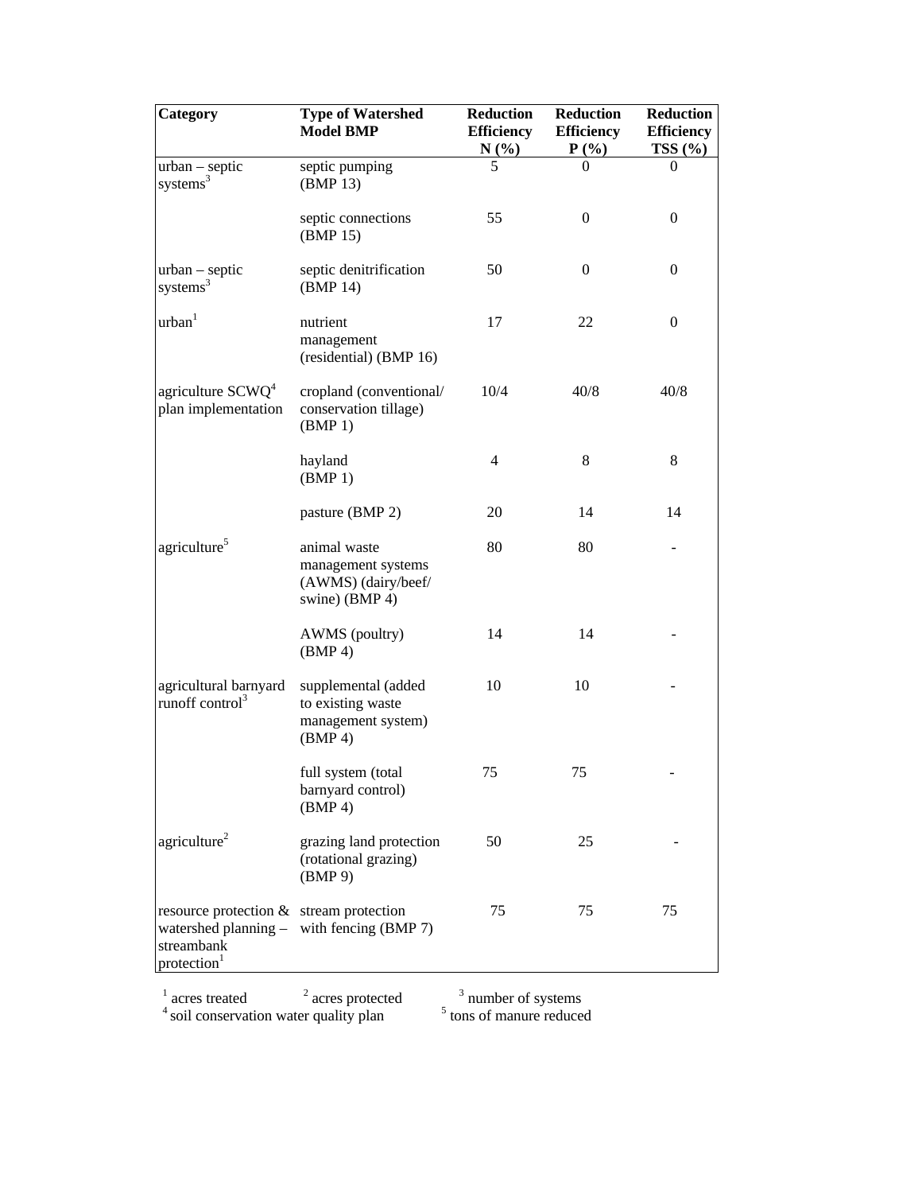| Category | Type of Watershed Model BMP | Reduction Efficiency N (%) | Reduction Efficiency P (%) | Reduction Efficiency TSS (%) |
|---|---|---|---|---|
| urban – septic systems[3] | septic pumping (BMP 13) | 5 | 0 | 0 |
| | septic connections (BMP 15) | 55 | 0 | 0 |
| urban – septic systems[3] | septic denitrification (BMP 14) | 50 | 0 | 0 |
| urban[1] | nutrient management (residential) (BMP 16) | 17 | 22 | 0 |
| agriculture SCWQ[4] plan implementation | cropland (conventional/ conservation tillage) (BMP 1) | 10/4 | 40/8 | 40/8 |
| | hayland (BMP 1) | 4 | 8 | 8 |
| | pasture (BMP 2) | 20 | 14 | 14 |
| agriculture[5] | animal waste management systems (AWMS) (dairy/beef/ swine) (BMP 4) | 80 | 80 | - |
| | AWMS (poultry) (BMP 4) | 14 | 14 | - |
| agricultural barnyard runoff control[3] | supplemental (added to existing waste management system) (BMP 4) | 10 | 10 | - |
| | full system (total barnyard control) (BMP 4) | 75 | 75 | - |
| agriculture[2] | grazing land protection (rotational grazing) (BMP 9) | 50 | 25 | - |
| resource protection & watershed planning – streambank protection[1] | stream protection with fencing (BMP 7) | 75 | 75 | 75 |

[1] acres treated [2] acres protected [3] number of systems
[4] soil conservation water quality plan [5] tons of manure reduced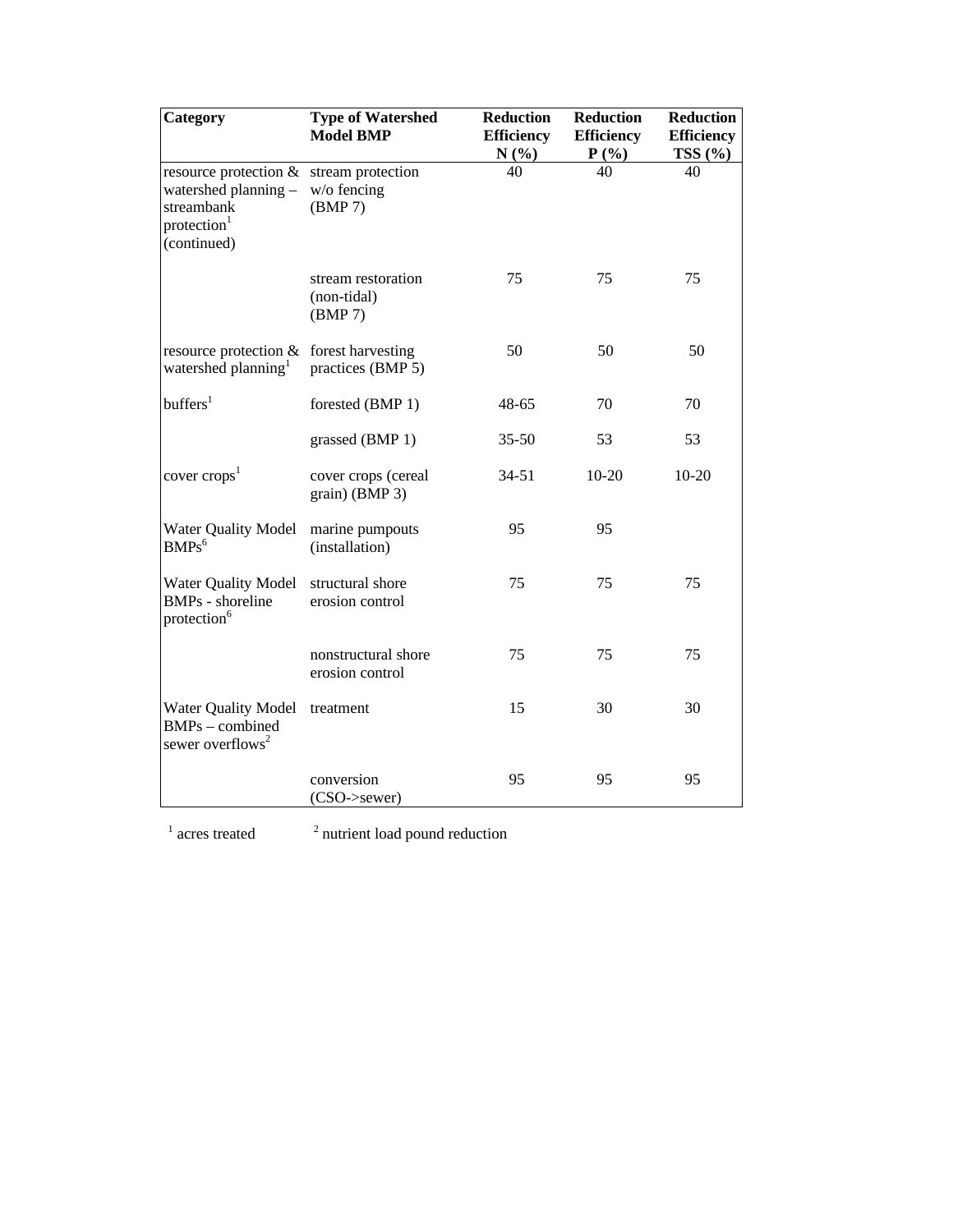| Category | Type of Watershed Model BMP | Reduction Efficiency N (%) | Reduction Efficiency P (%) | Reduction Efficiency TSS (%) |
|---|---|---|---|---|
| resource protection & watershed planning – streambank protection[1] (continued) | stream protection w/o fencing (BMP 7) | 40 | 40 | 40 |
| | stream restoration (non-tidal) (BMP 7) | 75 | 75 | 75 |
| resource protection & watershed planning[1] | forest harvesting practices (BMP 5) | 50 | 50 | 50 |
| buffers[1] | forested (BMP 1) | 48-65 | 70 | 70 |
| | grassed (BMP 1) | 35-50 | 53 | 53 |
| cover crops[1] | cover crops (cereal grain) (BMP 3) | 34-51 | 10-20 | 10-20 |
| Water Quality Model BMPs[6] | marine pumpouts (installation) | 95 | 95 | |
| Water Quality Model BMPs - shoreline protection[6] | structural shore erosion control | 75 | 75 | 75 |
| | nonstructural shore erosion control | 75 | 75 | 75 |
| Water Quality Model BMPs – combined sewer overflows[2] | treatment | 15 | 30 | 30 |
| | conversion (CSO->sewer) | 95 | 95 | 95 |

[1] acres treated    [2] nutrient load pound reduction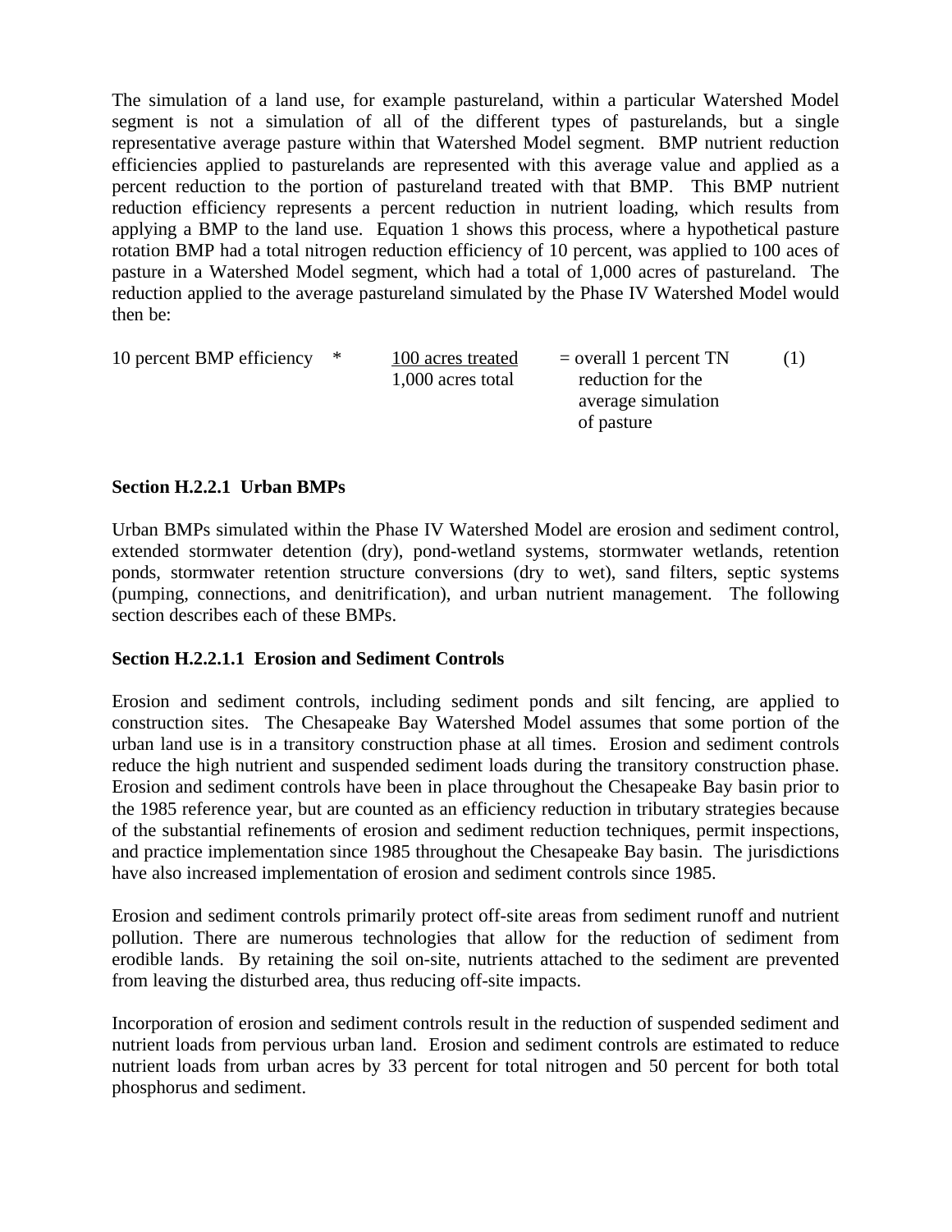The simulation of a land use, for example pastureland, within a particular Watershed Model segment is not a simulation of all of the different types of pasturelands, but a single representative average pasture within that Watershed Model segment. BMP nutrient reduction efficiencies applied to pasturelands are represented with this average value and applied as a percent reduction to the portion of pastureland treated with that BMP. This BMP nutrient reduction efficiency represents a percent reduction in nutrient loading, which results from applying a BMP to the land use. Equation 1 shows this process, where a hypothetical pasture rotation BMP had a total nitrogen reduction efficiency of 10 percent, was applied to 100 aces of pasture in a Watershed Model segment, which had a total of 1,000 acres of pastureland. The reduction applied to the average pastureland simulated by the Phase IV Watershed Model would then be:

$$\text{10 percent BMP efficiency} \quad * \quad \frac{\text{100 acres treated}}{\text{1,000 acres total}} = \text{overall 1 percent TN reduction for the average simulation of pasture} \qquad (1)$$

**Section H.2.2.1 Urban BMPs**

Urban BMPs simulated within the Phase IV Watershed Model are erosion and sediment control, extended stormwater detention (dry), pond-wetland systems, stormwater wetlands, retention ponds, stormwater retention structure conversions (dry to wet), sand filters, septic systems (pumping, connections, and denitrification), and urban nutrient management. The following section describes each of these BMPs.

**Section H.2.2.1.1 Erosion and Sediment Controls**

Erosion and sediment controls, including sediment ponds and silt fencing, are applied to construction sites. The Chesapeake Bay Watershed Model assumes that some portion of the urban land use is in a transitory construction phase at all times. Erosion and sediment controls reduce the high nutrient and suspended sediment loads during the transitory construction phase. Erosion and sediment controls have been in place throughout the Chesapeake Bay basin prior to the 1985 reference year, but are counted as an efficiency reduction in tributary strategies because of the substantial refinements of erosion and sediment reduction techniques, permit inspections, and practice implementation since 1985 throughout the Chesapeake Bay basin. The jurisdictions have also increased implementation of erosion and sediment controls since 1985.

Erosion and sediment controls primarily protect off-site areas from sediment runoff and nutrient pollution. There are numerous technologies that allow for the reduction of sediment from erodible lands. By retaining the soil on-site, nutrients attached to the sediment are prevented from leaving the disturbed area, thus reducing off-site impacts.

Incorporation of erosion and sediment controls result in the reduction of suspended sediment and nutrient loads from pervious urban land. Erosion and sediment controls are estimated to reduce nutrient loads from urban acres by 33 percent for total nitrogen and 50 percent for both total phosphorus and sediment.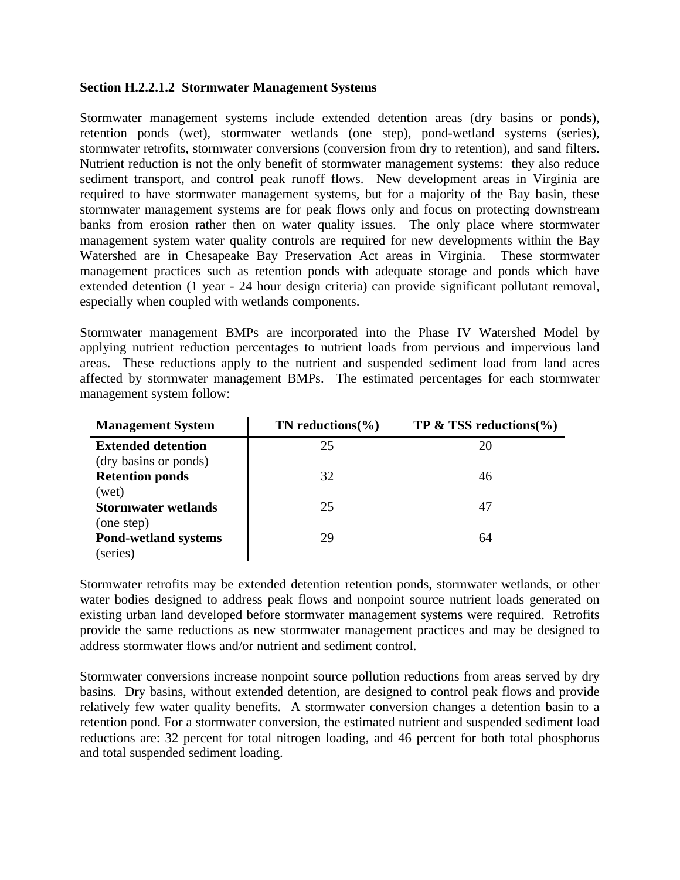**Section H.2.2.1.2 Stormwater Management Systems**

Stormwater management systems include extended detention areas (dry basins or ponds), retention ponds (wet), stormwater wetlands (one step), pond-wetland systems (series), stormwater retrofits, stormwater conversions (conversion from dry to retention), and sand filters. Nutrient reduction is not the only benefit of stormwater management systems: they also reduce sediment transport, and control peak runoff flows. New development areas in Virginia are required to have stormwater management systems, but for a majority of the Bay basin, these stormwater management systems are for peak flows only and focus on protecting downstream banks from erosion rather then on water quality issues. The only place where stormwater management system water quality controls are required for new developments within the Bay Watershed are in Chesapeake Bay Preservation Act areas in Virginia. These stormwater management practices such as retention ponds with adequate storage and ponds which have extended detention (1 year - 24 hour design criteria) can provide significant pollutant removal, especially when coupled with wetlands components.

Stormwater management BMPs are incorporated into the Phase IV Watershed Model by applying nutrient reduction percentages to nutrient loads from pervious and impervious land areas. These reductions apply to the nutrient and suspended sediment load from land acres affected by stormwater management BMPs. The estimated percentages for each stormwater management system follow:

| Management System | TN reductions(%) | TP & TSS reductions(%) |
|---|---|---|
| **Extended detention** (dry basins or ponds) | 25 | 20 |
| **Retention ponds** (wet) | 32 | 46 |
| **Stormwater wetlands** (one step) | 25 | 47 |
| **Pond-wetland systems** (series) | 29 | 64 |

Stormwater retrofits may be extended detention retention ponds, stormwater wetlands, or other water bodies designed to address peak flows and nonpoint source nutrient loads generated on existing urban land developed before stormwater management systems were required. Retrofits provide the same reductions as new stormwater management practices and may be designed to address stormwater flows and/or nutrient and sediment control.

Stormwater conversions increase nonpoint source pollution reductions from areas served by dry basins. Dry basins, without extended detention, are designed to control peak flows and provide relatively few water quality benefits. A stormwater conversion changes a detention basin to a retention pond. For a stormwater conversion, the estimated nutrient and suspended sediment load reductions are: 32 percent for total nitrogen loading, and 46 percent for both total phosphorus and total suspended sediment loading.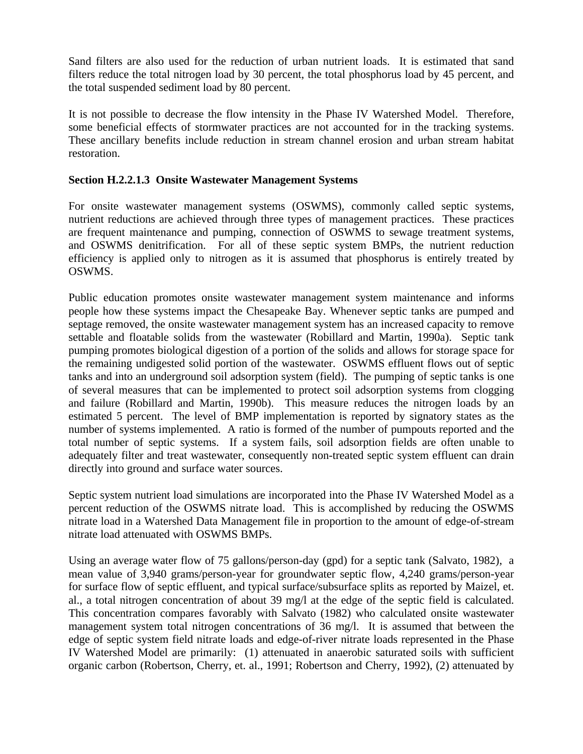Sand filters are also used for the reduction of urban nutrient loads. It is estimated that sand filters reduce the total nitrogen load by 30 percent, the total phosphorus load by 45 percent, and the total suspended sediment load by 80 percent.

It is not possible to decrease the flow intensity in the Phase IV Watershed Model. Therefore, some beneficial effects of stormwater practices are not accounted for in the tracking systems. These ancillary benefits include reduction in stream channel erosion and urban stream habitat restoration.

**Section H.2.2.1.3 Onsite Wastewater Management Systems**

For onsite wastewater management systems (OSWMS), commonly called septic systems, nutrient reductions are achieved through three types of management practices. These practices are frequent maintenance and pumping, connection of OSWMS to sewage treatment systems, and OSWMS denitrification. For all of these septic system BMPs, the nutrient reduction efficiency is applied only to nitrogen as it is assumed that phosphorus is entirely treated by OSWMS.

Public education promotes onsite wastewater management system maintenance and informs people how these systems impact the Chesapeake Bay. Whenever septic tanks are pumped and septage removed, the onsite wastewater management system has an increased capacity to remove settable and floatable solids from the wastewater (Robillard and Martin, 1990a). Septic tank pumping promotes biological digestion of a portion of the solids and allows for storage space for the remaining undigested solid portion of the wastewater. OSWMS effluent flows out of septic tanks and into an underground soil adsorption system (field). The pumping of septic tanks is one of several measures that can be implemented to protect soil adsorption systems from clogging and failure (Robillard and Martin, 1990b). This measure reduces the nitrogen loads by an estimated 5 percent. The level of BMP implementation is reported by signatory states as the number of systems implemented. A ratio is formed of the number of pumpouts reported and the total number of septic systems. If a system fails, soil adsorption fields are often unable to adequately filter and treat wastewater, consequently non-treated septic system effluent can drain directly into ground and surface water sources.

Septic system nutrient load simulations are incorporated into the Phase IV Watershed Model as a percent reduction of the OSWMS nitrate load. This is accomplished by reducing the OSWMS nitrate load in a Watershed Data Management file in proportion to the amount of edge-of-stream nitrate load attenuated with OSWMS BMPs.

Using an average water flow of 75 gallons/person-day (gpd) for a septic tank (Salvato, 1982), a mean value of 3,940 grams/person-year for groundwater septic flow, 4,240 grams/person-year for surface flow of septic effluent, and typical surface/subsurface splits as reported by Maizel, et. al., a total nitrogen concentration of about 39 mg/l at the edge of the septic field is calculated. This concentration compares favorably with Salvato (1982) who calculated onsite wastewater management system total nitrogen concentrations of 36 mg/l. It is assumed that between the edge of septic system field nitrate loads and edge-of-river nitrate loads represented in the Phase IV Watershed Model are primarily: (1) attenuated in anaerobic saturated soils with sufficient organic carbon (Robertson, Cherry, et. al., 1991; Robertson and Cherry, 1992), (2) attenuated by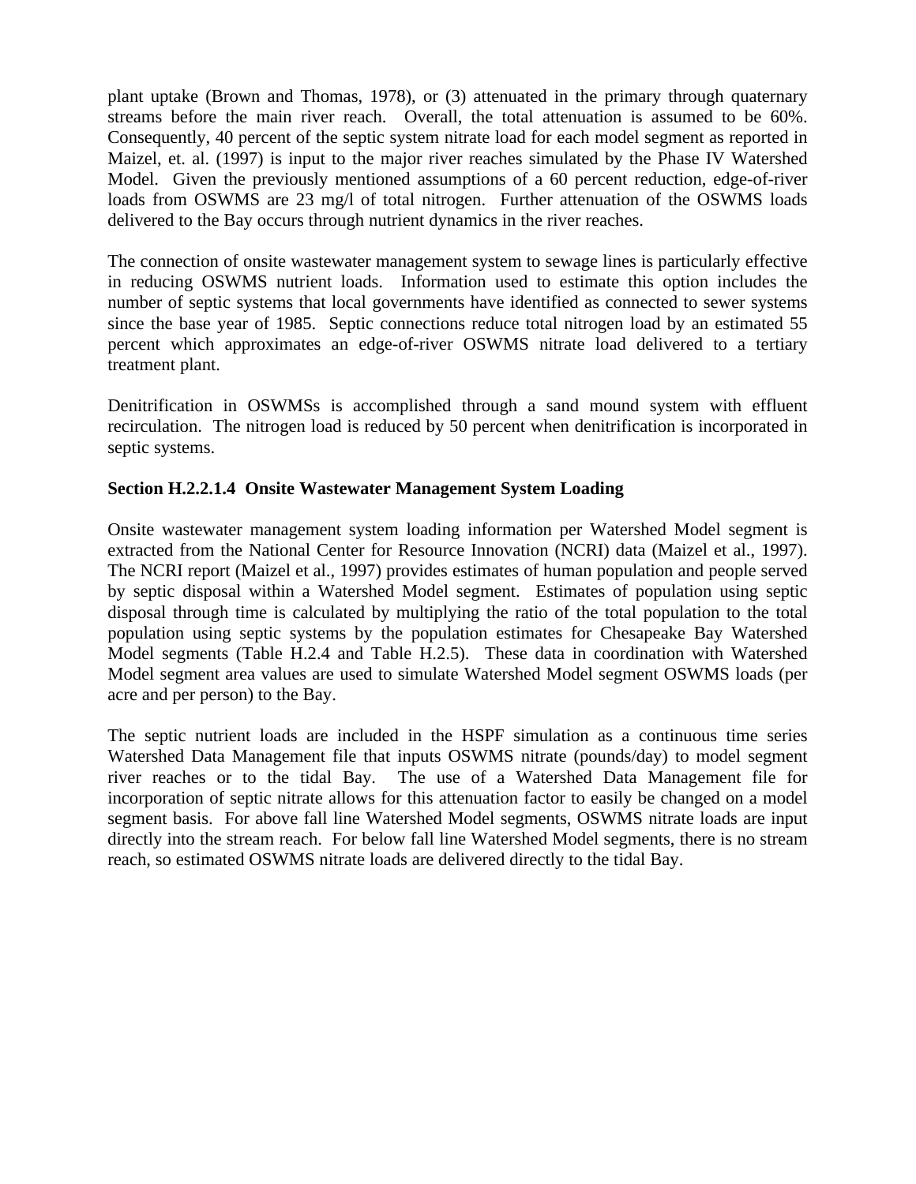plant uptake (Brown and Thomas, 1978), or (3) attenuated in the primary through quaternary streams before the main river reach. Overall, the total attenuation is assumed to be 60%. Consequently, 40 percent of the septic system nitrate load for each model segment as reported in Maizel, et. al. (1997) is input to the major river reaches simulated by the Phase IV Watershed Model. Given the previously mentioned assumptions of a 60 percent reduction, edge-of-river loads from OSWMS are 23 mg/l of total nitrogen. Further attenuation of the OSWMS loads delivered to the Bay occurs through nutrient dynamics in the river reaches.

The connection of onsite wastewater management system to sewage lines is particularly effective in reducing OSWMS nutrient loads. Information used to estimate this option includes the number of septic systems that local governments have identified as connected to sewer systems since the base year of 1985. Septic connections reduce total nitrogen load by an estimated 55 percent which approximates an edge-of-river OSWMS nitrate load delivered to a tertiary treatment plant.

Denitrification in OSWMSs is accomplished through a sand mound system with effluent recirculation. The nitrogen load is reduced by 50 percent when denitrification is incorporated in septic systems.

**Section H.2.2.1.4 Onsite Wastewater Management System Loading**

Onsite wastewater management system loading information per Watershed Model segment is extracted from the National Center for Resource Innovation (NCRI) data (Maizel et al., 1997). The NCRI report (Maizel et al., 1997) provides estimates of human population and people served by septic disposal within a Watershed Model segment. Estimates of population using septic disposal through time is calculated by multiplying the ratio of the total population to the total population using septic systems by the population estimates for Chesapeake Bay Watershed Model segments (Table H.2.4 and Table H.2.5). These data in coordination with Watershed Model segment area values are used to simulate Watershed Model segment OSWMS loads (per acre and per person) to the Bay.

The septic nutrient loads are included in the HSPF simulation as a continuous time series Watershed Data Management file that inputs OSWMS nitrate (pounds/day) to model segment river reaches or to the tidal Bay. The use of a Watershed Data Management file for incorporation of septic nitrate allows for this attenuation factor to easily be changed on a model segment basis. For above fall line Watershed Model segments, OSWMS nitrate loads are input directly into the stream reach. For below fall line Watershed Model segments, there is no stream reach, so estimated OSWMS nitrate loads are delivered directly to the tidal Bay.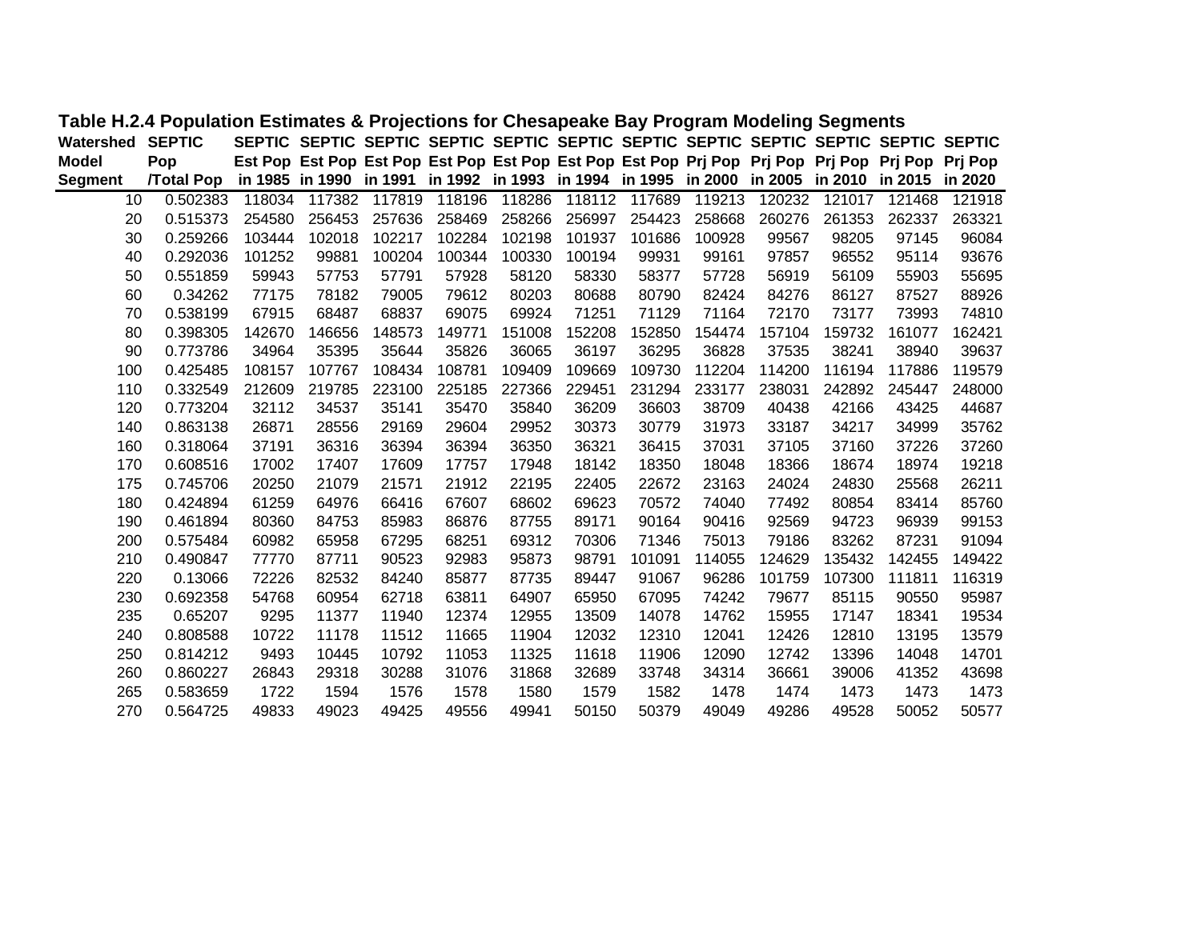**Table H.2.4 Population Estimates & Projections for Chesapeake Bay Program Modeling Segments**

| Watershed Model Segment | SEPTIC Pop /Total Pop | SEPTIC Est Pop in 1985 | SEPTIC Est Pop in 1990 | SEPTIC Est Pop in 1991 | SEPTIC Est Pop in 1992 | SEPTIC Est Pop in 1993 | SEPTIC Est Pop in 1994 | SEPTIC Est Pop in 1995 | SEPTIC Prj Pop in 2000 | SEPTIC Prj Pop in 2005 | SEPTIC Prj Pop in 2010 | SEPTIC Prj Pop in 2015 | SEPTIC Prj Pop in 2020 |
|---|---|---|---|---|---|---|---|---|---|---|---|---|---|
| 10 | 0.502383 | 118034 | 117382 | 117819 | 118196 | 118286 | 118112 | 117689 | 119213 | 120232 | 121017 | 121468 | 121918 |
| 20 | 0.515373 | 254580 | 256453 | 257636 | 258469 | 258266 | 256997 | 254423 | 258668 | 260276 | 261353 | 262337 | 263321 |
| 30 | 0.259266 | 103444 | 102018 | 102217 | 102284 | 102198 | 101937 | 101686 | 100928 | 99567 | 98205 | 97145 | 96084 |
| 40 | 0.292036 | 101252 | 99881 | 100204 | 100344 | 100330 | 100194 | 99931 | 99161 | 97857 | 96552 | 95114 | 93676 |
| 50 | 0.551859 | 59943 | 57753 | 57791 | 57928 | 58120 | 58330 | 58377 | 57728 | 56919 | 56109 | 55903 | 55695 |
| 60 | 0.34262 | 77175 | 78182 | 79005 | 79612 | 80203 | 80688 | 80790 | 82424 | 84276 | 86127 | 87527 | 88926 |
| 70 | 0.538199 | 67915 | 68487 | 68837 | 69075 | 69924 | 71251 | 71129 | 71164 | 72170 | 73177 | 73993 | 74810 |
| 80 | 0.398305 | 142670 | 146656 | 148573 | 149771 | 151008 | 152208 | 152850 | 154474 | 157104 | 159732 | 161077 | 162421 |
| 90 | 0.773786 | 34964 | 35395 | 35644 | 35826 | 36065 | 36197 | 36295 | 36828 | 37535 | 38241 | 38940 | 39637 |
| 100 | 0.425485 | 108157 | 107767 | 108434 | 108781 | 109409 | 109669 | 109730 | 112204 | 114200 | 116194 | 117886 | 119579 |
| 110 | 0.332549 | 212609 | 219785 | 223100 | 225185 | 227366 | 229451 | 231294 | 233177 | 238031 | 242892 | 245447 | 248000 |
| 120 | 0.773204 | 32112 | 34537 | 35141 | 35470 | 35840 | 36209 | 36603 | 38709 | 40438 | 42166 | 43425 | 44687 |
| 140 | 0.863138 | 26871 | 28556 | 29169 | 29604 | 29952 | 30373 | 30779 | 31973 | 33187 | 34217 | 34999 | 35762 |
| 160 | 0.318064 | 37191 | 36316 | 36394 | 36394 | 36350 | 36321 | 36415 | 37031 | 37105 | 37160 | 37226 | 37260 |
| 170 | 0.608516 | 17002 | 17407 | 17609 | 17757 | 17948 | 18142 | 18350 | 18048 | 18366 | 18674 | 18974 | 19218 |
| 175 | 0.745706 | 20250 | 21079 | 21571 | 21912 | 22195 | 22405 | 22672 | 23163 | 24024 | 24830 | 25568 | 26211 |
| 180 | 0.424894 | 61259 | 64976 | 66416 | 67607 | 68602 | 69623 | 70572 | 74040 | 77492 | 80854 | 83414 | 85760 |
| 190 | 0.461894 | 80360 | 84753 | 85983 | 86876 | 87755 | 89171 | 90164 | 90416 | 92569 | 94723 | 96939 | 99153 |
| 200 | 0.575484 | 60982 | 65958 | 67295 | 68251 | 69312 | 70306 | 71346 | 75013 | 79186 | 83262 | 87231 | 91094 |
| 210 | 0.490847 | 77770 | 87711 | 90523 | 92983 | 95873 | 98791 | 101091 | 114055 | 124629 | 135432 | 142455 | 149422 |
| 220 | 0.13066 | 72226 | 82532 | 84240 | 85877 | 87735 | 89447 | 91067 | 96286 | 101759 | 107300 | 111811 | 116319 |
| 230 | 0.692358 | 54768 | 60954 | 62718 | 63811 | 64907 | 65950 | 67095 | 74242 | 79677 | 85115 | 90550 | 95987 |
| 235 | 0.65207 | 9295 | 11377 | 11940 | 12374 | 12955 | 13509 | 14078 | 14762 | 15955 | 17147 | 18341 | 19534 |
| 240 | 0.808588 | 10722 | 11178 | 11512 | 11665 | 11904 | 12032 | 12310 | 12041 | 12426 | 12810 | 13195 | 13579 |
| 250 | 0.814212 | 9493 | 10445 | 10792 | 11053 | 11325 | 11618 | 11906 | 12090 | 12742 | 13396 | 14048 | 14701 |
| 260 | 0.860227 | 26843 | 29318 | 30288 | 31076 | 31868 | 32689 | 33748 | 34314 | 36661 | 39006 | 41352 | 43698 |
| 265 | 0.583659 | 1722 | 1594 | 1576 | 1578 | 1580 | 1579 | 1582 | 1478 | 1474 | 1473 | 1473 | 1473 |
| 270 | 0.564725 | 49833 | 49023 | 49425 | 49556 | 49941 | 50150 | 50379 | 49049 | 49286 | 49528 | 50052 | 50577 |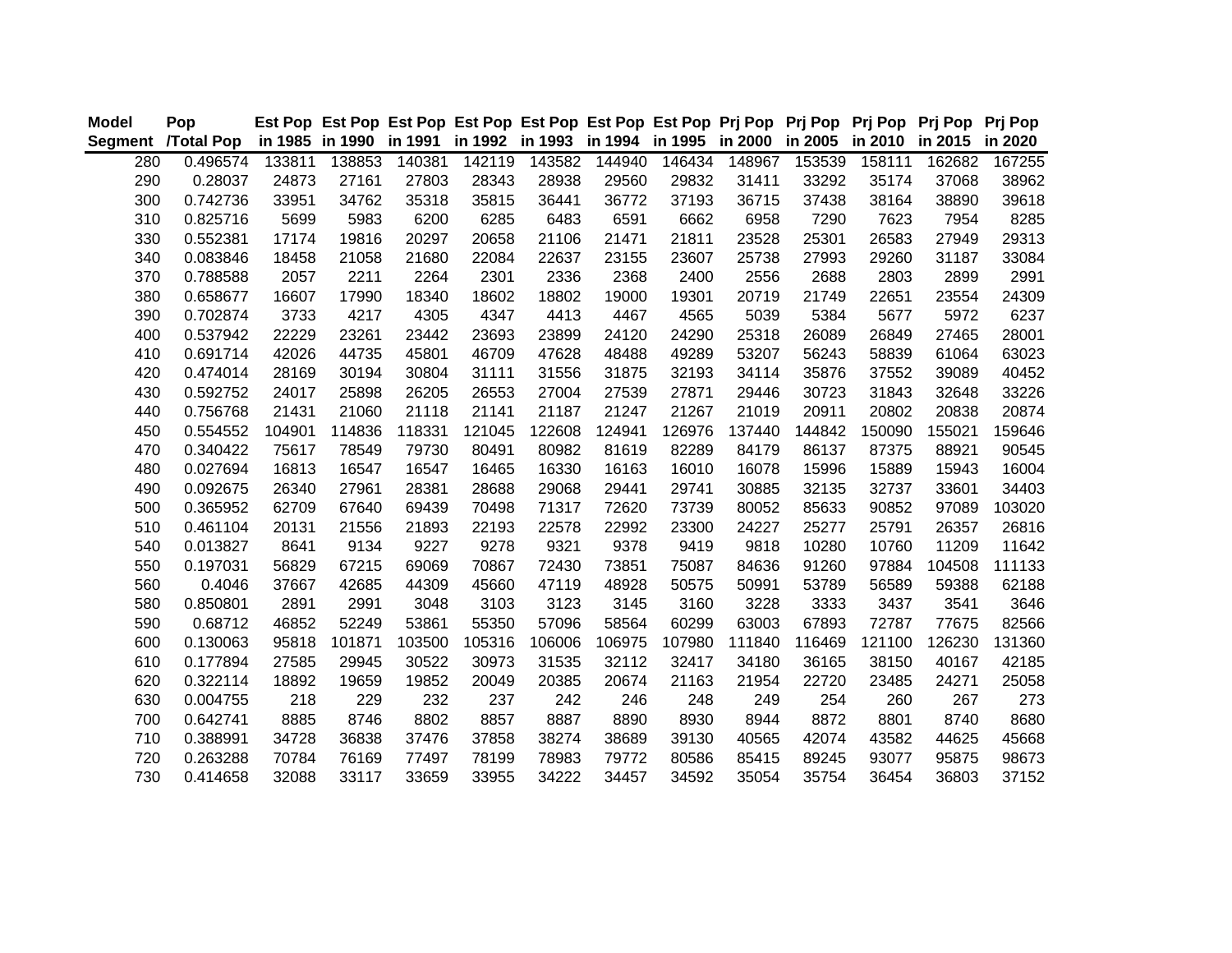| Model Segment | Pop /Total Pop | Est Pop in 1985 | Est Pop in 1990 | Est Pop in 1991 | Est Pop in 1992 | Est Pop in 1993 | Est Pop in 1994 | Est Pop in 1995 | Prj Pop in 2000 | Prj Pop in 2005 | Prj Pop in 2010 | Prj Pop in 2015 | Prj Pop in 2020 |
|---|---|---|---|---|---|---|---|---|---|---|---|---|---|
| 280 | 0.496574 | 133811 | 138853 | 140381 | 142119 | 143582 | 144940 | 146434 | 148967 | 153539 | 158111 | 162682 | 167255 |
| 290 | 0.28037 | 24873 | 27161 | 27803 | 28343 | 28938 | 29560 | 29832 | 31411 | 33292 | 35174 | 37068 | 38962 |
| 300 | 0.742736 | 33951 | 34762 | 35318 | 35815 | 36441 | 36772 | 37193 | 36715 | 37438 | 38164 | 38890 | 39618 |
| 310 | 0.825716 | 5699 | 5983 | 6200 | 6285 | 6483 | 6591 | 6662 | 6958 | 7290 | 7623 | 7954 | 8285 |
| 330 | 0.552381 | 17174 | 19816 | 20297 | 20658 | 21106 | 21471 | 21811 | 23528 | 25301 | 26583 | 27949 | 29313 |
| 340 | 0.083846 | 18458 | 21058 | 21680 | 22084 | 22637 | 23155 | 23607 | 25738 | 27993 | 29260 | 31187 | 33084 |
| 370 | 0.788588 | 2057 | 2211 | 2264 | 2301 | 2336 | 2368 | 2400 | 2556 | 2688 | 2803 | 2899 | 2991 |
| 380 | 0.658677 | 16607 | 17990 | 18340 | 18602 | 18802 | 19000 | 19301 | 20719 | 21749 | 22651 | 23554 | 24309 |
| 390 | 0.702874 | 3733 | 4217 | 4305 | 4347 | 4413 | 4467 | 4565 | 5039 | 5384 | 5677 | 5972 | 6237 |
| 400 | 0.537942 | 22229 | 23261 | 23442 | 23693 | 23899 | 24120 | 24290 | 25318 | 26089 | 26849 | 27465 | 28001 |
| 410 | 0.691714 | 42026 | 44735 | 45801 | 46709 | 47628 | 48488 | 49289 | 53207 | 56243 | 58839 | 61064 | 63023 |
| 420 | 0.474014 | 28169 | 30194 | 30804 | 31111 | 31556 | 31875 | 32193 | 34114 | 35876 | 37552 | 39089 | 40452 |
| 430 | 0.592752 | 24017 | 25898 | 26205 | 26553 | 27004 | 27539 | 27871 | 29446 | 30723 | 31843 | 32648 | 33226 |
| 440 | 0.756768 | 21431 | 21060 | 21118 | 21141 | 21187 | 21247 | 21267 | 21019 | 20911 | 20802 | 20838 | 20874 |
| 450 | 0.554552 | 104901 | 114836 | 118331 | 121045 | 122608 | 124941 | 126976 | 137440 | 144842 | 150090 | 155021 | 159646 |
| 470 | 0.340422 | 75617 | 78549 | 79730 | 80491 | 80982 | 81619 | 82289 | 84179 | 86137 | 87375 | 88921 | 90545 |
| 480 | 0.027694 | 16813 | 16547 | 16547 | 16465 | 16330 | 16163 | 16010 | 16078 | 15996 | 15889 | 15943 | 16004 |
| 490 | 0.092675 | 26340 | 27961 | 28381 | 28688 | 29068 | 29441 | 29741 | 30885 | 32135 | 32737 | 33601 | 34403 |
| 500 | 0.365952 | 62709 | 67640 | 69439 | 70498 | 71317 | 72620 | 73739 | 80052 | 85633 | 90852 | 97089 | 103020 |
| 510 | 0.461104 | 20131 | 21556 | 21893 | 22193 | 22578 | 22992 | 23300 | 24227 | 25277 | 25791 | 26357 | 26816 |
| 540 | 0.013827 | 8641 | 9134 | 9227 | 9278 | 9321 | 9378 | 9419 | 9818 | 10280 | 10760 | 11209 | 11642 |
| 550 | 0.197031 | 56829 | 67215 | 69069 | 70867 | 72430 | 73851 | 75087 | 84636 | 91260 | 97884 | 104508 | 111133 |
| 560 | 0.4046 | 37667 | 42685 | 44309 | 45660 | 47119 | 48928 | 50575 | 50991 | 53789 | 56589 | 59388 | 62188 |
| 580 | 0.850801 | 2891 | 2991 | 3048 | 3103 | 3123 | 3145 | 3160 | 3228 | 3333 | 3437 | 3541 | 3646 |
| 590 | 0.68712 | 46852 | 52249 | 53861 | 55350 | 57096 | 58564 | 60299 | 63003 | 67893 | 72787 | 77675 | 82566 |
| 600 | 0.130063 | 95818 | 101871 | 103500 | 105316 | 106006 | 106975 | 107980 | 111840 | 116469 | 121100 | 126230 | 131360 |
| 610 | 0.177894 | 27585 | 29945 | 30522 | 30973 | 31535 | 32112 | 32417 | 34180 | 36165 | 38150 | 40167 | 42185 |
| 620 | 0.322114 | 18892 | 19659 | 19852 | 20049 | 20385 | 20674 | 21163 | 21954 | 22720 | 23485 | 24271 | 25058 |
| 630 | 0.004755 | 218 | 229 | 232 | 237 | 242 | 246 | 248 | 249 | 254 | 260 | 267 | 273 |
| 700 | 0.642741 | 8885 | 8746 | 8802 | 8857 | 8887 | 8890 | 8930 | 8944 | 8872 | 8801 | 8740 | 8680 |
| 710 | 0.388991 | 34728 | 36838 | 37476 | 37858 | 38274 | 38689 | 39130 | 40565 | 42074 | 43582 | 44625 | 45668 |
| 720 | 0.263288 | 70784 | 76169 | 77497 | 78199 | 78983 | 79772 | 80586 | 85415 | 89245 | 93077 | 95875 | 98673 |
| 730 | 0.414658 | 32088 | 33117 | 33659 | 33955 | 34222 | 34457 | 34592 | 35054 | 35754 | 36454 | 36803 | 37152 |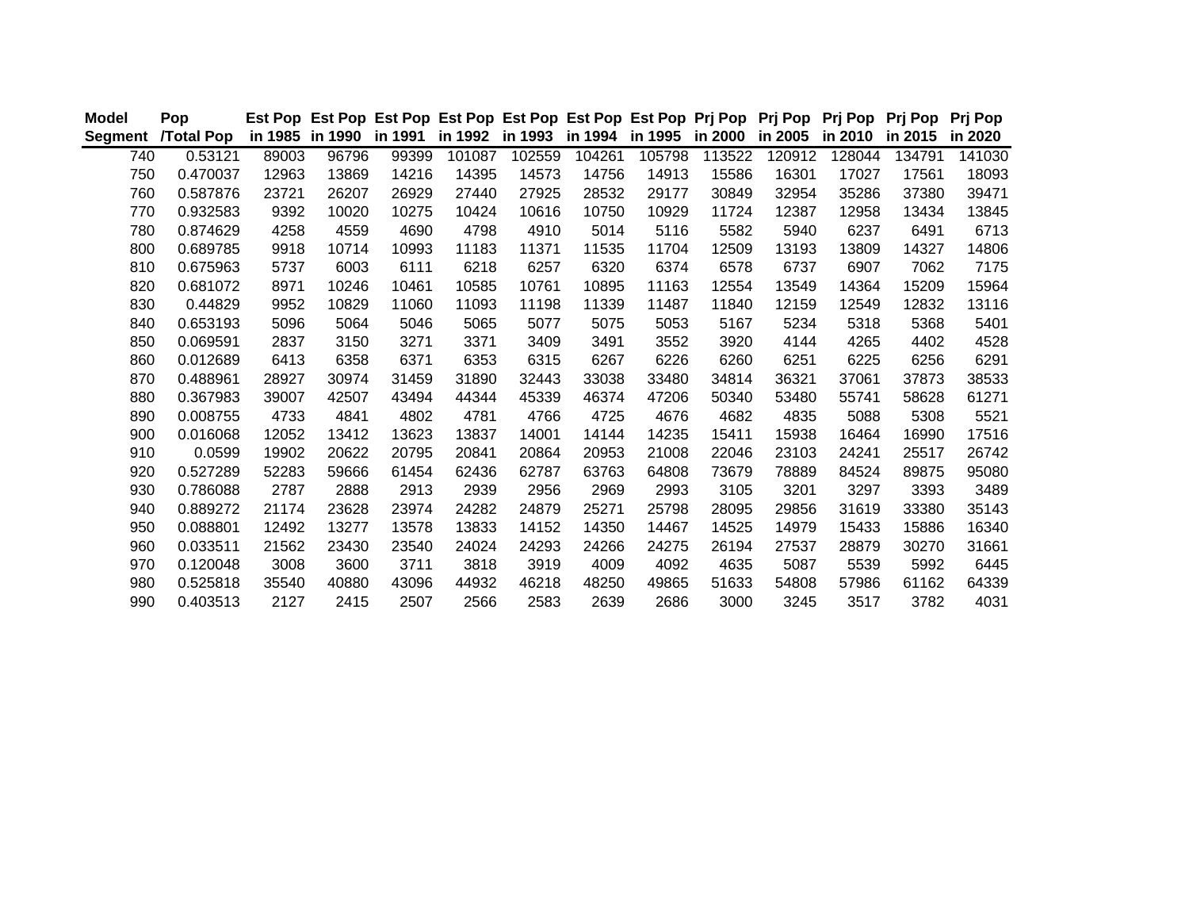| Model Segment | Pop /Total Pop | Est Pop in 1985 | Est Pop in 1990 | Est Pop in 1991 | Est Pop in 1992 | Est Pop in 1993 | Est Pop in 1994 | Est Pop in 1995 | Prj Pop in 2000 | Prj Pop in 2005 | Prj Pop in 2010 | Prj Pop in 2015 | Prj Pop in 2020 |
|---|---|---|---|---|---|---|---|---|---|---|---|---|---|
| 740 | 0.53121 | 89003 | 96796 | 99399 | 101087 | 102559 | 104261 | 105798 | 113522 | 120912 | 128044 | 134791 | 141030 |
| 750 | 0.470037 | 12963 | 13869 | 14216 | 14395 | 14573 | 14756 | 14913 | 15586 | 16301 | 17027 | 17561 | 18093 |
| 760 | 0.587876 | 23721 | 26207 | 26929 | 27440 | 27925 | 28532 | 29177 | 30849 | 32954 | 35286 | 37380 | 39471 |
| 770 | 0.932583 | 9392 | 10020 | 10275 | 10424 | 10616 | 10750 | 10929 | 11724 | 12387 | 12958 | 13434 | 13845 |
| 780 | 0.874629 | 4258 | 4559 | 4690 | 4798 | 4910 | 5014 | 5116 | 5582 | 5940 | 6237 | 6491 | 6713 |
| 800 | 0.689785 | 9918 | 10714 | 10993 | 11183 | 11371 | 11535 | 11704 | 12509 | 13193 | 13809 | 14327 | 14806 |
| 810 | 0.675963 | 5737 | 6003 | 6111 | 6218 | 6257 | 6320 | 6374 | 6578 | 6737 | 6907 | 7062 | 7175 |
| 820 | 0.681072 | 8971 | 10246 | 10461 | 10585 | 10761 | 10895 | 11163 | 12554 | 13549 | 14364 | 15209 | 15964 |
| 830 | 0.44829 | 9952 | 10829 | 11060 | 11093 | 11198 | 11339 | 11487 | 11840 | 12159 | 12549 | 12832 | 13116 |
| 840 | 0.653193 | 5096 | 5064 | 5046 | 5065 | 5077 | 5075 | 5053 | 5167 | 5234 | 5318 | 5368 | 5401 |
| 850 | 0.069591 | 2837 | 3150 | 3271 | 3371 | 3409 | 3491 | 3552 | 3920 | 4144 | 4265 | 4402 | 4528 |
| 860 | 0.012689 | 6413 | 6358 | 6371 | 6353 | 6315 | 6267 | 6226 | 6260 | 6251 | 6225 | 6256 | 6291 |
| 870 | 0.488961 | 28927 | 30974 | 31459 | 31890 | 32443 | 33038 | 33480 | 34814 | 36321 | 37061 | 37873 | 38533 |
| 880 | 0.367983 | 39007 | 42507 | 43494 | 44344 | 45339 | 46374 | 47206 | 50340 | 53480 | 55741 | 58628 | 61271 |
| 890 | 0.008755 | 4733 | 4841 | 4802 | 4781 | 4766 | 4725 | 4676 | 4682 | 4835 | 5088 | 5308 | 5521 |
| 900 | 0.016068 | 12052 | 13412 | 13623 | 13837 | 14001 | 14144 | 14235 | 15411 | 15938 | 16464 | 16990 | 17516 |
| 910 | 0.0599 | 19902 | 20622 | 20795 | 20841 | 20864 | 20953 | 21008 | 22046 | 23103 | 24241 | 25517 | 26742 |
| 920 | 0.527289 | 52283 | 59666 | 61454 | 62436 | 62787 | 63763 | 64808 | 73679 | 78889 | 84524 | 89875 | 95080 |
| 930 | 0.786088 | 2787 | 2888 | 2913 | 2939 | 2956 | 2969 | 2993 | 3105 | 3201 | 3297 | 3393 | 3489 |
| 940 | 0.889272 | 21174 | 23628 | 23974 | 24282 | 24879 | 25271 | 25798 | 28095 | 29856 | 31619 | 33380 | 35143 |
| 950 | 0.088801 | 12492 | 13277 | 13578 | 13833 | 14152 | 14350 | 14467 | 14525 | 14979 | 15433 | 15886 | 16340 |
| 960 | 0.033511 | 21562 | 23430 | 23540 | 24024 | 24293 | 24266 | 24275 | 26194 | 27537 | 28879 | 30270 | 31661 |
| 970 | 0.120048 | 3008 | 3600 | 3711 | 3818 | 3919 | 4009 | 4092 | 4635 | 5087 | 5539 | 5992 | 6445 |
| 980 | 0.525818 | 35540 | 40880 | 43096 | 44932 | 46218 | 48250 | 49865 | 51633 | 54808 | 57986 | 61162 | 64339 |
| 990 | 0.403513 | 2127 | 2415 | 2507 | 2566 | 2583 | 2639 | 2686 | 3000 | 3245 | 3517 | 3782 | 4031 |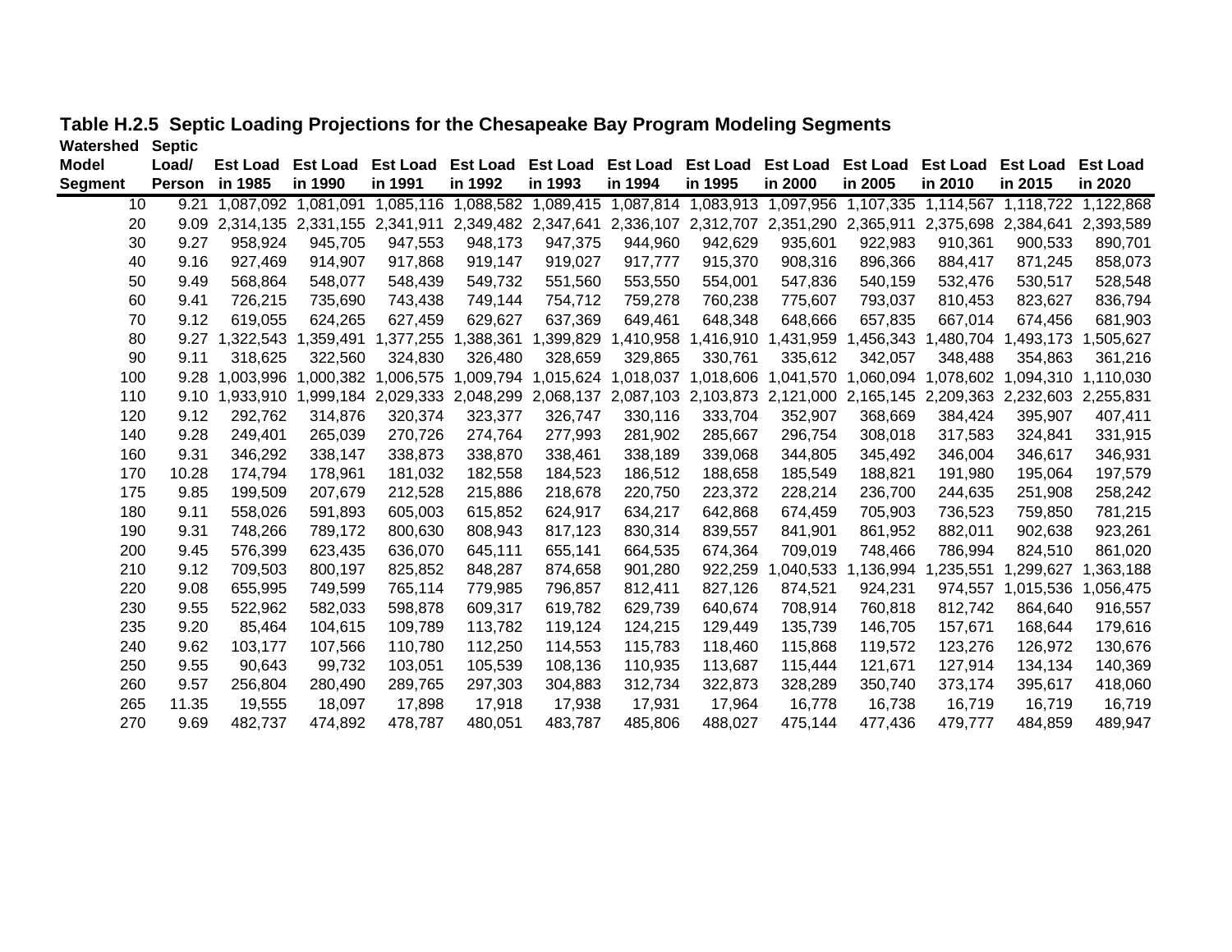**Table H.2.5 Septic Loading Projections for the Chesapeake Bay Program Modeling Segments**

| Watershed Model Segment | Septic Load/ Person | Est Load in 1985 | Est Load in 1990 | Est Load in 1991 | Est Load in 1992 | Est Load in 1993 | Est Load in 1994 | Est Load in 1995 | Est Load in 2000 | Est Load in 2005 | Est Load in 2010 | Est Load in 2015 | Est Load in 2020 |
|---|---|---|---|---|---|---|---|---|---|---|---|---|---|
| 10 | 9.21 | 1,087,092 | 1,081,091 | 1,085,116 | 1,088,582 | 1,089,415 | 1,087,814 | 1,083,913 | 1,097,956 | 1,107,335 | 1,114,567 | 1,118,722 | 1,122,868 |
| 20 | 9.09 | 2,314,135 | 2,331,155 | 2,341,911 | 2,349,482 | 2,347,641 | 2,336,107 | 2,312,707 | 2,351,290 | 2,365,911 | 2,375,698 | 2,384,641 | 2,393,589 |
| 30 | 9.27 | 958,924 | 945,705 | 947,553 | 948,173 | 947,375 | 944,960 | 942,629 | 935,601 | 922,983 | 910,361 | 900,533 | 890,701 |
| 40 | 9.16 | 927,469 | 914,907 | 917,868 | 919,147 | 919,027 | 917,777 | 915,370 | 908,316 | 896,366 | 884,417 | 871,245 | 858,073 |
| 50 | 9.49 | 568,864 | 548,077 | 548,439 | 549,732 | 551,560 | 553,550 | 554,001 | 547,836 | 540,159 | 532,476 | 530,517 | 528,548 |
| 60 | 9.41 | 726,215 | 735,690 | 743,438 | 749,144 | 754,712 | 759,278 | 760,238 | 775,607 | 793,037 | 810,453 | 823,627 | 836,794 |
| 70 | 9.12 | 619,055 | 624,265 | 627,459 | 629,627 | 637,369 | 649,461 | 648,348 | 648,666 | 657,835 | 667,014 | 674,456 | 681,903 |
| 80 | 9.27 | 1,322,543 | 1,359,491 | 1,377,255 | 1,388,361 | 1,399,829 | 1,410,958 | 1,416,910 | 1,431,959 | 1,456,343 | 1,480,704 | 1,493,173 | 1,505,627 |
| 90 | 9.11 | 318,625 | 322,560 | 324,830 | 326,480 | 328,659 | 329,865 | 330,761 | 335,612 | 342,057 | 348,488 | 354,863 | 361,216 |
| 100 | 9.28 | 1,003,996 | 1,000,382 | 1,006,575 | 1,009,794 | 1,015,624 | 1,018,037 | 1,018,606 | 1,041,570 | 1,060,094 | 1,078,602 | 1,094,310 | 1,110,030 |
| 110 | 9.10 | 1,933,910 | 1,999,184 | 2,029,333 | 2,048,299 | 2,068,137 | 2,087,103 | 2,103,873 | 2,121,000 | 2,165,145 | 2,209,363 | 2,232,603 | 2,255,831 |
| 120 | 9.12 | 292,762 | 314,876 | 320,374 | 323,377 | 326,747 | 330,116 | 333,704 | 352,907 | 368,669 | 384,424 | 395,907 | 407,411 |
| 140 | 9.28 | 249,401 | 265,039 | 270,726 | 274,764 | 277,993 | 281,902 | 285,667 | 296,754 | 308,018 | 317,583 | 324,841 | 331,915 |
| 160 | 9.31 | 346,292 | 338,147 | 338,873 | 338,870 | 338,461 | 338,189 | 339,068 | 344,805 | 345,492 | 346,004 | 346,617 | 346,931 |
| 170 | 10.28 | 174,794 | 178,961 | 181,032 | 182,558 | 184,523 | 186,512 | 188,658 | 185,549 | 188,821 | 191,980 | 195,064 | 197,579 |
| 175 | 9.85 | 199,509 | 207,679 | 212,528 | 215,886 | 218,678 | 220,750 | 223,372 | 228,214 | 236,700 | 244,635 | 251,908 | 258,242 |
| 180 | 9.11 | 558,026 | 591,893 | 605,003 | 615,852 | 624,917 | 634,217 | 642,868 | 674,459 | 705,903 | 736,523 | 759,850 | 781,215 |
| 190 | 9.31 | 748,266 | 789,172 | 800,630 | 808,943 | 817,123 | 830,314 | 839,557 | 841,901 | 861,952 | 882,011 | 902,638 | 923,261 |
| 200 | 9.45 | 576,399 | 623,435 | 636,070 | 645,111 | 655,141 | 664,535 | 674,364 | 709,019 | 748,466 | 786,994 | 824,510 | 861,020 |
| 210 | 9.12 | 709,503 | 800,197 | 825,852 | 848,287 | 874,658 | 901,280 | 922,259 | 1,040,533 | 1,136,994 | 1,235,551 | 1,299,627 | 1,363,188 |
| 220 | 9.08 | 655,995 | 749,599 | 765,114 | 779,985 | 796,857 | 812,411 | 827,126 | 874,521 | 924,231 | 974,557 | 1,015,536 | 1,056,475 |
| 230 | 9.55 | 522,962 | 582,033 | 598,878 | 609,317 | 619,782 | 629,739 | 640,674 | 708,914 | 760,818 | 812,742 | 864,640 | 916,557 |
| 235 | 9.20 | 85,464 | 104,615 | 109,789 | 113,782 | 119,124 | 124,215 | 129,449 | 135,739 | 146,705 | 157,671 | 168,644 | 179,616 |
| 240 | 9.62 | 103,177 | 107,566 | 110,780 | 112,250 | 114,553 | 115,783 | 118,460 | 115,868 | 119,572 | 123,276 | 126,972 | 130,676 |
| 250 | 9.55 | 90,643 | 99,732 | 103,051 | 105,539 | 108,136 | 110,935 | 113,687 | 115,444 | 121,671 | 127,914 | 134,134 | 140,369 |
| 260 | 9.57 | 256,804 | 280,490 | 289,765 | 297,303 | 304,883 | 312,734 | 322,873 | 328,289 | 350,740 | 373,174 | 395,617 | 418,060 |
| 265 | 11.35 | 19,555 | 18,097 | 17,898 | 17,918 | 17,938 | 17,931 | 17,964 | 16,778 | 16,738 | 16,719 | 16,719 | 16,719 |
| 270 | 9.69 | 482,737 | 474,892 | 478,787 | 480,051 | 483,787 | 485,806 | 488,027 | 475,144 | 477,436 | 479,777 | 484,859 | 489,947 |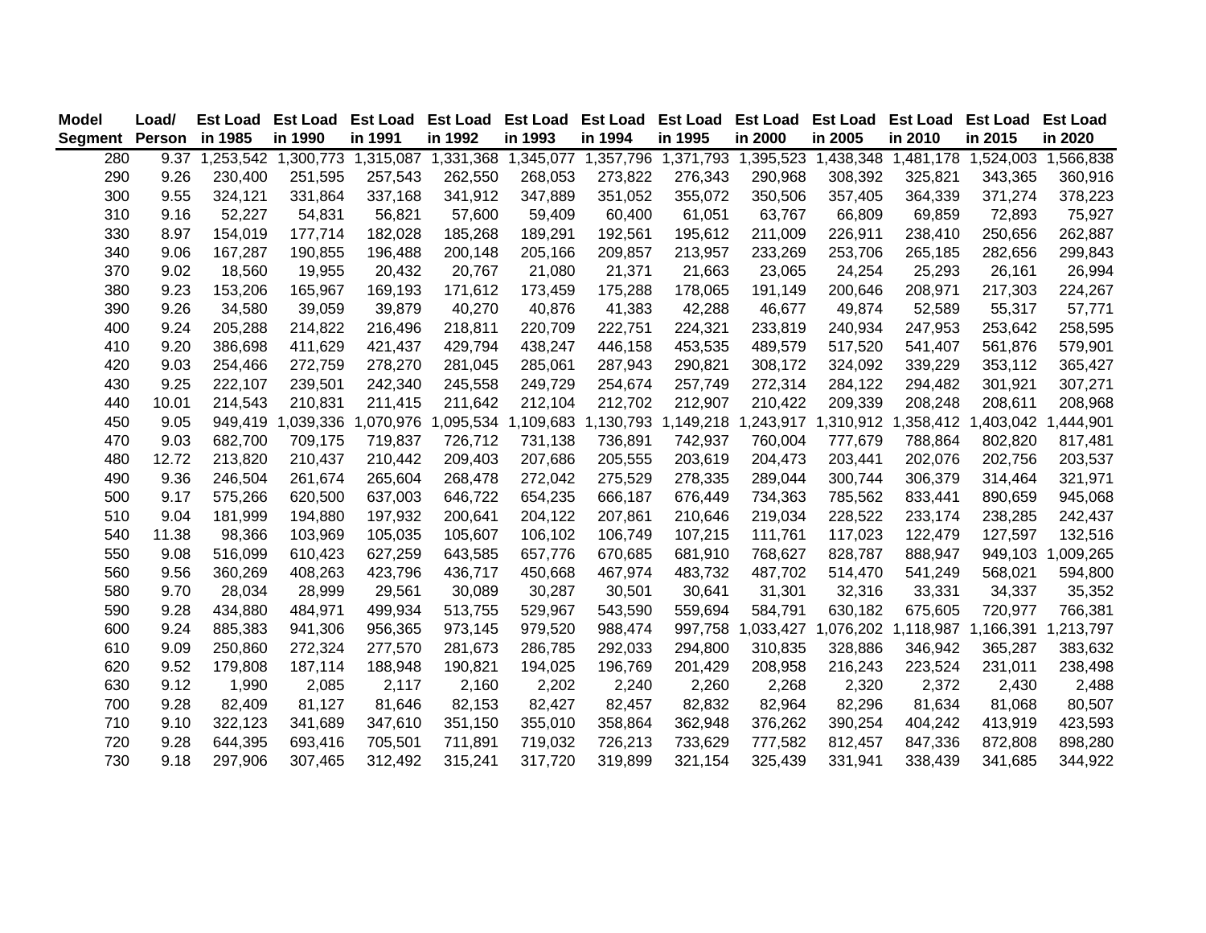| Model Segment | Load/ Person | Est Load in 1985 | Est Load in 1990 | Est Load in 1991 | Est Load in 1992 | Est Load in 1993 | Est Load in 1994 | Est Load in 1995 | Est Load in 2000 | Est Load in 2005 | Est Load in 2010 | Est Load in 2015 | Est Load in 2020 |
|---|---|---|---|---|---|---|---|---|---|---|---|---|---|
| 280 | 9.37 | 1,253,542 | 1,300,773 | 1,315,087 | 1,331,368 | 1,345,077 | 1,357,796 | 1,371,793 | 1,395,523 | 1,438,348 | 1,481,178 | 1,524,003 | 1,566,838 |
| 290 | 9.26 | 230,400 | 251,595 | 257,543 | 262,550 | 268,053 | 273,822 | 276,343 | 290,968 | 308,392 | 325,821 | 343,365 | 360,916 |
| 300 | 9.55 | 324,121 | 331,864 | 337,168 | 341,912 | 347,889 | 351,052 | 355,072 | 350,506 | 357,405 | 364,339 | 371,274 | 378,223 |
| 310 | 9.16 | 52,227 | 54,831 | 56,821 | 57,600 | 59,409 | 60,400 | 61,051 | 63,767 | 66,809 | 69,859 | 72,893 | 75,927 |
| 330 | 8.97 | 154,019 | 177,714 | 182,028 | 185,268 | 189,291 | 192,561 | 195,612 | 211,009 | 226,911 | 238,410 | 250,656 | 262,887 |
| 340 | 9.06 | 167,287 | 190,855 | 196,488 | 200,148 | 205,166 | 209,857 | 213,957 | 233,269 | 253,706 | 265,185 | 282,656 | 299,843 |
| 370 | 9.02 | 18,560 | 19,955 | 20,432 | 20,767 | 21,080 | 21,371 | 21,663 | 23,065 | 24,254 | 25,293 | 26,161 | 26,994 |
| 380 | 9.23 | 153,206 | 165,967 | 169,193 | 171,612 | 173,459 | 175,288 | 178,065 | 191,149 | 200,646 | 208,971 | 217,303 | 224,267 |
| 390 | 9.26 | 34,580 | 39,059 | 39,879 | 40,270 | 40,876 | 41,383 | 42,288 | 46,677 | 49,874 | 52,589 | 55,317 | 57,771 |
| 400 | 9.24 | 205,288 | 214,822 | 216,496 | 218,811 | 220,709 | 222,751 | 224,321 | 233,819 | 240,934 | 247,953 | 253,642 | 258,595 |
| 410 | 9.20 | 386,698 | 411,629 | 421,437 | 429,794 | 438,247 | 446,158 | 453,535 | 489,579 | 517,520 | 541,407 | 561,876 | 579,901 |
| 420 | 9.03 | 254,466 | 272,759 | 278,270 | 281,045 | 285,061 | 287,943 | 290,821 | 308,172 | 324,092 | 339,229 | 353,112 | 365,427 |
| 430 | 9.25 | 222,107 | 239,501 | 242,340 | 245,558 | 249,729 | 254,674 | 257,749 | 272,314 | 284,122 | 294,482 | 301,921 | 307,271 |
| 440 | 10.01 | 214,543 | 210,831 | 211,415 | 211,642 | 212,104 | 212,702 | 212,907 | 210,422 | 209,339 | 208,248 | 208,611 | 208,968 |
| 450 | 9.05 | 949,419 | 1,039,336 | 1,070,976 | 1,095,534 | 1,109,683 | 1,130,793 | 1,149,218 | 1,243,917 | 1,310,912 | 1,358,412 | 1,403,042 | 1,444,901 |
| 470 | 9.03 | 682,700 | 709,175 | 719,837 | 726,712 | 731,138 | 736,891 | 742,937 | 760,004 | 777,679 | 788,864 | 802,820 | 817,481 |
| 480 | 12.72 | 213,820 | 210,437 | 210,442 | 209,403 | 207,686 | 205,555 | 203,619 | 204,473 | 203,441 | 202,076 | 202,756 | 203,537 |
| 490 | 9.36 | 246,504 | 261,674 | 265,604 | 268,478 | 272,042 | 275,529 | 278,335 | 289,044 | 300,744 | 306,379 | 314,464 | 321,971 |
| 500 | 9.17 | 575,266 | 620,500 | 637,003 | 646,722 | 654,235 | 666,187 | 676,449 | 734,363 | 785,562 | 833,441 | 890,659 | 945,068 |
| 510 | 9.04 | 181,999 | 194,880 | 197,932 | 200,641 | 204,122 | 207,861 | 210,646 | 219,034 | 228,522 | 233,174 | 238,285 | 242,437 |
| 540 | 11.38 | 98,366 | 103,969 | 105,035 | 105,607 | 106,102 | 106,749 | 107,215 | 111,761 | 117,023 | 122,479 | 127,597 | 132,516 |
| 550 | 9.08 | 516,099 | 610,423 | 627,259 | 643,585 | 657,776 | 670,685 | 681,910 | 768,627 | 828,787 | 888,947 | 949,103 | 1,009,265 |
| 560 | 9.56 | 360,269 | 408,263 | 423,796 | 436,717 | 450,668 | 467,974 | 483,732 | 487,702 | 514,470 | 541,249 | 568,021 | 594,800 |
| 580 | 9.70 | 28,034 | 28,999 | 29,561 | 30,089 | 30,287 | 30,501 | 30,641 | 31,301 | 32,316 | 33,331 | 34,337 | 35,352 |
| 590 | 9.28 | 434,880 | 484,971 | 499,934 | 513,755 | 529,967 | 543,590 | 559,694 | 584,791 | 630,182 | 675,605 | 720,977 | 766,381 |
| 600 | 9.24 | 885,383 | 941,306 | 956,365 | 973,145 | 979,520 | 988,474 | 997,758 | 1,033,427 | 1,076,202 | 1,118,987 | 1,166,391 | 1,213,797 |
| 610 | 9.09 | 250,860 | 272,324 | 277,570 | 281,673 | 286,785 | 292,033 | 294,800 | 310,835 | 328,886 | 346,942 | 365,287 | 383,632 |
| 620 | 9.52 | 179,808 | 187,114 | 188,948 | 190,821 | 194,025 | 196,769 | 201,429 | 208,958 | 216,243 | 223,524 | 231,011 | 238,498 |
| 630 | 9.12 | 1,990 | 2,085 | 2,117 | 2,160 | 2,202 | 2,240 | 2,260 | 2,268 | 2,320 | 2,372 | 2,430 | 2,488 |
| 700 | 9.28 | 82,409 | 81,127 | 81,646 | 82,153 | 82,427 | 82,457 | 82,832 | 82,964 | 82,296 | 81,634 | 81,068 | 80,507 |
| 710 | 9.10 | 322,123 | 341,689 | 347,610 | 351,150 | 355,010 | 358,864 | 362,948 | 376,262 | 390,254 | 404,242 | 413,919 | 423,593 |
| 720 | 9.28 | 644,395 | 693,416 | 705,501 | 711,891 | 719,032 | 726,213 | 733,629 | 777,582 | 812,457 | 847,336 | 872,808 | 898,280 |
| 730 | 9.18 | 297,906 | 307,465 | 312,492 | 315,241 | 317,720 | 319,899 | 321,154 | 325,439 | 331,941 | 338,439 | 341,685 | 344,922 |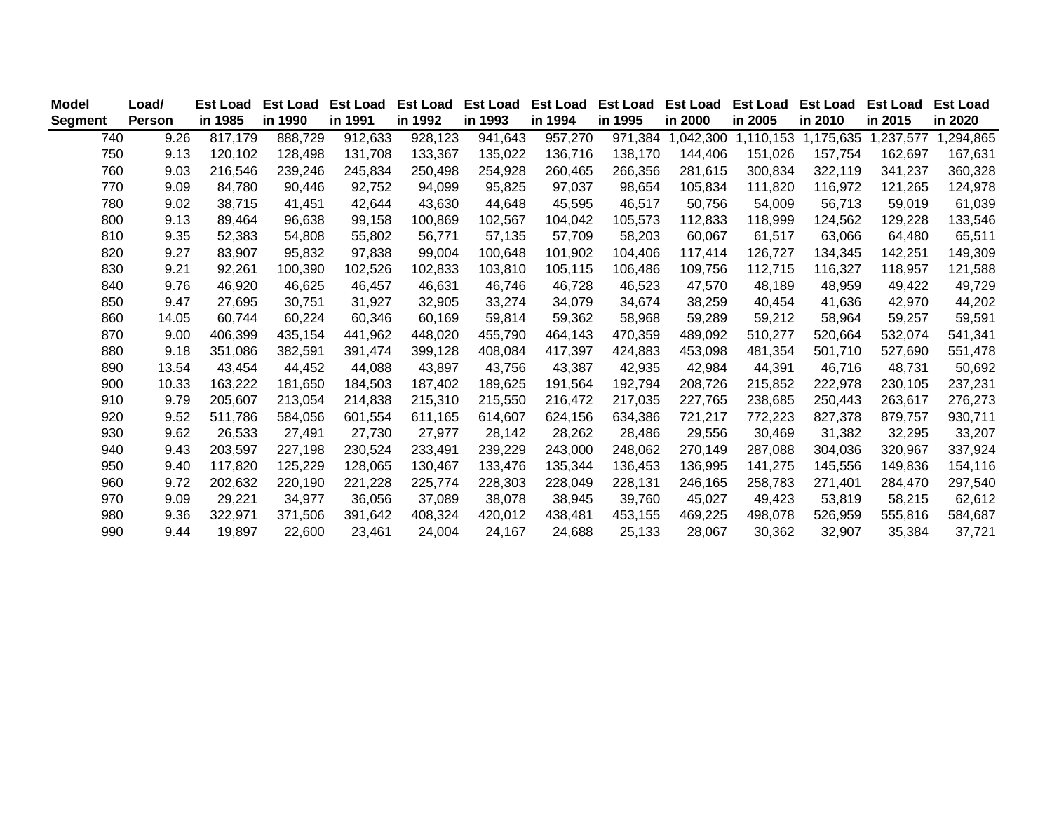| Model Segment | Load/ Person | Est Load in 1985 | Est Load in 1990 | Est Load in 1991 | Est Load in 1992 | Est Load in 1993 | Est Load in 1994 | Est Load in 1995 | Est Load in 2000 | Est Load in 2005 | Est Load in 2010 | Est Load in 2015 | Est Load in 2020 |
|---|---|---|---|---|---|---|---|---|---|---|---|---|---|
| 740 | 9.26 | 817,179 | 888,729 | 912,633 | 928,123 | 941,643 | 957,270 | 971,384 | 1,042,300 | 1,110,153 | 1,175,635 | 1,237,577 | 1,294,865 |
| 750 | 9.13 | 120,102 | 128,498 | 131,708 | 133,367 | 135,022 | 136,716 | 138,170 | 144,406 | 151,026 | 157,754 | 162,697 | 167,631 |
| 760 | 9.03 | 216,546 | 239,246 | 245,834 | 250,498 | 254,928 | 260,465 | 266,356 | 281,615 | 300,834 | 322,119 | 341,237 | 360,328 |
| 770 | 9.09 | 84,780 | 90,446 | 92,752 | 94,099 | 95,825 | 97,037 | 98,654 | 105,834 | 111,820 | 116,972 | 121,265 | 124,978 |
| 780 | 9.02 | 38,715 | 41,451 | 42,644 | 43,630 | 44,648 | 45,595 | 46,517 | 50,756 | 54,009 | 56,713 | 59,019 | 61,039 |
| 800 | 9.13 | 89,464 | 96,638 | 99,158 | 100,869 | 102,567 | 104,042 | 105,573 | 112,833 | 118,999 | 124,562 | 129,228 | 133,546 |
| 810 | 9.35 | 52,383 | 54,808 | 55,802 | 56,771 | 57,135 | 57,709 | 58,203 | 60,067 | 61,517 | 63,066 | 64,480 | 65,511 |
| 820 | 9.27 | 83,907 | 95,832 | 97,838 | 99,004 | 100,648 | 101,902 | 104,406 | 117,414 | 126,727 | 134,345 | 142,251 | 149,309 |
| 830 | 9.21 | 92,261 | 100,390 | 102,526 | 102,833 | 103,810 | 105,115 | 106,486 | 109,756 | 112,715 | 116,327 | 118,957 | 121,588 |
| 840 | 9.76 | 46,920 | 46,625 | 46,457 | 46,631 | 46,746 | 46,728 | 46,523 | 47,570 | 48,189 | 48,959 | 49,422 | 49,729 |
| 850 | 9.47 | 27,695 | 30,751 | 31,927 | 32,905 | 33,274 | 34,079 | 34,674 | 38,259 | 40,454 | 41,636 | 42,970 | 44,202 |
| 860 | 14.05 | 60,744 | 60,224 | 60,346 | 60,169 | 59,814 | 59,362 | 58,968 | 59,289 | 59,212 | 58,964 | 59,257 | 59,591 |
| 870 | 9.00 | 406,399 | 435,154 | 441,962 | 448,020 | 455,790 | 464,143 | 470,359 | 489,092 | 510,277 | 520,664 | 532,074 | 541,341 |
| 880 | 9.18 | 351,086 | 382,591 | 391,474 | 399,128 | 408,084 | 417,397 | 424,883 | 453,098 | 481,354 | 501,710 | 527,690 | 551,478 |
| 890 | 13.54 | 43,454 | 44,452 | 44,088 | 43,897 | 43,756 | 43,387 | 42,935 | 42,984 | 44,391 | 46,716 | 48,731 | 50,692 |
| 900 | 10.33 | 163,222 | 181,650 | 184,503 | 187,402 | 189,625 | 191,564 | 192,794 | 208,726 | 215,852 | 222,978 | 230,105 | 237,231 |
| 910 | 9.79 | 205,607 | 213,054 | 214,838 | 215,310 | 215,550 | 216,472 | 217,035 | 227,765 | 238,685 | 250,443 | 263,617 | 276,273 |
| 920 | 9.52 | 511,786 | 584,056 | 601,554 | 611,165 | 614,607 | 624,156 | 634,386 | 721,217 | 772,223 | 827,378 | 879,757 | 930,711 |
| 930 | 9.62 | 26,533 | 27,491 | 27,730 | 27,977 | 28,142 | 28,262 | 28,486 | 29,556 | 30,469 | 31,382 | 32,295 | 33,207 |
| 940 | 9.43 | 203,597 | 227,198 | 230,524 | 233,491 | 239,229 | 243,000 | 248,062 | 270,149 | 287,088 | 304,036 | 320,967 | 337,924 |
| 950 | 9.40 | 117,820 | 125,229 | 128,065 | 130,467 | 133,476 | 135,344 | 136,453 | 136,995 | 141,275 | 145,556 | 149,836 | 154,116 |
| 960 | 9.72 | 202,632 | 220,190 | 221,228 | 225,774 | 228,303 | 228,049 | 228,131 | 246,165 | 258,783 | 271,401 | 284,470 | 297,540 |
| 970 | 9.09 | 29,221 | 34,977 | 36,056 | 37,089 | 38,078 | 38,945 | 39,760 | 45,027 | 49,423 | 53,819 | 58,215 | 62,612 |
| 980 | 9.36 | 322,971 | 371,506 | 391,642 | 408,324 | 420,012 | 438,481 | 453,155 | 469,225 | 498,078 | 526,959 | 555,816 | 584,687 |
| 990 | 9.44 | 19,897 | 22,600 | 23,461 | 24,004 | 24,167 | 24,688 | 25,133 | 28,067 | 30,362 | 32,907 | 35,384 | 37,721 |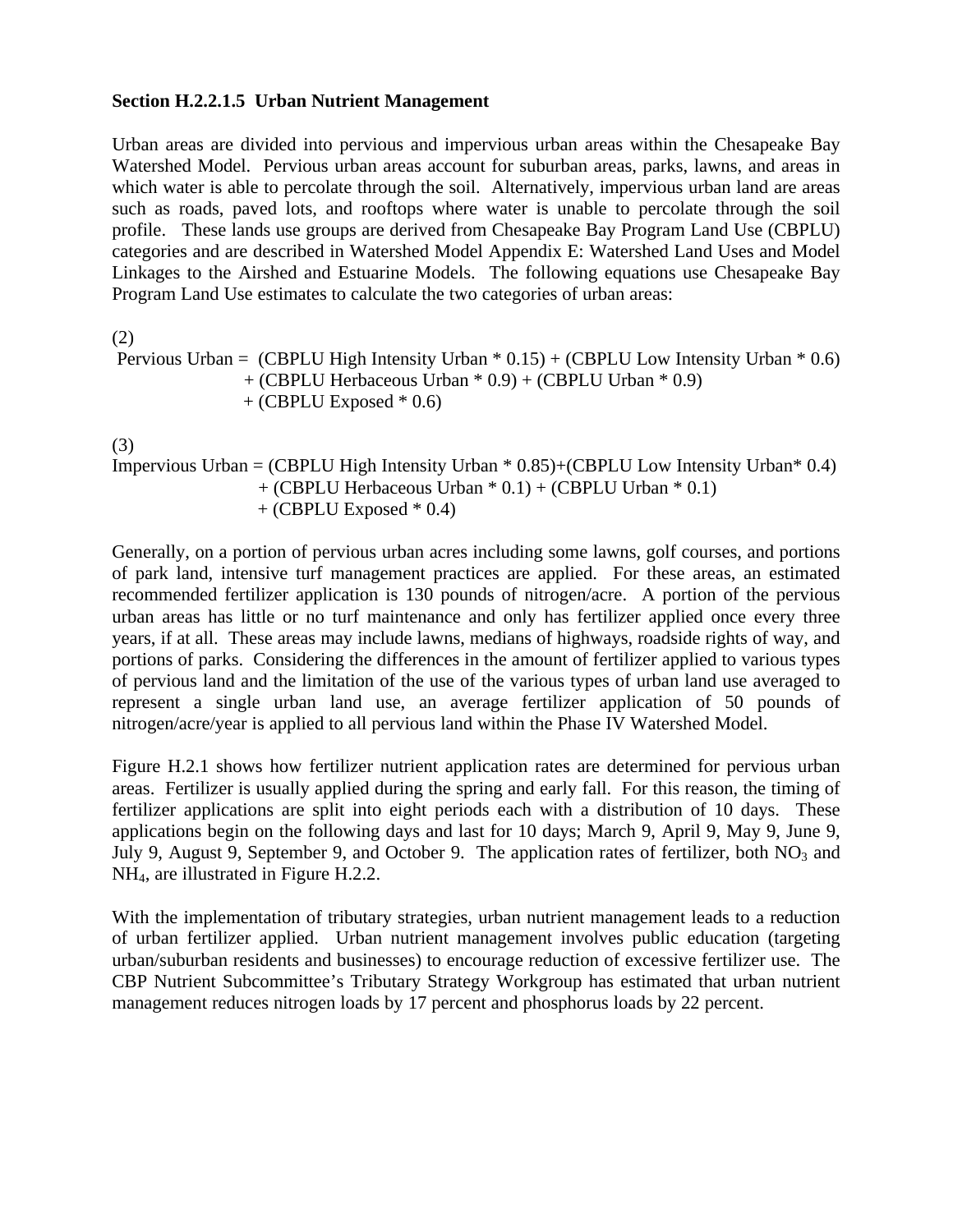**Section H.2.2.1.5 Urban Nutrient Management**

Urban areas are divided into pervious and impervious urban areas within the Chesapeake Bay Watershed Model. Pervious urban areas account for suburban areas, parks, lawns, and areas in which water is able to percolate through the soil. Alternatively, impervious urban land are areas such as roads, paved lots, and rooftops where water is unable to percolate through the soil profile. These lands use groups are derived from Chesapeake Bay Program Land Use (CBPLU) categories and are described in Watershed Model Appendix E: Watershed Land Uses and Model Linkages to the Airshed and Estuarine Models. The following equations use Chesapeake Bay Program Land Use estimates to calculate the two categories of urban areas:

(2)

Pervious Urban = (CBPLU High Intensity Urban * 0.15) + (CBPLU Low Intensity Urban * 0.6)
+ (CBPLU Herbaceous Urban * 0.9) + (CBPLU Urban * 0.9)
+ (CBPLU Exposed * 0.6)

(3)

Impervious Urban = (CBPLU High Intensity Urban * 0.85)+(CBPLU Low Intensity Urban* 0.4)
+ (CBPLU Herbaceous Urban * 0.1) + (CBPLU Urban * 0.1)
+ (CBPLU Exposed * 0.4)

Generally, on a portion of pervious urban acres including some lawns, golf courses, and portions of park land, intensive turf management practices are applied. For these areas, an estimated recommended fertilizer application is 130 pounds of nitrogen/acre. A portion of the pervious urban areas has little or no turf maintenance and only has fertilizer applied once every three years, if at all. These areas may include lawns, medians of highways, roadside rights of way, and portions of parks. Considering the differences in the amount of fertilizer applied to various types of pervious land and the limitation of the use of the various types of urban land use averaged to represent a single urban land use, an average fertilizer application of 50 pounds of nitrogen/acre/year is applied to all pervious land within the Phase IV Watershed Model.

Figure H.2.1 shows how fertilizer nutrient application rates are determined for pervious urban areas. Fertilizer is usually applied during the spring and early fall. For this reason, the timing of fertilizer applications are split into eight periods each with a distribution of 10 days. These applications begin on the following days and last for 10 days; March 9, April 9, May 9, June 9, July 9, August 9, September 9, and October 9. The application rates of fertilizer, both $NO_3$ and $NH_4$, are illustrated in Figure H.2.2.

With the implementation of tributary strategies, urban nutrient management leads to a reduction of urban fertilizer applied. Urban nutrient management involves public education (targeting urban/suburban residents and businesses) to encourage reduction of excessive fertilizer use. The CBP Nutrient Subcommittee's Tributary Strategy Workgroup has estimated that urban nutrient management reduces nitrogen loads by 17 percent and phosphorus loads by 22 percent.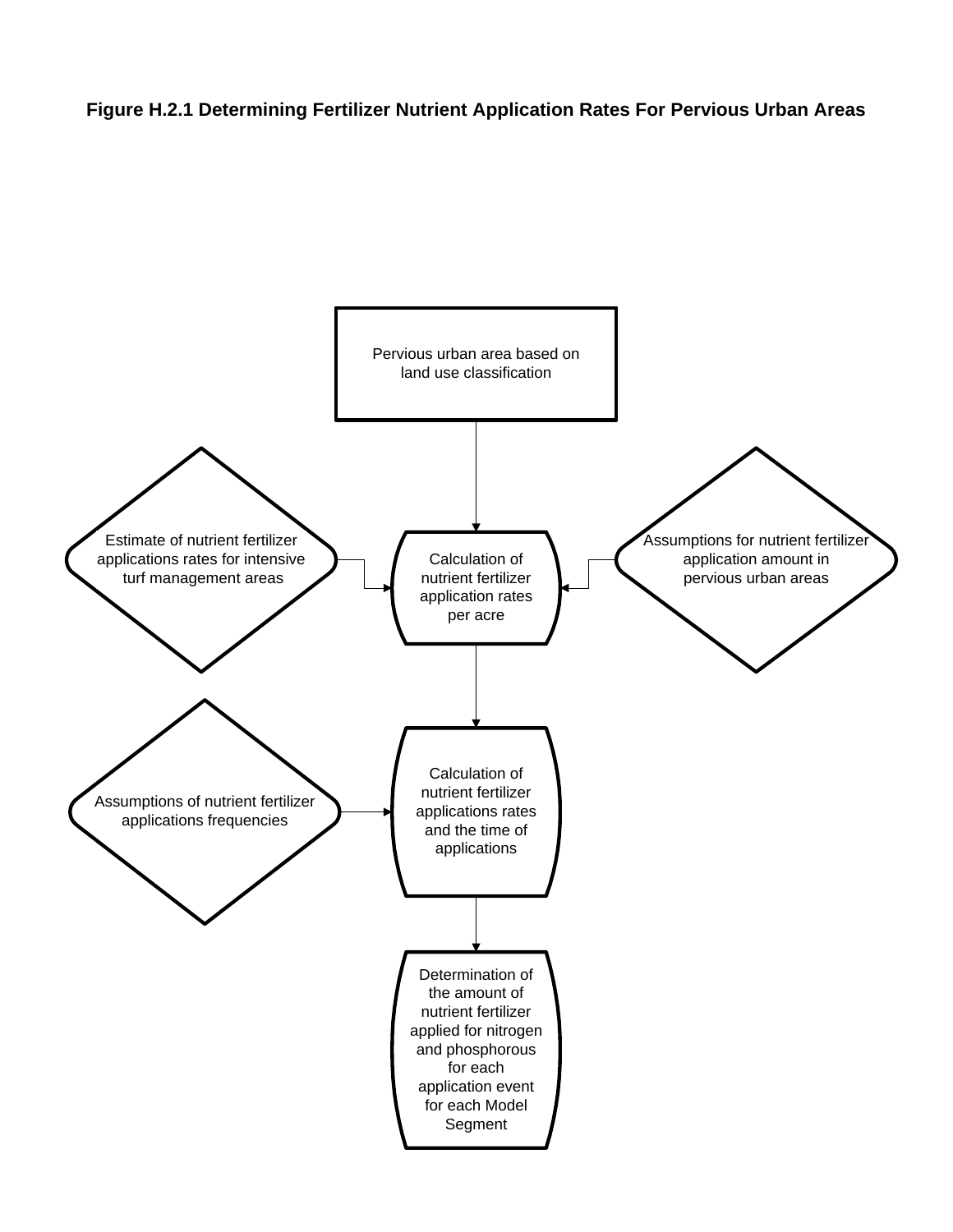**Figure H.2.1 Determining Fertilizer Nutrient Application Rates For Pervious Urban Areas**

Pervious urban area based on land use classification

Estimate of nutrient fertilizer applications rates for intensive turf management areas

Calculation of nutrient fertilizer application rates per acre

Assumptions for nutrient fertilizer application amount in pervious urban areas

Assumptions of nutrient fertilizer applications frequencies

Calculation of nutrient fertilizer applications rates and the time of applications

Determination of the amount of nutrient fertilizer applied for nitrogen and phosphorous for each application event for each Model Segment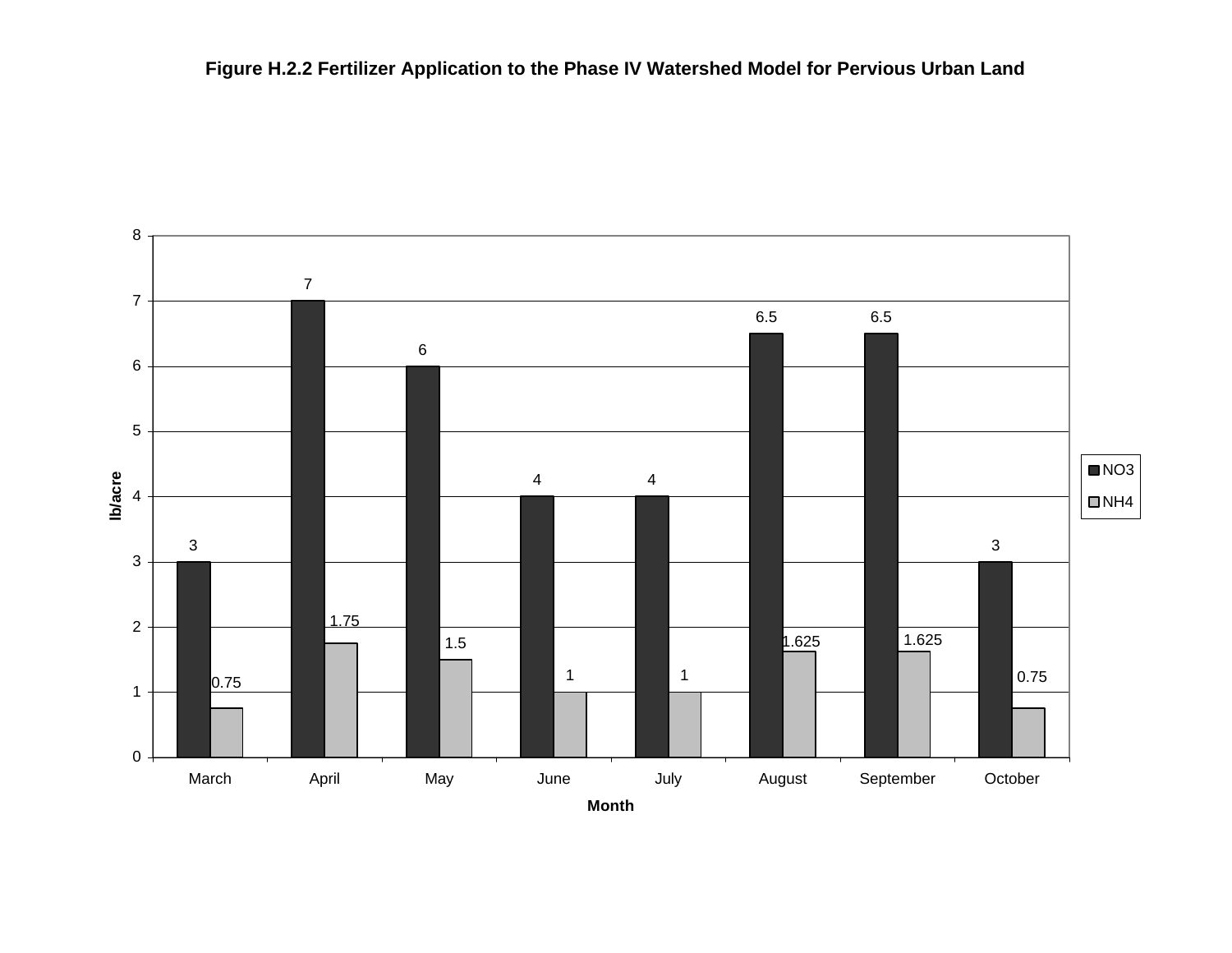**Figure H.2.2 Fertilizer Application to the Phase IV Watershed Model for Pervious Urban Land**

| Month | $NO_3$ (lb/acre) | $NH_4$ (lb/acre) |
|---|---|---|
| March | 3 | 0.75 |
| April | 7 | 1.75 |
| May | 6 | 1.5 |
| June | 4 | 1 |
| July | 4 | 1 |
| August | 6.5 | 1.625 |
| September | 6.5 | 1.625 |
| October | 3 | 0.75 |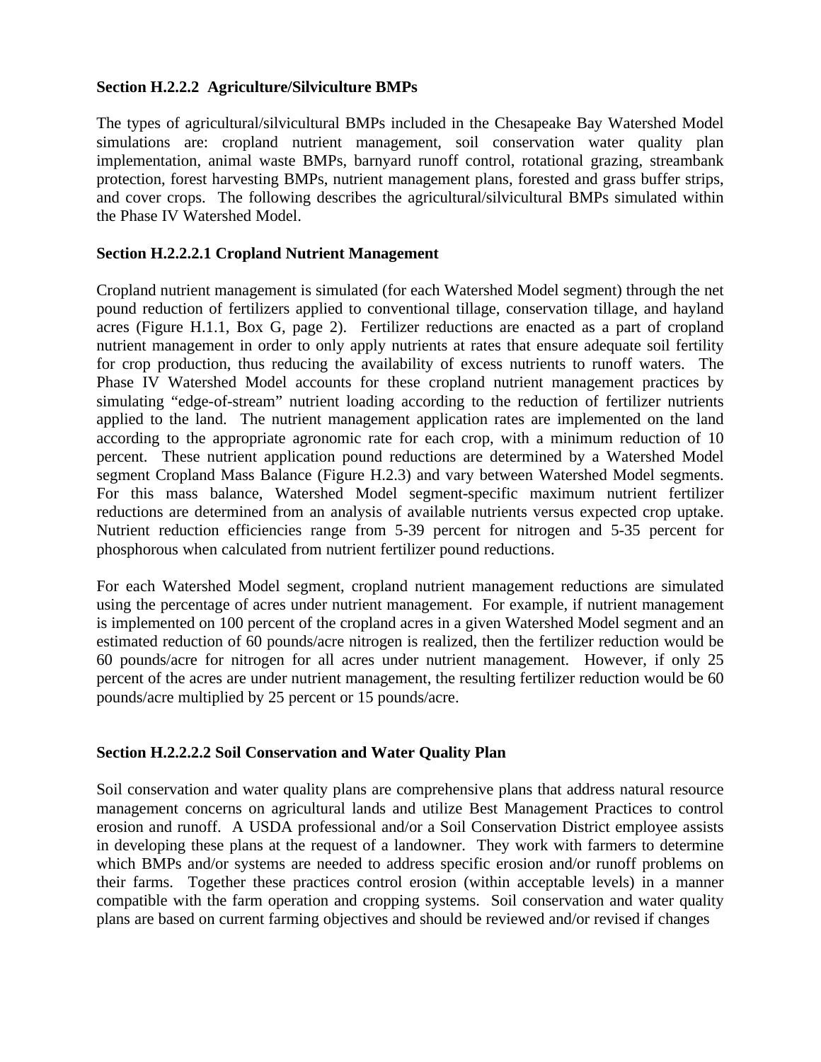### Section H.2.2.2 Agriculture/Silviculture BMPs

The types of agricultural/silvicultural BMPs included in the Chesapeake Bay Watershed Model simulations are: cropland nutrient management, soil conservation water quality plan implementation, animal waste BMPs, barnyard runoff control, rotational grazing, streambank protection, forest harvesting BMPs, nutrient management plans, forested and grass buffer strips, and cover crops. The following describes the agricultural/silvicultural BMPs simulated within the Phase IV Watershed Model.

#### Section H.2.2.2.1 Cropland Nutrient Management

Cropland nutrient management is simulated (for each Watershed Model segment) through the net pound reduction of fertilizers applied to conventional tillage, conservation tillage, and hayland acres (Figure H.1.1, Box G, page 2). Fertilizer reductions are enacted as a part of cropland nutrient management in order to only apply nutrients at rates that ensure adequate soil fertility for crop production, thus reducing the availability of excess nutrients to runoff waters. The Phase IV Watershed Model accounts for these cropland nutrient management practices by simulating "edge-of-stream" nutrient loading according to the reduction of fertilizer nutrients applied to the land. The nutrient management application rates are implemented on the land according to the appropriate agronomic rate for each crop, with a minimum reduction of 10 percent. These nutrient application pound reductions are determined by a Watershed Model segment Cropland Mass Balance (Figure H.2.3) and vary between Watershed Model segments. For this mass balance, Watershed Model segment-specific maximum nutrient fertilizer reductions are determined from an analysis of available nutrients versus expected crop uptake. Nutrient reduction efficiencies range from 5-39 percent for nitrogen and 5-35 percent for phosphorous when calculated from nutrient fertilizer pound reductions.

For each Watershed Model segment, cropland nutrient management reductions are simulated using the percentage of acres under nutrient management. For example, if nutrient management is implemented on 100 percent of the cropland acres in a given Watershed Model segment and an estimated reduction of 60 pounds/acre nitrogen is realized, then the fertilizer reduction would be 60 pounds/acre for nitrogen for all acres under nutrient management. However, if only 25 percent of the acres are under nutrient management, the resulting fertilizer reduction would be 60 pounds/acre multiplied by 25 percent or 15 pounds/acre.

#### Section H.2.2.2.2 Soil Conservation and Water Quality Plan

Soil conservation and water quality plans are comprehensive plans that address natural resource management concerns on agricultural lands and utilize Best Management Practices to control erosion and runoff. A USDA professional and/or a Soil Conservation District employee assists in developing these plans at the request of a landowner. They work with farmers to determine which BMPs and/or systems are needed to address specific erosion and/or runoff problems on their farms. Together these practices control erosion (within acceptable levels) in a manner compatible with the farm operation and cropping systems. Soil conservation and water quality plans are based on current farming objectives and should be reviewed and/or revised if changes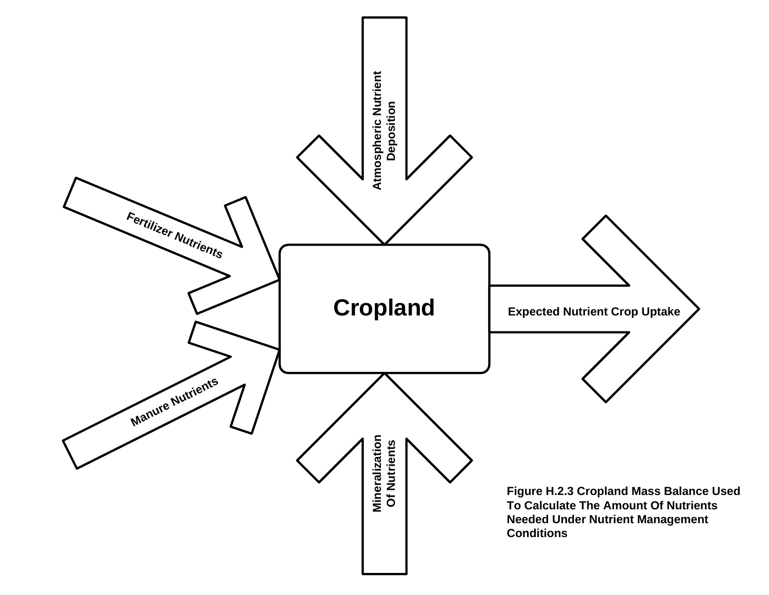Atmospheric Nutrient Deposition

Fertilizer Nutrients

Cropland

Expected Nutrient Crop Uptake

Manure Nutrients

Mineralization Of Nutrients

**Figure H.2.3 Cropland Mass Balance Used To Calculate The Amount Of Nutrients Needed Under Nutrient Management Conditions**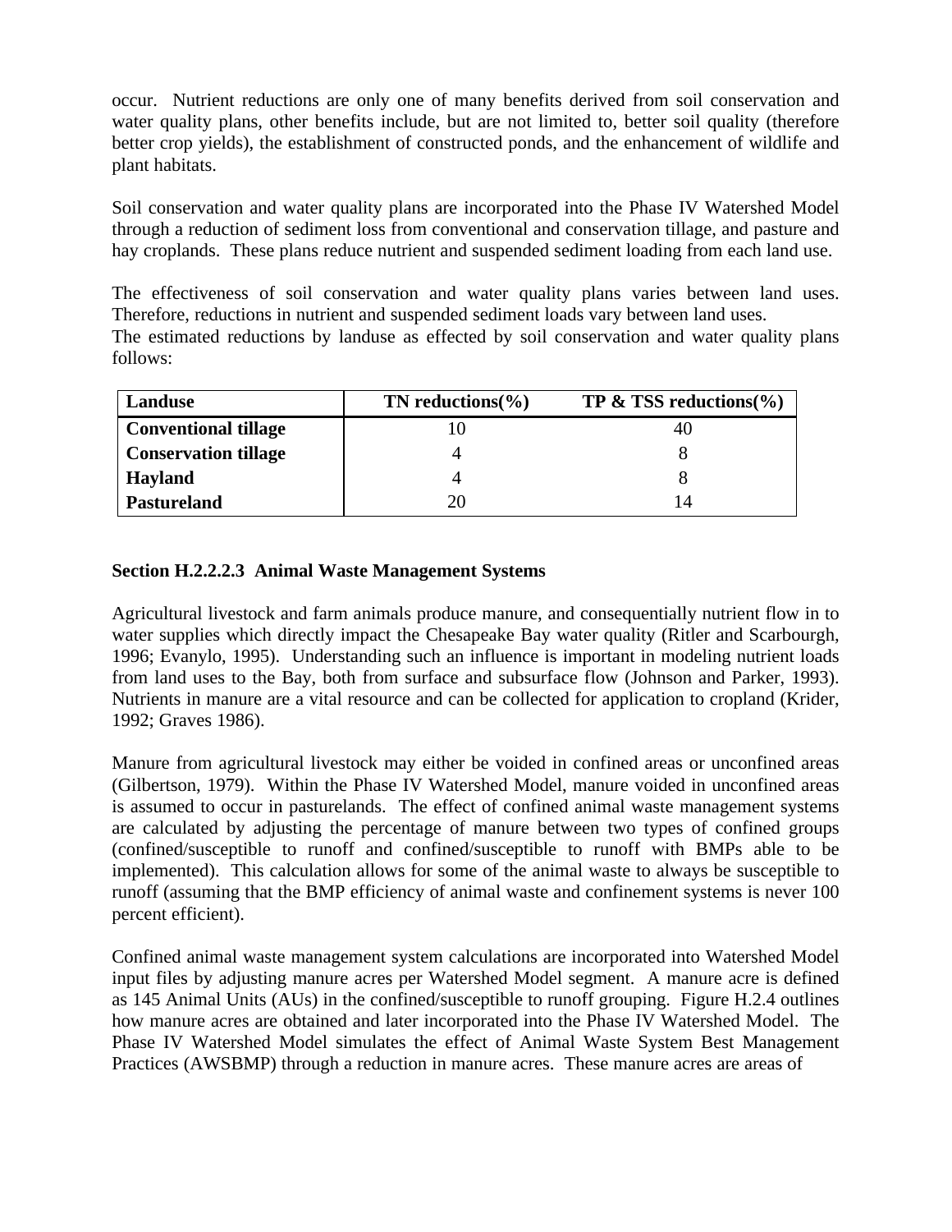occur. Nutrient reductions are only one of many benefits derived from soil conservation and water quality plans, other benefits include, but are not limited to, better soil quality (therefore better crop yields), the establishment of constructed ponds, and the enhancement of wildlife and plant habitats.

Soil conservation and water quality plans are incorporated into the Phase IV Watershed Model through a reduction of sediment loss from conventional and conservation tillage, and pasture and hay croplands. These plans reduce nutrient and suspended sediment loading from each land use.

The effectiveness of soil conservation and water quality plans varies between land uses. Therefore, reductions in nutrient and suspended sediment loads vary between land uses.
The estimated reductions by landuse as effected by soil conservation and water quality plans follows:

| Landuse | TN reductions(%) | TP & TSS reductions(%) |
|---|---|---|
| **Conventional tillage** | 10 | 40 |
| **Conservation tillage** | 4 | 8 |
| **Hayland** | 4 | 8 |
| **Pastureland** | 20 | 14 |

### Section H.2.2.2.3 Animal Waste Management Systems

Agricultural livestock and farm animals produce manure, and consequentially nutrient flow in to water supplies which directly impact the Chesapeake Bay water quality (Ritler and Scarbourgh, 1996; Evanylo, 1995). Understanding such an influence is important in modeling nutrient loads from land uses to the Bay, both from surface and subsurface flow (Johnson and Parker, 1993). Nutrients in manure are a vital resource and can be collected for application to cropland (Krider, 1992; Graves 1986).

Manure from agricultural livestock may either be voided in confined areas or unconfined areas (Gilbertson, 1979). Within the Phase IV Watershed Model, manure voided in unconfined areas is assumed to occur in pasturelands. The effect of confined animal waste management systems are calculated by adjusting the percentage of manure between two types of confined groups (confined/susceptible to runoff and confined/susceptible to runoff with BMPs able to be implemented). This calculation allows for some of the animal waste to always be susceptible to runoff (assuming that the BMP efficiency of animal waste and confinement systems is never 100 percent efficient).

Confined animal waste management system calculations are incorporated into Watershed Model input files by adjusting manure acres per Watershed Model segment. A manure acre is defined as 145 Animal Units (AUs) in the confined/susceptible to runoff grouping. Figure H.2.4 outlines how manure acres are obtained and later incorporated into the Phase IV Watershed Model. The Phase IV Watershed Model simulates the effect of Animal Waste System Best Management Practices (AWSBMP) through a reduction in manure acres. These manure acres are areas of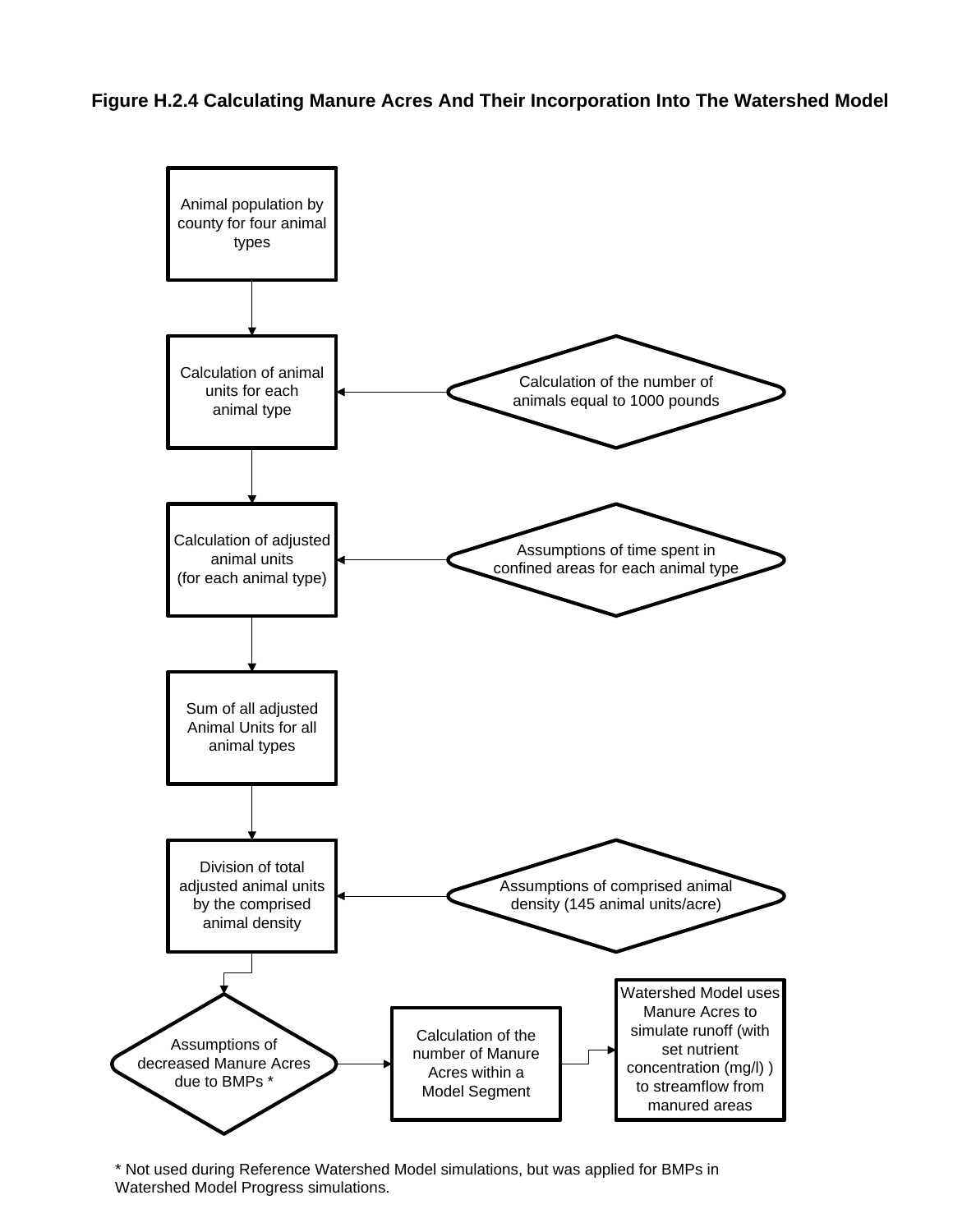**Figure H.2.4 Calculating Manure Acres And Their Incorporation Into The Watershed Model**

Animal population by county for four animal types

Calculation of animal units for each animal type

Calculation of the number of animals equal to 1000 pounds

Calculation of adjusted animal units (for each animal type)

Assumptions of time spent in confined areas for each animal type

Sum of all adjusted Animal Units for all animal types

Division of total adjusted animal units by the comprised animal density

Assumptions of comprised animal density (145 animal units/acre)

Assumptions of decreased Manure Acres due to BMPs *

Calculation of the number of Manure Acres within a Model Segment

Watershed Model uses Manure Acres to simulate runoff (with set nutrient concentration (mg/l) ) to streamflow from manured areas

* Not used during Reference Watershed Model simulations, but was applied for BMPs in Watershed Model Progress simulations.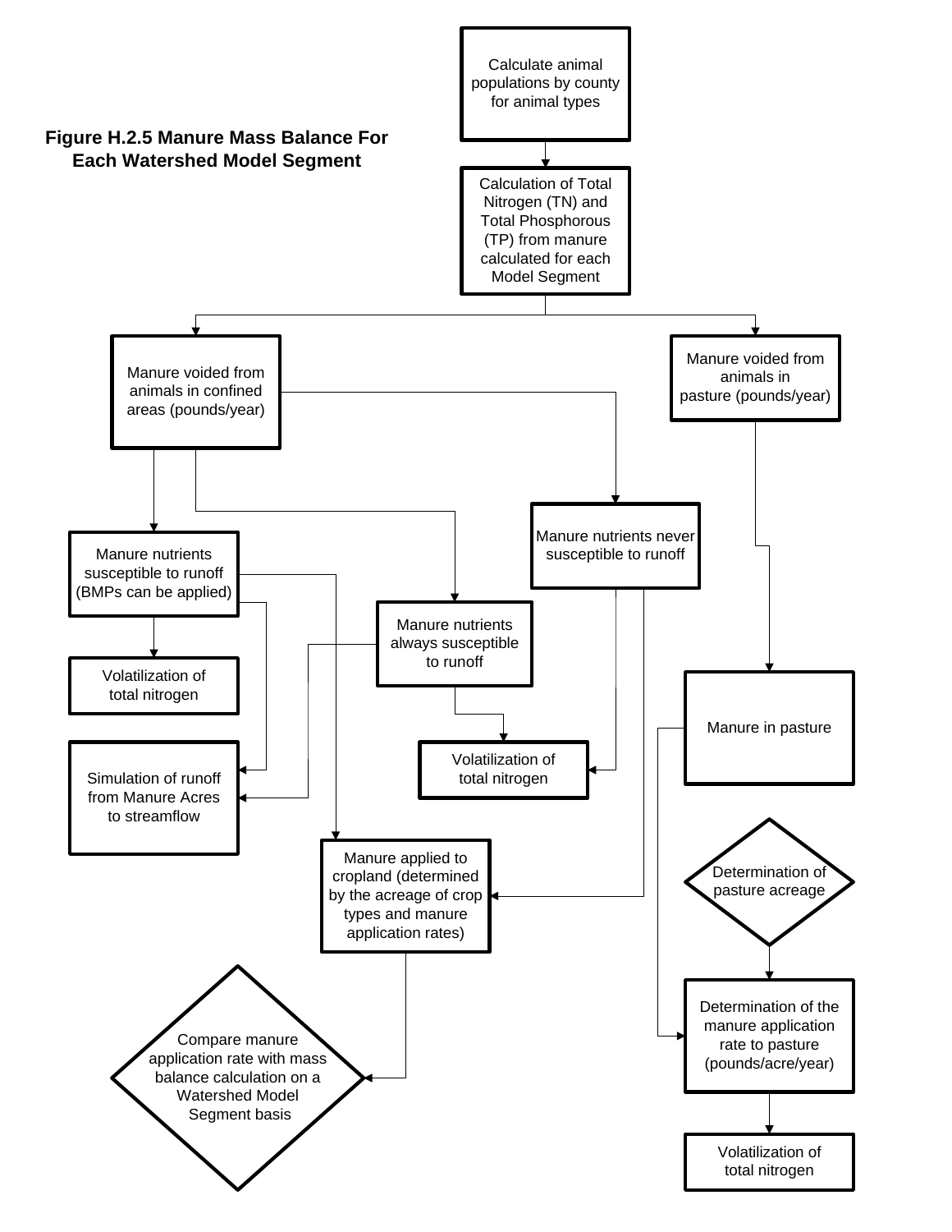**Figure H.2.5 Manure Mass Balance For Each Watershed Model Segment**

Calculate animal populations by county for animal types

Calculation of Total Nitrogen (TN) and Total Phosphorous (TP) from manure calculated for each Model Segment

Manure voided from animals in confined areas (pounds/year)

Manure voided from animals in pasture (pounds/year)

Manure nutrients susceptible to runoff (BMPs can be applied)

Manure nutrients never susceptible to runoff

Manure nutrients always susceptible to runoff

Volatilization of total nitrogen

Volatilization of total nitrogen

Manure in pasture

Simulation of runoff from Manure Acres to streamflow

Manure applied to cropland (determined by the acreage of crop types and manure application rates)

Determination of pasture acreage

Compare manure application rate with mass balance calculation on a Watershed Model Segment basis

Determination of the manure application rate to pasture (pounds/acre/year)

Volatilization of total nitrogen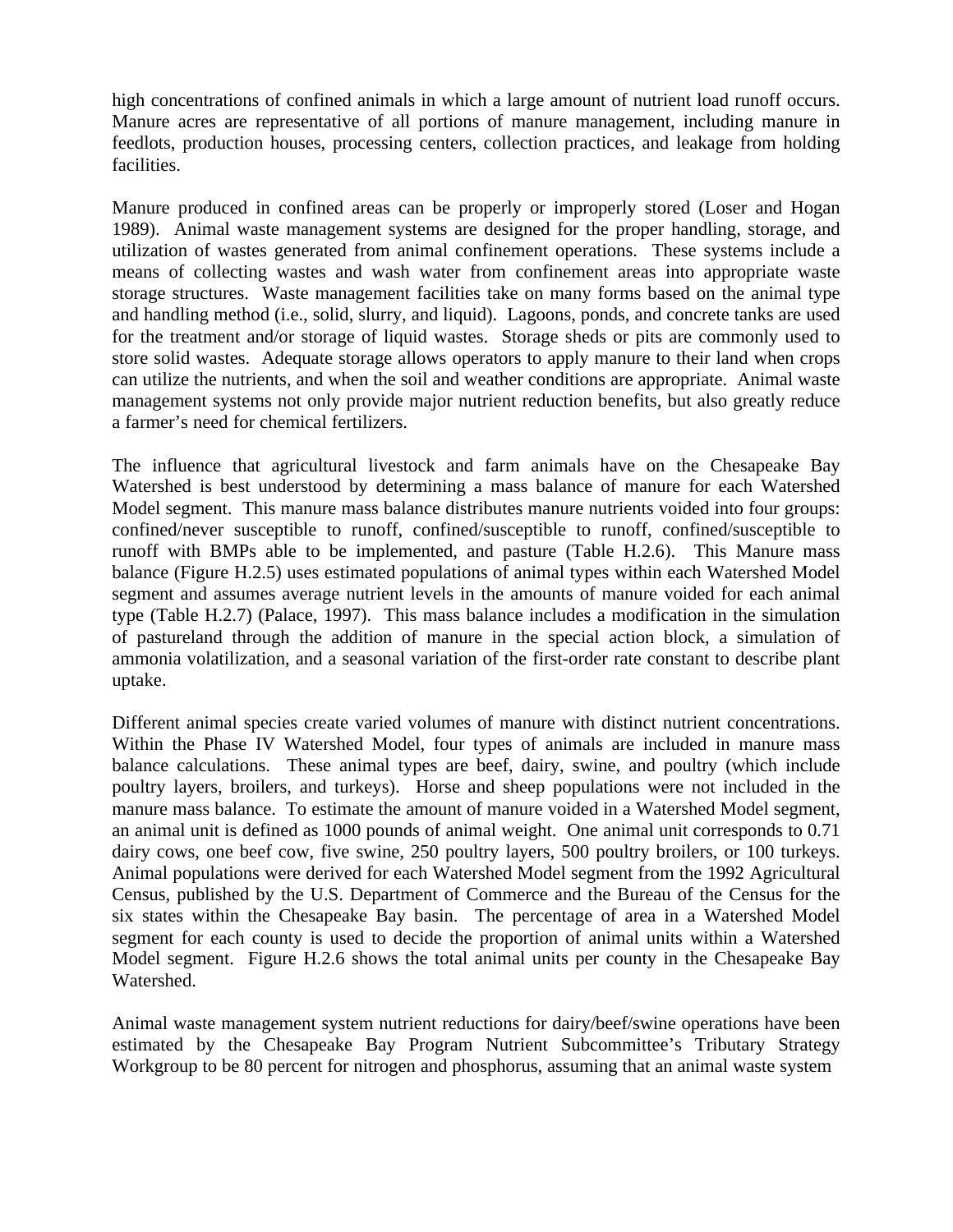high concentrations of confined animals in which a large amount of nutrient load runoff occurs. Manure acres are representative of all portions of manure management, including manure in feedlots, production houses, processing centers, collection practices, and leakage from holding facilities.

Manure produced in confined areas can be properly or improperly stored (Loser and Hogan 1989). Animal waste management systems are designed for the proper handling, storage, and utilization of wastes generated from animal confinement operations. These systems include a means of collecting wastes and wash water from confinement areas into appropriate waste storage structures. Waste management facilities take on many forms based on the animal type and handling method (i.e., solid, slurry, and liquid). Lagoons, ponds, and concrete tanks are used for the treatment and/or storage of liquid wastes. Storage sheds or pits are commonly used to store solid wastes. Adequate storage allows operators to apply manure to their land when crops can utilize the nutrients, and when the soil and weather conditions are appropriate. Animal waste management systems not only provide major nutrient reduction benefits, but also greatly reduce a farmer's need for chemical fertilizers.

The influence that agricultural livestock and farm animals have on the Chesapeake Bay Watershed is best understood by determining a mass balance of manure for each Watershed Model segment. This manure mass balance distributes manure nutrients voided into four groups: confined/never susceptible to runoff, confined/susceptible to runoff, confined/susceptible to runoff with BMPs able to be implemented, and pasture (Table H.2.6). This Manure mass balance (Figure H.2.5) uses estimated populations of animal types within each Watershed Model segment and assumes average nutrient levels in the amounts of manure voided for each animal type (Table H.2.7) (Palace, 1997). This mass balance includes a modification in the simulation of pastureland through the addition of manure in the special action block, a simulation of ammonia volatilization, and a seasonal variation of the first-order rate constant to describe plant uptake.

Different animal species create varied volumes of manure with distinct nutrient concentrations. Within the Phase IV Watershed Model, four types of animals are included in manure mass balance calculations. These animal types are beef, dairy, swine, and poultry (which include poultry layers, broilers, and turkeys). Horse and sheep populations were not included in the manure mass balance. To estimate the amount of manure voided in a Watershed Model segment, an animal unit is defined as 1000 pounds of animal weight. One animal unit corresponds to 0.71 dairy cows, one beef cow, five swine, 250 poultry layers, 500 poultry broilers, or 100 turkeys. Animal populations were derived for each Watershed Model segment from the 1992 Agricultural Census, published by the U.S. Department of Commerce and the Bureau of the Census for the six states within the Chesapeake Bay basin. The percentage of area in a Watershed Model segment for each county is used to decide the proportion of animal units within a Watershed Model segment. Figure H.2.6 shows the total animal units per county in the Chesapeake Bay Watershed.

Animal waste management system nutrient reductions for dairy/beef/swine operations have been estimated by the Chesapeake Bay Program Nutrient Subcommittee's Tributary Strategy Workgroup to be 80 percent for nitrogen and phosphorus, assuming that an animal waste system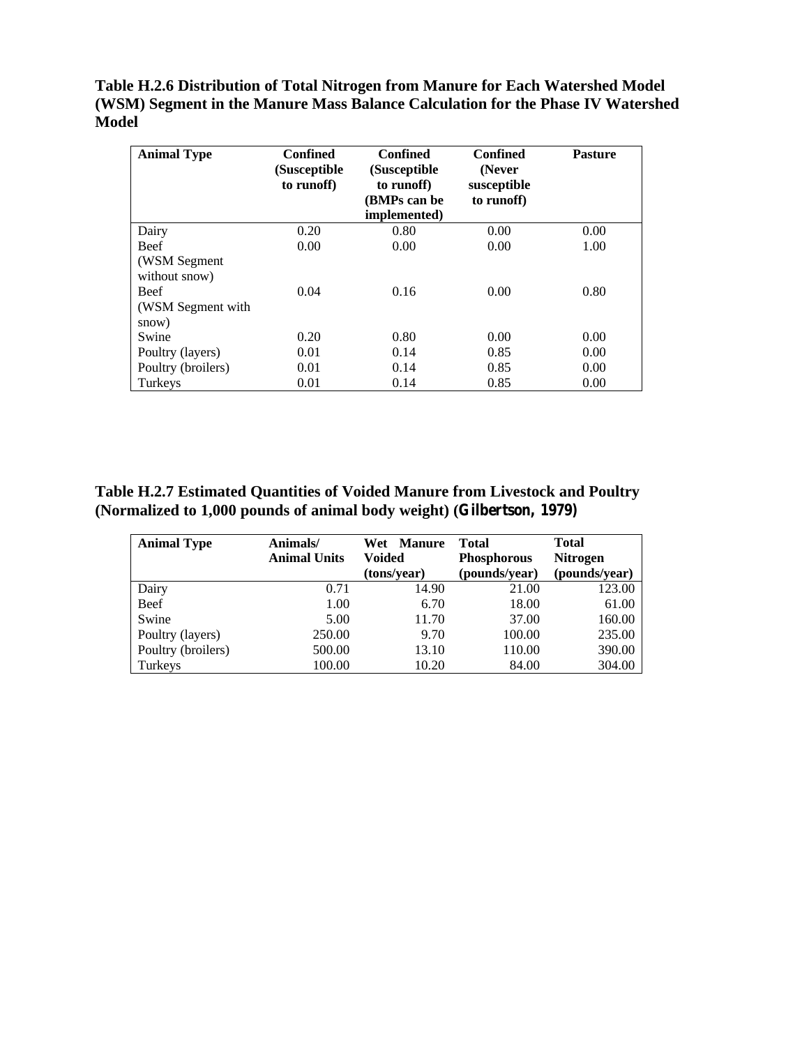**Table H.2.6 Distribution of Total Nitrogen from Manure for Each Watershed Model (WSM) Segment in the Manure Mass Balance Calculation for the Phase IV Watershed Model**

| Animal Type | Confined (Susceptible to runoff) | Confined (Susceptible to runoff) (BMPs can be implemented) | Confined (Never susceptible to runoff) | Pasture |
|---|---|---|---|---|
| Dairy | 0.20 | 0.80 | 0.00 | 0.00 |
| Beef (WSM Segment without snow) | 0.00 | 0.00 | 0.00 | 1.00 |
| Beef (WSM Segment with snow) | 0.04 | 0.16 | 0.00 | 0.80 |
| Swine | 0.20 | 0.80 | 0.00 | 0.00 |
| Poultry (layers) | 0.01 | 0.14 | 0.85 | 0.00 |
| Poultry (broilers) | 0.01 | 0.14 | 0.85 | 0.00 |
| Turkeys | 0.01 | 0.14 | 0.85 | 0.00 |

**Table H.2.7 Estimated Quantities of Voided Manure from Livestock and Poultry (Normalized to 1,000 pounds of animal body weight) (Gilbertson, 1979)**

| Animal Type | Animals/ Animal Units | Wet Manure Voided (tons/year) | Total Phosphorous (pounds/year) | Total Nitrogen (pounds/year) |
|---|---|---|---|---|
| Dairy | 0.71 | 14.90 | 21.00 | 123.00 |
| Beef | 1.00 | 6.70 | 18.00 | 61.00 |
| Swine | 5.00 | 11.70 | 37.00 | 160.00 |
| Poultry (layers) | 250.00 | 9.70 | 100.00 | 235.00 |
| Poultry (broilers) | 500.00 | 13.10 | 110.00 | 390.00 |
| Turkeys | 100.00 | 10.20 | 84.00 | 304.00 |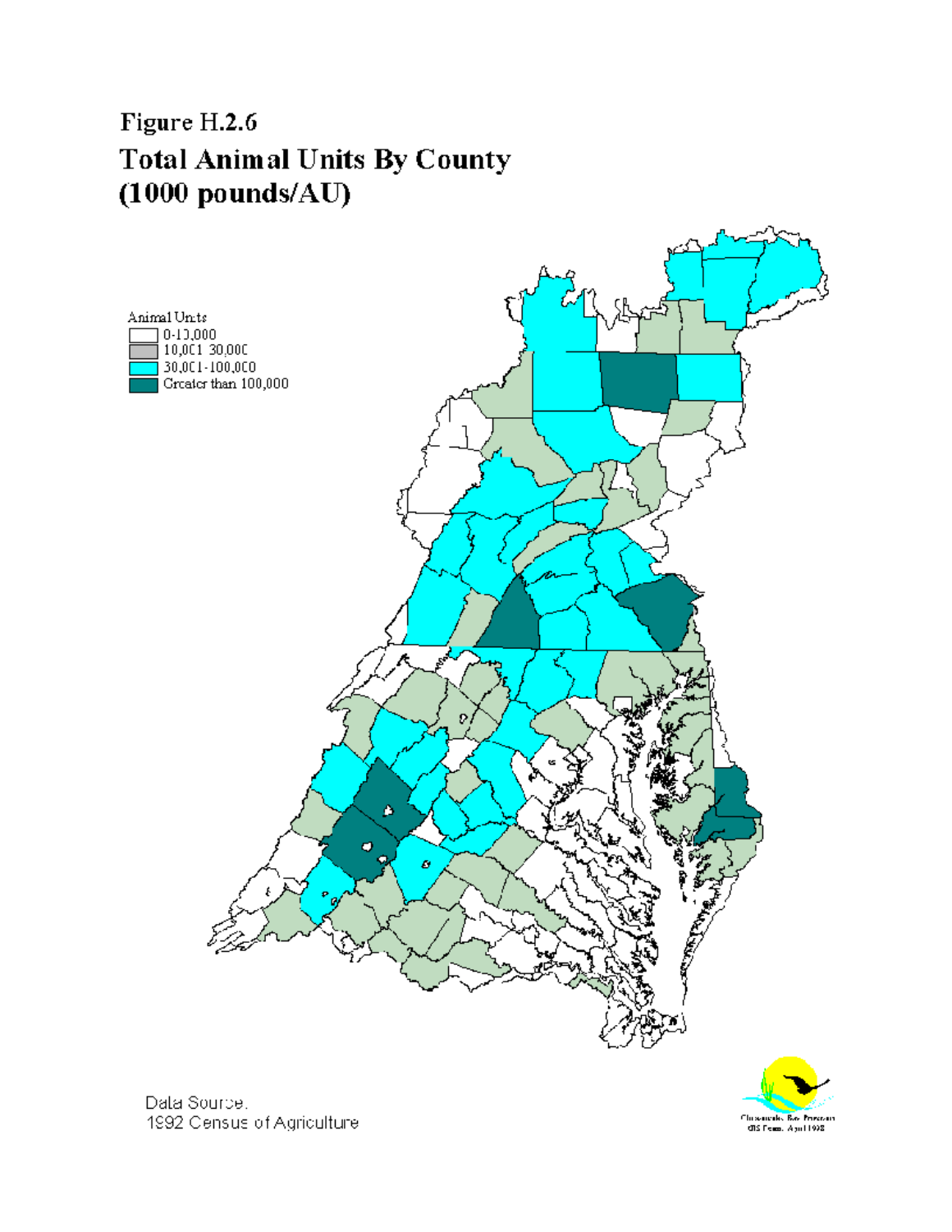Figure H.2.6

# Total Animal Units By County (1000 pounds/AU)

Animal Units

- 0-10,000
- 10,001-30,000
- 30,001-100,000
- Greater than 100,000

Data Source:
1992 Census of Agriculture

Chesapeake Bay Program
GIS Team, April 1998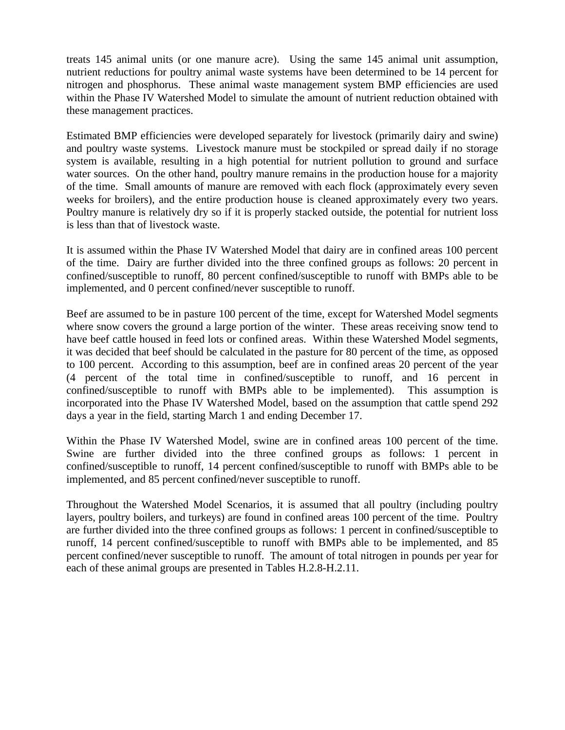treats 145 animal units (or one manure acre). Using the same 145 animal unit assumption, nutrient reductions for poultry animal waste systems have been determined to be 14 percent for nitrogen and phosphorus. These animal waste management system BMP efficiencies are used within the Phase IV Watershed Model to simulate the amount of nutrient reduction obtained with these management practices.

Estimated BMP efficiencies were developed separately for livestock (primarily dairy and swine) and poultry waste systems. Livestock manure must be stockpiled or spread daily if no storage system is available, resulting in a high potential for nutrient pollution to ground and surface water sources. On the other hand, poultry manure remains in the production house for a majority of the time. Small amounts of manure are removed with each flock (approximately every seven weeks for broilers), and the entire production house is cleaned approximately every two years. Poultry manure is relatively dry so if it is properly stacked outside, the potential for nutrient loss is less than that of livestock waste.

It is assumed within the Phase IV Watershed Model that dairy are in confined areas 100 percent of the time. Dairy are further divided into the three confined groups as follows: 20 percent in confined/susceptible to runoff, 80 percent confined/susceptible to runoff with BMPs able to be implemented, and 0 percent confined/never susceptible to runoff.

Beef are assumed to be in pasture 100 percent of the time, except for Watershed Model segments where snow covers the ground a large portion of the winter. These areas receiving snow tend to have beef cattle housed in feed lots or confined areas. Within these Watershed Model segments, it was decided that beef should be calculated in the pasture for 80 percent of the time, as opposed to 100 percent. According to this assumption, beef are in confined areas 20 percent of the year (4 percent of the total time in confined/susceptible to runoff, and 16 percent in confined/susceptible to runoff with BMPs able to be implemented). This assumption is incorporated into the Phase IV Watershed Model, based on the assumption that cattle spend 292 days a year in the field, starting March 1 and ending December 17.

Within the Phase IV Watershed Model, swine are in confined areas 100 percent of the time. Swine are further divided into the three confined groups as follows: 1 percent in confined/susceptible to runoff, 14 percent confined/susceptible to runoff with BMPs able to be implemented, and 85 percent confined/never susceptible to runoff.

Throughout the Watershed Model Scenarios, it is assumed that all poultry (including poultry layers, poultry boilers, and turkeys) are found in confined areas 100 percent of the time. Poultry are further divided into the three confined groups as follows: 1 percent in confined/susceptible to runoff, 14 percent confined/susceptible to runoff with BMPs able to be implemented, and 85 percent confined/never susceptible to runoff. The amount of total nitrogen in pounds per year for each of these animal groups are presented in Tables H.2.8-H.2.11.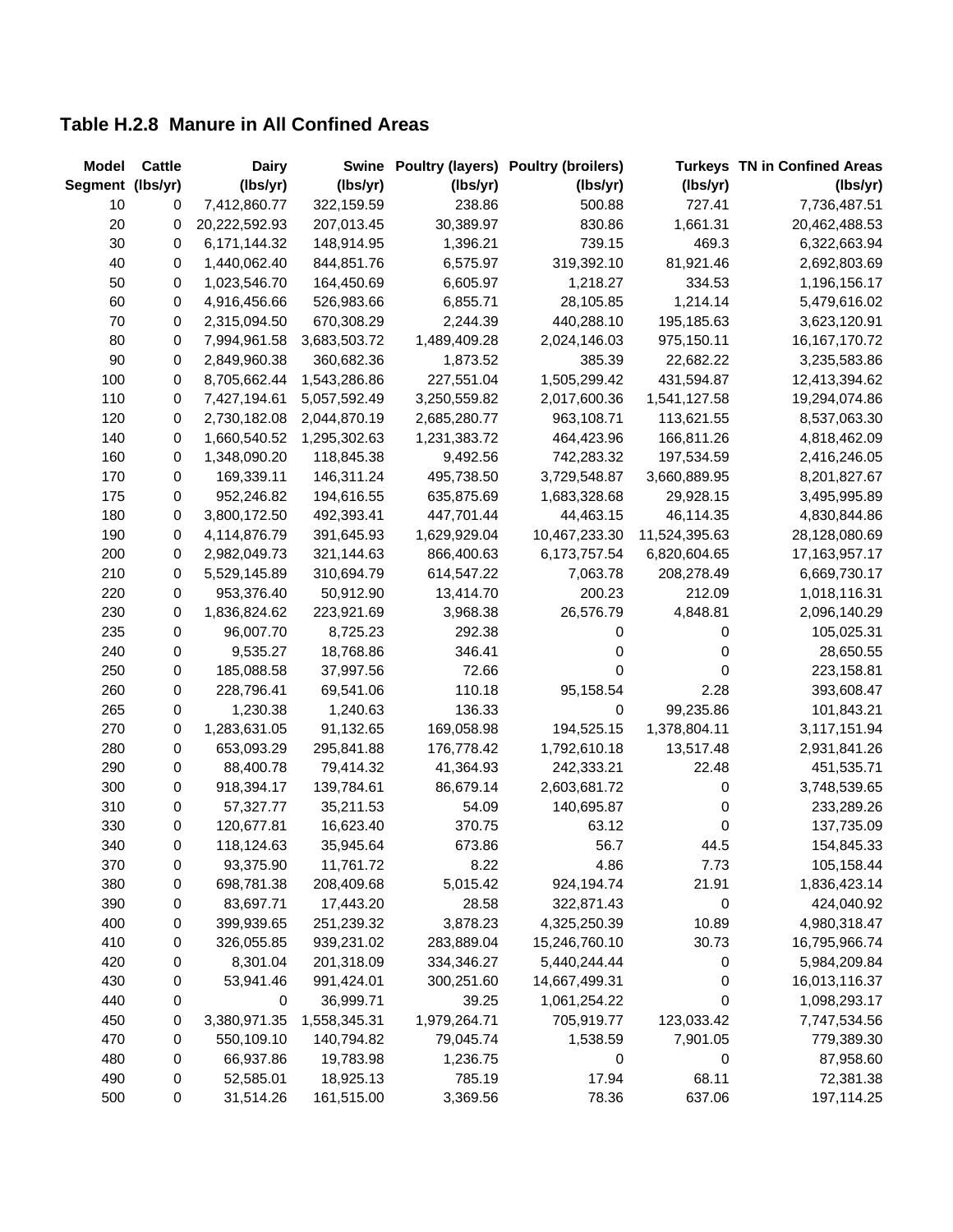**Table H.2.8 Manure in All Confined Areas**

| Model Segment | Cattle (lbs/yr) | Dairy (lbs/yr) | Swine (lbs/yr) | Poultry (layers) (lbs/yr) | Poultry (broilers) (lbs/yr) | Turkeys (lbs/yr) | TN in Confined Areas (lbs/yr) |
|---|---|---|---|---|---|---|---|
| 10 | 0 | 7,412,860.77 | 322,159.59 | 238.86 | 500.88 | 727.41 | 7,736,487.51 |
| 20 | 0 | 20,222,592.93 | 207,013.45 | 30,389.97 | 830.86 | 1,661.31 | 20,462,488.53 |
| 30 | 0 | 6,171,144.32 | 148,914.95 | 1,396.21 | 739.15 | 469.3 | 6,322,663.94 |
| 40 | 0 | 1,440,062.40 | 844,851.76 | 6,575.97 | 319,392.10 | 81,921.46 | 2,692,803.69 |
| 50 | 0 | 1,023,546.70 | 164,450.69 | 6,605.97 | 1,218.27 | 334.53 | 1,196,156.17 |
| 60 | 0 | 4,916,456.66 | 526,983.66 | 6,855.71 | 28,105.85 | 1,214.14 | 5,479,616.02 |
| 70 | 0 | 2,315,094.50 | 670,308.29 | 2,244.39 | 440,288.10 | 195,185.63 | 3,623,120.91 |
| 80 | 0 | 7,994,961.58 | 3,683,503.72 | 1,489,409.28 | 2,024,146.03 | 975,150.11 | 16,167,170.72 |
| 90 | 0 | 2,849,960.38 | 360,682.36 | 1,873.52 | 385.39 | 22,682.22 | 3,235,583.86 |
| 100 | 0 | 8,705,662.44 | 1,543,286.86 | 227,551.04 | 1,505,299.42 | 431,594.87 | 12,413,394.62 |
| 110 | 0 | 7,427,194.61 | 5,057,592.49 | 3,250,559.82 | 2,017,600.36 | 1,541,127.58 | 19,294,074.86 |
| 120 | 0 | 2,730,182.08 | 2,044,870.19 | 2,685,280.77 | 963,108.71 | 113,621.55 | 8,537,063.30 |
| 140 | 0 | 1,660,540.52 | 1,295,302.63 | 1,231,383.72 | 464,423.96 | 166,811.26 | 4,818,462.09 |
| 160 | 0 | 1,348,090.20 | 118,845.38 | 9,492.56 | 742,283.32 | 197,534.59 | 2,416,246.05 |
| 170 | 0 | 169,339.11 | 146,311.24 | 495,738.50 | 3,729,548.87 | 3,660,889.95 | 8,201,827.67 |
| 175 | 0 | 952,246.82 | 194,616.55 | 635,875.69 | 1,683,328.68 | 29,928.15 | 3,495,995.89 |
| 180 | 0 | 3,800,172.50 | 492,393.41 | 447,701.44 | 44,463.15 | 46,114.35 | 4,830,844.86 |
| 190 | 0 | 4,114,876.79 | 391,645.93 | 1,629,929.04 | 10,467,233.30 | 11,524,395.63 | 28,128,080.69 |
| 200 | 0 | 2,982,049.73 | 321,144.63 | 866,400.63 | 6,173,757.54 | 6,820,604.65 | 17,163,957.17 |
| 210 | 0 | 5,529,145.89 | 310,694.79 | 614,547.22 | 7,063.78 | 208,278.49 | 6,669,730.17 |
| 220 | 0 | 953,376.40 | 50,912.90 | 13,414.70 | 200.23 | 212.09 | 1,018,116.31 |
| 230 | 0 | 1,836,824.62 | 223,921.69 | 3,968.38 | 26,576.79 | 4,848.81 | 2,096,140.29 |
| 235 | 0 | 96,007.70 | 8,725.23 | 292.38 | 0 | 0 | 105,025.31 |
| 240 | 0 | 9,535.27 | 18,768.86 | 346.41 | 0 | 0 | 28,650.55 |
| 250 | 0 | 185,088.58 | 37,997.56 | 72.66 | 0 | 0 | 223,158.81 |
| 260 | 0 | 228,796.41 | 69,541.06 | 110.18 | 95,158.54 | 2.28 | 393,608.47 |
| 265 | 0 | 1,230.38 | 1,240.63 | 136.33 | 0 | 99,235.86 | 101,843.21 |
| 270 | 0 | 1,283,631.05 | 91,132.65 | 169,058.98 | 194,525.15 | 1,378,804.11 | 3,117,151.94 |
| 280 | 0 | 653,093.29 | 295,841.88 | 176,778.42 | 1,792,610.18 | 13,517.48 | 2,931,841.26 |
| 290 | 0 | 88,400.78 | 79,414.32 | 41,364.93 | 242,333.21 | 22.48 | 451,535.71 |
| 300 | 0 | 918,394.17 | 139,784.61 | 86,679.14 | 2,603,681.72 | 0 | 3,748,539.65 |
| 310 | 0 | 57,327.77 | 35,211.53 | 54.09 | 140,695.87 | 0 | 233,289.26 |
| 330 | 0 | 120,677.81 | 16,623.40 | 370.75 | 63.12 | 0 | 137,735.09 |
| 340 | 0 | 118,124.63 | 35,945.64 | 673.86 | 56.7 | 44.5 | 154,845.33 |
| 370 | 0 | 93,375.90 | 11,761.72 | 8.22 | 4.86 | 7.73 | 105,158.44 |
| 380 | 0 | 698,781.38 | 208,409.68 | 5,015.42 | 924,194.74 | 21.91 | 1,836,423.14 |
| 390 | 0 | 83,697.71 | 17,443.20 | 28.58 | 322,871.43 | 0 | 424,040.92 |
| 400 | 0 | 399,939.65 | 251,239.32 | 3,878.23 | 4,325,250.39 | 10.89 | 4,980,318.47 |
| 410 | 0 | 326,055.85 | 939,231.02 | 283,889.04 | 15,246,760.10 | 30.73 | 16,795,966.74 |
| 420 | 0 | 8,301.04 | 201,318.09 | 334,346.27 | 5,440,244.44 | 0 | 5,984,209.84 |
| 430 | 0 | 53,941.46 | 991,424.01 | 300,251.60 | 14,667,499.31 | 0 | 16,013,116.37 |
| 440 | 0 | 0 | 36,999.71 | 39.25 | 1,061,254.22 | 0 | 1,098,293.17 |
| 450 | 0 | 3,380,971.35 | 1,558,345.31 | 1,979,264.71 | 705,919.77 | 123,033.42 | 7,747,534.56 |
| 470 | 0 | 550,109.10 | 140,794.82 | 79,045.74 | 1,538.59 | 7,901.05 | 779,389.30 |
| 480 | 0 | 66,937.86 | 19,783.98 | 1,236.75 | 0 | 0 | 87,958.60 |
| 490 | 0 | 52,585.01 | 18,925.13 | 785.19 | 17.94 | 68.11 | 72,381.38 |
| 500 | 0 | 31,514.26 | 161,515.00 | 3,369.56 | 78.36 | 637.06 | 197,114.25 |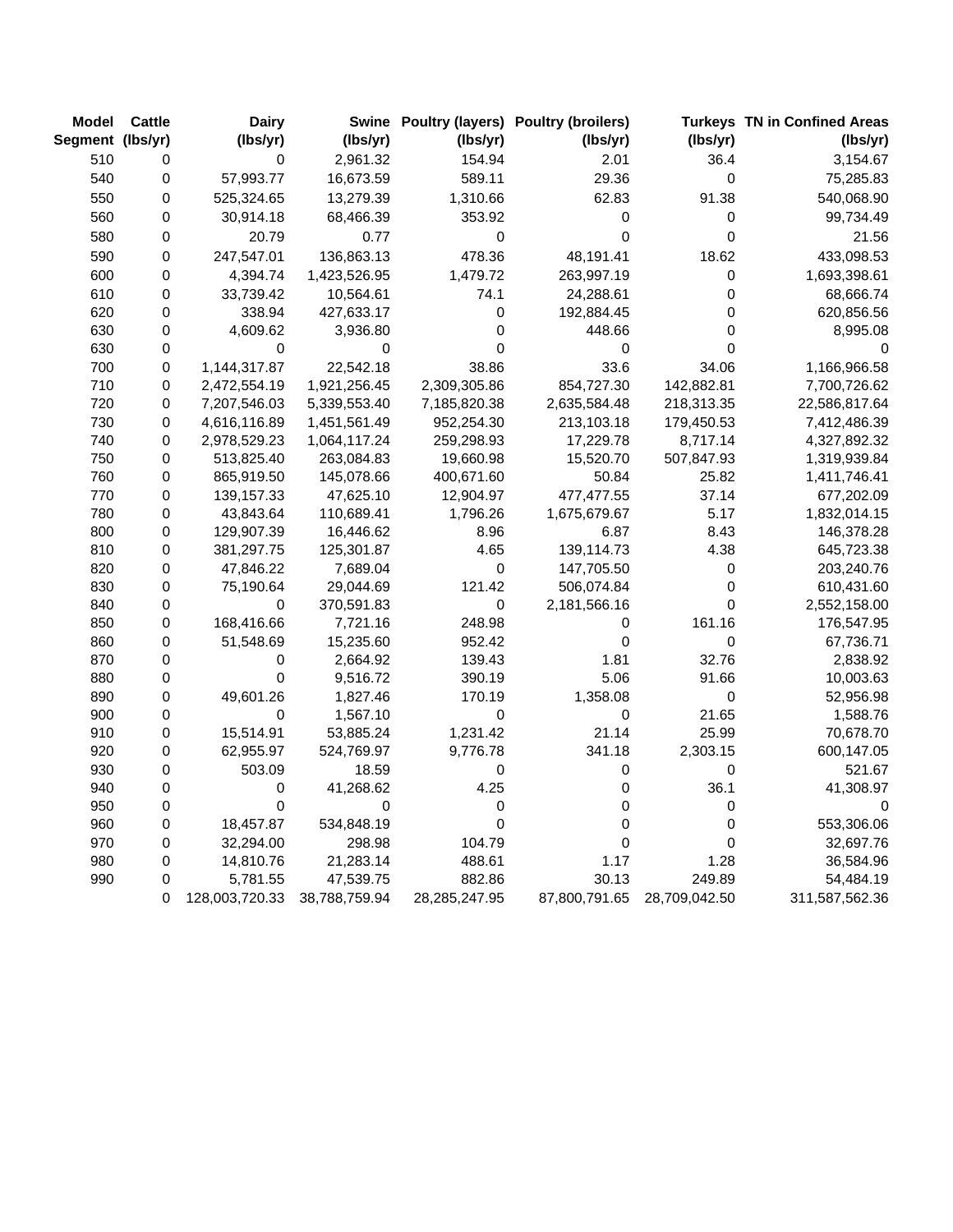| Model Segment | Cattle (lbs/yr) | Dairy (lbs/yr) | Swine (lbs/yr) | Poultry (layers) (lbs/yr) | Poultry (broilers) (lbs/yr) | Turkeys (lbs/yr) | TN in Confined Areas (lbs/yr) |
|---|---|---|---|---|---|---|---|
| 510 | 0 | 0 | 2,961.32 | 154.94 | 2.01 | 36.4 | 3,154.67 |
| 540 | 0 | 57,993.77 | 16,673.59 | 589.11 | 29.36 | 0 | 75,285.83 |
| 550 | 0 | 525,324.65 | 13,279.39 | 1,310.66 | 62.83 | 91.38 | 540,068.90 |
| 560 | 0 | 30,914.18 | 68,466.39 | 353.92 | 0 | 0 | 99,734.49 |
| 580 | 0 | 20.79 | 0.77 | 0 | 0 | 0 | 21.56 |
| 590 | 0 | 247,547.01 | 136,863.13 | 478.36 | 48,191.41 | 18.62 | 433,098.53 |
| 600 | 0 | 4,394.74 | 1,423,526.95 | 1,479.72 | 263,997.19 | 0 | 1,693,398.61 |
| 610 | 0 | 33,739.42 | 10,564.61 | 74.1 | 24,288.61 | 0 | 68,666.74 |
| 620 | 0 | 338.94 | 427,633.17 | 0 | 192,884.45 | 0 | 620,856.56 |
| 630 | 0 | 4,609.62 | 3,936.80 | 0 | 448.66 | 0 | 8,995.08 |
| 630 | 0 | 0 | 0 | 0 | 0 | 0 | 0 |
| 700 | 0 | 1,144,317.87 | 22,542.18 | 38.86 | 33.6 | 34.06 | 1,166,966.58 |
| 710 | 0 | 2,472,554.19 | 1,921,256.45 | 2,309,305.86 | 854,727.30 | 142,882.81 | 7,700,726.62 |
| 720 | 0 | 7,207,546.03 | 5,339,553.40 | 7,185,820.38 | 2,635,584.48 | 218,313.35 | 22,586,817.64 |
| 730 | 0 | 4,616,116.89 | 1,451,561.49 | 952,254.30 | 213,103.18 | 179,450.53 | 7,412,486.39 |
| 740 | 0 | 2,978,529.23 | 1,064,117.24 | 259,298.93 | 17,229.78 | 8,717.14 | 4,327,892.32 |
| 750 | 0 | 513,825.40 | 263,084.83 | 19,660.98 | 15,520.70 | 507,847.93 | 1,319,939.84 |
| 760 | 0 | 865,919.50 | 145,078.66 | 400,671.60 | 50.84 | 25.82 | 1,411,746.41 |
| 770 | 0 | 139,157.33 | 47,625.10 | 12,904.97 | 477,477.55 | 37.14 | 677,202.09 |
| 780 | 0 | 43,843.64 | 110,689.41 | 1,796.26 | 1,675,679.67 | 5.17 | 1,832,014.15 |
| 800 | 0 | 129,907.39 | 16,446.62 | 8.96 | 6.87 | 8.43 | 146,378.28 |
| 810 | 0 | 381,297.75 | 125,301.87 | 4.65 | 139,114.73 | 4.38 | 645,723.38 |
| 820 | 0 | 47,846.22 | 7,689.04 | 0 | 147,705.50 | 0 | 203,240.76 |
| 830 | 0 | 75,190.64 | 29,044.69 | 121.42 | 506,074.84 | 0 | 610,431.60 |
| 840 | 0 | 0 | 370,591.83 | 0 | 2,181,566.16 | 0 | 2,552,158.00 |
| 850 | 0 | 168,416.66 | 7,721.16 | 248.98 | 0 | 161.16 | 176,547.95 |
| 860 | 0 | 51,548.69 | 15,235.60 | 952.42 | 0 | 0 | 67,736.71 |
| 870 | 0 | 0 | 2,664.92 | 139.43 | 1.81 | 32.76 | 2,838.92 |
| 880 | 0 | 0 | 9,516.72 | 390.19 | 5.06 | 91.66 | 10,003.63 |
| 890 | 0 | 49,601.26 | 1,827.46 | 170.19 | 1,358.08 | 0 | 52,956.98 |
| 900 | 0 | 0 | 1,567.10 | 0 | 0 | 21.65 | 1,588.76 |
| 910 | 0 | 15,514.91 | 53,885.24 | 1,231.42 | 21.14 | 25.99 | 70,678.70 |
| 920 | 0 | 62,955.97 | 524,769.97 | 9,776.78 | 341.18 | 2,303.15 | 600,147.05 |
| 930 | 0 | 503.09 | 18.59 | 0 | 0 | 0 | 521.67 |
| 940 | 0 | 0 | 41,268.62 | 4.25 | 0 | 36.1 | 41,308.97 |
| 950 | 0 | 0 | 0 | 0 | 0 | 0 | 0 |
| 960 | 0 | 18,457.87 | 534,848.19 | 0 | 0 | 0 | 553,306.06 |
| 970 | 0 | 32,294.00 | 298.98 | 104.79 | 0 | 0 | 32,697.76 |
| 980 | 0 | 14,810.76 | 21,283.14 | 488.61 | 1.17 | 1.28 | 36,584.96 |
| 990 | 0 | 5,781.55 | 47,539.75 | 882.86 | 30.13 | 249.89 | 54,484.19 |
| | 0 | 128,003,720.33 | 38,788,759.94 | 28,285,247.95 | 87,800,791.65 | 28,709,042.50 | 311,587,562.36 |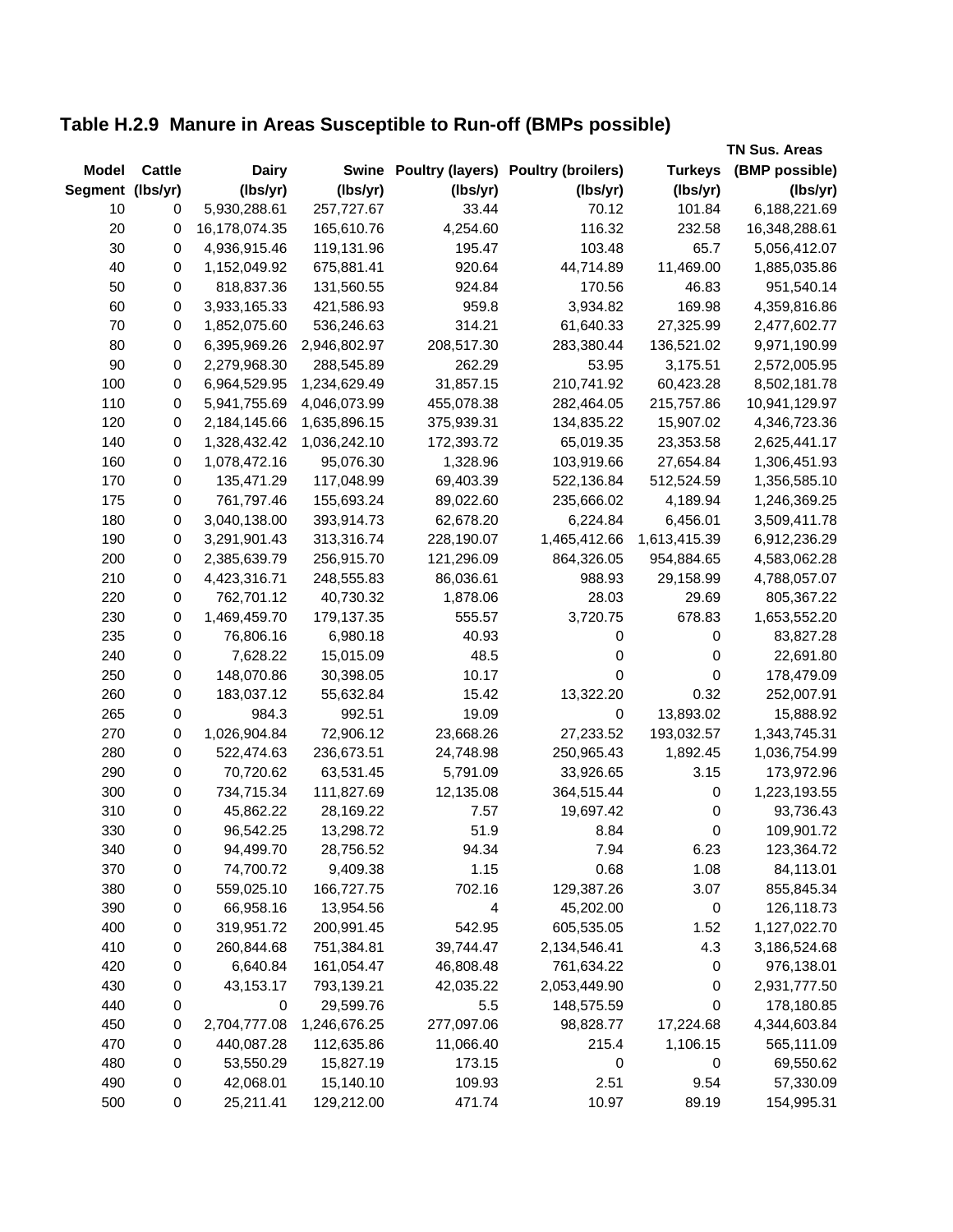## Table H.2.9 Manure in Areas Susceptible to Run-off (BMPs possible)

| Model Segment | Cattle (lbs/yr) | Dairy (lbs/yr) | Swine (lbs/yr) | Poultry (layers) (lbs/yr) | Poultry (broilers) (lbs/yr) | Turkeys (lbs/yr) | TN Sus. Areas (BMP possible) (lbs/yr) |
|---|---|---|---|---|---|---|---|
| 10 | 0 | 5,930,288.61 | 257,727.67 | 33.44 | 70.12 | 101.84 | 6,188,221.69 |
| 20 | 0 | 16,178,074.35 | 165,610.76 | 4,254.60 | 116.32 | 232.58 | 16,348,288.61 |
| 30 | 0 | 4,936,915.46 | 119,131.96 | 195.47 | 103.48 | 65.7 | 5,056,412.07 |
| 40 | 0 | 1,152,049.92 | 675,881.41 | 920.64 | 44,714.89 | 11,469.00 | 1,885,035.86 |
| 50 | 0 | 818,837.36 | 131,560.55 | 924.84 | 170.56 | 46.83 | 951,540.14 |
| 60 | 0 | 3,933,165.33 | 421,586.93 | 959.8 | 3,934.82 | 169.98 | 4,359,816.86 |
| 70 | 0 | 1,852,075.60 | 536,246.63 | 314.21 | 61,640.33 | 27,325.99 | 2,477,602.77 |
| 80 | 0 | 6,395,969.26 | 2,946,802.97 | 208,517.30 | 283,380.44 | 136,521.02 | 9,971,190.99 |
| 90 | 0 | 2,279,968.30 | 288,545.89 | 262.29 | 53.95 | 3,175.51 | 2,572,005.95 |
| 100 | 0 | 6,964,529.95 | 1,234,629.49 | 31,857.15 | 210,741.92 | 60,423.28 | 8,502,181.78 |
| 110 | 0 | 5,941,755.69 | 4,046,073.99 | 455,078.38 | 282,464.05 | 215,757.86 | 10,941,129.97 |
| 120 | 0 | 2,184,145.66 | 1,635,896.15 | 375,939.31 | 134,835.22 | 15,907.02 | 4,346,723.36 |
| 140 | 0 | 1,328,432.42 | 1,036,242.10 | 172,393.72 | 65,019.35 | 23,353.58 | 2,625,441.17 |
| 160 | 0 | 1,078,472.16 | 95,076.30 | 1,328.96 | 103,919.66 | 27,654.84 | 1,306,451.93 |
| 170 | 0 | 135,471.29 | 117,048.99 | 69,403.39 | 522,136.84 | 512,524.59 | 1,356,585.10 |
| 175 | 0 | 761,797.46 | 155,693.24 | 89,022.60 | 235,666.02 | 4,189.94 | 1,246,369.25 |
| 180 | 0 | 3,040,138.00 | 393,914.73 | 62,678.20 | 6,224.84 | 6,456.01 | 3,509,411.78 |
| 190 | 0 | 3,291,901.43 | 313,316.74 | 228,190.07 | 1,465,412.66 | 1,613,415.39 | 6,912,236.29 |
| 200 | 0 | 2,385,639.79 | 256,915.70 | 121,296.09 | 864,326.05 | 954,884.65 | 4,583,062.28 |
| 210 | 0 | 4,423,316.71 | 248,555.83 | 86,036.61 | 988.93 | 29,158.99 | 4,788,057.07 |
| 220 | 0 | 762,701.12 | 40,730.32 | 1,878.06 | 28.03 | 29.69 | 805,367.22 |
| 230 | 0 | 1,469,459.70 | 179,137.35 | 555.57 | 3,720.75 | 678.83 | 1,653,552.20 |
| 235 | 0 | 76,806.16 | 6,980.18 | 40.93 | 0 | 0 | 83,827.28 |
| 240 | 0 | 7,628.22 | 15,015.09 | 48.5 | 0 | 0 | 22,691.80 |
| 250 | 0 | 148,070.86 | 30,398.05 | 10.17 | 0 | 0 | 178,479.09 |
| 260 | 0 | 183,037.12 | 55,632.84 | 15.42 | 13,322.20 | 0.32 | 252,007.91 |
| 265 | 0 | 984.3 | 992.51 | 19.09 | 0 | 13,893.02 | 15,888.92 |
| 270 | 0 | 1,026,904.84 | 72,906.12 | 23,668.26 | 27,233.52 | 193,032.57 | 1,343,745.31 |
| 280 | 0 | 522,474.63 | 236,673.51 | 24,748.98 | 250,965.43 | 1,892.45 | 1,036,754.99 |
| 290 | 0 | 70,720.62 | 63,531.45 | 5,791.09 | 33,926.65 | 3.15 | 173,972.96 |
| 300 | 0 | 734,715.34 | 111,827.69 | 12,135.08 | 364,515.44 | 0 | 1,223,193.55 |
| 310 | 0 | 45,862.22 | 28,169.22 | 7.57 | 19,697.42 | 0 | 93,736.43 |
| 330 | 0 | 96,542.25 | 13,298.72 | 51.9 | 8.84 | 0 | 109,901.72 |
| 340 | 0 | 94,499.70 | 28,756.52 | 94.34 | 7.94 | 6.23 | 123,364.72 |
| 370 | 0 | 74,700.72 | 9,409.38 | 1.15 | 0.68 | 1.08 | 84,113.01 |
| 380 | 0 | 559,025.10 | 166,727.75 | 702.16 | 129,387.26 | 3.07 | 855,845.34 |
| 390 | 0 | 66,958.16 | 13,954.56 | 4 | 45,202.00 | 0 | 126,118.73 |
| 400 | 0 | 319,951.72 | 200,991.45 | 542.95 | 605,535.05 | 1.52 | 1,127,022.70 |
| 410 | 0 | 260,844.68 | 751,384.81 | 39,744.47 | 2,134,546.41 | 4.3 | 3,186,524.68 |
| 420 | 0 | 6,640.84 | 161,054.47 | 46,808.48 | 761,634.22 | 0 | 976,138.01 |
| 430 | 0 | 43,153.17 | 793,139.21 | 42,035.22 | 2,053,449.90 | 0 | 2,931,777.50 |
| 440 | 0 | 0 | 29,599.76 | 5.5 | 148,575.59 | 0 | 178,180.85 |
| 450 | 0 | 2,704,777.08 | 1,246,676.25 | 277,097.06 | 98,828.77 | 17,224.68 | 4,344,603.84 |
| 470 | 0 | 440,087.28 | 112,635.86 | 11,066.40 | 215.4 | 1,106.15 | 565,111.09 |
| 480 | 0 | 53,550.29 | 15,827.19 | 173.15 | 0 | 0 | 69,550.62 |
| 490 | 0 | 42,068.01 | 15,140.10 | 109.93 | 2.51 | 9.54 | 57,330.09 |
| 500 | 0 | 25,211.41 | 129,212.00 | 471.74 | 10.97 | 89.19 | 154,995.31 |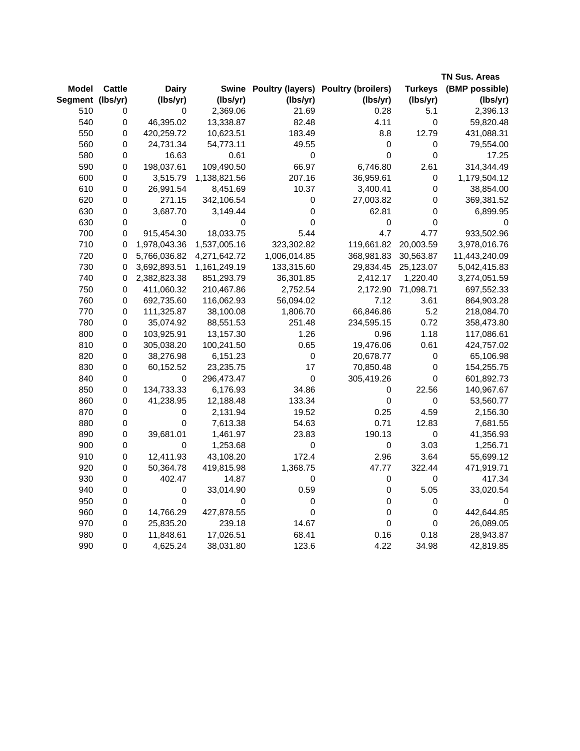| Model Segment | Cattle (lbs/yr) | Dairy (lbs/yr) | Swine (lbs/yr) | Poultry (layers) (lbs/yr) | Poultry (broilers) (lbs/yr) | Turkeys (lbs/yr) | TN Sus. Areas (BMP possible) (lbs/yr) |
|---|---|---|---|---|---|---|---|
| 510 | 0 | 0 | 2,369.06 | 21.69 | 0.28 | 5.1 | 2,396.13 |
| 540 | 0 | 46,395.02 | 13,338.87 | 82.48 | 4.11 | 0 | 59,820.48 |
| 550 | 0 | 420,259.72 | 10,623.51 | 183.49 | 8.8 | 12.79 | 431,088.31 |
| 560 | 0 | 24,731.34 | 54,773.11 | 49.55 | 0 | 0 | 79,554.00 |
| 580 | 0 | 16.63 | 0.61 | 0 | 0 | 0 | 17.25 |
| 590 | 0 | 198,037.61 | 109,490.50 | 66.97 | 6,746.80 | 2.61 | 314,344.49 |
| 600 | 0 | 3,515.79 | 1,138,821.56 | 207.16 | 36,959.61 | 0 | 1,179,504.12 |
| 610 | 0 | 26,991.54 | 8,451.69 | 10.37 | 3,400.41 | 0 | 38,854.00 |
| 620 | 0 | 271.15 | 342,106.54 | 0 | 27,003.82 | 0 | 369,381.52 |
| 630 | 0 | 3,687.70 | 3,149.44 | 0 | 62.81 | 0 | 6,899.95 |
| 630 | 0 | 0 | 0 | 0 | 0 | 0 | 0 |
| 700 | 0 | 915,454.30 | 18,033.75 | 5.44 | 4.7 | 4.77 | 933,502.96 |
| 710 | 0 | 1,978,043.36 | 1,537,005.16 | 323,302.82 | 119,661.82 | 20,003.59 | 3,978,016.76 |
| 720 | 0 | 5,766,036.82 | 4,271,642.72 | 1,006,014.85 | 368,981.83 | 30,563.87 | 11,443,240.09 |
| 730 | 0 | 3,692,893.51 | 1,161,249.19 | 133,315.60 | 29,834.45 | 25,123.07 | 5,042,415.83 |
| 740 | 0 | 2,382,823.38 | 851,293.79 | 36,301.85 | 2,412.17 | 1,220.40 | 3,274,051.59 |
| 750 | 0 | 411,060.32 | 210,467.86 | 2,752.54 | 2,172.90 | 71,098.71 | 697,552.33 |
| 760 | 0 | 692,735.60 | 116,062.93 | 56,094.02 | 7.12 | 3.61 | 864,903.28 |
| 770 | 0 | 111,325.87 | 38,100.08 | 1,806.70 | 66,846.86 | 5.2 | 218,084.70 |
| 780 | 0 | 35,074.92 | 88,551.53 | 251.48 | 234,595.15 | 0.72 | 358,473.80 |
| 800 | 0 | 103,925.91 | 13,157.30 | 1.26 | 0.96 | 1.18 | 117,086.61 |
| 810 | 0 | 305,038.20 | 100,241.50 | 0.65 | 19,476.06 | 0.61 | 424,757.02 |
| 820 | 0 | 38,276.98 | 6,151.23 | 0 | 20,678.77 | 0 | 65,106.98 |
| 830 | 0 | 60,152.52 | 23,235.75 | 17 | 70,850.48 | 0 | 154,255.75 |
| 840 | 0 | 0 | 296,473.47 | 0 | 305,419.26 | 0 | 601,892.73 |
| 850 | 0 | 134,733.33 | 6,176.93 | 34.86 | 0 | 22.56 | 140,967.67 |
| 860 | 0 | 41,238.95 | 12,188.48 | 133.34 | 0 | 0 | 53,560.77 |
| 870 | 0 | 0 | 2,131.94 | 19.52 | 0.25 | 4.59 | 2,156.30 |
| 880 | 0 | 0 | 7,613.38 | 54.63 | 0.71 | 12.83 | 7,681.55 |
| 890 | 0 | 39,681.01 | 1,461.97 | 23.83 | 190.13 | 0 | 41,356.93 |
| 900 | 0 | 0 | 1,253.68 | 0 | 0 | 3.03 | 1,256.71 |
| 910 | 0 | 12,411.93 | 43,108.20 | 172.4 | 2.96 | 3.64 | 55,699.12 |
| 920 | 0 | 50,364.78 | 419,815.98 | 1,368.75 | 47.77 | 322.44 | 471,919.71 |
| 930 | 0 | 402.47 | 14.87 | 0 | 0 | 0 | 417.34 |
| 940 | 0 | 0 | 33,014.90 | 0.59 | 0 | 5.05 | 33,020.54 |
| 950 | 0 | 0 | 0 | 0 | 0 | 0 | 0 |
| 960 | 0 | 14,766.29 | 427,878.55 | 0 | 0 | 0 | 442,644.85 |
| 970 | 0 | 25,835.20 | 239.18 | 14.67 | 0 | 0 | 26,089.05 |
| 980 | 0 | 11,848.61 | 17,026.51 | 68.41 | 0.16 | 0.18 | 28,943.87 |
| 990 | 0 | 4,625.24 | 38,031.80 | 123.6 | 4.22 | 34.98 | 42,819.85 |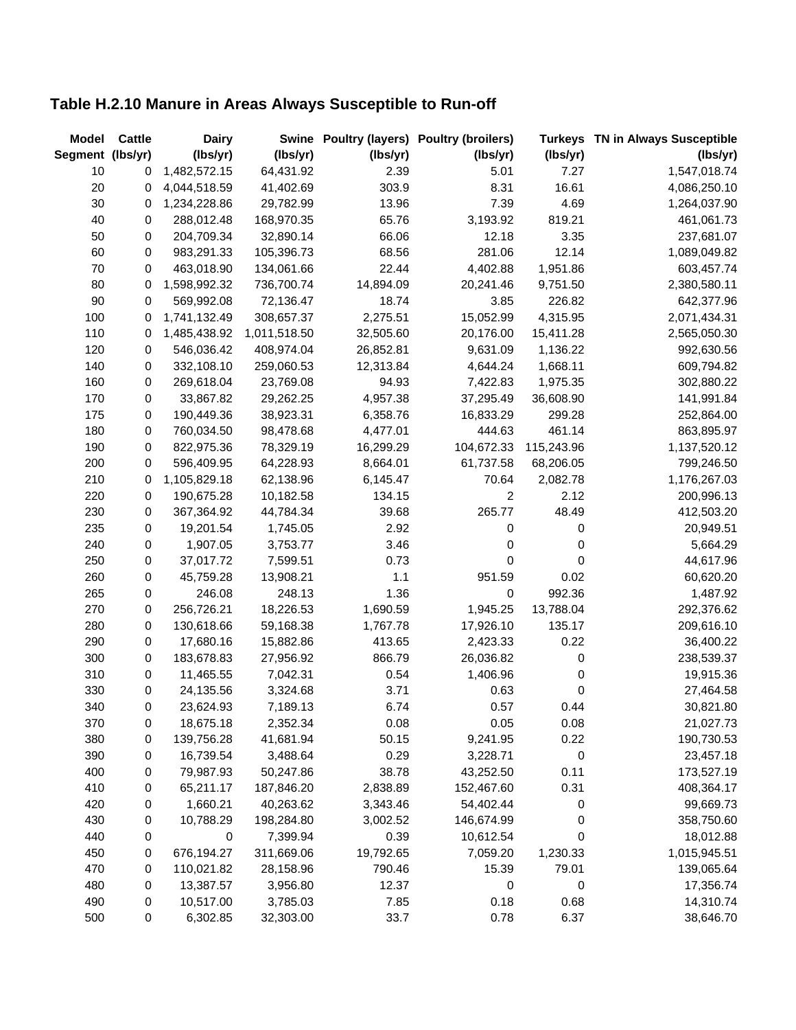## Table H.2.10 Manure in Areas Always Susceptible to Run-off

| Model Segment | Cattle (lbs/yr) | Dairy (lbs/yr) | Swine (lbs/yr) | Poultry (layers) (lbs/yr) | Poultry (broilers) (lbs/yr) | Turkeys (lbs/yr) | TN in Always Susceptible (lbs/yr) |
|---|---|---|---|---|---|---|---|
| 10 | 0 | 1,482,572.15 | 64,431.92 | 2.39 | 5.01 | 7.27 | 1,547,018.74 |
| 20 | 0 | 4,044,518.59 | 41,402.69 | 303.9 | 8.31 | 16.61 | 4,086,250.10 |
| 30 | 0 | 1,234,228.86 | 29,782.99 | 13.96 | 7.39 | 4.69 | 1,264,037.90 |
| 40 | 0 | 288,012.48 | 168,970.35 | 65.76 | 3,193.92 | 819.21 | 461,061.73 |
| 50 | 0 | 204,709.34 | 32,890.14 | 66.06 | 12.18 | 3.35 | 237,681.07 |
| 60 | 0 | 983,291.33 | 105,396.73 | 68.56 | 281.06 | 12.14 | 1,089,049.82 |
| 70 | 0 | 463,018.90 | 134,061.66 | 22.44 | 4,402.88 | 1,951.86 | 603,457.74 |
| 80 | 0 | 1,598,992.32 | 736,700.74 | 14,894.09 | 20,241.46 | 9,751.50 | 2,380,580.11 |
| 90 | 0 | 569,992.08 | 72,136.47 | 18.74 | 3.85 | 226.82 | 642,377.96 |
| 100 | 0 | 1,741,132.49 | 308,657.37 | 2,275.51 | 15,052.99 | 4,315.95 | 2,071,434.31 |
| 110 | 0 | 1,485,438.92 | 1,011,518.50 | 32,505.60 | 20,176.00 | 15,411.28 | 2,565,050.30 |
| 120 | 0 | 546,036.42 | 408,974.04 | 26,852.81 | 9,631.09 | 1,136.22 | 992,630.56 |
| 140 | 0 | 332,108.10 | 259,060.53 | 12,313.84 | 4,644.24 | 1,668.11 | 609,794.82 |
| 160 | 0 | 269,618.04 | 23,769.08 | 94.93 | 7,422.83 | 1,975.35 | 302,880.22 |
| 170 | 0 | 33,867.82 | 29,262.25 | 4,957.38 | 37,295.49 | 36,608.90 | 141,991.84 |
| 175 | 0 | 190,449.36 | 38,923.31 | 6,358.76 | 16,833.29 | 299.28 | 252,864.00 |
| 180 | 0 | 760,034.50 | 98,478.68 | 4,477.01 | 444.63 | 461.14 | 863,895.97 |
| 190 | 0 | 822,975.36 | 78,329.19 | 16,299.29 | 104,672.33 | 115,243.96 | 1,137,520.12 |
| 200 | 0 | 596,409.95 | 64,228.93 | 8,664.01 | 61,737.58 | 68,206.05 | 799,246.50 |
| 210 | 0 | 1,105,829.18 | 62,138.96 | 6,145.47 | 70.64 | 2,082.78 | 1,176,267.03 |
| 220 | 0 | 190,675.28 | 10,182.58 | 134.15 | 2 | 2.12 | 200,996.13 |
| 230 | 0 | 367,364.92 | 44,784.34 | 39.68 | 265.77 | 48.49 | 412,503.20 |
| 235 | 0 | 19,201.54 | 1,745.05 | 2.92 | 0 | 0 | 20,949.51 |
| 240 | 0 | 1,907.05 | 3,753.77 | 3.46 | 0 | 0 | 5,664.29 |
| 250 | 0 | 37,017.72 | 7,599.51 | 0.73 | 0 | 0 | 44,617.96 |
| 260 | 0 | 45,759.28 | 13,908.21 | 1.1 | 951.59 | 0.02 | 60,620.20 |
| 265 | 0 | 246.08 | 248.13 | 1.36 | 0 | 992.36 | 1,487.92 |
| 270 | 0 | 256,726.21 | 18,226.53 | 1,690.59 | 1,945.25 | 13,788.04 | 292,376.62 |
| 280 | 0 | 130,618.66 | 59,168.38 | 1,767.78 | 17,926.10 | 135.17 | 209,616.10 |
| 290 | 0 | 17,680.16 | 15,882.86 | 413.65 | 2,423.33 | 0.22 | 36,400.22 |
| 300 | 0 | 183,678.83 | 27,956.92 | 866.79 | 26,036.82 | 0 | 238,539.37 |
| 310 | 0 | 11,465.55 | 7,042.31 | 0.54 | 1,406.96 | 0 | 19,915.36 |
| 330 | 0 | 24,135.56 | 3,324.68 | 3.71 | 0.63 | 0 | 27,464.58 |
| 340 | 0 | 23,624.93 | 7,189.13 | 6.74 | 0.57 | 0.44 | 30,821.80 |
| 370 | 0 | 18,675.18 | 2,352.34 | 0.08 | 0.05 | 0.08 | 21,027.73 |
| 380 | 0 | 139,756.28 | 41,681.94 | 50.15 | 9,241.95 | 0.22 | 190,730.53 |
| 390 | 0 | 16,739.54 | 3,488.64 | 0.29 | 3,228.71 | 0 | 23,457.18 |
| 400 | 0 | 79,987.93 | 50,247.86 | 38.78 | 43,252.50 | 0.11 | 173,527.19 |
| 410 | 0 | 65,211.17 | 187,846.20 | 2,838.89 | 152,467.60 | 0.31 | 408,364.17 |
| 420 | 0 | 1,660.21 | 40,263.62 | 3,343.46 | 54,402.44 | 0 | 99,669.73 |
| 430 | 0 | 10,788.29 | 198,284.80 | 3,002.52 | 146,674.99 | 0 | 358,750.60 |
| 440 | 0 | 0 | 7,399.94 | 0.39 | 10,612.54 | 0 | 18,012.88 |
| 450 | 0 | 676,194.27 | 311,669.06 | 19,792.65 | 7,059.20 | 1,230.33 | 1,015,945.51 |
| 470 | 0 | 110,021.82 | 28,158.96 | 790.46 | 15.39 | 79.01 | 139,065.64 |
| 480 | 0 | 13,387.57 | 3,956.80 | 12.37 | 0 | 0 | 17,356.74 |
| 490 | 0 | 10,517.00 | 3,785.03 | 7.85 | 0.18 | 0.68 | 14,310.74 |
| 500 | 0 | 6,302.85 | 32,303.00 | 33.7 | 0.78 | 6.37 | 38,646.70 |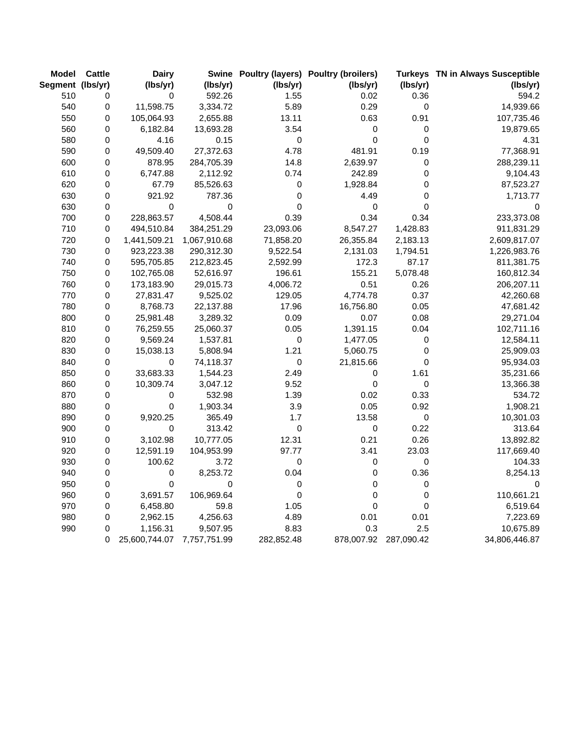| Model Segment | Cattle (lbs/yr) | Dairy (lbs/yr) | Swine (lbs/yr) | Poultry (layers) (lbs/yr) | Poultry (broilers) (lbs/yr) | Turkeys (lbs/yr) | TN in Always Susceptible (lbs/yr) |
|---|---|---|---|---|---|---|---|
| 510 | 0 | 0 | 592.26 | 1.55 | 0.02 | 0.36 | 594.2 |
| 540 | 0 | 11,598.75 | 3,334.72 | 5.89 | 0.29 | 0 | 14,939.66 |
| 550 | 0 | 105,064.93 | 2,655.88 | 13.11 | 0.63 | 0.91 | 107,735.46 |
| 560 | 0 | 6,182.84 | 13,693.28 | 3.54 | 0 | 0 | 19,879.65 |
| 580 | 0 | 4.16 | 0.15 | 0 | 0 | 0 | 4.31 |
| 590 | 0 | 49,509.40 | 27,372.63 | 4.78 | 481.91 | 0.19 | 77,368.91 |
| 600 | 0 | 878.95 | 284,705.39 | 14.8 | 2,639.97 | 0 | 288,239.11 |
| 610 | 0 | 6,747.88 | 2,112.92 | 0.74 | 242.89 | 0 | 9,104.43 |
| 620 | 0 | 67.79 | 85,526.63 | 0 | 1,928.84 | 0 | 87,523.27 |
| 630 | 0 | 921.92 | 787.36 | 0 | 4.49 | 0 | 1,713.77 |
| 630 | 0 | 0 | 0 | 0 | 0 | 0 | 0 |
| 700 | 0 | 228,863.57 | 4,508.44 | 0.39 | 0.34 | 0.34 | 233,373.08 |
| 710 | 0 | 494,510.84 | 384,251.29 | 23,093.06 | 8,547.27 | 1,428.83 | 911,831.29 |
| 720 | 0 | 1,441,509.21 | 1,067,910.68 | 71,858.20 | 26,355.84 | 2,183.13 | 2,609,817.07 |
| 730 | 0 | 923,223.38 | 290,312.30 | 9,522.54 | 2,131.03 | 1,794.51 | 1,226,983.76 |
| 740 | 0 | 595,705.85 | 212,823.45 | 2,592.99 | 172.3 | 87.17 | 811,381.75 |
| 750 | 0 | 102,765.08 | 52,616.97 | 196.61 | 155.21 | 5,078.48 | 160,812.34 |
| 760 | 0 | 173,183.90 | 29,015.73 | 4,006.72 | 0.51 | 0.26 | 206,207.11 |
| 770 | 0 | 27,831.47 | 9,525.02 | 129.05 | 4,774.78 | 0.37 | 42,260.68 |
| 780 | 0 | 8,768.73 | 22,137.88 | 17.96 | 16,756.80 | 0.05 | 47,681.42 |
| 800 | 0 | 25,981.48 | 3,289.32 | 0.09 | 0.07 | 0.08 | 29,271.04 |
| 810 | 0 | 76,259.55 | 25,060.37 | 0.05 | 1,391.15 | 0.04 | 102,711.16 |
| 820 | 0 | 9,569.24 | 1,537.81 | 0 | 1,477.05 | 0 | 12,584.11 |
| 830 | 0 | 15,038.13 | 5,808.94 | 1.21 | 5,060.75 | 0 | 25,909.03 |
| 840 | 0 | 0 | 74,118.37 | 0 | 21,815.66 | 0 | 95,934.03 |
| 850 | 0 | 33,683.33 | 1,544.23 | 2.49 | 0 | 1.61 | 35,231.66 |
| 860 | 0 | 10,309.74 | 3,047.12 | 9.52 | 0 | 0 | 13,366.38 |
| 870 | 0 | 0 | 532.98 | 1.39 | 0.02 | 0.33 | 534.72 |
| 880 | 0 | 0 | 1,903.34 | 3.9 | 0.05 | 0.92 | 1,908.21 |
| 890 | 0 | 9,920.25 | 365.49 | 1.7 | 13.58 | 0 | 10,301.03 |
| 900 | 0 | 0 | 313.42 | 0 | 0 | 0.22 | 313.64 |
| 910 | 0 | 3,102.98 | 10,777.05 | 12.31 | 0.21 | 0.26 | 13,892.82 |
| 920 | 0 | 12,591.19 | 104,953.99 | 97.77 | 3.41 | 23.03 | 117,669.40 |
| 930 | 0 | 100.62 | 3.72 | 0 | 0 | 0 | 104.33 |
| 940 | 0 | 0 | 8,253.72 | 0.04 | 0 | 0.36 | 8,254.13 |
| 950 | 0 | 0 | 0 | 0 | 0 | 0 | 0 |
| 960 | 0 | 3,691.57 | 106,969.64 | 0 | 0 | 0 | 110,661.21 |
| 970 | 0 | 6,458.80 | 59.8 | 1.05 | 0 | 0 | 6,519.64 |
| 980 | 0 | 2,962.15 | 4,256.63 | 4.89 | 0.01 | 0.01 | 7,223.69 |
| 990 | 0 | 1,156.31 | 9,507.95 | 8.83 | 0.3 | 2.5 | 10,675.89 |
| | 0 | 25,600,744.07 | 7,757,751.99 | 282,852.48 | 878,007.92 | 287,090.42 | 34,806,446.87 |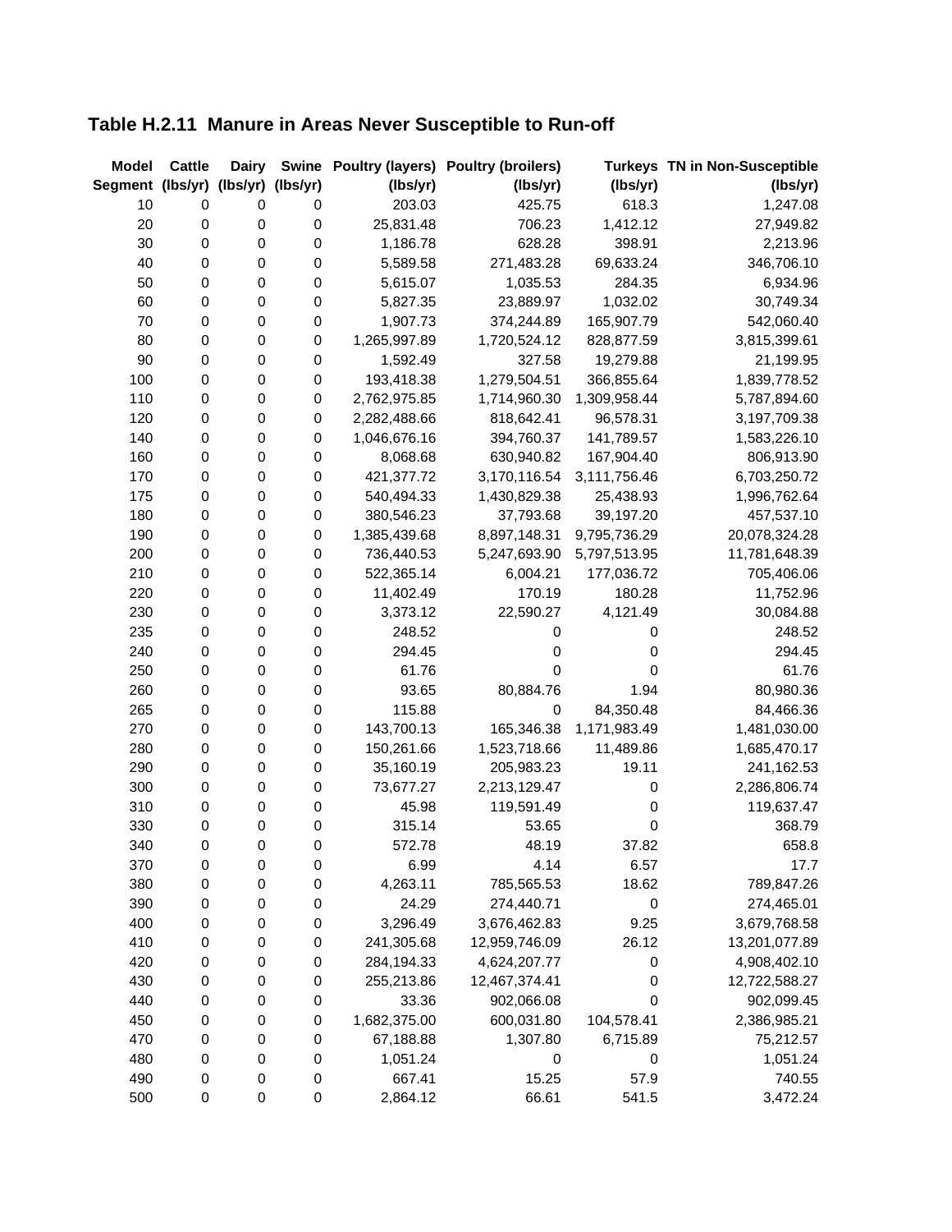## Table H.2.11 Manure in Areas Never Susceptible to Run-off

| Model Segment | Cattle (lbs/yr) | Dairy (lbs/yr) | Swine (lbs/yr) | Poultry (layers) (lbs/yr) | Poultry (broilers) (lbs/yr) | Turkeys (lbs/yr) | TN in Non-Susceptible (lbs/yr) |
|---|---|---|---|---|---|---|---|
| 10 | 0 | 0 | 0 | 203.03 | 425.75 | 618.3 | 1,247.08 |
| 20 | 0 | 0 | 0 | 25,831.48 | 706.23 | 1,412.12 | 27,949.82 |
| 30 | 0 | 0 | 0 | 1,186.78 | 628.28 | 398.91 | 2,213.96 |
| 40 | 0 | 0 | 0 | 5,589.58 | 271,483.28 | 69,633.24 | 346,706.10 |
| 50 | 0 | 0 | 0 | 5,615.07 | 1,035.53 | 284.35 | 6,934.96 |
| 60 | 0 | 0 | 0 | 5,827.35 | 23,889.97 | 1,032.02 | 30,749.34 |
| 70 | 0 | 0 | 0 | 1,907.73 | 374,244.89 | 165,907.79 | 542,060.40 |
| 80 | 0 | 0 | 0 | 1,265,997.89 | 1,720,524.12 | 828,877.59 | 3,815,399.61 |
| 90 | 0 | 0 | 0 | 1,592.49 | 327.58 | 19,279.88 | 21,199.95 |
| 100 | 0 | 0 | 0 | 193,418.38 | 1,279,504.51 | 366,855.64 | 1,839,778.52 |
| 110 | 0 | 0 | 0 | 2,762,975.85 | 1,714,960.30 | 1,309,958.44 | 5,787,894.60 |
| 120 | 0 | 0 | 0 | 2,282,488.66 | 818,642.41 | 96,578.31 | 3,197,709.38 |
| 140 | 0 | 0 | 0 | 1,046,676.16 | 394,760.37 | 141,789.57 | 1,583,226.10 |
| 160 | 0 | 0 | 0 | 8,068.68 | 630,940.82 | 167,904.40 | 806,913.90 |
| 170 | 0 | 0 | 0 | 421,377.72 | 3,170,116.54 | 3,111,756.46 | 6,703,250.72 |
| 175 | 0 | 0 | 0 | 540,494.33 | 1,430,829.38 | 25,438.93 | 1,996,762.64 |
| 180 | 0 | 0 | 0 | 380,546.23 | 37,793.68 | 39,197.20 | 457,537.10 |
| 190 | 0 | 0 | 0 | 1,385,439.68 | 8,897,148.31 | 9,795,736.29 | 20,078,324.28 |
| 200 | 0 | 0 | 0 | 736,440.53 | 5,247,693.90 | 5,797,513.95 | 11,781,648.39 |
| 210 | 0 | 0 | 0 | 522,365.14 | 6,004.21 | 177,036.72 | 705,406.06 |
| 220 | 0 | 0 | 0 | 11,402.49 | 170.19 | 180.28 | 11,752.96 |
| 230 | 0 | 0 | 0 | 3,373.12 | 22,590.27 | 4,121.49 | 30,084.88 |
| 235 | 0 | 0 | 0 | 248.52 | 0 | 0 | 248.52 |
| 240 | 0 | 0 | 0 | 294.45 | 0 | 0 | 294.45 |
| 250 | 0 | 0 | 0 | 61.76 | 0 | 0 | 61.76 |
| 260 | 0 | 0 | 0 | 93.65 | 80,884.76 | 1.94 | 80,980.36 |
| 265 | 0 | 0 | 0 | 115.88 | 0 | 84,350.48 | 84,466.36 |
| 270 | 0 | 0 | 0 | 143,700.13 | 165,346.38 | 1,171,983.49 | 1,481,030.00 |
| 280 | 0 | 0 | 0 | 150,261.66 | 1,523,718.66 | 11,489.86 | 1,685,470.17 |
| 290 | 0 | 0 | 0 | 35,160.19 | 205,983.23 | 19.11 | 241,162.53 |
| 300 | 0 | 0 | 0 | 73,677.27 | 2,213,129.47 | 0 | 2,286,806.74 |
| 310 | 0 | 0 | 0 | 45.98 | 119,591.49 | 0 | 119,637.47 |
| 330 | 0 | 0 | 0 | 315.14 | 53.65 | 0 | 368.79 |
| 340 | 0 | 0 | 0 | 572.78 | 48.19 | 37.82 | 658.8 |
| 370 | 0 | 0 | 0 | 6.99 | 4.14 | 6.57 | 17.7 |
| 380 | 0 | 0 | 0 | 4,263.11 | 785,565.53 | 18.62 | 789,847.26 |
| 390 | 0 | 0 | 0 | 24.29 | 274,440.71 | 0 | 274,465.01 |
| 400 | 0 | 0 | 0 | 3,296.49 | 3,676,462.83 | 9.25 | 3,679,768.58 |
| 410 | 0 | 0 | 0 | 241,305.68 | 12,959,746.09 | 26.12 | 13,201,077.89 |
| 420 | 0 | 0 | 0 | 284,194.33 | 4,624,207.77 | 0 | 4,908,402.10 |
| 430 | 0 | 0 | 0 | 255,213.86 | 12,467,374.41 | 0 | 12,722,588.27 |
| 440 | 0 | 0 | 0 | 33.36 | 902,066.08 | 0 | 902,099.45 |
| 450 | 0 | 0 | 0 | 1,682,375.00 | 600,031.80 | 104,578.41 | 2,386,985.21 |
| 470 | 0 | 0 | 0 | 67,188.88 | 1,307.80 | 6,715.89 | 75,212.57 |
| 480 | 0 | 0 | 0 | 1,051.24 | 0 | 0 | 1,051.24 |
| 490 | 0 | 0 | 0 | 667.41 | 15.25 | 57.9 | 740.55 |
| 500 | 0 | 0 | 0 | 2,864.12 | 66.61 | 541.5 | 3,472.24 |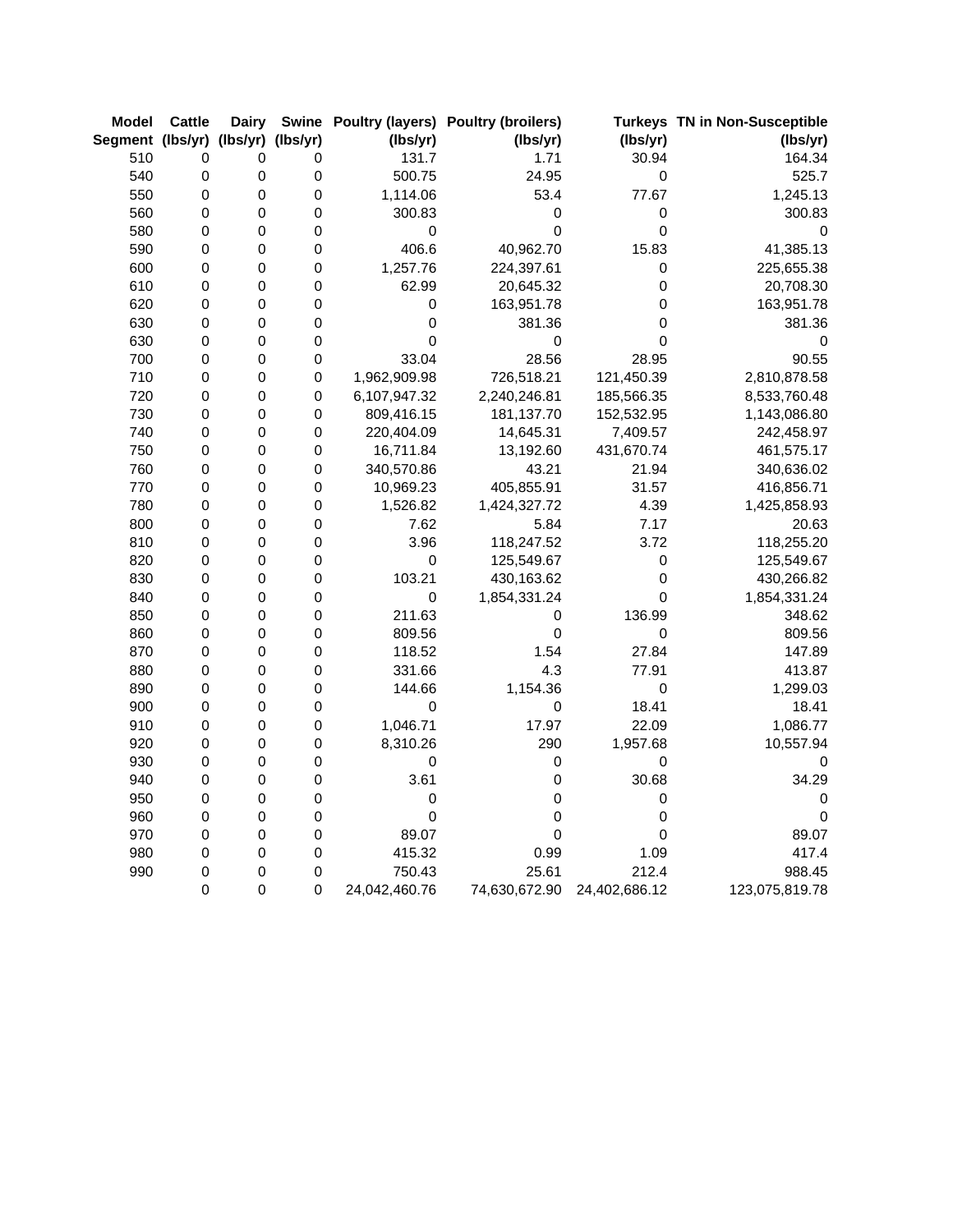| Model Segment | Cattle (lbs/yr) | Dairy (lbs/yr) | Swine (lbs/yr) | Poultry (layers) (lbs/yr) | Poultry (broilers) (lbs/yr) | Turkeys (lbs/yr) | TN in Non-Susceptible (lbs/yr) |
|---|---|---|---|---|---|---|---|
| 510 | 0 | 0 | 0 | 131.7 | 1.71 | 30.94 | 164.34 |
| 540 | 0 | 0 | 0 | 500.75 | 24.95 | 0 | 525.7 |
| 550 | 0 | 0 | 0 | 1,114.06 | 53.4 | 77.67 | 1,245.13 |
| 560 | 0 | 0 | 0 | 300.83 | 0 | 0 | 300.83 |
| 580 | 0 | 0 | 0 | 0 | 0 | 0 | 0 |
| 590 | 0 | 0 | 0 | 406.6 | 40,962.70 | 15.83 | 41,385.13 |
| 600 | 0 | 0 | 0 | 1,257.76 | 224,397.61 | 0 | 225,655.38 |
| 610 | 0 | 0 | 0 | 62.99 | 20,645.32 | 0 | 20,708.30 |
| 620 | 0 | 0 | 0 | 0 | 163,951.78 | 0 | 163,951.78 |
| 630 | 0 | 0 | 0 | 0 | 381.36 | 0 | 381.36 |
| 630 | 0 | 0 | 0 | 0 | 0 | 0 | 0 |
| 700 | 0 | 0 | 0 | 33.04 | 28.56 | 28.95 | 90.55 |
| 710 | 0 | 0 | 0 | 1,962,909.98 | 726,518.21 | 121,450.39 | 2,810,878.58 |
| 720 | 0 | 0 | 0 | 6,107,947.32 | 2,240,246.81 | 185,566.35 | 8,533,760.48 |
| 730 | 0 | 0 | 0 | 809,416.15 | 181,137.70 | 152,532.95 | 1,143,086.80 |
| 740 | 0 | 0 | 0 | 220,404.09 | 14,645.31 | 7,409.57 | 242,458.97 |
| 750 | 0 | 0 | 0 | 16,711.84 | 13,192.60 | 431,670.74 | 461,575.17 |
| 760 | 0 | 0 | 0 | 340,570.86 | 43.21 | 21.94 | 340,636.02 |
| 770 | 0 | 0 | 0 | 10,969.23 | 405,855.91 | 31.57 | 416,856.71 |
| 780 | 0 | 0 | 0 | 1,526.82 | 1,424,327.72 | 4.39 | 1,425,858.93 |
| 800 | 0 | 0 | 0 | 7.62 | 5.84 | 7.17 | 20.63 |
| 810 | 0 | 0 | 0 | 3.96 | 118,247.52 | 3.72 | 118,255.20 |
| 820 | 0 | 0 | 0 | 0 | 125,549.67 | 0 | 125,549.67 |
| 830 | 0 | 0 | 0 | 103.21 | 430,163.62 | 0 | 430,266.82 |
| 840 | 0 | 0 | 0 | 0 | 1,854,331.24 | 0 | 1,854,331.24 |
| 850 | 0 | 0 | 0 | 211.63 | 0 | 136.99 | 348.62 |
| 860 | 0 | 0 | 0 | 809.56 | 0 | 0 | 809.56 |
| 870 | 0 | 0 | 0 | 118.52 | 1.54 | 27.84 | 147.89 |
| 880 | 0 | 0 | 0 | 331.66 | 4.3 | 77.91 | 413.87 |
| 890 | 0 | 0 | 0 | 144.66 | 1,154.36 | 0 | 1,299.03 |
| 900 | 0 | 0 | 0 | 0 | 0 | 18.41 | 18.41 |
| 910 | 0 | 0 | 0 | 1,046.71 | 17.97 | 22.09 | 1,086.77 |
| 920 | 0 | 0 | 0 | 8,310.26 | 290 | 1,957.68 | 10,557.94 |
| 930 | 0 | 0 | 0 | 0 | 0 | 0 | 0 |
| 940 | 0 | 0 | 0 | 3.61 | 0 | 30.68 | 34.29 |
| 950 | 0 | 0 | 0 | 0 | 0 | 0 | 0 |
| 960 | 0 | 0 | 0 | 0 | 0 | 0 | 0 |
| 970 | 0 | 0 | 0 | 89.07 | 0 | 0 | 89.07 |
| 980 | 0 | 0 | 0 | 415.32 | 0.99 | 1.09 | 417.4 |
| 990 | 0 | 0 | 0 | 750.43 | 25.61 | 212.4 | 988.45 |
| | 0 | 0 | 0 | 24,042,460.76 | 74,630,672.90 | 24,402,686.12 | 123,075,819.78 |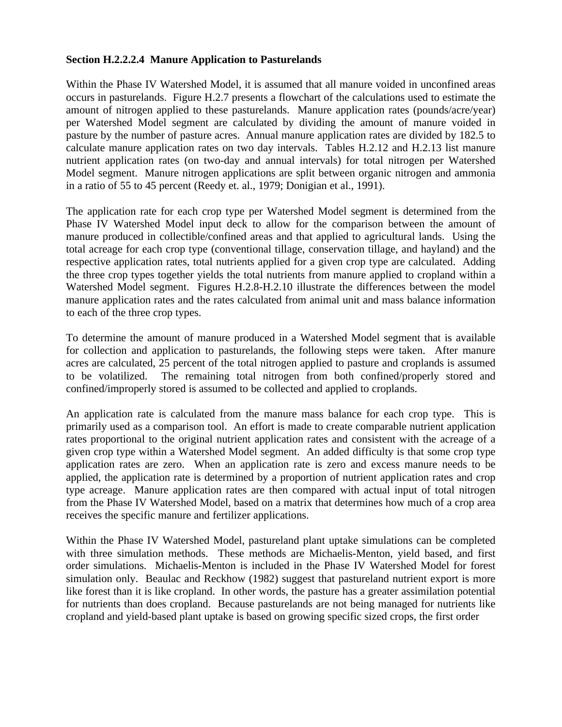**Section H.2.2.2.4 Manure Application to Pasturelands**

Within the Phase IV Watershed Model, it is assumed that all manure voided in unconfined areas occurs in pasturelands. Figure H.2.7 presents a flowchart of the calculations used to estimate the amount of nitrogen applied to these pasturelands. Manure application rates (pounds/acre/year) per Watershed Model segment are calculated by dividing the amount of manure voided in pasture by the number of pasture acres. Annual manure application rates are divided by 182.5 to calculate manure application rates on two day intervals. Tables H.2.12 and H.2.13 list manure nutrient application rates (on two-day and annual intervals) for total nitrogen per Watershed Model segment. Manure nitrogen applications are split between organic nitrogen and ammonia in a ratio of 55 to 45 percent (Reedy et. al., 1979; Donigian et al., 1991).

The application rate for each crop type per Watershed Model segment is determined from the Phase IV Watershed Model input deck to allow for the comparison between the amount of manure produced in collectible/confined areas and that applied to agricultural lands. Using the total acreage for each crop type (conventional tillage, conservation tillage, and hayland) and the respective application rates, total nutrients applied for a given crop type are calculated. Adding the three crop types together yields the total nutrients from manure applied to cropland within a Watershed Model segment. Figures H.2.8-H.2.10 illustrate the differences between the model manure application rates and the rates calculated from animal unit and mass balance information to each of the three crop types.

To determine the amount of manure produced in a Watershed Model segment that is available for collection and application to pasturelands, the following steps were taken. After manure acres are calculated, 25 percent of the total nitrogen applied to pasture and croplands is assumed to be volatilized. The remaining total nitrogen from both confined/properly stored and confined/improperly stored is assumed to be collected and applied to croplands.

An application rate is calculated from the manure mass balance for each crop type. This is primarily used as a comparison tool. An effort is made to create comparable nutrient application rates proportional to the original nutrient application rates and consistent with the acreage of a given crop type within a Watershed Model segment. An added difficulty is that some crop type application rates are zero. When an application rate is zero and excess manure needs to be applied, the application rate is determined by a proportion of nutrient application rates and crop type acreage. Manure application rates are then compared with actual input of total nitrogen from the Phase IV Watershed Model, based on a matrix that determines how much of a crop area receives the specific manure and fertilizer applications.

Within the Phase IV Watershed Model, pastureland plant uptake simulations can be completed with three simulation methods. These methods are Michaelis-Menton, yield based, and first order simulations. Michaelis-Menton is included in the Phase IV Watershed Model for forest simulation only. Beaulac and Reckhow (1982) suggest that pastureland nutrient export is more like forest than it is like cropland. In other words, the pasture has a greater assimilation potential for nutrients than does cropland. Because pasturelands are not being managed for nutrients like cropland and yield-based plant uptake is based on growing specific sized crops, the first order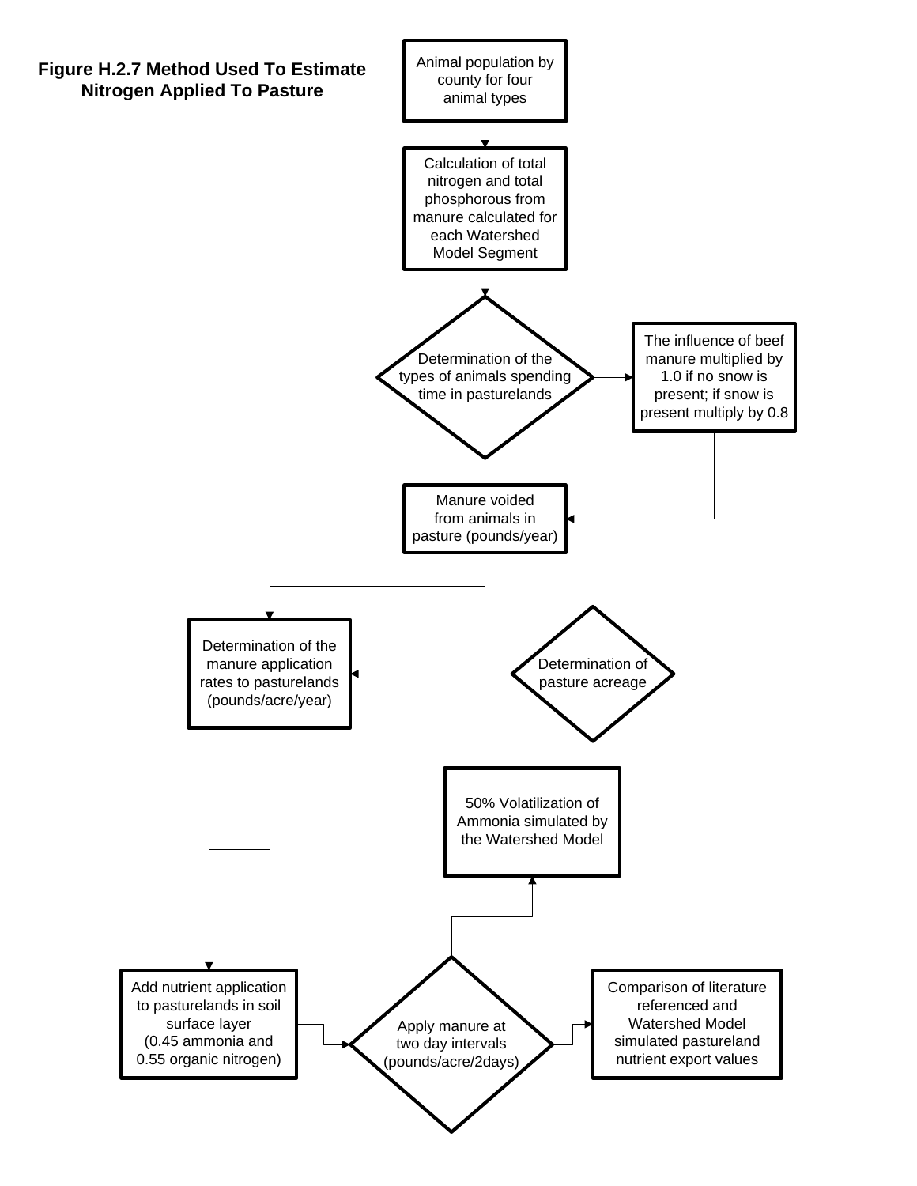**Figure H.2.7 Method Used To Estimate Nitrogen Applied To Pasture**

Animal population by county for four animal types

Calculation of total nitrogen and total phosphorous from manure calculated for each Watershed Model Segment

Determination of the types of animals spending time in pasturelands

The influence of beef manure multiplied by 1.0 if no snow is present; if snow is present multiply by 0.8

Manure voided from animals in pasture (pounds/year)

Determination of the manure application rates to pasturelands (pounds/acre/year)

Determination of pasture acreage

50% Volatilization of Ammonia simulated by the Watershed Model

Add nutrient application to pasturelands in soil surface layer (0.45 ammonia and 0.55 organic nitrogen)

Apply manure at two day intervals (pounds/acre/2days)

Comparison of literature referenced and Watershed Model simulated pastureland nutrient export values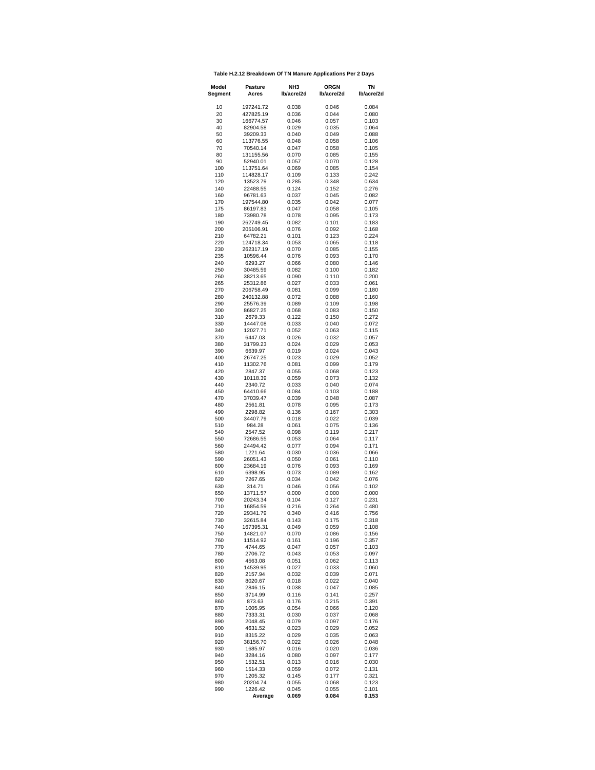**Table H.2.12 Breakdown Of TN Manure Applications Per 2 Days**

| Model Segment | Pasture Acres | NH3 lb/acre/2d | ORGN lb/acre/2d | TN lb/acre/2d |
|---|---|---|---|---|
| 10 | 197241.72 | 0.038 | 0.046 | 0.084 |
| 20 | 427825.19 | 0.036 | 0.044 | 0.080 |
| 30 | 166774.57 | 0.046 | 0.057 | 0.103 |
| 40 | 82904.58 | 0.029 | 0.035 | 0.064 |
| 50 | 39209.33 | 0.040 | 0.049 | 0.088 |
| 60 | 113776.55 | 0.048 | 0.058 | 0.106 |
| 70 | 70540.14 | 0.047 | 0.058 | 0.105 |
| 80 | 131155.56 | 0.070 | 0.085 | 0.155 |
| 90 | 52940.01 | 0.057 | 0.070 | 0.128 |
| 100 | 113751.64 | 0.069 | 0.085 | 0.154 |
| 110 | 114828.17 | 0.109 | 0.133 | 0.242 |
| 120 | 13523.79 | 0.285 | 0.348 | 0.634 |
| 140 | 22488.55 | 0.124 | 0.152 | 0.276 |
| 160 | 96781.63 | 0.037 | 0.045 | 0.082 |
| 170 | 197544.80 | 0.035 | 0.042 | 0.077 |
| 175 | 86197.83 | 0.047 | 0.058 | 0.105 |
| 180 | 73980.78 | 0.078 | 0.095 | 0.173 |
| 190 | 262749.45 | 0.082 | 0.101 | 0.183 |
| 200 | 205106.91 | 0.076 | 0.092 | 0.168 |
| 210 | 64782.21 | 0.101 | 0.123 | 0.224 |
| 220 | 124718.34 | 0.053 | 0.065 | 0.118 |
| 230 | 262317.19 | 0.070 | 0.085 | 0.155 |
| 235 | 10596.44 | 0.076 | 0.093 | 0.170 |
| 240 | 6293.27 | 0.066 | 0.080 | 0.146 |
| 250 | 30485.59 | 0.082 | 0.100 | 0.182 |
| 260 | 38213.65 | 0.090 | 0.110 | 0.200 |
| 265 | 25312.86 | 0.027 | 0.033 | 0.061 |
| 270 | 206758.49 | 0.081 | 0.099 | 0.180 |
| 280 | 240132.88 | 0.072 | 0.088 | 0.160 |
| 290 | 25576.39 | 0.089 | 0.109 | 0.198 |
| 300 | 86827.25 | 0.068 | 0.083 | 0.150 |
| 310 | 2679.33 | 0.122 | 0.150 | 0.272 |
| 330 | 14447.08 | 0.033 | 0.040 | 0.072 |
| 340 | 12027.71 | 0.052 | 0.063 | 0.115 |
| 370 | 6447.03 | 0.026 | 0.032 | 0.057 |
| 380 | 31799.23 | 0.024 | 0.029 | 0.053 |
| 390 | 6639.97 | 0.019 | 0.024 | 0.043 |
| 400 | 26747.25 | 0.023 | 0.029 | 0.052 |
| 410 | 11302.76 | 0.081 | 0.099 | 0.179 |
| 420 | 2847.37 | 0.055 | 0.068 | 0.123 |
| 430 | 10118.39 | 0.059 | 0.073 | 0.132 |
| 440 | 2340.72 | 0.033 | 0.040 | 0.074 |
| 450 | 64410.66 | 0.084 | 0.103 | 0.188 |
| 470 | 37039.47 | 0.039 | 0.048 | 0.087 |
| 480 | 2561.81 | 0.078 | 0.095 | 0.173 |
| 490 | 2298.82 | 0.136 | 0.167 | 0.303 |
| 500 | 34407.79 | 0.018 | 0.022 | 0.039 |
| 510 | 984.28 | 0.061 | 0.075 | 0.136 |
| 540 | 2547.52 | 0.098 | 0.119 | 0.217 |
| 550 | 72686.55 | 0.053 | 0.064 | 0.117 |
| 560 | 24494.42 | 0.077 | 0.094 | 0.171 |
| 580 | 1221.64 | 0.030 | 0.036 | 0.066 |
| 590 | 26051.43 | 0.050 | 0.061 | 0.110 |
| 600 | 23684.19 | 0.076 | 0.093 | 0.169 |
| 610 | 6398.95 | 0.073 | 0.089 | 0.162 |
| 620 | 7267.65 | 0.034 | 0.042 | 0.076 |
| 630 | 314.71 | 0.046 | 0.056 | 0.102 |
| 650 | 13711.57 | 0.000 | 0.000 | 0.000 |
| 700 | 20243.34 | 0.104 | 0.127 | 0.231 |
| 710 | 16854.59 | 0.216 | 0.264 | 0.480 |
| 720 | 29341.79 | 0.340 | 0.416 | 0.756 |
| 730 | 32615.84 | 0.143 | 0.175 | 0.318 |
| 740 | 167395.31 | 0.049 | 0.059 | 0.108 |
| 750 | 14821.07 | 0.070 | 0.086 | 0.156 |
| 760 | 11514.92 | 0.161 | 0.196 | 0.357 |
| 770 | 4744.65 | 0.047 | 0.057 | 0.103 |
| 780 | 2706.72 | 0.043 | 0.053 | 0.097 |
| 800 | 4563.08 | 0.051 | 0.062 | 0.113 |
| 810 | 14539.95 | 0.027 | 0.033 | 0.060 |
| 820 | 2157.94 | 0.032 | 0.039 | 0.071 |
| 830 | 8020.67 | 0.018 | 0.022 | 0.040 |
| 840 | 2846.15 | 0.038 | 0.047 | 0.085 |
| 850 | 3714.99 | 0.116 | 0.141 | 0.257 |
| 860 | 873.63 | 0.176 | 0.215 | 0.391 |
| 870 | 1005.95 | 0.054 | 0.066 | 0.120 |
| 880 | 7333.31 | 0.030 | 0.037 | 0.068 |
| 890 | 2048.45 | 0.079 | 0.097 | 0.176 |
| 900 | 4631.52 | 0.023 | 0.029 | 0.052 |
| 910 | 8315.22 | 0.029 | 0.035 | 0.063 |
| 920 | 38156.70 | 0.022 | 0.026 | 0.048 |
| 930 | 1685.97 | 0.016 | 0.020 | 0.036 |
| 940 | 3284.16 | 0.080 | 0.097 | 0.177 |
| 950 | 1532.51 | 0.013 | 0.016 | 0.030 |
| 960 | 1514.33 | 0.059 | 0.072 | 0.131 |
| 970 | 1205.32 | 0.145 | 0.177 | 0.321 |
| 980 | 20204.74 | 0.055 | 0.068 | 0.123 |
| 990 | 1226.42 | 0.045 | 0.055 | 0.101 |
| | **Average** | **0.069** | **0.084** | **0.153** |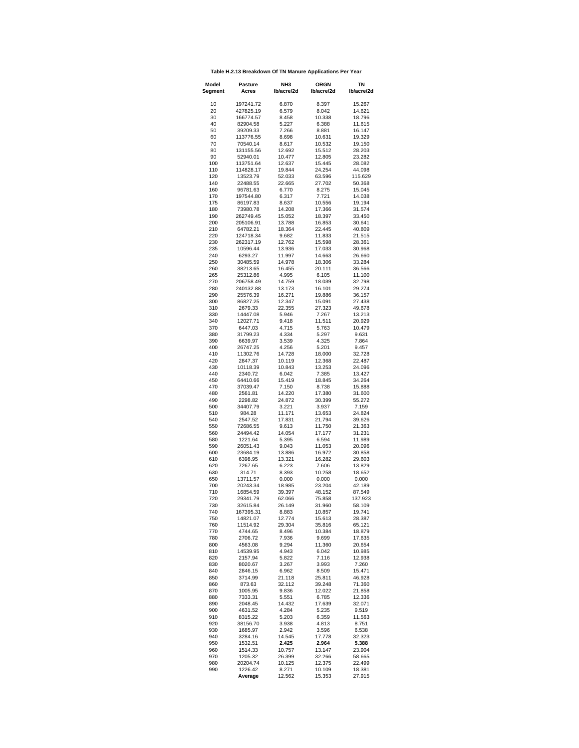**Table H.2.13 Breakdown Of TN Manure Applications Per Year**

| Model Segment | Pasture Acres | NH3 lb/acre/2d | ORGN lb/acre/2d | TN lb/acre/2d |
|---|---|---|---|---|
| 10 | 197241.72 | 6.870 | 8.397 | 15.267 |
| 20 | 427825.19 | 6.579 | 8.042 | 14.621 |
| 30 | 166774.57 | 8.458 | 10.338 | 18.796 |
| 40 | 82904.58 | 5.227 | 6.388 | 11.615 |
| 50 | 39209.33 | 7.266 | 8.881 | 16.147 |
| 60 | 113776.55 | 8.698 | 10.631 | 19.329 |
| 70 | 70540.14 | 8.617 | 10.532 | 19.150 |
| 80 | 131155.56 | 12.692 | 15.512 | 28.203 |
| 90 | 52940.01 | 10.477 | 12.805 | 23.282 |
| 100 | 113751.64 | 12.637 | 15.445 | 28.082 |
| 110 | 114828.17 | 19.844 | 24.254 | 44.098 |
| 120 | 13523.79 | 52.033 | 63.596 | 115.629 |
| 140 | 22488.55 | 22.665 | 27.702 | 50.368 |
| 160 | 96781.63 | 6.770 | 8.275 | 15.045 |
| 170 | 197544.80 | 6.317 | 7.721 | 14.038 |
| 175 | 86197.83 | 8.637 | 10.556 | 19.194 |
| 180 | 73980.78 | 14.208 | 17.366 | 31.574 |
| 190 | 262749.45 | 15.052 | 18.397 | 33.450 |
| 200 | 205106.91 | 13.788 | 16.853 | 30.641 |
| 210 | 64782.21 | 18.364 | 22.445 | 40.809 |
| 220 | 124718.34 | 9.682 | 11.833 | 21.515 |
| 230 | 262317.19 | 12.762 | 15.598 | 28.361 |
| 235 | 10596.44 | 13.936 | 17.033 | 30.968 |
| 240 | 6293.27 | 11.997 | 14.663 | 26.660 |
| 250 | 30485.59 | 14.978 | 18.306 | 33.284 |
| 260 | 38213.65 | 16.455 | 20.111 | 36.566 |
| 265 | 25312.86 | 4.995 | 6.105 | 11.100 |
| 270 | 206758.49 | 14.759 | 18.039 | 32.798 |
| 280 | 240132.88 | 13.173 | 16.101 | 29.274 |
| 290 | 25576.39 | 16.271 | 19.886 | 36.157 |
| 300 | 86827.25 | 12.347 | 15.091 | 27.438 |
| 310 | 2679.33 | 22.355 | 27.323 | 49.678 |
| 330 | 14447.08 | 5.946 | 7.267 | 13.213 |
| 340 | 12027.71 | 9.418 | 11.511 | 20.929 |
| 370 | 6447.03 | 4.715 | 5.763 | 10.479 |
| 380 | 31799.23 | 4.334 | 5.297 | 9.631 |
| 390 | 6639.97 | 3.539 | 4.325 | 7.864 |
| 400 | 26747.25 | 4.256 | 5.201 | 9.457 |
| 410 | 11302.76 | 14.728 | 18.000 | 32.728 |
| 420 | 2847.37 | 10.119 | 12.368 | 22.487 |
| 430 | 10118.39 | 10.843 | 13.253 | 24.096 |
| 440 | 2340.72 | 6.042 | 7.385 | 13.427 |
| 450 | 64410.66 | 15.419 | 18.845 | 34.264 |
| 470 | 37039.47 | 7.150 | 8.738 | 15.888 |
| 480 | 2561.81 | 14.220 | 17.380 | 31.600 |
| 490 | 2298.82 | 24.872 | 30.399 | 55.272 |
| 500 | 34407.79 | 3.221 | 3.937 | 7.159 |
| 510 | 984.28 | 11.171 | 13.653 | 24.824 |
| 540 | 2547.52 | 17.831 | 21.794 | 39.626 |
| 550 | 72686.55 | 9.613 | 11.750 | 21.363 |
| 560 | 24494.42 | 14.054 | 17.177 | 31.231 |
| 580 | 1221.64 | 5.395 | 6.594 | 11.989 |
| 590 | 26051.43 | 9.043 | 11.053 | 20.096 |
| 600 | 23684.19 | 13.886 | 16.972 | 30.858 |
| 610 | 6398.95 | 13.321 | 16.282 | 29.603 |
| 620 | 7267.65 | 6.223 | 7.606 | 13.829 |
| 630 | 314.71 | 8.393 | 10.258 | 18.652 |
| 650 | 13711.57 | 0.000 | 0.000 | 0.000 |
| 700 | 20243.34 | 18.985 | 23.204 | 42.189 |
| 710 | 16854.59 | 39.397 | 48.152 | 87.549 |
| 720 | 29341.79 | 62.066 | 75.858 | 137.923 |
| 730 | 32615.84 | 26.149 | 31.960 | 58.109 |
| 740 | 167395.31 | 8.883 | 10.857 | 19.741 |
| 750 | 14821.07 | 12.774 | 15.613 | 28.387 |
| 760 | 11514.92 | 29.304 | 35.816 | 65.121 |
| 770 | 4744.65 | 8.496 | 10.384 | 18.879 |
| 780 | 2706.72 | 7.936 | 9.699 | 17.635 |
| 800 | 4563.08 | 9.294 | 11.360 | 20.654 |
| 810 | 14539.95 | 4.943 | 6.042 | 10.985 |
| 820 | 2157.94 | 5.822 | 7.116 | 12.938 |
| 830 | 8020.67 | 3.267 | 3.993 | 7.260 |
| 840 | 2846.15 | 6.962 | 8.509 | 15.471 |
| 850 | 3714.99 | 21.118 | 25.811 | 46.928 |
| 860 | 873.63 | 32.112 | 39.248 | 71.360 |
| 870 | 1005.95 | 9.836 | 12.022 | 21.858 |
| 880 | 7333.31 | 5.551 | 6.785 | 12.336 |
| 890 | 2048.45 | 14.432 | 17.639 | 32.071 |
| 900 | 4631.52 | 4.284 | 5.235 | 9.519 |
| 910 | 8315.22 | 5.203 | 6.359 | 11.563 |
| 920 | 38156.70 | 3.938 | 4.813 | 8.751 |
| 930 | 1685.97 | 2.942 | 3.596 | 6.538 |
| 940 | 3284.16 | 14.545 | 17.778 | 32.323 |
| 950 | 1532.51 | **2.425** | **2.964** | **5.388** |
| 960 | 1514.33 | 10.757 | 13.147 | 23.904 |
| 970 | 1205.32 | 26.399 | 32.266 | 58.665 |
| 980 | 20204.74 | 10.125 | 12.375 | 22.499 |
| 990 | 1226.42 | 8.271 | 10.109 | 18.381 |
| | **Average** | 12.562 | 15.353 | 27.915 |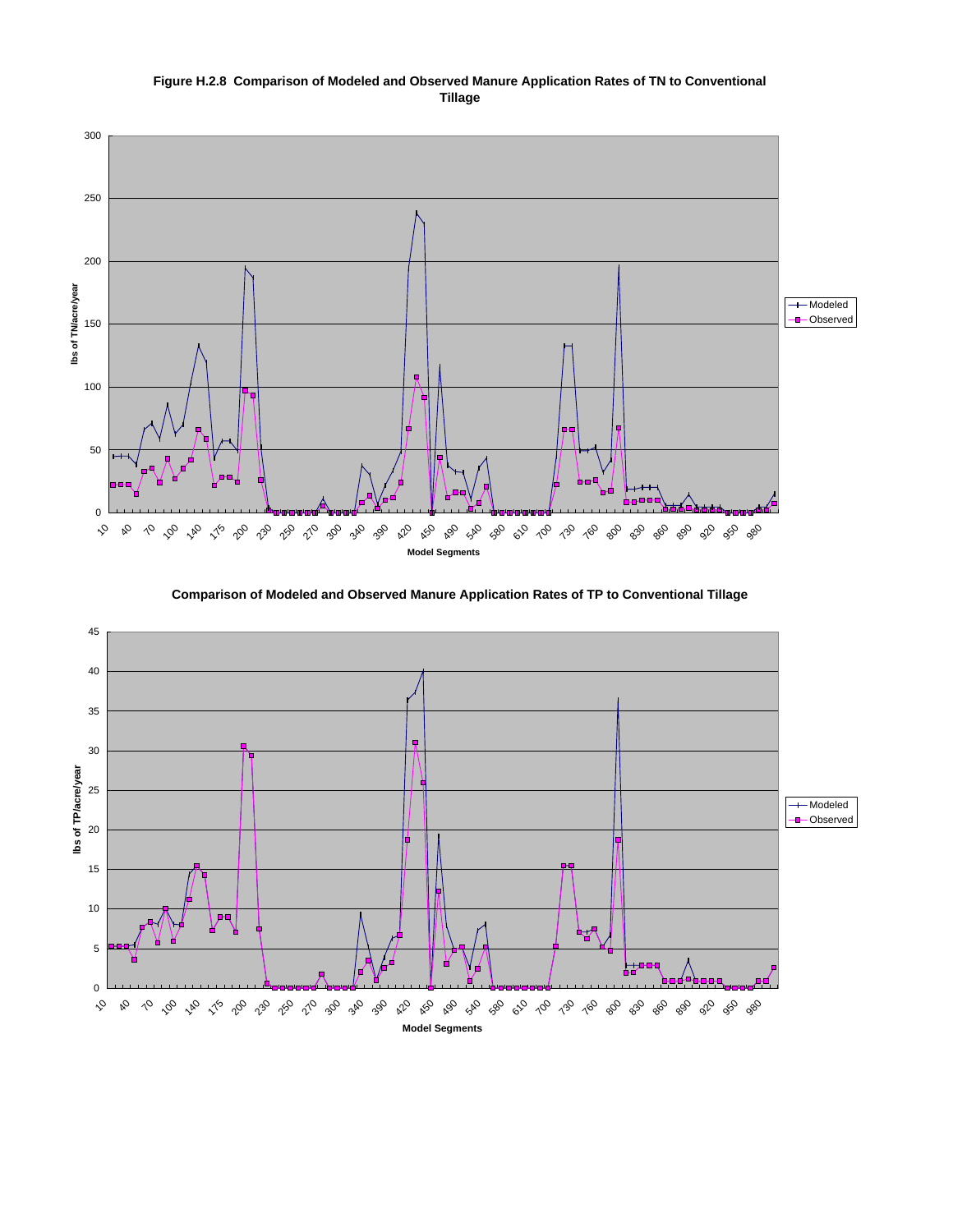**Figure H.2.8 Comparison of Modeled and Observed Manure Application Rates of TN to Conventional Tillage**

**Comparison of Modeled and Observed Manure Application Rates of TP to Conventional Tillage**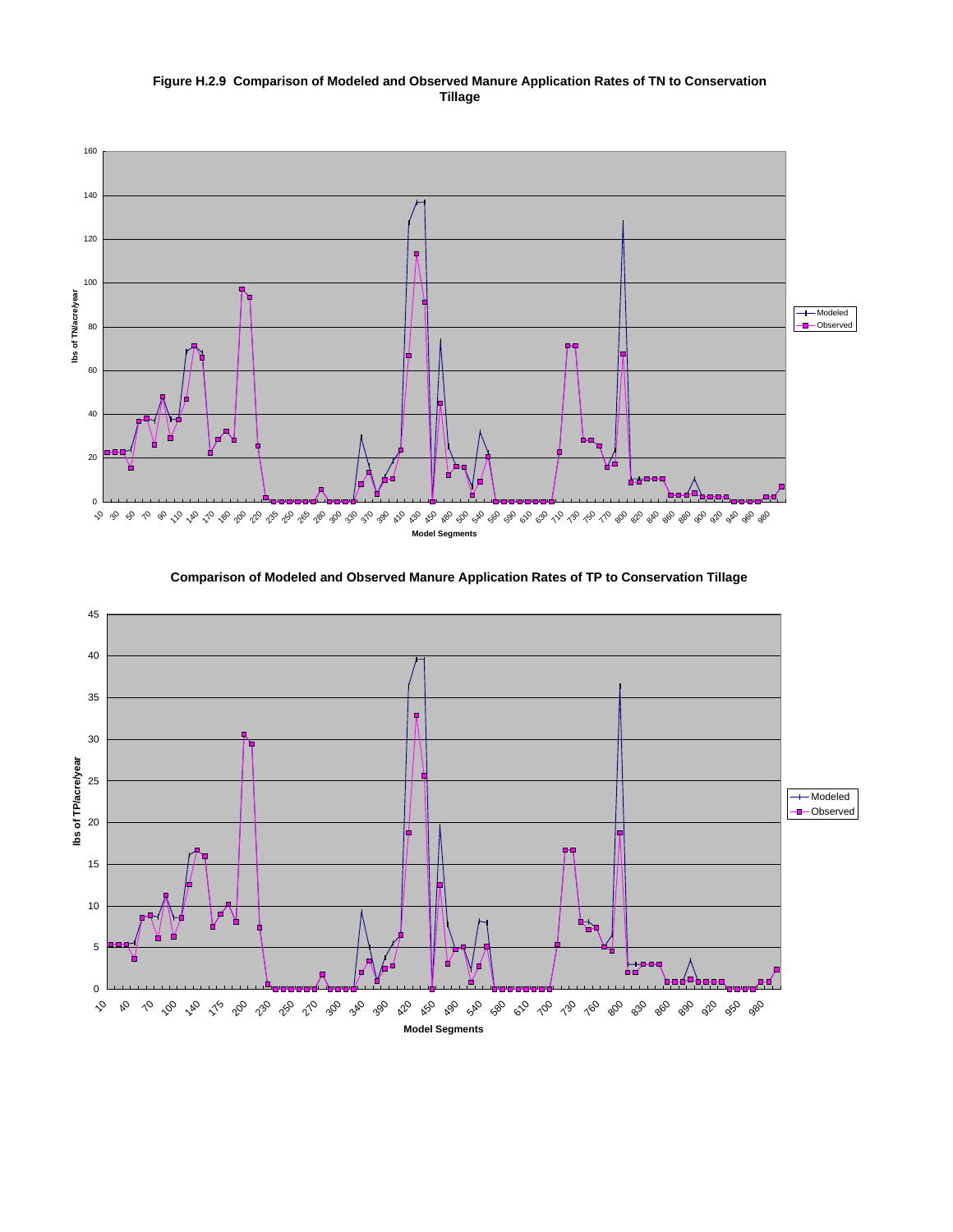**Figure H.2.9 Comparison of Modeled and Observed Manure Application Rates of TN to Conservation Tillage**

**Comparison of Modeled and Observed Manure Application Rates of TP to Conservation Tillage**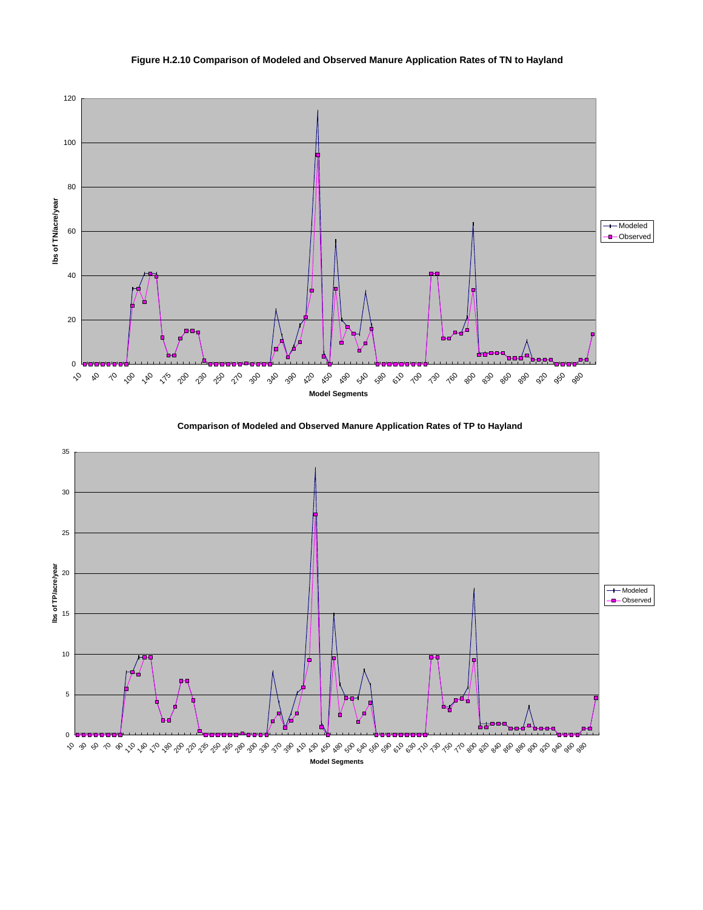**Figure H.2.10 Comparison of Modeled and Observed Manure Application Rates of TN to Hayland**

**Comparison of Modeled and Observed Manure Application Rates of TP to Hayland**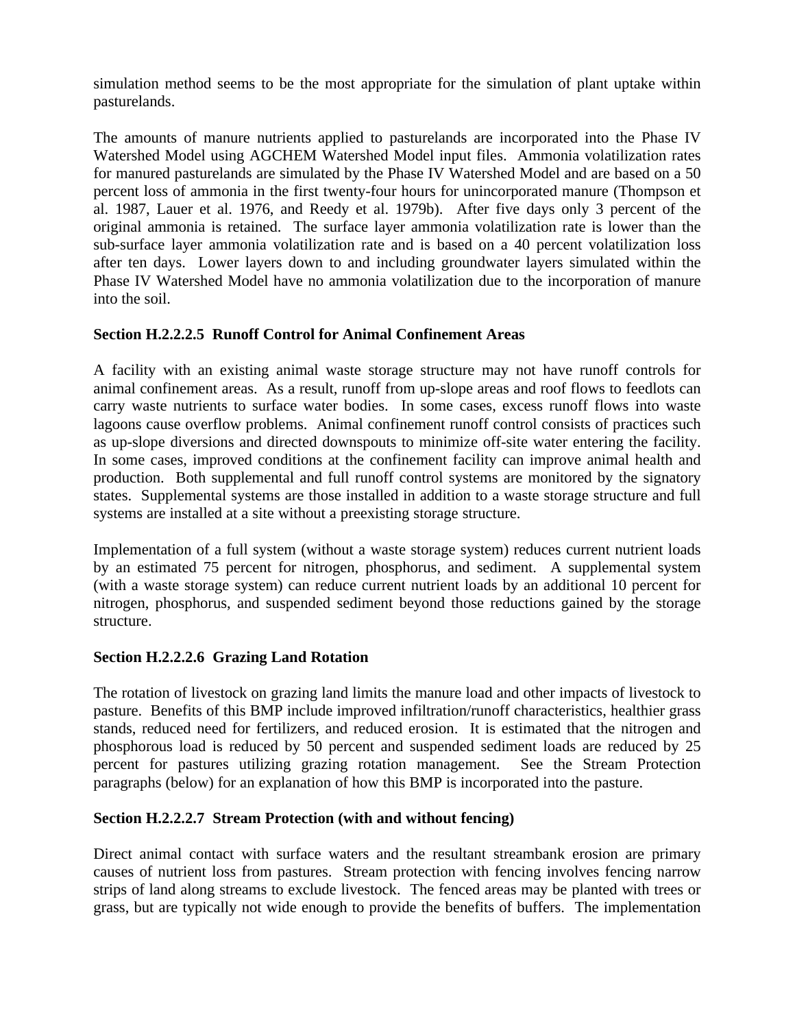simulation method seems to be the most appropriate for the simulation of plant uptake within pasturelands.

The amounts of manure nutrients applied to pasturelands are incorporated into the Phase IV Watershed Model using AGCHEM Watershed Model input files. Ammonia volatilization rates for manured pasturelands are simulated by the Phase IV Watershed Model and are based on a 50 percent loss of ammonia in the first twenty-four hours for unincorporated manure (Thompson et al. 1987, Lauer et al. 1976, and Reedy et al. 1979b). After five days only 3 percent of the original ammonia is retained. The surface layer ammonia volatilization rate is lower than the sub-surface layer ammonia volatilization rate and is based on a 40 percent volatilization loss after ten days. Lower layers down to and including groundwater layers simulated within the Phase IV Watershed Model have no ammonia volatilization due to the incorporation of manure into the soil.

**Section H.2.2.2.5 Runoff Control for Animal Confinement Areas**

A facility with an existing animal waste storage structure may not have runoff controls for animal confinement areas. As a result, runoff from up-slope areas and roof flows to feedlots can carry waste nutrients to surface water bodies. In some cases, excess runoff flows into waste lagoons cause overflow problems. Animal confinement runoff control consists of practices such as up-slope diversions and directed downspouts to minimize off-site water entering the facility. In some cases, improved conditions at the confinement facility can improve animal health and production. Both supplemental and full runoff control systems are monitored by the signatory states. Supplemental systems are those installed in addition to a waste storage structure and full systems are installed at a site without a preexisting storage structure.

Implementation of a full system (without a waste storage system) reduces current nutrient loads by an estimated 75 percent for nitrogen, phosphorus, and sediment. A supplemental system (with a waste storage system) can reduce current nutrient loads by an additional 10 percent for nitrogen, phosphorus, and suspended sediment beyond those reductions gained by the storage structure.

**Section H.2.2.2.6 Grazing Land Rotation**

The rotation of livestock on grazing land limits the manure load and other impacts of livestock to pasture. Benefits of this BMP include improved infiltration/runoff characteristics, healthier grass stands, reduced need for fertilizers, and reduced erosion. It is estimated that the nitrogen and phosphorous load is reduced by 50 percent and suspended sediment loads are reduced by 25 percent for pastures utilizing grazing rotation management. See the Stream Protection paragraphs (below) for an explanation of how this BMP is incorporated into the pasture.

**Section H.2.2.2.7 Stream Protection (with and without fencing)**

Direct animal contact with surface waters and the resultant streambank erosion are primary causes of nutrient loss from pastures. Stream protection with fencing involves fencing narrow strips of land along streams to exclude livestock. The fenced areas may be planted with trees or grass, but are typically not wide enough to provide the benefits of buffers. The implementation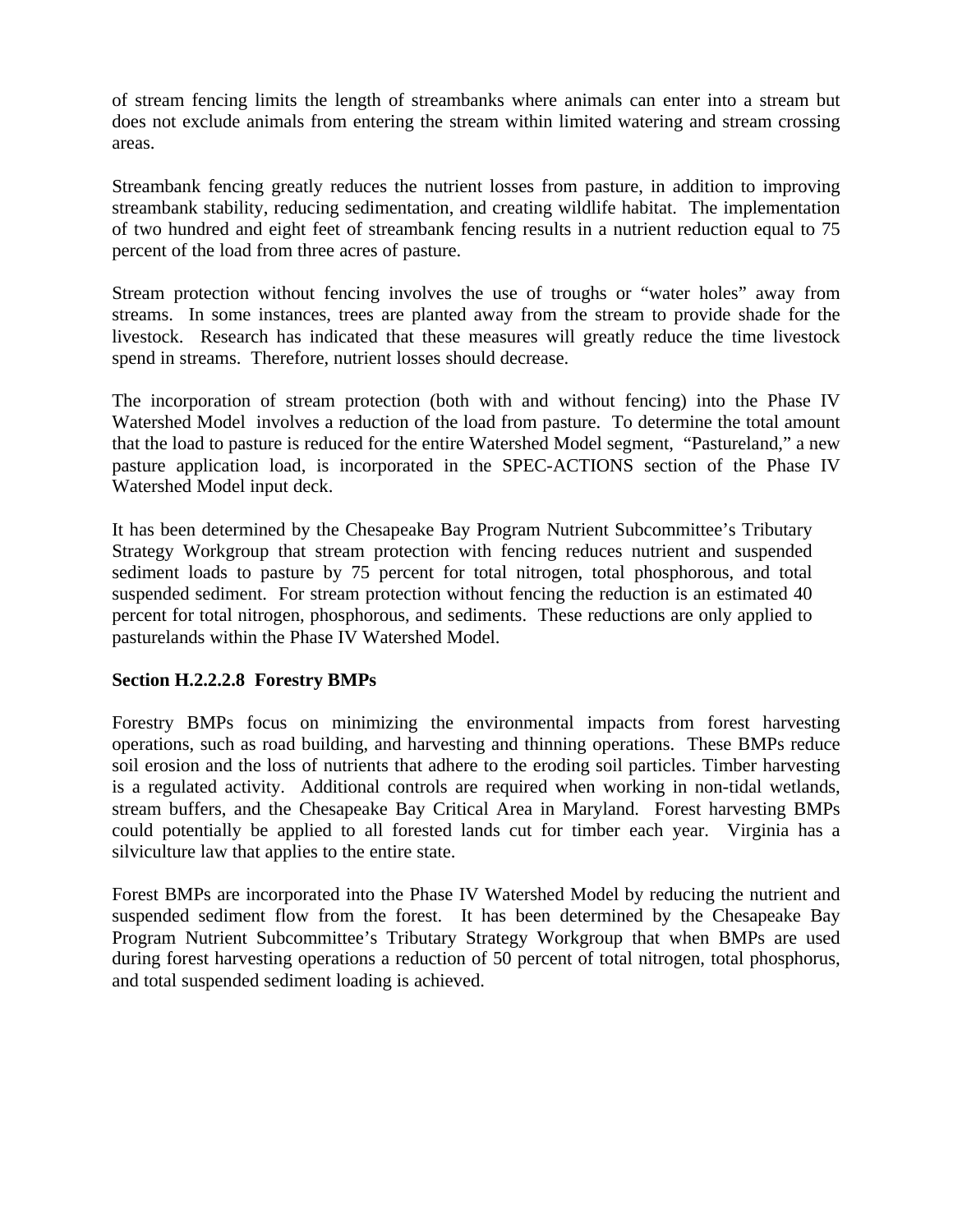of stream fencing limits the length of streambanks where animals can enter into a stream but does not exclude animals from entering the stream within limited watering and stream crossing areas.

Streambank fencing greatly reduces the nutrient losses from pasture, in addition to improving streambank stability, reducing sedimentation, and creating wildlife habitat. The implementation of two hundred and eight feet of streambank fencing results in a nutrient reduction equal to 75 percent of the load from three acres of pasture.

Stream protection without fencing involves the use of troughs or "water holes" away from streams. In some instances, trees are planted away from the stream to provide shade for the livestock. Research has indicated that these measures will greatly reduce the time livestock spend in streams. Therefore, nutrient losses should decrease.

The incorporation of stream protection (both with and without fencing) into the Phase IV Watershed Model involves a reduction of the load from pasture. To determine the total amount that the load to pasture is reduced for the entire Watershed Model segment, "Pastureland," a new pasture application load, is incorporated in the SPEC-ACTIONS section of the Phase IV Watershed Model input deck.

It has been determined by the Chesapeake Bay Program Nutrient Subcommittee's Tributary Strategy Workgroup that stream protection with fencing reduces nutrient and suspended sediment loads to pasture by 75 percent for total nitrogen, total phosphorous, and total suspended sediment. For stream protection without fencing the reduction is an estimated 40 percent for total nitrogen, phosphorous, and sediments. These reductions are only applied to pasturelands within the Phase IV Watershed Model.

**Section H.2.2.2.8 Forestry BMPs**

Forestry BMPs focus on minimizing the environmental impacts from forest harvesting operations, such as road building, and harvesting and thinning operations. These BMPs reduce soil erosion and the loss of nutrients that adhere to the eroding soil particles. Timber harvesting is a regulated activity. Additional controls are required when working in non-tidal wetlands, stream buffers, and the Chesapeake Bay Critical Area in Maryland. Forest harvesting BMPs could potentially be applied to all forested lands cut for timber each year. Virginia has a silviculture law that applies to the entire state.

Forest BMPs are incorporated into the Phase IV Watershed Model by reducing the nutrient and suspended sediment flow from the forest. It has been determined by the Chesapeake Bay Program Nutrient Subcommittee's Tributary Strategy Workgroup that when BMPs are used during forest harvesting operations a reduction of 50 percent of total nitrogen, total phosphorus, and total suspended sediment loading is achieved.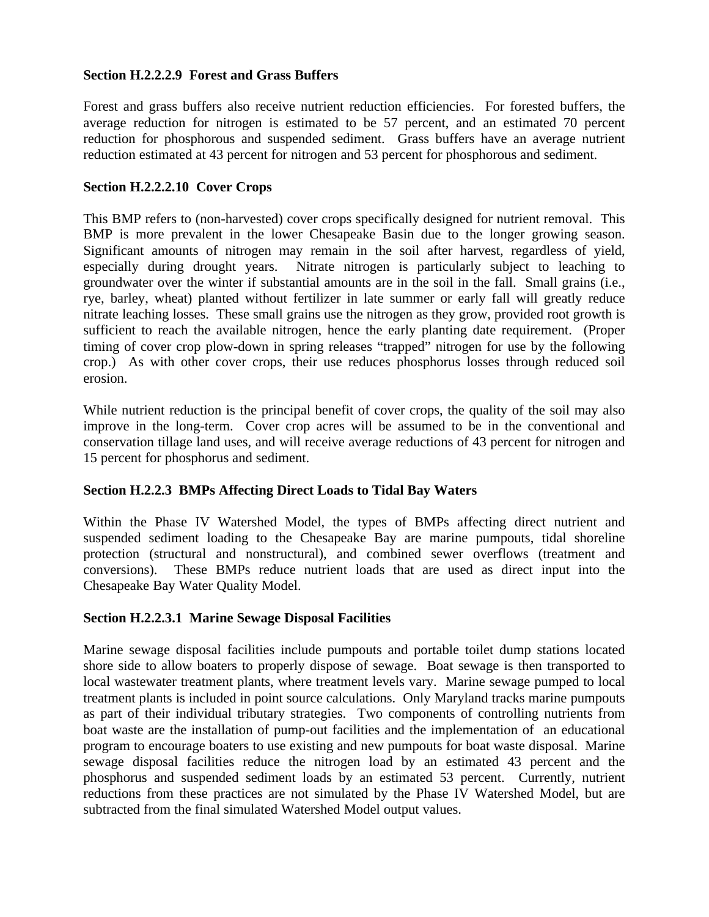**Section H.2.2.2.9 Forest and Grass Buffers**

Forest and grass buffers also receive nutrient reduction efficiencies. For forested buffers, the average reduction for nitrogen is estimated to be 57 percent, and an estimated 70 percent reduction for phosphorous and suspended sediment. Grass buffers have an average nutrient reduction estimated at 43 percent for nitrogen and 53 percent for phosphorous and sediment.

**Section H.2.2.2.10 Cover Crops**

This BMP refers to (non-harvested) cover crops specifically designed for nutrient removal. This BMP is more prevalent in the lower Chesapeake Basin due to the longer growing season. Significant amounts of nitrogen may remain in the soil after harvest, regardless of yield, especially during drought years. Nitrate nitrogen is particularly subject to leaching to groundwater over the winter if substantial amounts are in the soil in the fall. Small grains (i.e., rye, barley, wheat) planted without fertilizer in late summer or early fall will greatly reduce nitrate leaching losses. These small grains use the nitrogen as they grow, provided root growth is sufficient to reach the available nitrogen, hence the early planting date requirement. (Proper timing of cover crop plow-down in spring releases "trapped" nitrogen for use by the following crop.) As with other cover crops, their use reduces phosphorus losses through reduced soil erosion.

While nutrient reduction is the principal benefit of cover crops, the quality of the soil may also improve in the long-term. Cover crop acres will be assumed to be in the conventional and conservation tillage land uses, and will receive average reductions of 43 percent for nitrogen and 15 percent for phosphorus and sediment.

**Section H.2.2.3 BMPs Affecting Direct Loads to Tidal Bay Waters**

Within the Phase IV Watershed Model, the types of BMPs affecting direct nutrient and suspended sediment loading to the Chesapeake Bay are marine pumpouts, tidal shoreline protection (structural and nonstructural), and combined sewer overflows (treatment and conversions). These BMPs reduce nutrient loads that are used as direct input into the Chesapeake Bay Water Quality Model.

**Section H.2.2.3.1 Marine Sewage Disposal Facilities**

Marine sewage disposal facilities include pumpouts and portable toilet dump stations located shore side to allow boaters to properly dispose of sewage. Boat sewage is then transported to local wastewater treatment plants, where treatment levels vary. Marine sewage pumped to local treatment plants is included in point source calculations. Only Maryland tracks marine pumpouts as part of their individual tributary strategies. Two components of controlling nutrients from boat waste are the installation of pump-out facilities and the implementation of an educational program to encourage boaters to use existing and new pumpouts for boat waste disposal. Marine sewage disposal facilities reduce the nitrogen load by an estimated 43 percent and the phosphorus and suspended sediment loads by an estimated 53 percent. Currently, nutrient reductions from these practices are not simulated by the Phase IV Watershed Model, but are subtracted from the final simulated Watershed Model output values.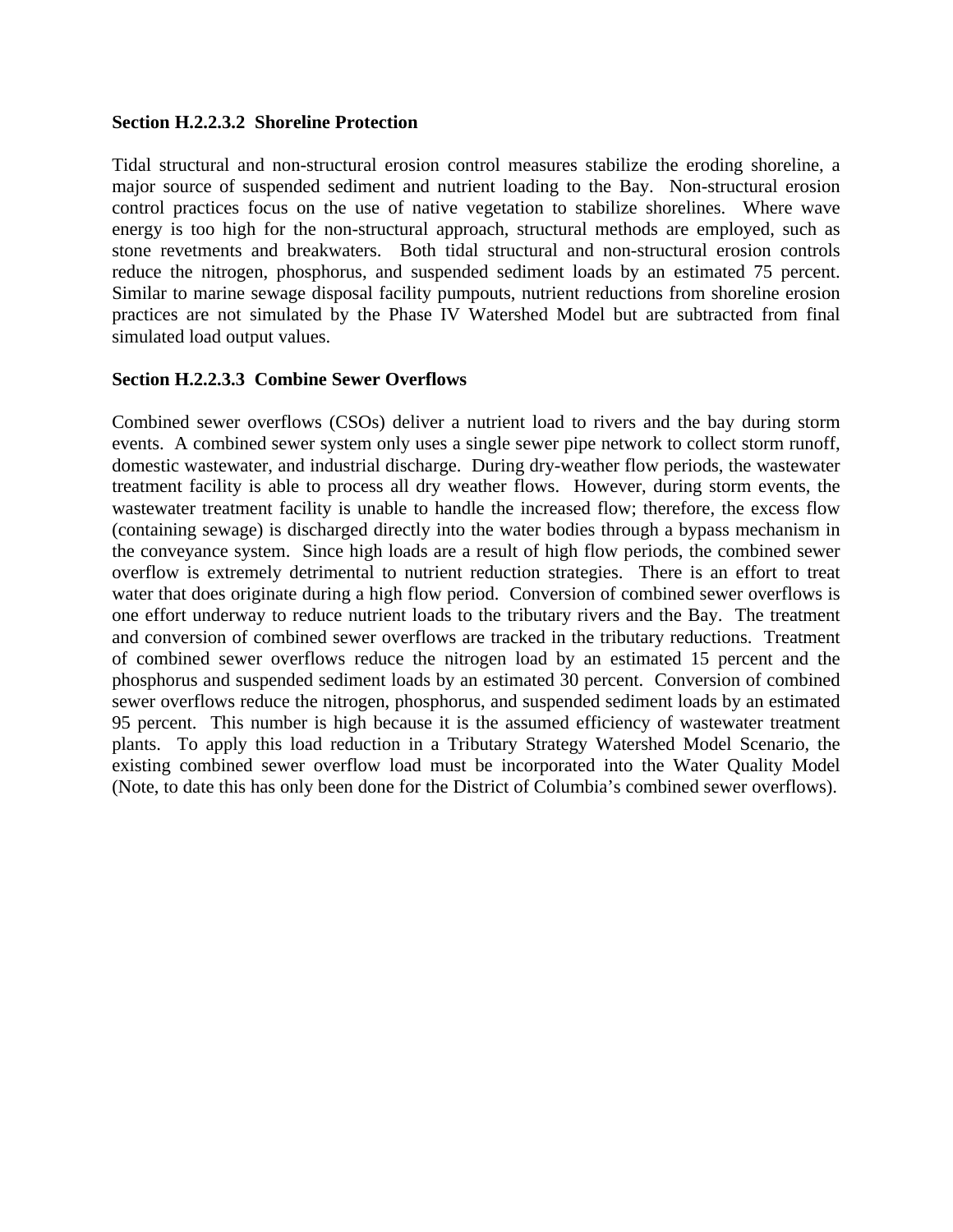**Section H.2.2.3.2 Shoreline Protection**

Tidal structural and non-structural erosion control measures stabilize the eroding shoreline, a major source of suspended sediment and nutrient loading to the Bay. Non-structural erosion control practices focus on the use of native vegetation to stabilize shorelines. Where wave energy is too high for the non-structural approach, structural methods are employed, such as stone revetments and breakwaters. Both tidal structural and non-structural erosion controls reduce the nitrogen, phosphorus, and suspended sediment loads by an estimated 75 percent. Similar to marine sewage disposal facility pumpouts, nutrient reductions from shoreline erosion practices are not simulated by the Phase IV Watershed Model but are subtracted from final simulated load output values.

**Section H.2.2.3.3 Combine Sewer Overflows**

Combined sewer overflows (CSOs) deliver a nutrient load to rivers and the bay during storm events. A combined sewer system only uses a single sewer pipe network to collect storm runoff, domestic wastewater, and industrial discharge. During dry-weather flow periods, the wastewater treatment facility is able to process all dry weather flows. However, during storm events, the wastewater treatment facility is unable to handle the increased flow; therefore, the excess flow (containing sewage) is discharged directly into the water bodies through a bypass mechanism in the conveyance system. Since high loads are a result of high flow periods, the combined sewer overflow is extremely detrimental to nutrient reduction strategies. There is an effort to treat water that does originate during a high flow period. Conversion of combined sewer overflows is one effort underway to reduce nutrient loads to the tributary rivers and the Bay. The treatment and conversion of combined sewer overflows are tracked in the tributary reductions. Treatment of combined sewer overflows reduce the nitrogen load by an estimated 15 percent and the phosphorus and suspended sediment loads by an estimated 30 percent. Conversion of combined sewer overflows reduce the nitrogen, phosphorus, and suspended sediment loads by an estimated 95 percent. This number is high because it is the assumed efficiency of wastewater treatment plants. To apply this load reduction in a Tributary Strategy Watershed Model Scenario, the existing combined sewer overflow load must be incorporated into the Water Quality Model (Note, to date this has only been done for the District of Columbia's combined sewer overflows).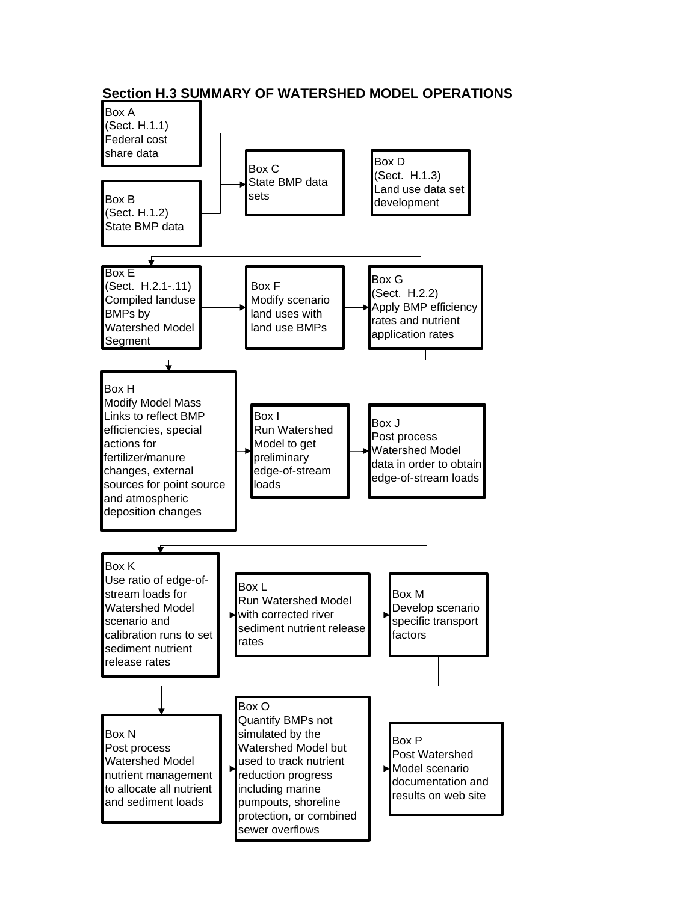## Section H.3 SUMMARY OF WATERSHED MODEL OPERATIONS

**Box A** (Sect. H.1.1) Federal cost share data

**Box B** (Sect. H.1.2) State BMP data

**Box C** State BMP data sets

**Box D** (Sect. H.1.3) Land use data set development

**Box E** (Sect. H.2.1-.11) Compiled landuse BMPs by Watershed Model Segment

**Box F** Modify scenario land uses with land use BMPs

**Box G** (Sect. H.2.2) Apply BMP efficiency rates and nutrient application rates

**Box H** Modify Model Mass Links to reflect BMP efficiencies, special actions for fertilizer/manure changes, external sources for point source and atmospheric deposition changes

**Box I** Run Watershed Model to get preliminary edge-of-stream loads

**Box J** Post process Watershed Model data in order to obtain edge-of-stream loads

**Box K** Use ratio of edge-of-stream loads for Watershed Model scenario and calibration runs to set sediment nutrient release rates

**Box L** Run Watershed Model with corrected river sediment nutrient release rates

**Box M** Develop scenario specific transport factors

**Box N** Post process Watershed Model nutrient management to allocate all nutrient and sediment loads

**Box O** Quantify BMPs not simulated by the Watershed Model but used to track nutrient reduction progress including marine pumpouts, shoreline protection, or combined sewer overflows

**Box P** Post Watershed Model scenario documentation and results on web site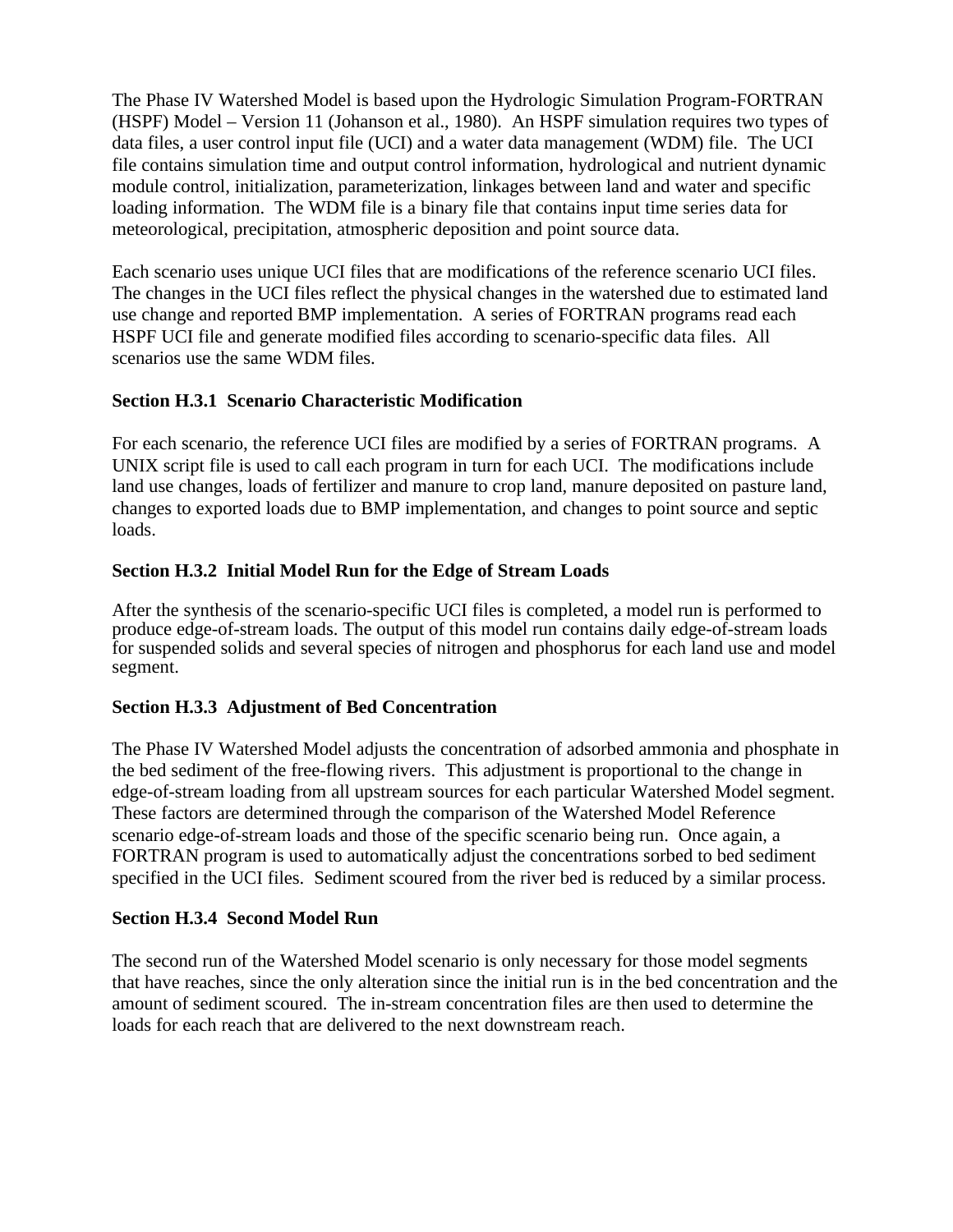The Phase IV Watershed Model is based upon the Hydrologic Simulation Program-FORTRAN (HSPF) Model – Version 11 (Johanson et al., 1980). An HSPF simulation requires two types of data files, a user control input file (UCI) and a water data management (WDM) file. The UCI file contains simulation time and output control information, hydrological and nutrient dynamic module control, initialization, parameterization, linkages between land and water and specific loading information. The WDM file is a binary file that contains input time series data for meteorological, precipitation, atmospheric deposition and point source data.

Each scenario uses unique UCI files that are modifications of the reference scenario UCI files. The changes in the UCI files reflect the physical changes in the watershed due to estimated land use change and reported BMP implementation. A series of FORTRAN programs read each HSPF UCI file and generate modified files according to scenario-specific data files. All scenarios use the same WDM files.

### Section H.3.1 Scenario Characteristic Modification

For each scenario, the reference UCI files are modified by a series of FORTRAN programs. A UNIX script file is used to call each program in turn for each UCI. The modifications include land use changes, loads of fertilizer and manure to crop land, manure deposited on pasture land, changes to exported loads due to BMP implementation, and changes to point source and septic loads.

### Section H.3.2 Initial Model Run for the Edge of Stream Loads

After the synthesis of the scenario-specific UCI files is completed, a model run is performed to produce edge-of-stream loads. The output of this model run contains daily edge-of-stream loads for suspended solids and several species of nitrogen and phosphorus for each land use and model segment.

### Section H.3.3 Adjustment of Bed Concentration

The Phase IV Watershed Model adjusts the concentration of adsorbed ammonia and phosphate in the bed sediment of the free-flowing rivers. This adjustment is proportional to the change in edge-of-stream loading from all upstream sources for each particular Watershed Model segment. These factors are determined through the comparison of the Watershed Model Reference scenario edge-of-stream loads and those of the specific scenario being run. Once again, a FORTRAN program is used to automatically adjust the concentrations sorbed to bed sediment specified in the UCI files. Sediment scoured from the river bed is reduced by a similar process.

### Section H.3.4 Second Model Run

The second run of the Watershed Model scenario is only necessary for those model segments that have reaches, since the only alteration since the initial run is in the bed concentration and the amount of sediment scoured. The in-stream concentration files are then used to determine the loads for each reach that are delivered to the next downstream reach.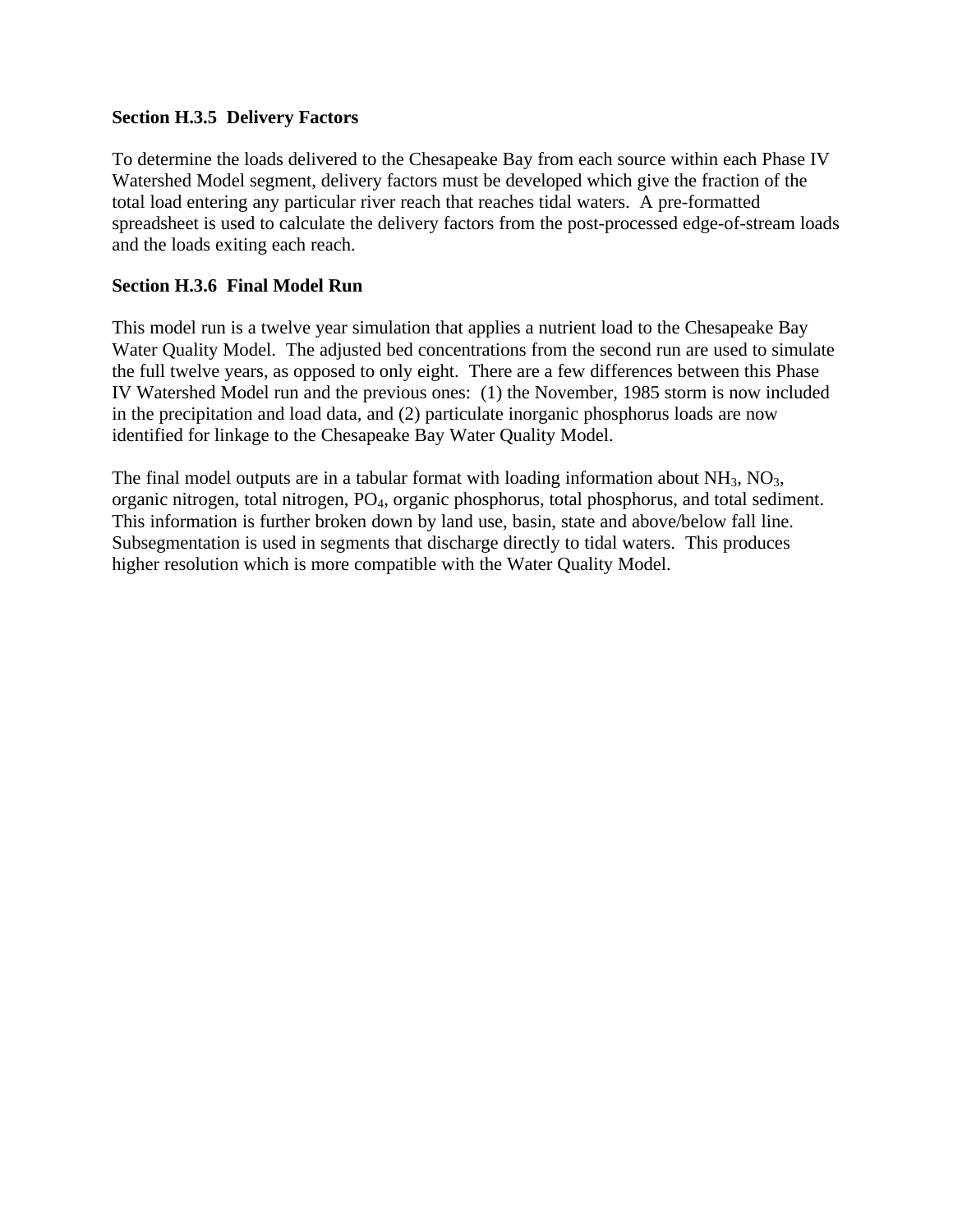**Section H.3.5 Delivery Factors**

To determine the loads delivered to the Chesapeake Bay from each source within each Phase IV Watershed Model segment, delivery factors must be developed which give the fraction of the total load entering any particular river reach that reaches tidal waters. A pre-formatted spreadsheet is used to calculate the delivery factors from the post-processed edge-of-stream loads and the loads exiting each reach.

**Section H.3.6 Final Model Run**

This model run is a twelve year simulation that applies a nutrient load to the Chesapeake Bay Water Quality Model. The adjusted bed concentrations from the second run are used to simulate the full twelve years, as opposed to only eight. There are a few differences between this Phase IV Watershed Model run and the previous ones: (1) the November, 1985 storm is now included in the precipitation and load data, and (2) particulate inorganic phosphorus loads are now identified for linkage to the Chesapeake Bay Water Quality Model.

The final model outputs are in a tabular format with loading information about $NH_3$, $NO_3$, organic nitrogen, total nitrogen, $PO_4$, organic phosphorus, total phosphorus, and total sediment. This information is further broken down by land use, basin, state and above/below fall line. Subsegmentation is used in segments that discharge directly to tidal waters. This produces higher resolution which is more compatible with the Water Quality Model.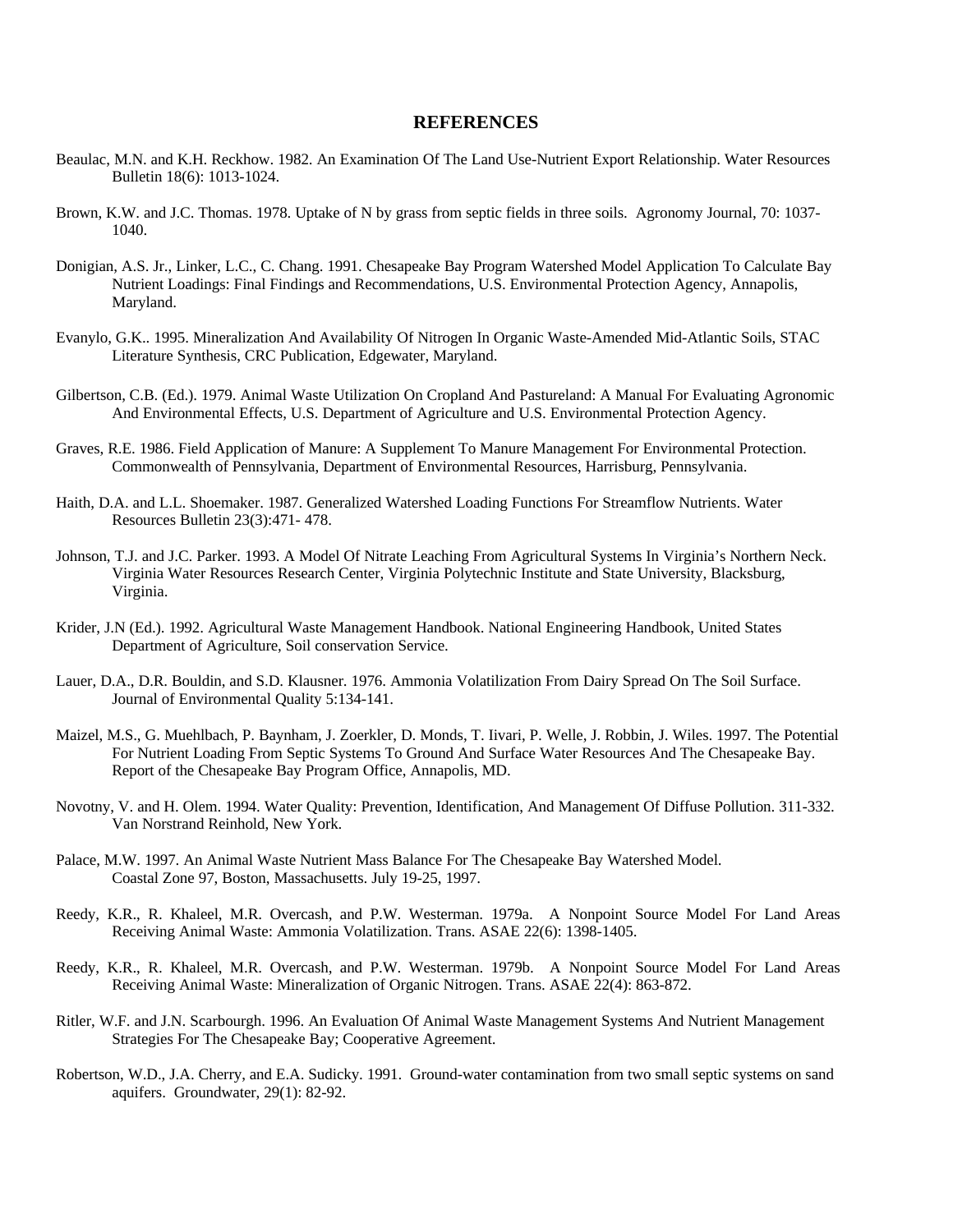# REFERENCES

Beaulac, M.N. and K.H. Reckhow. 1982. An Examination Of The Land Use-Nutrient Export Relationship. Water Resources Bulletin 18(6): 1013-1024.

Brown, K.W. and J.C. Thomas. 1978. Uptake of N by grass from septic fields in three soils. Agronomy Journal, 70: 1037-1040.

Donigian, A.S. Jr., Linker, L.C., C. Chang. 1991. Chesapeake Bay Program Watershed Model Application To Calculate Bay Nutrient Loadings: Final Findings and Recommendations, U.S. Environmental Protection Agency, Annapolis, Maryland.

Evanylo, G.K.. 1995. Mineralization And Availability Of Nitrogen In Organic Waste-Amended Mid-Atlantic Soils, STAC Literature Synthesis, CRC Publication, Edgewater, Maryland.

Gilbertson, C.B. (Ed.). 1979. Animal Waste Utilization On Cropland And Pastureland: A Manual For Evaluating Agronomic And Environmental Effects, U.S. Department of Agriculture and U.S. Environmental Protection Agency.

Graves, R.E. 1986. Field Application of Manure: A Supplement To Manure Management For Environmental Protection. Commonwealth of Pennsylvania, Department of Environmental Resources, Harrisburg, Pennsylvania.

Haith, D.A. and L.L. Shoemaker. 1987. Generalized Watershed Loading Functions For Streamflow Nutrients. Water Resources Bulletin 23(3):471- 478.

Johnson, T.J. and J.C. Parker. 1993. A Model Of Nitrate Leaching From Agricultural Systems In Virginia's Northern Neck. Virginia Water Resources Research Center, Virginia Polytechnic Institute and State University, Blacksburg, Virginia.

Krider, J.N (Ed.). 1992. Agricultural Waste Management Handbook. National Engineering Handbook, United States Department of Agriculture, Soil conservation Service.

Lauer, D.A., D.R. Bouldin, and S.D. Klausner. 1976. Ammonia Volatilization From Dairy Spread On The Soil Surface. Journal of Environmental Quality 5:134-141.

Maizel, M.S., G. Muehlbach, P. Baynham, J. Zoerkler, D. Monds, T. Iivari, P. Welle, J. Robbin, J. Wiles. 1997. The Potential For Nutrient Loading From Septic Systems To Ground And Surface Water Resources And The Chesapeake Bay. Report of the Chesapeake Bay Program Office, Annapolis, MD.

Novotny, V. and H. Olem. 1994. Water Quality: Prevention, Identification, And Management Of Diffuse Pollution. 311-332. Van Norstrand Reinhold, New York.

Palace, M.W. 1997. An Animal Waste Nutrient Mass Balance For The Chesapeake Bay Watershed Model. Coastal Zone 97, Boston, Massachusetts. July 19-25, 1997.

Reedy, K.R., R. Khaleel, M.R. Overcash, and P.W. Westerman. 1979a. A Nonpoint Source Model For Land Areas Receiving Animal Waste: Ammonia Volatilization. Trans. ASAE 22(6): 1398-1405.

Reedy, K.R., R. Khaleel, M.R. Overcash, and P.W. Westerman. 1979b. A Nonpoint Source Model For Land Areas Receiving Animal Waste: Mineralization of Organic Nitrogen. Trans. ASAE 22(4): 863-872.

Ritler, W.F. and J.N. Scarbourgh. 1996. An Evaluation Of Animal Waste Management Systems And Nutrient Management Strategies For The Chesapeake Bay; Cooperative Agreement.

Robertson, W.D., J.A. Cherry, and E.A. Sudicky. 1991. Ground-water contamination from two small septic systems on sand aquifers. Groundwater, 29(1): 82-92.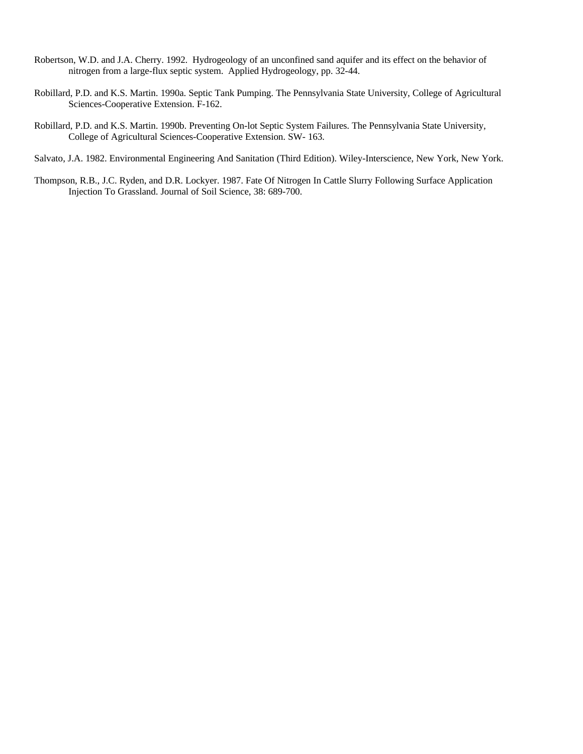Robertson, W.D. and J.A. Cherry. 1992. Hydrogeology of an unconfined sand aquifer and its effect on the behavior of nitrogen from a large-flux septic system. Applied Hydrogeology, pp. 32-44.

Robillard, P.D. and K.S. Martin. 1990a. Septic Tank Pumping. The Pennsylvania State University, College of Agricultural Sciences-Cooperative Extension. F-162.

Robillard, P.D. and K.S. Martin. 1990b. Preventing On-lot Septic System Failures. The Pennsylvania State University, College of Agricultural Sciences-Cooperative Extension. SW- 163.

Salvato, J.A. 1982. Environmental Engineering And Sanitation (Third Edition). Wiley-Interscience, New York, New York.

Thompson, R.B., J.C. Ryden, and D.R. Lockyer. 1987. Fate Of Nitrogen In Cattle Slurry Following Surface Application Injection To Grassland. Journal of Soil Science, 38: 689-700.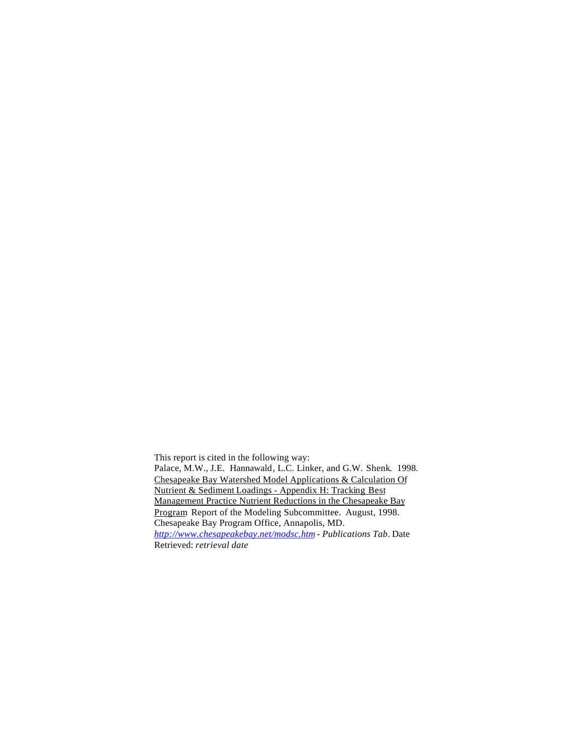This report is cited in the following way:
Palace, M.W., J.E. Hannawald, L.C. Linker, and G.W. Shenk. 1998. Chesapeake Bay Watershed Model Applications & Calculation Of Nutrient & Sediment Loadings - Appendix H: Tracking Best Management Practice Nutrient Reductions in the Chesapeake Bay Program Report of the Modeling Subcommittee. August, 1998. Chesapeake Bay Program Office, Annapolis, MD. *http://www.chesapeakebay.net/modsc.htm - Publications Tab*. Date Retrieved: *retrieval date*